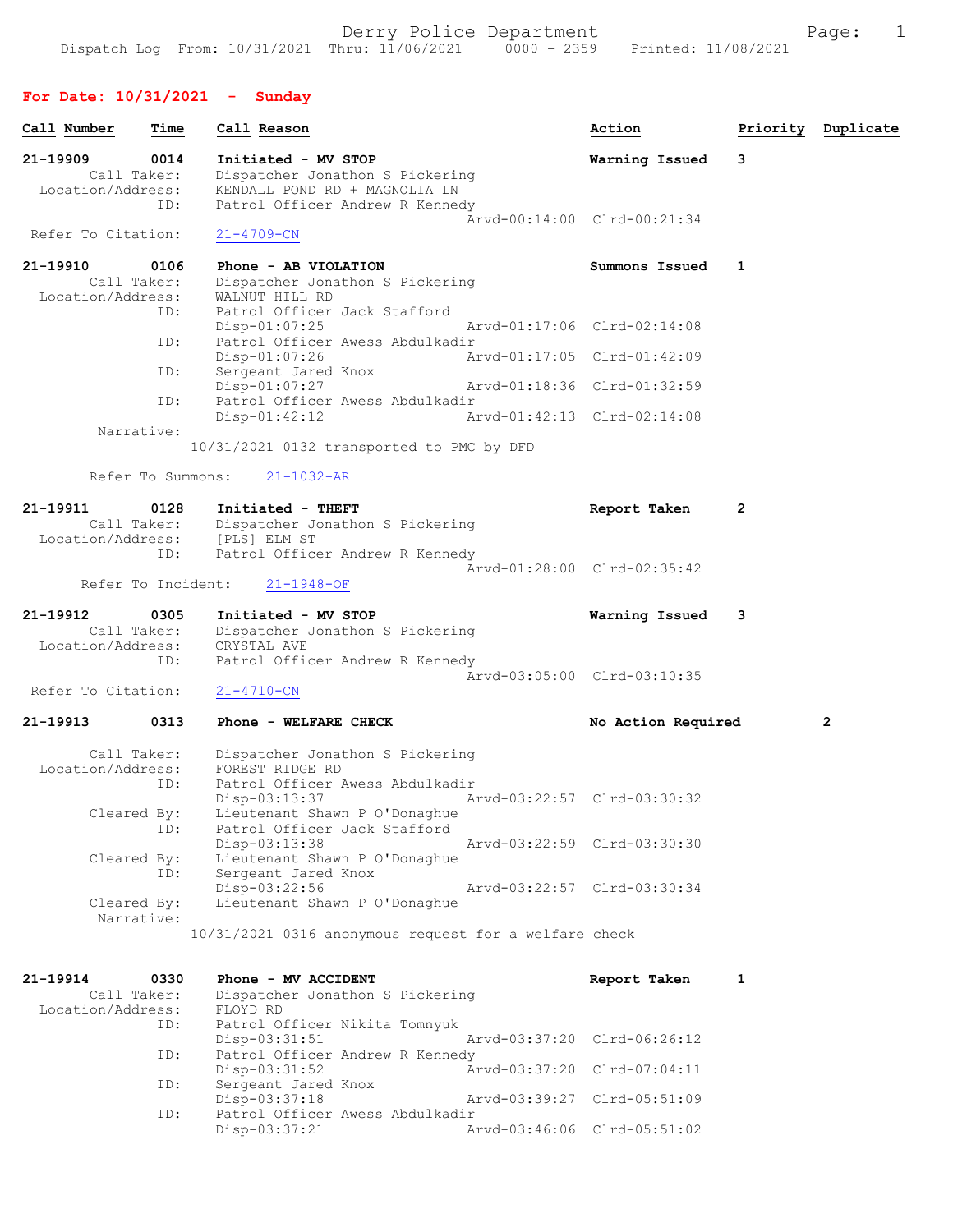Derry Police Department

Dispatch Log From: 10/31/2021 Thru: 11/06/2021 0000 - 2359 Printed: 11/08/2021

## For Date: 10/31/2021 - Sunday

| Call Number | Time | Call Reason | Action | Priority | Duplicate |
|---|---|---|---|---|---|

**21-19909 0014 Initiated - MV STOP** — Warning Issued — 3

Call Taker: Dispatcher Jonathon S Pickering
Location/Address: KENDALL POND RD + MAGNOLIA LN
ID: Patrol Officer Andrew R Kennedy
Arvd-00:14:00 Clrd-00:21:34
Refer To Citation: 21-4709-CN

**21-19910 0106 Phone - AB VIOLATION** — Summons Issued — 1

Call Taker: Dispatcher Jonathon S Pickering
Location/Address: WALNUT HILL RD
ID: Patrol Officer Jack Stafford
Disp-01:07:25 Arvd-01:17:06 Clrd-02:14:08
ID: Patrol Officer Awess Abdulkadir
Disp-01:07:26 Arvd-01:17:05 Clrd-01:42:09
ID: Sergeant Jared Knox
Disp-01:07:27 Arvd-01:18:36 Clrd-01:32:59
ID: Patrol Officer Awess Abdulkadir
Disp-01:42:12 Arvd-01:42:13 Clrd-02:14:08
Narrative:
10/31/2021 0132 transported to PMC by DFD

Refer To Summons: 21-1032-AR

**21-19911 0128 Initiated - THEFT** — Report Taken — 2

Call Taker: Dispatcher Jonathon S Pickering
Location/Address: [PLS] ELM ST
ID: Patrol Officer Andrew R Kennedy
Arvd-01:28:00 Clrd-02:35:42
Refer To Incident: 21-1948-OF

**21-19912 0305 Initiated - MV STOP** — Warning Issued — 3

Call Taker: Dispatcher Jonathon S Pickering
Location/Address: CRYSTAL AVE
ID: Patrol Officer Andrew R Kennedy
Arvd-03:05:00 Clrd-03:10:35
Refer To Citation: 21-4710-CN

**21-19913 0313 Phone - WELFARE CHECK** — No Action Required — 2

Call Taker: Dispatcher Jonathon S Pickering
Location/Address: FOREST RIDGE RD
ID: Patrol Officer Awess Abdulkadir
Disp-03:13:37 Arvd-03:22:57 Clrd-03:30:32
Cleared By: Lieutenant Shawn P O'Donaghue
ID: Patrol Officer Jack Stafford
Disp-03:13:38 Arvd-03:22:59 Clrd-03:30:30
Cleared By: Lieutenant Shawn P O'Donaghue
ID: Sergeant Jared Knox
Disp-03:22:56 Arvd-03:22:57 Clrd-03:30:34
Cleared By: Lieutenant Shawn P O'Donaghue
Narrative:
10/31/2021 0316 anonymous request for a welfare check

**21-19914 0330 Phone - MV ACCIDENT** — Report Taken — 1

Call Taker: Dispatcher Jonathon S Pickering
Location/Address: FLOYD RD
ID: Patrol Officer Nikita Tomnyuk
Disp-03:31:51 Arvd-03:37:20 Clrd-06:26:12
ID: Patrol Officer Andrew R Kennedy
Disp-03:31:52 Arvd-03:37:20 Clrd-07:04:11
ID: Sergeant Jared Knox
Disp-03:37:18 Arvd-03:39:27 Clrd-05:51:09
ID: Patrol Officer Awess Abdulkadir
Disp-03:37:21 Arvd-03:46:06 Clrd-05:51:02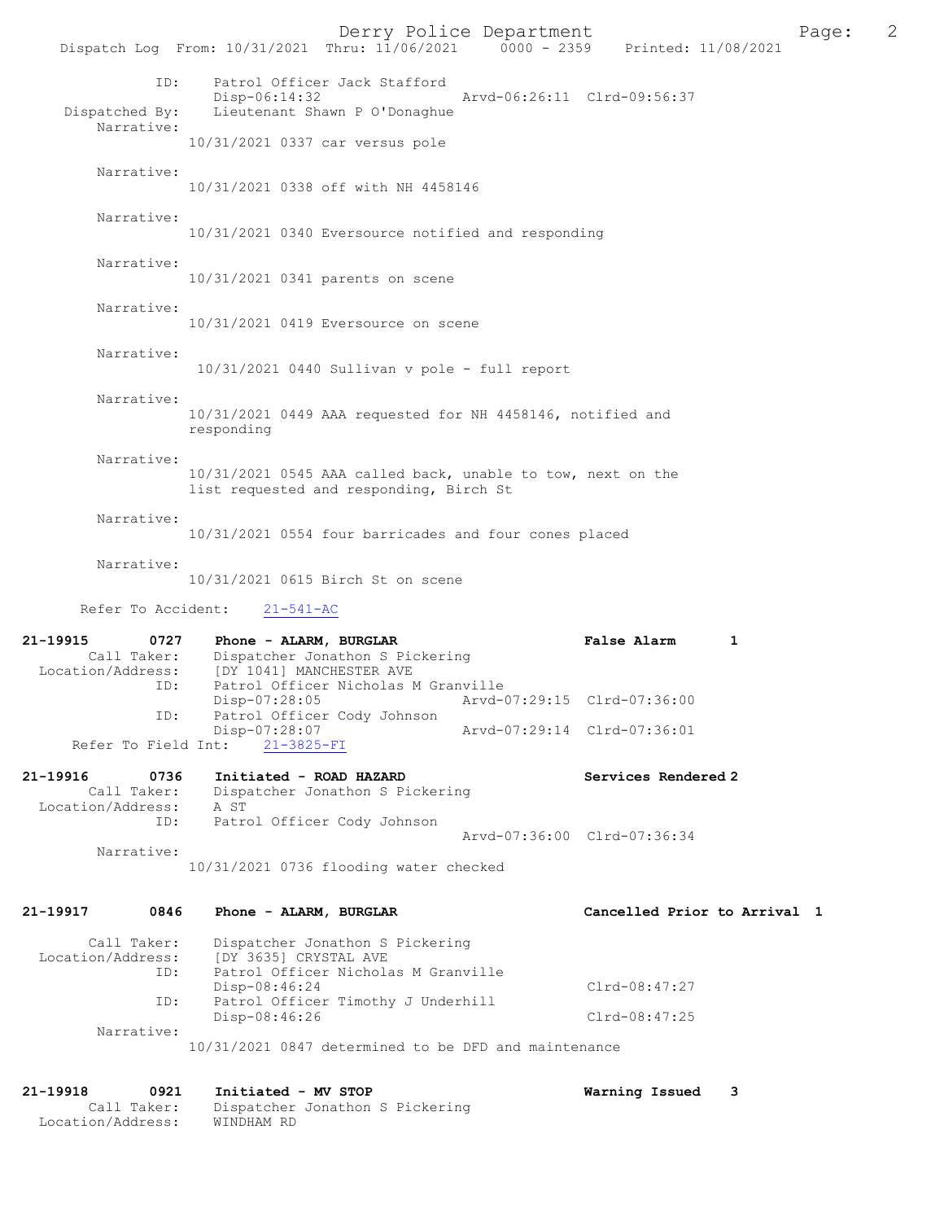```
            ID:      Patrol Officer Jack Stafford
                     Disp-06:14:32                Arvd-06:26:11  Clrd-09:56:37
   Dispatched By:    Lieutenant Shawn P O'Donaghue
       Narrative:
                 10/31/2021 0337 car versus pole

       Narrative:
                 10/31/2021 0338 off with NH 4458146

       Narrative:
                 10/31/2021 0340 Eversource notified and responding

       Narrative:
                 10/31/2021 0341 parents on scene

       Narrative:
                 10/31/2021 0419 Eversource on scene

       Narrative:
                  10/31/2021 0440 Sullivan v pole - full report

       Narrative:
                 10/31/2021 0449 AAA requested for NH 4458146, notified and
                 responding

       Narrative:
                 10/31/2021 0545 AAA called back, unable to tow, next on the
                 list requested and responding, Birch St

       Narrative:
                 10/31/2021 0554 four barricades and four cones placed

       Narrative:
                 10/31/2021 0615 Birch St on scene

      Refer To Accident:    21-541-AC

21-19915        0727    Phone - ALARM, BURGLAR                   False Alarm      1
       Call Taker:   Dispatcher Jonathon S Pickering
  Location/Address:  [DY 1041] MANCHESTER AVE
             ID:     Patrol Officer Nicholas M Granville
                     Disp-07:28:05                Arvd-07:29:15  Clrd-07:36:00
             ID:     Patrol Officer Cody Johnson
                     Disp-07:28:07                Arvd-07:29:14  Clrd-07:36:01
     Refer To Field Int:    21-3825-FI

21-19916        0736    Initiated - ROAD HAZARD                  Services Rendered 2
       Call Taker:   Dispatcher Jonathon S Pickering
  Location/Address:  A ST
             ID:     Patrol Officer Cody Johnson
                                                  Arvd-07:36:00  Clrd-07:36:34
       Narrative:
                 10/31/2021 0736 flooding water checked

21-19917        0846    Phone - ALARM, BURGLAR                   Cancelled Prior to Arrival  1

       Call Taker:   Dispatcher Jonathon S Pickering
  Location/Address:  [DY 3635] CRYSTAL AVE
             ID:     Patrol Officer Nicholas M Granville
                     Disp-08:46:24                               Clrd-08:47:27
             ID:     Patrol Officer Timothy J Underhill
                     Disp-08:46:26                               Clrd-08:47:25
       Narrative:
                 10/31/2021 0847 determined to be DFD and maintenance

21-19918        0921    Initiated - MV STOP                      Warning Issued   3
       Call Taker:   Dispatcher Jonathon S Pickering
  Location/Address:  WINDHAM RD
```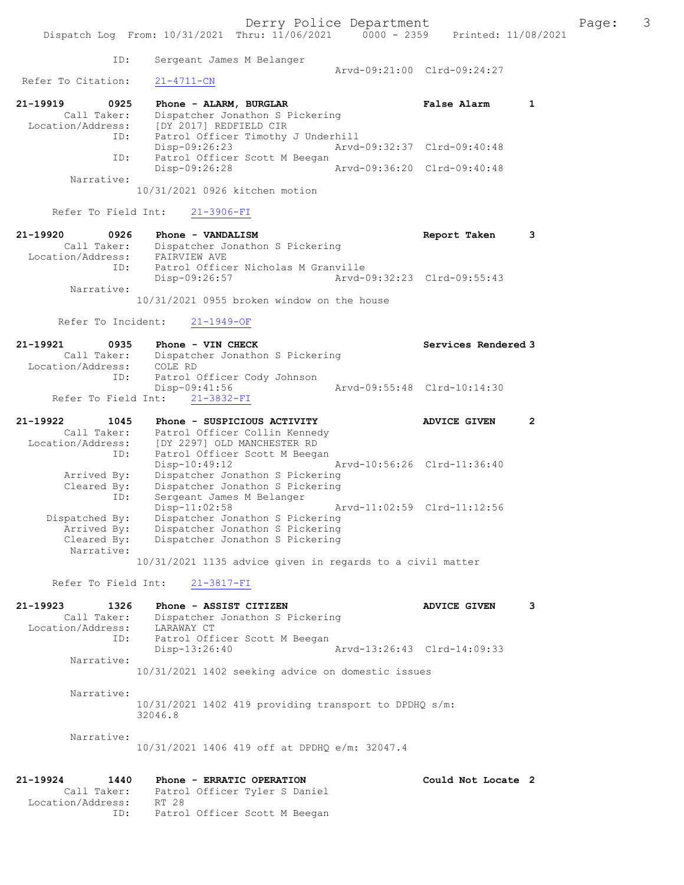```
                ID:      Sergeant James M Belanger
                                                     Arvd-09:21:00  Clrd-09:24:27
 Refer To Citation:      21-4711-CN

21-19919        0925     Phone - ALARM, BURGLAR                      False Alarm      1
         Call Taker:     Dispatcher Jonathon S Pickering
   Location/Address:     [DY 2017] REDFIELD CIR
                ID:      Patrol Officer Timothy J Underhill
                         Disp-09:26:23               Arvd-09:32:37  Clrd-09:40:48
                ID:      Patrol Officer Scott M Beegan
                         Disp-09:26:28               Arvd-09:36:20  Clrd-09:40:48
          Narrative:
                      10/31/2021 0926 kitchen motion

      Refer To Field Int:     21-3906-FI

21-19920        0926     Phone - VANDALISM                           Report Taken     3
         Call Taker:     Dispatcher Jonathon S Pickering
   Location/Address:     FAIRVIEW AVE
                ID:      Patrol Officer Nicholas M Granville
                         Disp-09:26:57               Arvd-09:32:23  Clrd-09:55:43
          Narrative:
                      10/31/2021 0955 broken window on the house

       Refer To Incident:     21-1949-OF

21-19921        0935     Phone - VIN CHECK                           Services Rendered 3
         Call Taker:     Dispatcher Jonathon S Pickering
   Location/Address:     COLE RD
                ID:      Patrol Officer Cody Johnson
                         Disp-09:41:56               Arvd-09:55:48  Clrd-10:14:30
      Refer To Field Int:     21-3832-FI

21-19922        1045     Phone - SUSPICIOUS ACTIVITY                 ADVICE GIVEN     2
         Call Taker:     Patrol Officer Collin Kennedy
   Location/Address:     [DY 2297] OLD MANCHESTER RD
                ID:      Patrol Officer Scott M Beegan
                         Disp-10:49:12               Arvd-10:56:26  Clrd-11:36:40
         Arrived By:     Dispatcher Jonathon S Pickering
         Cleared By:     Dispatcher Jonathon S Pickering
                ID:      Sergeant James M Belanger
                         Disp-11:02:58               Arvd-11:02:59  Clrd-11:12:56
      Dispatched By:     Dispatcher Jonathon S Pickering
         Arrived By:     Dispatcher Jonathon S Pickering
         Cleared By:     Dispatcher Jonathon S Pickering
          Narrative:
                      10/31/2021 1135 advice given in regards to a civil matter

      Refer To Field Int:     21-3817-FI

21-19923        1326     Phone - ASSIST CITIZEN                      ADVICE GIVEN     3
         Call Taker:     Dispatcher Jonathon S Pickering
   Location/Address:     LARAWAY CT
                ID:      Patrol Officer Scott M Beegan
                         Disp-13:26:40               Arvd-13:26:43  Clrd-14:09:33
          Narrative:
                      10/31/2021 1402 seeking advice on domestic issues

          Narrative:
                      10/31/2021 1402 419 providing transport to DPDHQ s/m:
                      32046.8

          Narrative:
                      10/31/2021 1406 419 off at DPDHQ e/m: 32047.4


21-19924        1440     Phone - ERRATIC OPERATION                   Could Not Locate 2
         Call Taker:     Patrol Officer Tyler S Daniel
   Location/Address:     RT 28
                ID:      Patrol Officer Scott M Beegan
```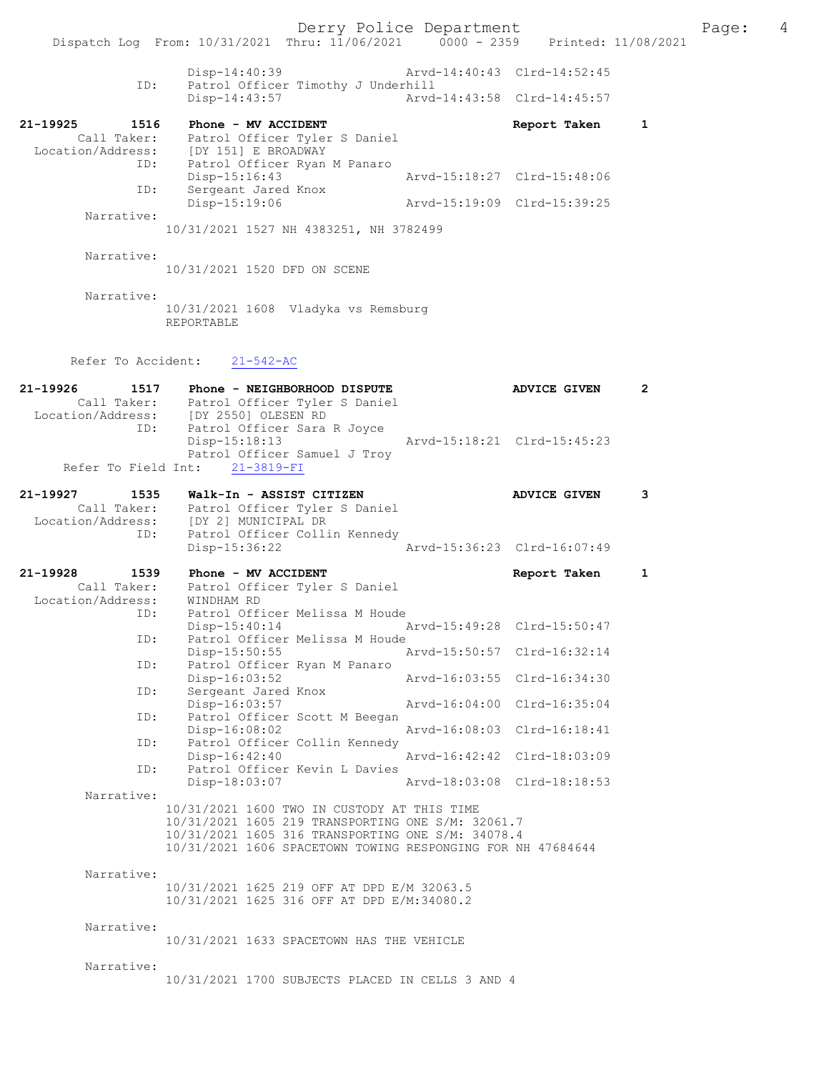```
                Disp-14:40:39                Arvd-14:40:43  Clrd-14:52:45
           ID:  Patrol Officer Timothy J Underhill
                Disp-14:43:57                Arvd-14:43:58  Clrd-14:45:57

21-19925      1516   Phone - MV ACCIDENT                      Report Taken     1
      Call Taker:   Patrol Officer Tyler S Daniel
  Location/Address: [DY 151] E BROADWAY
               ID:  Patrol Officer Ryan M Panaro
                    Disp-15:16:43            Arvd-15:18:27  Clrd-15:48:06
               ID:  Sergeant Jared Knox
                    Disp-15:19:06            Arvd-15:19:09  Clrd-15:39:25
        Narrative:
              10/31/2021 1527 NH 4383251, NH 3782499

        Narrative:
              10/31/2021 1520 DFD ON SCENE

        Narrative:
              10/31/2021 1608  Vladyka vs Remsburg
              REPORTABLE

       Refer To Accident:   21-542-AC

21-19926      1517   Phone - NEIGHBORHOOD DISPUTE             ADVICE GIVEN     2
      Call Taker:   Patrol Officer Tyler S Daniel
  Location/Address: [DY 2550] OLESEN RD
               ID:  Patrol Officer Sara R Joyce
                    Disp-15:18:13            Arvd-15:18:21  Clrd-15:45:23
                    Patrol Officer Samuel J Troy
     Refer To Field Int:   21-3819-FI

21-19927      1535   Walk-In - ASSIST CITIZEN                 ADVICE GIVEN     3
      Call Taker:   Patrol Officer Tyler S Daniel
  Location/Address: [DY 2] MUNICIPAL DR
               ID:  Patrol Officer Collin Kennedy
                    Disp-15:36:22            Arvd-15:36:23  Clrd-16:07:49

21-19928      1539   Phone - MV ACCIDENT                      Report Taken     1
      Call Taker:   Patrol Officer Tyler S Daniel
  Location/Address: WINDHAM RD
               ID:  Patrol Officer Melissa M Houde
                    Disp-15:40:14            Arvd-15:49:28  Clrd-15:50:47
               ID:  Patrol Officer Melissa M Houde
                    Disp-15:50:55            Arvd-15:50:57  Clrd-16:32:14
               ID:  Patrol Officer Ryan M Panaro
                    Disp-16:03:52            Arvd-16:03:55  Clrd-16:34:30
               ID:  Sergeant Jared Knox
                    Disp-16:03:57            Arvd-16:04:00  Clrd-16:35:04
               ID:  Patrol Officer Scott M Beegan
                    Disp-16:08:02            Arvd-16:08:03  Clrd-16:18:41
               ID:  Patrol Officer Collin Kennedy
                    Disp-16:42:40            Arvd-16:42:42  Clrd-18:03:09
               ID:  Patrol Officer Kevin L Davies
                    Disp-18:03:07            Arvd-18:03:08  Clrd-18:18:53
        Narrative:
              10/31/2021 1600 TWO IN CUSTODY AT THIS TIME
              10/31/2021 1605 219 TRANSPORTING ONE S/M: 32061.7
              10/31/2021 1605 316 TRANSPORTING ONE S/M: 34078.4
              10/31/2021 1606 SPACETOWN TOWING RESPONGING FOR NH 47684644

        Narrative:
              10/31/2021 1625 219 OFF AT DPD E/M 32063.5
              10/31/2021 1625 316 OFF AT DPD E/M:34080.2

        Narrative:
              10/31/2021 1633 SPACETOWN HAS THE VEHICLE

        Narrative:
              10/31/2021 1700 SUBJECTS PLACED IN CELLS 3 AND 4
```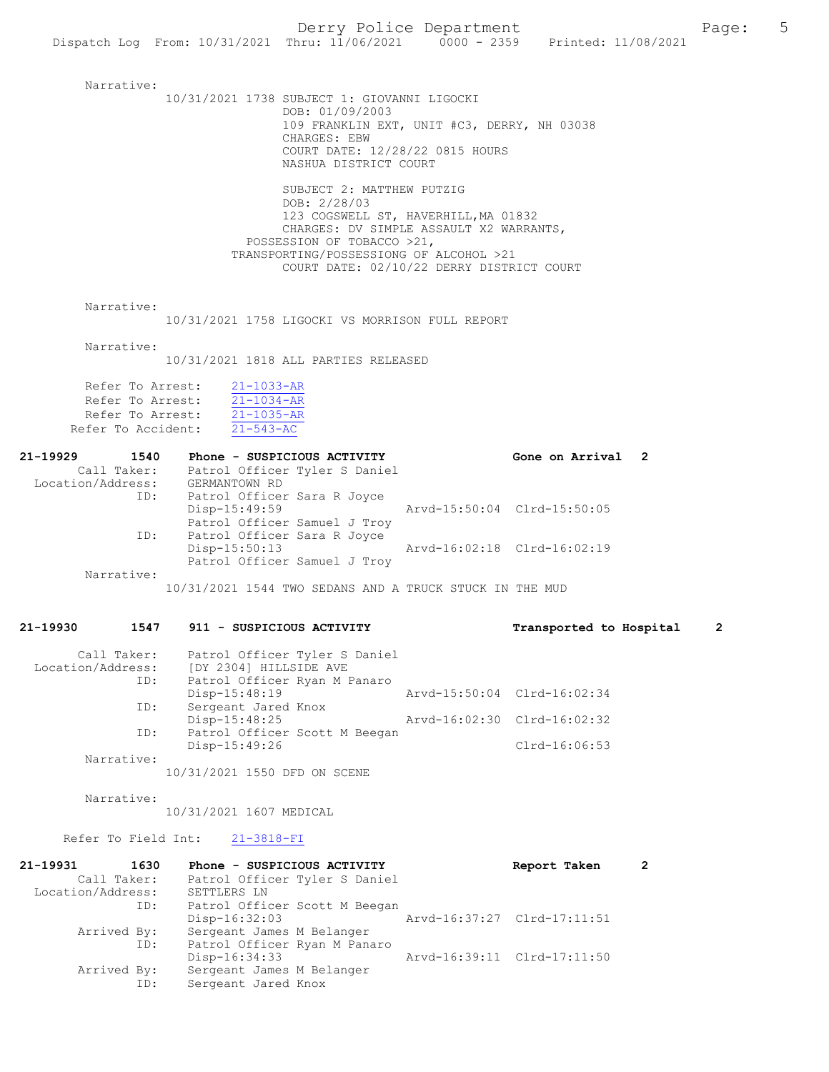Narrative:
10/31/2021 1738 SUBJECT 1: GIOVANNI LIGOCKI
DOB: 01/09/2003
109 FRANKLIN EXT, UNIT #C3, DERRY, NH 03038
CHARGES: EBW
COURT DATE: 12/28/22 0815 HOURS
NASHUA DISTRICT COURT

SUBJECT 2: MATTHEW PUTZIG
DOB: 2/28/03
123 COGSWELL ST, HAVERHILL,MA 01832
CHARGES: DV SIMPLE ASSAULT X2 WARRANTS,
POSSESSION OF TOBACCO >21,
TRANSPORTING/POSSESSIONG OF ALCOHOL >21
COURT DATE: 02/10/22 DERRY DISTRICT COURT

Narrative:
10/31/2021 1758 LIGOCKI VS MORRISON FULL REPORT

Narrative:
10/31/2021 1818 ALL PARTIES RELEASED

Refer To Arrest: 21-1033-AR
Refer To Arrest: 21-1034-AR
Refer To Arrest: 21-1035-AR
Refer To Accident: 21-543-AC

**21-19929 1540 Phone - SUSPICIOUS ACTIVITY Gone on Arrival 2**
Call Taker: Patrol Officer Tyler S Daniel
Location/Address: GERMANTOWN RD
ID: Patrol Officer Sara R Joyce
Disp-15:49:59 Arvd-15:50:04 Clrd-15:50:05
Patrol Officer Samuel J Troy
ID: Patrol Officer Sara R Joyce
Disp-15:50:13 Arvd-16:02:18 Clrd-16:02:19
Patrol Officer Samuel J Troy
Narrative:
10/31/2021 1544 TWO SEDANS AND A TRUCK STUCK IN THE MUD

**21-19930 1547 911 - SUSPICIOUS ACTIVITY Transported to Hospital 2**
Call Taker: Patrol Officer Tyler S Daniel
Location/Address: [DY 2304] HILLSIDE AVE
ID: Patrol Officer Ryan M Panaro
Disp-15:48:19 Arvd-15:50:04 Clrd-16:02:34
ID: Sergeant Jared Knox
Disp-15:48:25 Arvd-16:02:30 Clrd-16:02:32
ID: Patrol Officer Scott M Beegan
Disp-15:49:26 Clrd-16:06:53
Narrative:
10/31/2021 1550 DFD ON SCENE

Narrative:
10/31/2021 1607 MEDICAL

Refer To Field Int: 21-3818-FI

**21-19931 1630 Phone - SUSPICIOUS ACTIVITY Report Taken 2**
Call Taker: Patrol Officer Tyler S Daniel
Location/Address: SETTLERS LN
ID: Patrol Officer Scott M Beegan
Disp-16:32:03 Arvd-16:37:27 Clrd-17:11:51
Arrived By: Sergeant James M Belanger
ID: Patrol Officer Ryan M Panaro
Disp-16:34:33 Arvd-16:39:11 Clrd-17:11:50
Arrived By: Sergeant James M Belanger
ID: Sergeant Jared Knox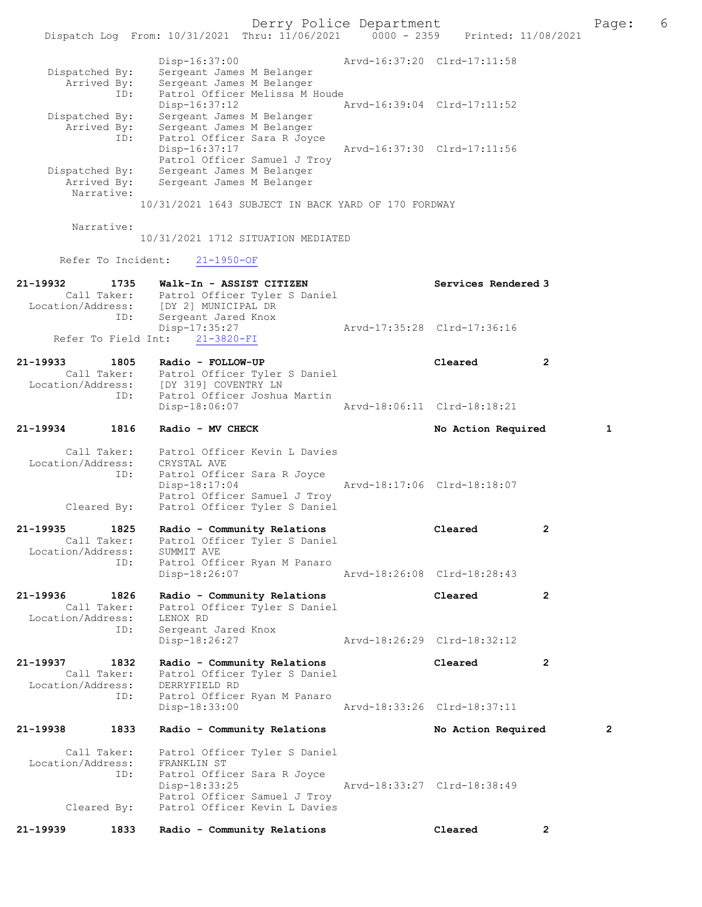```
                Disp-16:37:00                 Arvd-16:37:20  Clrd-17:11:58
   Dispatched By:    Sergeant James M Belanger
      Arrived By:    Sergeant James M Belanger
             ID:    Patrol Officer Melissa M Houde
                Disp-16:37:12                 Arvd-16:39:04  Clrd-17:11:52
   Dispatched By:    Sergeant James M Belanger
      Arrived By:    Sergeant James M Belanger
             ID:    Patrol Officer Sara R Joyce
                Disp-16:37:17                 Arvd-16:37:30  Clrd-17:11:56
                Patrol Officer Samuel J Troy
   Dispatched By:    Sergeant James M Belanger
      Arrived By:    Sergeant James M Belanger
       Narrative:
            10/31/2021 1643 SUBJECT IN BACK YARD OF 170 FORDWAY

       Narrative:
            10/31/2021 1712 SITUATION MEDIATED

     Refer To Incident:    21-1950-OF

21-19932      1735    Walk-In - ASSIST CITIZEN                    Services Rendered 3
      Call Taker:    Patrol Officer Tyler S Daniel
  Location/Address:    [DY 2] MUNICIPAL DR
             ID:    Sergeant Jared Knox
                Disp-17:35:27                 Arvd-17:35:28  Clrd-17:36:16
   Refer To Field Int:    21-3820-FI

21-19933      1805    Radio - FOLLOW-UP                          Cleared            2
      Call Taker:    Patrol Officer Tyler S Daniel
  Location/Address:    [DY 319] COVENTRY LN
             ID:    Patrol Officer Joshua Martin
                Disp-18:06:07                 Arvd-18:06:11  Clrd-18:18:21

21-19934      1816    Radio - MV CHECK                           No Action Required        1

      Call Taker:    Patrol Officer Kevin L Davies
  Location/Address:    CRYSTAL AVE
             ID:    Patrol Officer Sara R Joyce
                Disp-18:17:04                 Arvd-18:17:06  Clrd-18:18:07
                Patrol Officer Samuel J Troy
      Cleared By:    Patrol Officer Tyler S Daniel

21-19935      1825    Radio - Community Relations               Cleared            2
      Call Taker:    Patrol Officer Tyler S Daniel
  Location/Address:    SUMMIT AVE
             ID:    Patrol Officer Ryan M Panaro
                Disp-18:26:07                 Arvd-18:26:08  Clrd-18:28:43

21-19936      1826    Radio - Community Relations               Cleared            2
      Call Taker:    Patrol Officer Tyler S Daniel
  Location/Address:    LENOX RD
             ID:    Sergeant Jared Knox
                Disp-18:26:27                 Arvd-18:26:29  Clrd-18:32:12

21-19937      1832    Radio - Community Relations               Cleared            2
      Call Taker:    Patrol Officer Tyler S Daniel
  Location/Address:    DERRYFIELD RD
             ID:    Patrol Officer Ryan M Panaro
                Disp-18:33:00                 Arvd-18:33:26  Clrd-18:37:11

21-19938      1833    Radio - Community Relations               No Action Required        2

      Call Taker:    Patrol Officer Tyler S Daniel
  Location/Address:    FRANKLIN ST
             ID:    Patrol Officer Sara R Joyce
                Disp-18:33:25                 Arvd-18:33:27  Clrd-18:38:49
                Patrol Officer Samuel J Troy
      Cleared By:    Patrol Officer Kevin L Davies

21-19939      1833    Radio - Community Relations               Cleared            2
```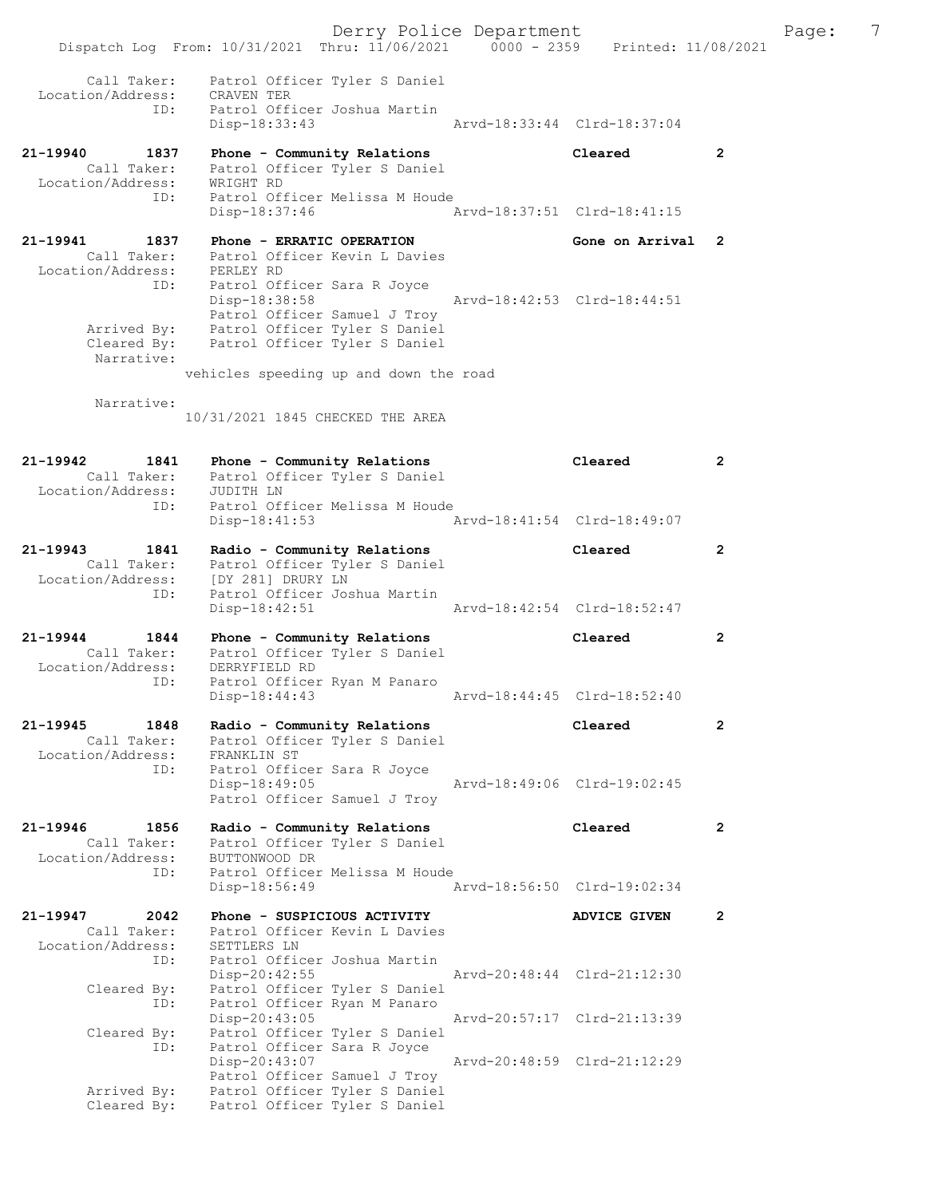```
        Call Taker:    Patrol Officer Tyler S Daniel
  Location/Address:    CRAVEN TER
                ID:    Patrol Officer Joshua Martin
                       Disp-18:33:43                 Arvd-18:33:44  Clrd-18:37:04

21-19940       1837    Phone - Community Relations              Cleared          2
        Call Taker:    Patrol Officer Tyler S Daniel
  Location/Address:    WRIGHT RD
                ID:    Patrol Officer Melissa M Houde
                       Disp-18:37:46                 Arvd-18:37:51  Clrd-18:41:15

21-19941       1837    Phone - ERRATIC OPERATION                Gone on Arrival  2
        Call Taker:    Patrol Officer Kevin L Davies
  Location/Address:    PERLEY RD
                ID:    Patrol Officer Sara R Joyce
                       Disp-18:38:58                 Arvd-18:42:53  Clrd-18:44:51
                       Patrol Officer Samuel J Troy
       Arrived By:     Patrol Officer Tyler S Daniel
       Cleared By:     Patrol Officer Tyler S Daniel
        Narrative:
                       vehicles speeding up and down the road

        Narrative:
                       10/31/2021 1845 CHECKED THE AREA


21-19942       1841    Phone - Community Relations              Cleared          2
        Call Taker:    Patrol Officer Tyler S Daniel
  Location/Address:    JUDITH LN
                ID:    Patrol Officer Melissa M Houde
                       Disp-18:41:53                 Arvd-18:41:54  Clrd-18:49:07

21-19943       1841    Radio - Community Relations              Cleared          2
        Call Taker:    Patrol Officer Tyler S Daniel
  Location/Address:    [DY 281] DRURY LN
                ID:    Patrol Officer Joshua Martin
                       Disp-18:42:51                 Arvd-18:42:54  Clrd-18:52:47

21-19944       1844    Phone - Community Relations              Cleared          2
        Call Taker:    Patrol Officer Tyler S Daniel
  Location/Address:    DERRYFIELD RD
                ID:    Patrol Officer Ryan M Panaro
                       Disp-18:44:43                 Arvd-18:44:45  Clrd-18:52:40

21-19945       1848    Radio - Community Relations              Cleared          2
        Call Taker:    Patrol Officer Tyler S Daniel
  Location/Address:    FRANKLIN ST
                ID:    Patrol Officer Sara R Joyce
                       Disp-18:49:05                 Arvd-18:49:06  Clrd-19:02:45
                       Patrol Officer Samuel J Troy

21-19946       1856    Radio - Community Relations              Cleared          2
        Call Taker:    Patrol Officer Tyler S Daniel
  Location/Address:    BUTTONWOOD DR
                ID:    Patrol Officer Melissa M Houde
                       Disp-18:56:49                 Arvd-18:56:50  Clrd-19:02:34

21-19947       2042    Phone - SUSPICIOUS ACTIVITY              ADVICE GIVEN     2
        Call Taker:    Patrol Officer Kevin L Davies
  Location/Address:    SETTLERS LN
                ID:    Patrol Officer Joshua Martin
                       Disp-20:42:55                 Arvd-20:48:44  Clrd-21:12:30
       Cleared By:     Patrol Officer Tyler S Daniel
                ID:    Patrol Officer Ryan M Panaro
                       Disp-20:43:05                 Arvd-20:57:17  Clrd-21:13:39
       Cleared By:     Patrol Officer Tyler S Daniel
                ID:    Patrol Officer Sara R Joyce
                       Disp-20:43:07                 Arvd-20:48:59  Clrd-21:12:29
                       Patrol Officer Samuel J Troy
       Arrived By:     Patrol Officer Tyler S Daniel
       Cleared By:     Patrol Officer Tyler S Daniel
```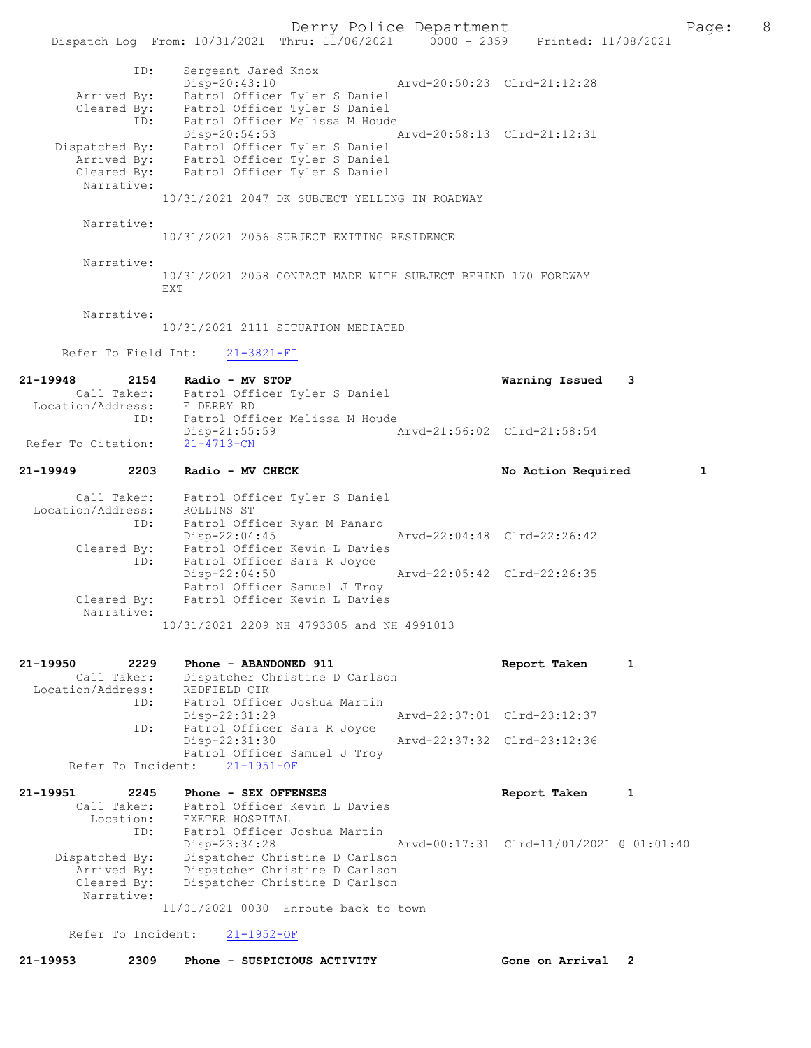```
             ID:     Sergeant Jared Knox
                     Disp-20:43:10                Arvd-20:50:23  Clrd-21:12:28
        Arrived By:  Patrol Officer Tyler S Daniel
        Cleared By:  Patrol Officer Tyler S Daniel
             ID:     Patrol Officer Melissa M Houde
                     Disp-20:54:53                Arvd-20:58:13  Clrd-21:12:31
     Dispatched By:  Patrol Officer Tyler S Daniel
        Arrived By:  Patrol Officer Tyler S Daniel
        Cleared By:  Patrol Officer Tyler S Daniel
         Narrative:
                   10/31/2021 2047 DK SUBJECT YELLING IN ROADWAY

         Narrative:
                   10/31/2021 2056 SUBJECT EXITING RESIDENCE

         Narrative:
                   10/31/2021 2058 CONTACT MADE WITH SUBJECT BEHIND 170 FORDWAY
                   EXT

         Narrative:
                   10/31/2021 2111 SITUATION MEDIATED

      Refer To Field Int:    21-3821-FI

21-19948        2154    Radio - MV STOP                          Warning Issued    3
        Call Taker:     Patrol Officer Tyler S Daniel
  Location/Address:     E DERRY RD
             ID:        Patrol Officer Melissa M Houde
                        Disp-21:55:59              Arvd-21:56:02  Clrd-21:58:54
 Refer To Citation:     21-4713-CN

21-19949        2203    Radio - MV CHECK                         No Action Required        1

        Call Taker:     Patrol Officer Tyler S Daniel
  Location/Address:     ROLLINS ST
             ID:        Patrol Officer Ryan M Panaro
                        Disp-22:04:45              Arvd-22:04:48  Clrd-22:26:42
        Cleared By:     Patrol Officer Kevin L Davies
             ID:        Patrol Officer Sara R Joyce
                        Disp-22:04:50              Arvd-22:05:42  Clrd-22:26:35
                        Patrol Officer Samuel J Troy
        Cleared By:     Patrol Officer Kevin L Davies
         Narrative:
                   10/31/2021 2209 NH 4793305 and NH 4991013


21-19950        2229    Phone - ABANDONED 911                    Report Taken      1
        Call Taker:     Dispatcher Christine D Carlson
  Location/Address:     REDFIELD CIR
             ID:        Patrol Officer Joshua Martin
                        Disp-22:31:29              Arvd-22:37:01  Clrd-23:12:37
             ID:        Patrol Officer Sara R Joyce
                        Disp-22:31:30              Arvd-22:37:32  Clrd-23:12:36
                        Patrol Officer Samuel J Troy
      Refer To Incident:    21-1951-OF

21-19951        2245    Phone - SEX OFFENSES                     Report Taken      1
        Call Taker:     Patrol Officer Kevin L Davies
          Location:     EXETER HOSPITAL
             ID:        Patrol Officer Joshua Martin
                        Disp-23:34:28              Arvd-00:17:31  Clrd-11/01/2021 @ 01:01:40
     Dispatched By:     Dispatcher Christine D Carlson
        Arrived By:     Dispatcher Christine D Carlson
        Cleared By:     Dispatcher Christine D Carlson
         Narrative:
                   11/01/2021 0030  Enroute back to town

      Refer To Incident:    21-1952-OF

21-19953        2309    Phone - SUSPICIOUS ACTIVITY              Gone on Arrival   2
```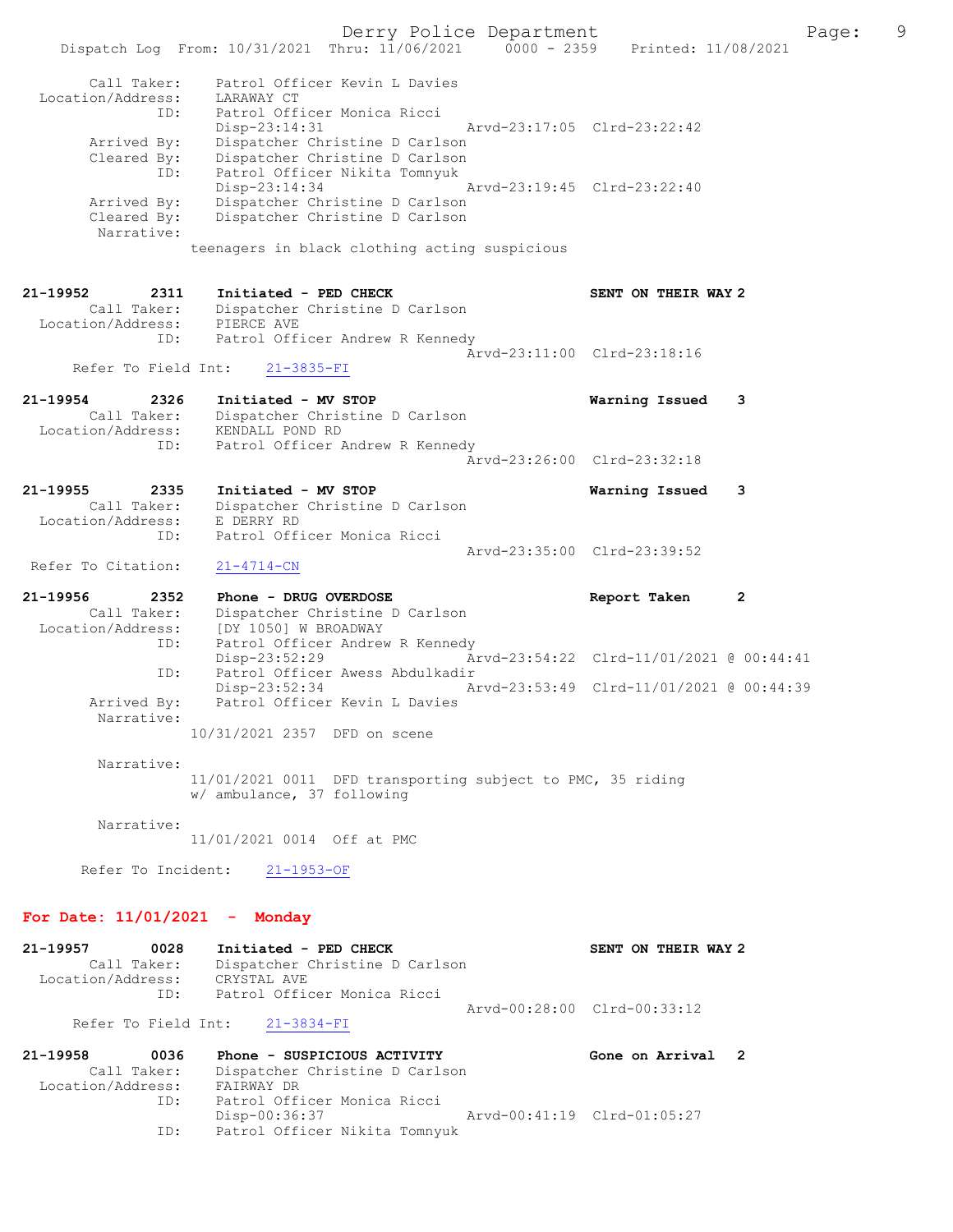```
        Call Taker:    Patrol Officer Kevin L Davies
  Location/Address:    LARAWAY CT
                ID:    Patrol Officer Monica Ricci
                       Disp-23:14:31                 Arvd-23:17:05  Clrd-23:22:42
        Arrived By:    Dispatcher Christine D Carlson
        Cleared By:    Dispatcher Christine D Carlson
                ID:    Patrol Officer Nikita Tomnyuk
                       Disp-23:14:34                 Arvd-23:19:45  Clrd-23:22:40
        Arrived By:    Dispatcher Christine D Carlson
        Cleared By:    Dispatcher Christine D Carlson
         Narrative:
                 teenagers in black clothing acting suspicious


21-19952        2311    Initiated - PED CHECK                        SENT ON THEIR WAY 2
        Call Taker:    Dispatcher Christine D Carlson
  Location/Address:    PIERCE AVE
                ID:    Patrol Officer Andrew R Kennedy
                                                     Arvd-23:11:00  Clrd-23:18:16
     Refer To Field Int:    21-3835-FI

21-19954        2326    Initiated - MV STOP                          Warning Issued    3
        Call Taker:    Dispatcher Christine D Carlson
  Location/Address:    KENDALL POND RD
                ID:    Patrol Officer Andrew R Kennedy
                                                     Arvd-23:26:00  Clrd-23:32:18

21-19955        2335    Initiated - MV STOP                          Warning Issued    3
        Call Taker:    Dispatcher Christine D Carlson
  Location/Address:    E DERRY RD
                ID:    Patrol Officer Monica Ricci
                                                     Arvd-23:35:00  Clrd-23:39:52
  Refer To Citation:    21-4714-CN

21-19956        2352    Phone - DRUG OVERDOSE                        Report Taken      2
        Call Taker:    Dispatcher Christine D Carlson
  Location/Address:    [DY 1050] W BROADWAY
                ID:    Patrol Officer Andrew R Kennedy
                       Disp-23:52:29                 Arvd-23:54:22  Clrd-11/01/2021 @ 00:44:41
                ID:    Patrol Officer Awess Abdulkadir
                       Disp-23:52:34                 Arvd-23:53:49  Clrd-11/01/2021 @ 00:44:39
        Arrived By:    Patrol Officer Kevin L Davies
         Narrative:
                 10/31/2021 2357  DFD on scene

         Narrative:
                 11/01/2021 0011  DFD transporting subject to PMC, 35 riding
                 w/ ambulance, 37 following

         Narrative:
                 11/01/2021 0014  Off at PMC

      Refer To Incident:    21-1953-OF
```

## For Date: 11/01/2021 - Monday

```
21-19957        0028    Initiated - PED CHECK                        SENT ON THEIR WAY 2
        Call Taker:    Dispatcher Christine D Carlson
  Location/Address:    CRYSTAL AVE
                ID:    Patrol Officer Monica Ricci
                                                     Arvd-00:28:00  Clrd-00:33:12
     Refer To Field Int:    21-3834-FI

21-19958        0036    Phone - SUSPICIOUS ACTIVITY                  Gone on Arrival   2
        Call Taker:    Dispatcher Christine D Carlson
  Location/Address:    FAIRWAY DR
                ID:    Patrol Officer Monica Ricci
                       Disp-00:36:37                 Arvd-00:41:19  Clrd-01:05:27
                ID:    Patrol Officer Nikita Tomnyuk
```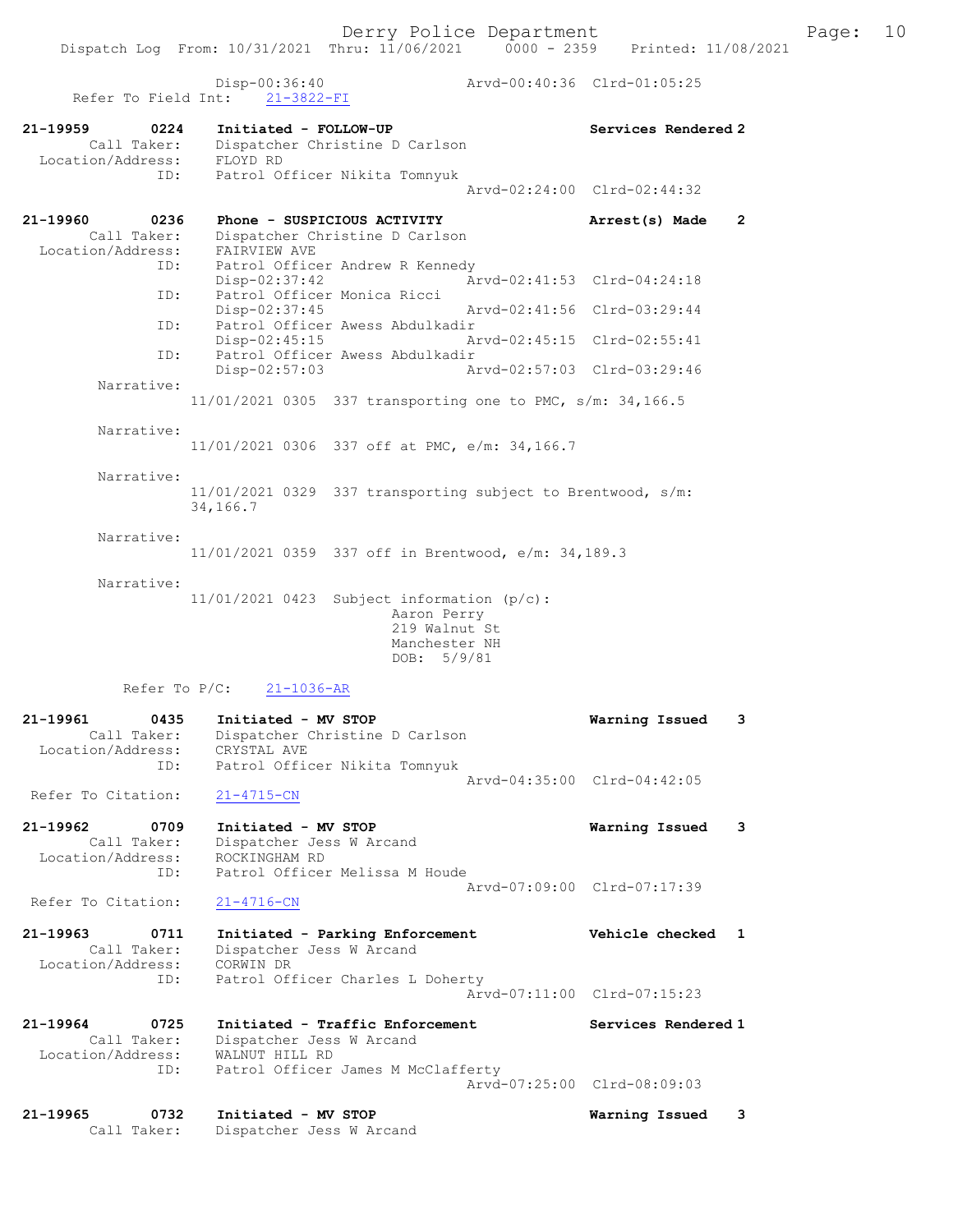```
                Disp-00:36:40                   Arvd-00:40:36  Clrd-01:05:25
    Refer To Field Int:    21-3822-FI

21-19959        0224    Initiated - FOLLOW-UP                       Services Rendered 2
        Call Taker:     Dispatcher Christine D Carlson
  Location/Address:     FLOYD RD
                ID:     Patrol Officer Nikita Tomnyuk
                                                Arvd-02:24:00  Clrd-02:44:32

21-19960        0236    Phone - SUSPICIOUS ACTIVITY                 Arrest(s) Made    2
        Call Taker:     Dispatcher Christine D Carlson
  Location/Address:     FAIRVIEW AVE
                ID:     Patrol Officer Andrew R Kennedy
                        Disp-02:37:42           Arvd-02:41:53  Clrd-04:24:18
                ID:     Patrol Officer Monica Ricci
                        Disp-02:37:45           Arvd-02:41:56  Clrd-03:29:44
                ID:     Patrol Officer Awess Abdulkadir
                        Disp-02:45:15           Arvd-02:45:15  Clrd-02:55:41
                ID:     Patrol Officer Awess Abdulkadir
                        Disp-02:57:03           Arvd-02:57:03  Clrd-03:29:46
         Narrative:
                    11/01/2021 0305  337 transporting one to PMC, s/m: 34,166.5

         Narrative:
                    11/01/2021 0306  337 off at PMC, e/m: 34,166.7

         Narrative:
                    11/01/2021 0329  337 transporting subject to Brentwood, s/m:
                    34,166.7

         Narrative:
                    11/01/2021 0359  337 off in Brentwood, e/m: 34,189.3

         Narrative:
                    11/01/2021 0423  Subject information (p/c):
                                         Aaron Perry
                                         219 Walnut St
                                         Manchester NH
                                         DOB:  5/9/81

            Refer To P/C:    21-1036-AR

21-19961        0435    Initiated - MV STOP                         Warning Issued    3
        Call Taker:     Dispatcher Christine D Carlson
  Location/Address:     CRYSTAL AVE
                ID:     Patrol Officer Nikita Tomnyuk
                                                Arvd-04:35:00  Clrd-04:42:05
  Refer To Citation:    21-4715-CN

21-19962        0709    Initiated - MV STOP                         Warning Issued    3
        Call Taker:     Dispatcher Jess W Arcand
  Location/Address:     ROCKINGHAM RD
                ID:     Patrol Officer Melissa M Houde
                                                Arvd-07:09:00  Clrd-07:17:39
  Refer To Citation:    21-4716-CN

21-19963        0711    Initiated - Parking Enforcement             Vehicle checked   1
        Call Taker:     Dispatcher Jess W Arcand
  Location/Address:     CORWIN DR
                ID:     Patrol Officer Charles L Doherty
                                                Arvd-07:11:00  Clrd-07:15:23

21-19964        0725    Initiated - Traffic Enforcement             Services Rendered 1
        Call Taker:     Dispatcher Jess W Arcand
  Location/Address:     WALNUT HILL RD
                ID:     Patrol Officer James M McClafferty
                                                Arvd-07:25:00  Clrd-08:09:03

21-19965        0732    Initiated - MV STOP                         Warning Issued    3
        Call Taker:     Dispatcher Jess W Arcand
```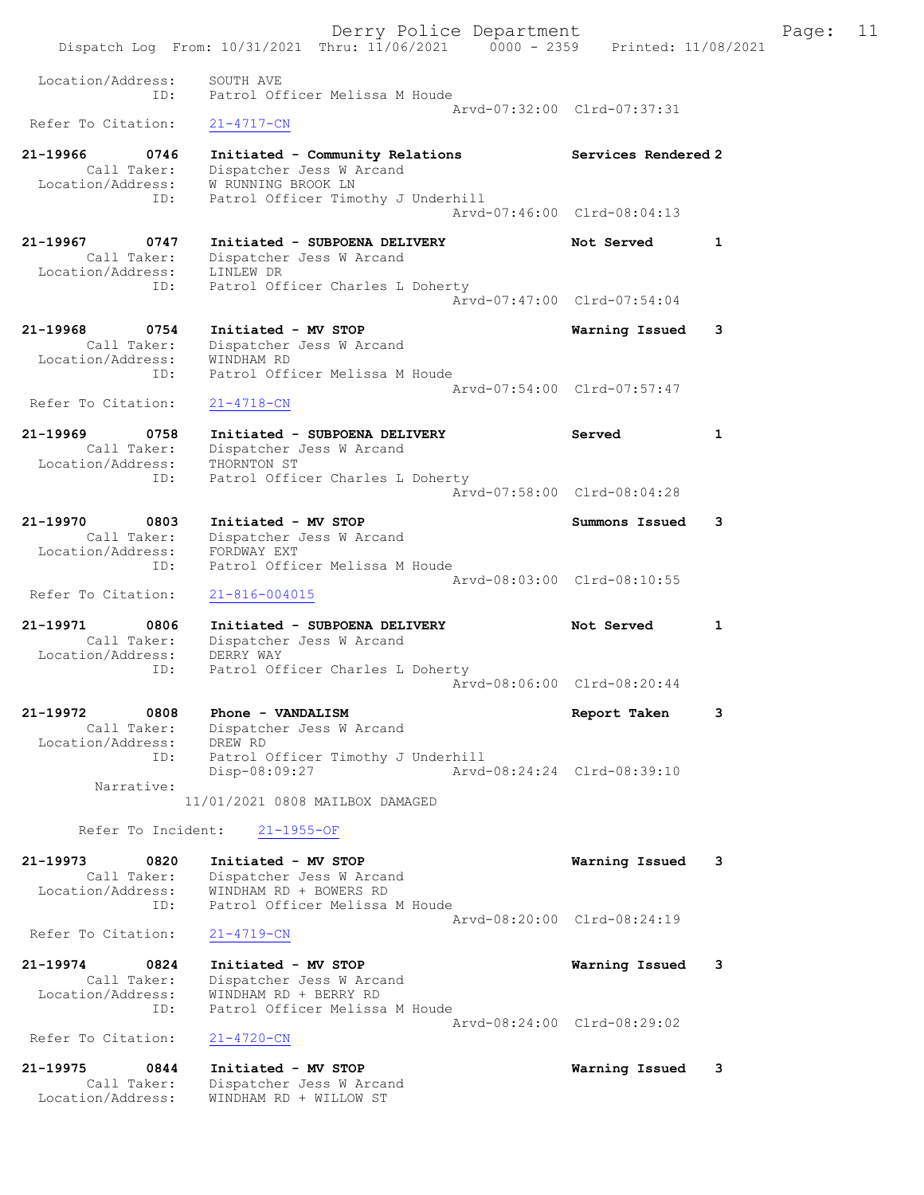```
 Location/Address:     SOUTH AVE
               ID:     Patrol Officer Melissa M Houde
                                                      Arvd-07:32:00  Clrd-07:37:31
 Refer To Citation:    21-4717-CN

21-19966        0746    Initiated - Community Relations           Services Rendered 2
        Call Taker:    Dispatcher Jess W Arcand
  Location/Address:    W RUNNING BROOK LN
               ID:     Patrol Officer Timothy J Underhill
                                                      Arvd-07:46:00  Clrd-08:04:13

21-19967        0747    Initiated - SUBPOENA DELIVERY             Not Served        1
        Call Taker:    Dispatcher Jess W Arcand
  Location/Address:    LINLEW DR
               ID:     Patrol Officer Charles L Doherty
                                                      Arvd-07:47:00  Clrd-07:54:04

21-19968        0754    Initiated - MV STOP                       Warning Issued    3
        Call Taker:    Dispatcher Jess W Arcand
  Location/Address:    WINDHAM RD
               ID:     Patrol Officer Melissa M Houde
                                                      Arvd-07:54:00  Clrd-07:57:47
 Refer To Citation:    21-4718-CN

21-19969        0758    Initiated - SUBPOENA DELIVERY             Served            1
        Call Taker:    Dispatcher Jess W Arcand
  Location/Address:    THORNTON ST
               ID:     Patrol Officer Charles L Doherty
                                                      Arvd-07:58:00  Clrd-08:04:28

21-19970        0803    Initiated - MV STOP                       Summons Issued    3
        Call Taker:    Dispatcher Jess W Arcand
  Location/Address:    FORDWAY EXT
               ID:     Patrol Officer Melissa M Houde
                                                      Arvd-08:03:00  Clrd-08:10:55
 Refer To Citation:    21-816-004015

21-19971        0806    Initiated - SUBPOENA DELIVERY             Not Served        1
        Call Taker:    Dispatcher Jess W Arcand
  Location/Address:    DERRY WAY
               ID:     Patrol Officer Charles L Doherty
                                                      Arvd-08:06:00  Clrd-08:20:44

21-19972        0808    Phone - VANDALISM                         Report Taken      3
        Call Taker:    Dispatcher Jess W Arcand
  Location/Address:    DREW RD
               ID:     Patrol Officer Timothy J Underhill
                       Disp-08:09:27                  Arvd-08:24:24  Clrd-08:39:10
        Narrative:
                    11/01/2021 0808 MAILBOX DAMAGED

       Refer To Incident:    21-1955-OF

21-19973        0820    Initiated - MV STOP                       Warning Issued    3
        Call Taker:    Dispatcher Jess W Arcand
  Location/Address:    WINDHAM RD + BOWERS RD
               ID:     Patrol Officer Melissa M Houde
                                                      Arvd-08:20:00  Clrd-08:24:19
 Refer To Citation:    21-4719-CN

21-19974        0824    Initiated - MV STOP                       Warning Issued    3
        Call Taker:    Dispatcher Jess W Arcand
  Location/Address:    WINDHAM RD + BERRY RD
               ID:     Patrol Officer Melissa M Houde
                                                      Arvd-08:24:00  Clrd-08:29:02
 Refer To Citation:    21-4720-CN

21-19975        0844    Initiated - MV STOP                       Warning Issued    3
        Call Taker:    Dispatcher Jess W Arcand
  Location/Address:    WINDHAM RD + WILLOW ST
```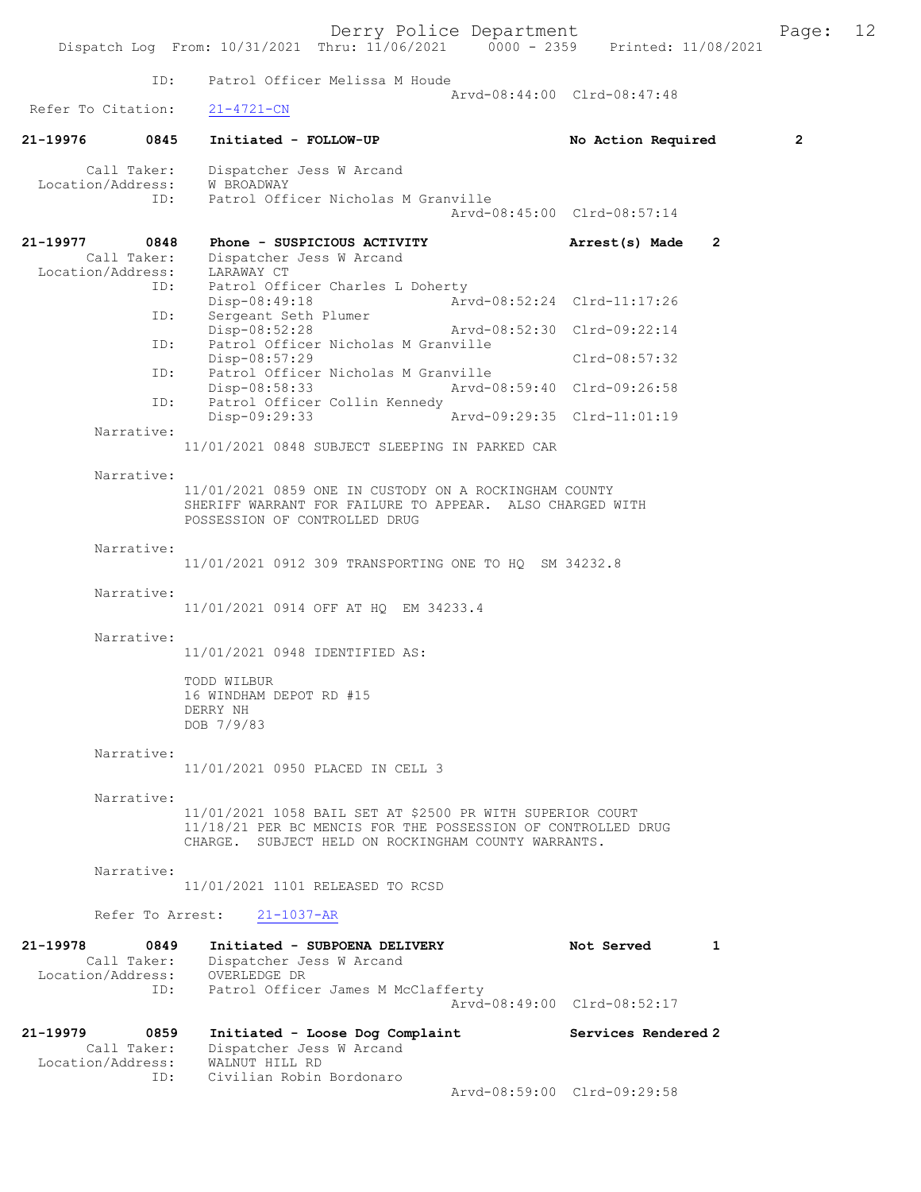ID: Patrol Officer Melissa M Houde
Arvd-08:44:00 Clrd-08:47:48
Refer To Citation: 21-4721-CN

**21-19976 0845 Initiated - FOLLOW-UP No Action Required 2**

Call Taker: Dispatcher Jess W Arcand
Location/Address: W BROADWAY
ID: Patrol Officer Nicholas M Granville
Arvd-08:45:00 Clrd-08:57:14

**21-19977 0848 Phone - SUSPICIOUS ACTIVITY Arrest(s) Made 2**

Call Taker: Dispatcher Jess W Arcand
Location/Address: LARAWAY CT
ID: Patrol Officer Charles L Doherty
Disp-08:49:18 Arvd-08:52:24 Clrd-11:17:26
ID: Sergeant Seth Plumer
Disp-08:52:28 Arvd-08:52:30 Clrd-09:22:14
ID: Patrol Officer Nicholas M Granville
Disp-08:57:29 Clrd-08:57:32
ID: Patrol Officer Nicholas M Granville
Disp-08:58:33 Arvd-08:59:40 Clrd-09:26:58
ID: Patrol Officer Collin Kennedy
Disp-09:29:33 Arvd-09:29:35 Clrd-11:01:19

Narrative:
11/01/2021 0848 SUBJECT SLEEPING IN PARKED CAR

Narrative:
11/01/2021 0859 ONE IN CUSTODY ON A ROCKINGHAM COUNTY SHERIFF WARRANT FOR FAILURE TO APPEAR. ALSO CHARGED WITH POSSESSION OF CONTROLLED DRUG

Narrative:
11/01/2021 0912 309 TRANSPORTING ONE TO HQ SM 34232.8

Narrative:
11/01/2021 0914 OFF AT HQ EM 34233.4

Narrative:
11/01/2021 0948 IDENTIFIED AS:

TODD WILBUR
16 WINDHAM DEPOT RD #15
DERRY NH
DOB 7/9/83

Narrative:
11/01/2021 0950 PLACED IN CELL 3

Narrative:
11/01/2021 1058 BAIL SET AT $2500 PR WITH SUPERIOR COURT 11/18/21 PER BC MENCIS FOR THE POSSESSION OF CONTROLLED DRUG CHARGE. SUBJECT HELD ON ROCKINGHAM COUNTY WARRANTS.

Narrative:
11/01/2021 1101 RELEASED TO RCSD

Refer To Arrest: 21-1037-AR

**21-19978 0849 Initiated - SUBPOENA DELIVERY Not Served 1**

Call Taker: Dispatcher Jess W Arcand
Location/Address: OVERLEDGE DR
ID: Patrol Officer James M McClafferty
Arvd-08:49:00 Clrd-08:52:17

**21-19979 0859 Initiated - Loose Dog Complaint Services Rendered 2**

Call Taker: Dispatcher Jess W Arcand
Location/Address: WALNUT HILL RD
ID: Civilian Robin Bordonaro
Arvd-08:59:00 Clrd-09:29:58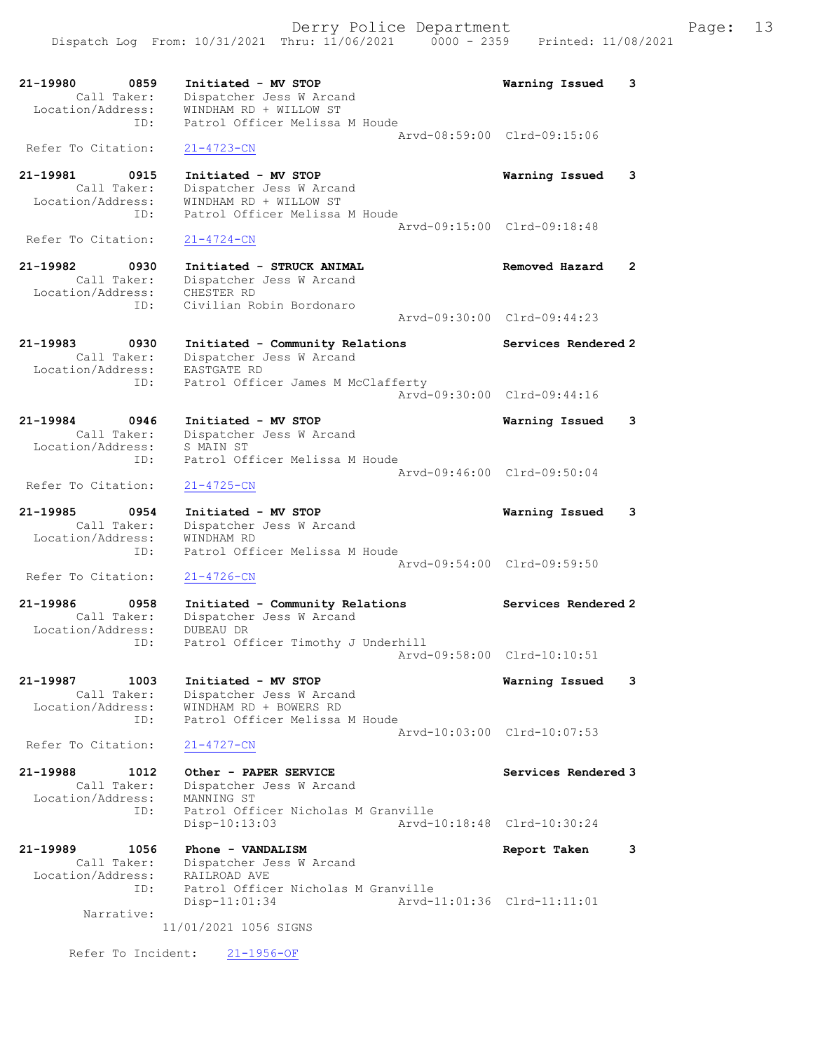21-19980 0859 Initiated - MV STOP Warning Issued 3
Call Taker: Dispatcher Jess W Arcand
Location/Address: WINDHAM RD + WILLOW ST
ID: Patrol Officer Melissa M Houde
Arvd-08:59:00 Clrd-09:15:06
Refer To Citation: 21-4723-CN

21-19981 0915 Initiated - MV STOP Warning Issued 3
Call Taker: Dispatcher Jess W Arcand
Location/Address: WINDHAM RD + WILLOW ST
ID: Patrol Officer Melissa M Houde
Arvd-09:15:00 Clrd-09:18:48
Refer To Citation: 21-4724-CN

21-19982 0930 Initiated - STRUCK ANIMAL Removed Hazard 2
Call Taker: Dispatcher Jess W Arcand
Location/Address: CHESTER RD
ID: Civilian Robin Bordonaro
Arvd-09:30:00 Clrd-09:44:23

21-19983 0930 Initiated - Community Relations Services Rendered 2
Call Taker: Dispatcher Jess W Arcand
Location/Address: EASTGATE RD
ID: Patrol Officer James M McClafferty
Arvd-09:30:00 Clrd-09:44:16

21-19984 0946 Initiated - MV STOP Warning Issued 3
Call Taker: Dispatcher Jess W Arcand
Location/Address: S MAIN ST
ID: Patrol Officer Melissa M Houde
Arvd-09:46:00 Clrd-09:50:04
Refer To Citation: 21-4725-CN

21-19985 0954 Initiated - MV STOP Warning Issued 3
Call Taker: Dispatcher Jess W Arcand
Location/Address: WINDHAM RD
ID: Patrol Officer Melissa M Houde
Arvd-09:54:00 Clrd-09:59:50
Refer To Citation: 21-4726-CN

21-19986 0958 Initiated - Community Relations Services Rendered 2
Call Taker: Dispatcher Jess W Arcand
Location/Address: DUBEAU DR
ID: Patrol Officer Timothy J Underhill
Arvd-09:58:00 Clrd-10:10:51

21-19987 1003 Initiated - MV STOP Warning Issued 3
Call Taker: Dispatcher Jess W Arcand
Location/Address: WINDHAM RD + BOWERS RD
ID: Patrol Officer Melissa M Houde
Arvd-10:03:00 Clrd-10:07:53
Refer To Citation: 21-4727-CN

21-19988 1012 Other - PAPER SERVICE Services Rendered 3
Call Taker: Dispatcher Jess W Arcand
Location/Address: MANNING ST
ID: Patrol Officer Nicholas M Granville
Disp-10:13:03 Arvd-10:18:48 Clrd-10:30:24

21-19989 1056 Phone - VANDALISM Report Taken 3
Call Taker: Dispatcher Jess W Arcand
Location/Address: RAILROAD AVE
ID: Patrol Officer Nicholas M Granville
Disp-11:01:34 Arvd-11:01:36 Clrd-11:11:01
Narrative:
11/01/2021 1056 SIGNS

Refer To Incident: 21-1956-OF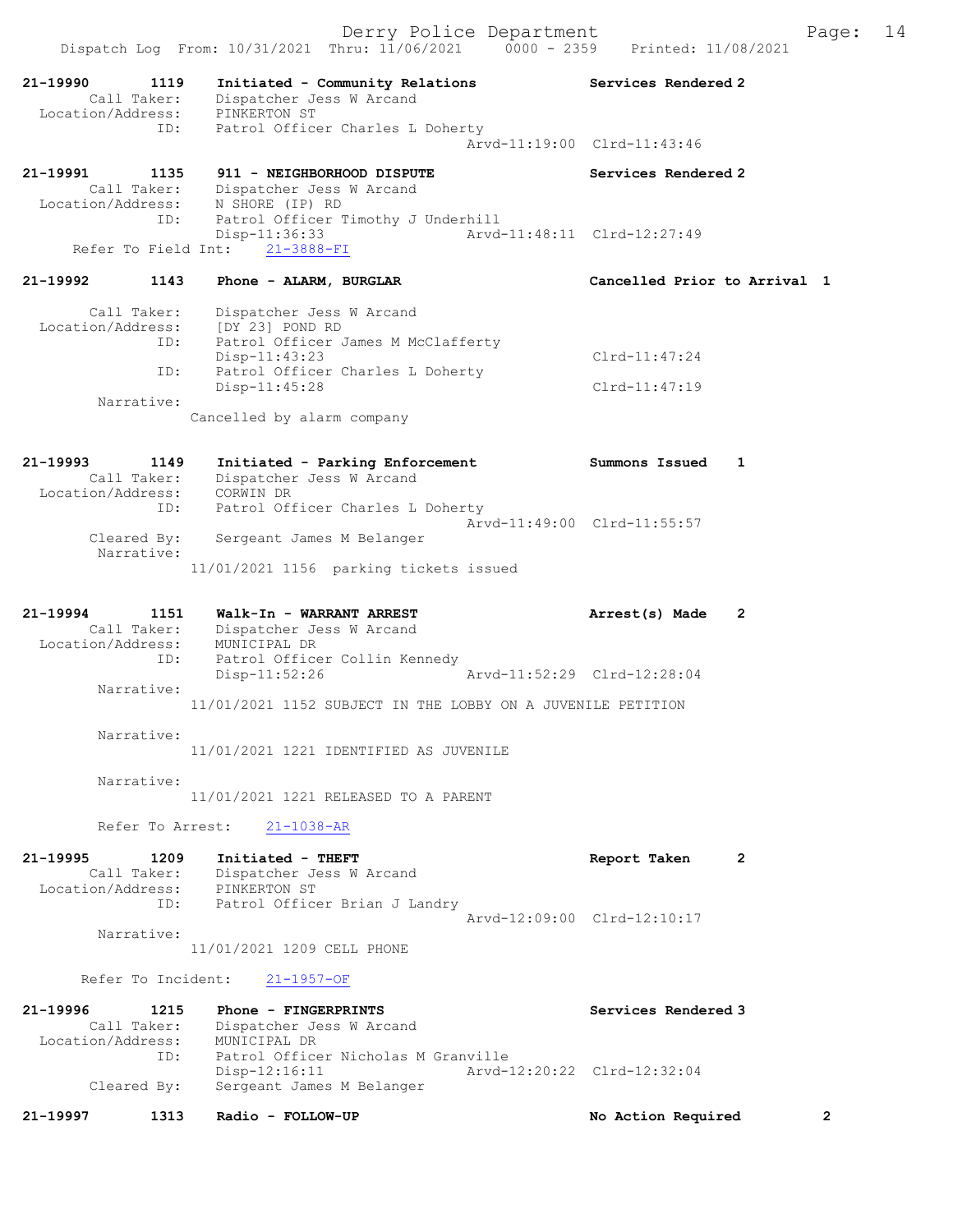21-19990 1119 Initiated - Community Relations Services Rendered 2
Call Taker: Dispatcher Jess W Arcand
Location/Address: PINKERTON ST
ID: Patrol Officer Charles L Doherty
Arvd-11:19:00 Clrd-11:43:46

21-19991 1135 911 - NEIGHBORHOOD DISPUTE Services Rendered 2
Call Taker: Dispatcher Jess W Arcand
Location/Address: N SHORE (IP) RD
ID: Patrol Officer Timothy J Underhill
Disp-11:36:33 Arvd-11:48:11 Clrd-12:27:49
Refer To Field Int: 21-3888-FI

21-19992 1143 Phone - ALARM, BURGLAR Cancelled Prior to Arrival 1
Call Taker: Dispatcher Jess W Arcand
Location/Address: [DY 23] POND RD
ID: Patrol Officer James M McClafferty
Disp-11:43:23 Clrd-11:47:24
ID: Patrol Officer Charles L Doherty
Disp-11:45:28 Clrd-11:47:19
Narrative:
Cancelled by alarm company

21-19993 1149 Initiated - Parking Enforcement Summons Issued 1
Call Taker: Dispatcher Jess W Arcand
Location/Address: CORWIN DR
ID: Patrol Officer Charles L Doherty
Arvd-11:49:00 Clrd-11:55:57
Cleared By: Sergeant James M Belanger
Narrative:
11/01/2021 1156 parking tickets issued

21-19994 1151 Walk-In - WARRANT ARREST Arrest(s) Made 2
Call Taker: Dispatcher Jess W Arcand
Location/Address: MUNICIPAL DR
ID: Patrol Officer Collin Kennedy
Disp-11:52:26 Arvd-11:52:29 Clrd-12:28:04
Narrative:
11/01/2021 1152 SUBJECT IN THE LOBBY ON A JUVENILE PETITION

Narrative:
11/01/2021 1221 IDENTIFIED AS JUVENILE

Narrative:
11/01/2021 1221 RELEASED TO A PARENT

Refer To Arrest: 21-1038-AR

21-19995 1209 Initiated - THEFT Report Taken 2
Call Taker: Dispatcher Jess W Arcand
Location/Address: PINKERTON ST
ID: Patrol Officer Brian J Landry
Arvd-12:09:00 Clrd-12:10:17
Narrative:
11/01/2021 1209 CELL PHONE

Refer To Incident: 21-1957-OF

21-19996 1215 Phone - FINGERPRINTS Services Rendered 3
Call Taker: Dispatcher Jess W Arcand
Location/Address: MUNICIPAL DR
ID: Patrol Officer Nicholas M Granville
Disp-12:16:11 Arvd-12:20:22 Clrd-12:32:04
Cleared By: Sergeant James M Belanger

21-19997 1313 Radio - FOLLOW-UP No Action Required 2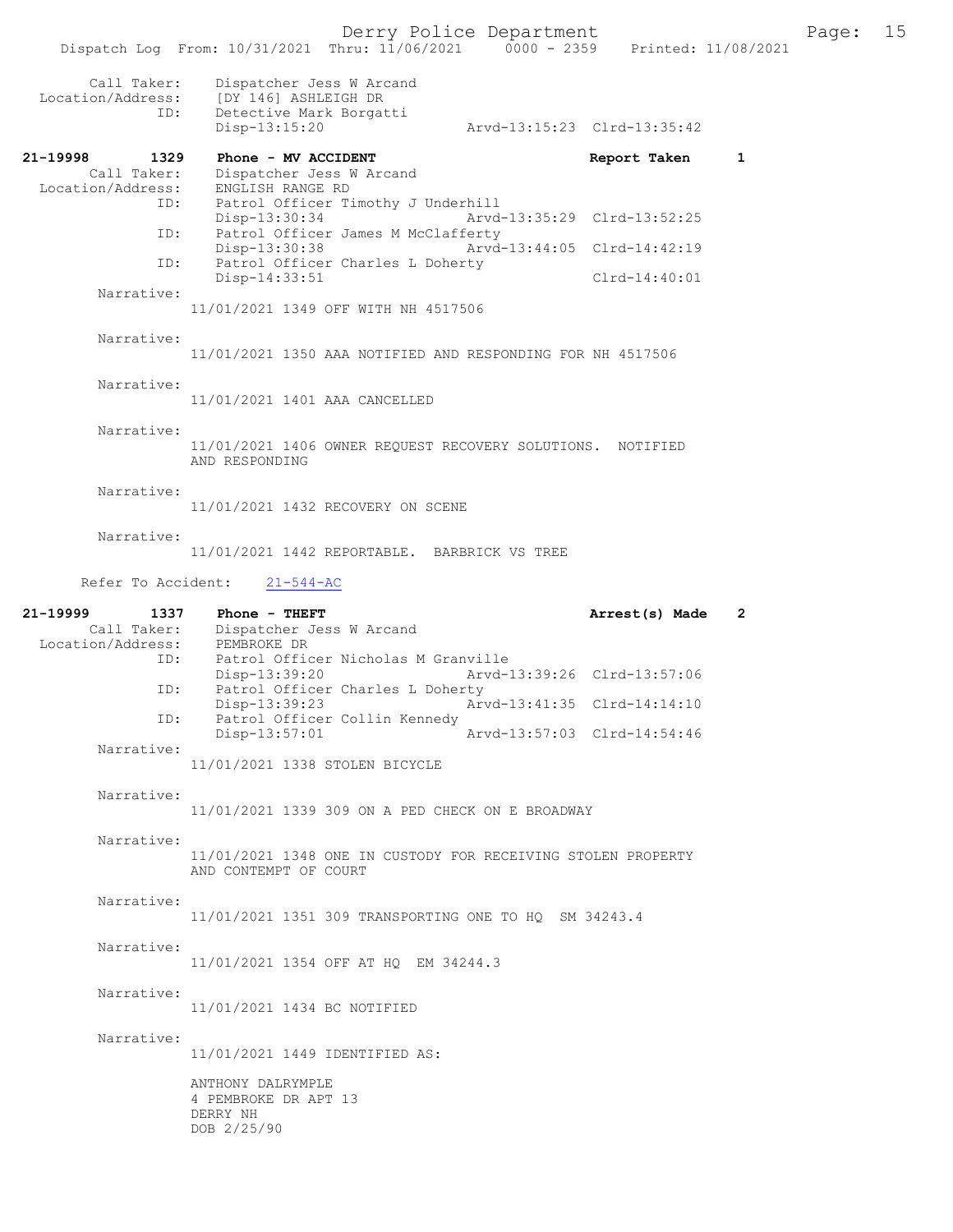```
        Call Taker:    Dispatcher Jess W Arcand
  Location/Address:    [DY 146] ASHLEIGH DR
                ID:    Detective Mark Borgatti
                       Disp-13:15:20                Arvd-13:15:23  Clrd-13:35:42

21-19998        1329   Phone - MV ACCIDENT                         Report Taken     1
        Call Taker:    Dispatcher Jess W Arcand
  Location/Address:    ENGLISH RANGE RD
                ID:    Patrol Officer Timothy J Underhill
                       Disp-13:30:34                Arvd-13:35:29  Clrd-13:52:25
                ID:    Patrol Officer James M McClafferty
                       Disp-13:30:38                Arvd-13:44:05  Clrd-14:42:19
                ID:    Patrol Officer Charles L Doherty
                       Disp-14:33:51                               Clrd-14:40:01
         Narrative:
                    11/01/2021 1349 OFF WITH NH 4517506

         Narrative:
                    11/01/2021 1350 AAA NOTIFIED AND RESPONDING FOR NH 4517506

         Narrative:
                    11/01/2021 1401 AAA CANCELLED

         Narrative:
                    11/01/2021 1406 OWNER REQUEST RECOVERY SOLUTIONS.  NOTIFIED
                    AND RESPONDING

         Narrative:
                    11/01/2021 1432 RECOVERY ON SCENE

         Narrative:
                    11/01/2021 1442 REPORTABLE.  BARBRICK VS TREE

       Refer To Accident:     21-544-AC

21-19999        1337   Phone - THEFT                               Arrest(s) Made   2
        Call Taker:    Dispatcher Jess W Arcand
  Location/Address:    PEMBROKE DR
                ID:    Patrol Officer Nicholas M Granville
                       Disp-13:39:20                Arvd-13:39:26  Clrd-13:57:06
                ID:    Patrol Officer Charles L Doherty
                       Disp-13:39:23                Arvd-13:41:35  Clrd-14:14:10
                ID:    Patrol Officer Collin Kennedy
                       Disp-13:57:01                Arvd-13:57:03  Clrd-14:54:46
         Narrative:
                    11/01/2021 1338 STOLEN BICYCLE

         Narrative:
                    11/01/2021 1339 309 ON A PED CHECK ON E BROADWAY

         Narrative:
                    11/01/2021 1348 ONE IN CUSTODY FOR RECEIVING STOLEN PROPERTY
                    AND CONTEMPT OF COURT

         Narrative:
                    11/01/2021 1351 309 TRANSPORTING ONE TO HQ  SM 34243.4

         Narrative:
                    11/01/2021 1354 OFF AT HQ  EM 34244.3

         Narrative:
                    11/01/2021 1434 BC NOTIFIED

         Narrative:
                    11/01/2021 1449 IDENTIFIED AS:

                    ANTHONY DALRYMPLE
                    4 PEMBROKE DR APT 13
                    DERRY NH
                    DOB 2/25/90
```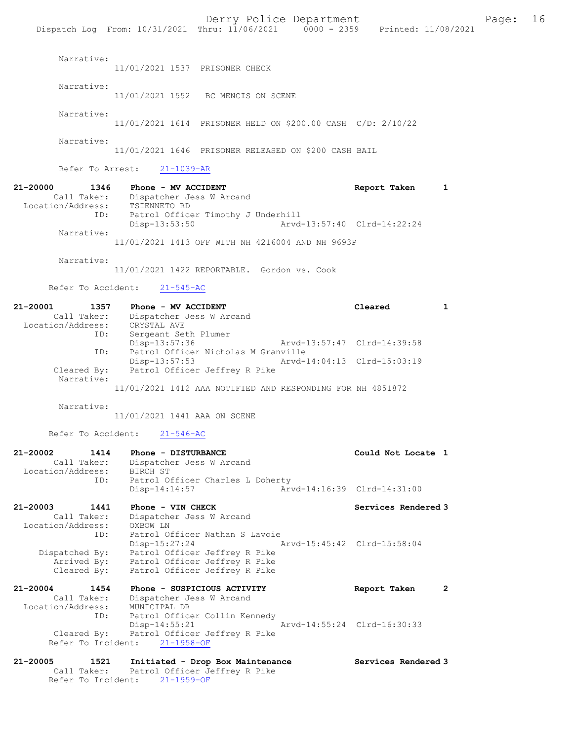Narrative:
11/01/2021 1537 PRISONER CHECK

Narrative:
11/01/2021 1552 BC MENCIS ON SCENE

Narrative:
11/01/2021 1614 PRISONER HELD ON $200.00 CASH C/D: 2/10/22

Narrative:
11/01/2021 1646 PRISONER RELEASED ON $200 CASH BAIL

Refer To Arrest: 21-1039-AR

**21-20000 1346 Phone - MV ACCIDENT** Report Taken 1
Call Taker: Dispatcher Jess W Arcand
Location/Address: TSIENNETO RD
ID: Patrol Officer Timothy J Underhill
Disp-13:53:50 Arvd-13:57:40 Clrd-14:22:24
Narrative:
11/01/2021 1413 OFF WITH NH 4216004 AND NH 9693P

Narrative:
11/01/2021 1422 REPORTABLE. Gordon vs. Cook

Refer To Accident: 21-545-AC

**21-20001 1357 Phone - MV ACCIDENT** Cleared 1
Call Taker: Dispatcher Jess W Arcand
Location/Address: CRYSTAL AVE
ID: Sergeant Seth Plumer
Disp-13:57:36 Arvd-13:57:47 Clrd-14:39:58
ID: Patrol Officer Nicholas M Granville
Disp-13:57:53 Arvd-14:04:13 Clrd-15:03:19
Cleared By: Patrol Officer Jeffrey R Pike
Narrative:
11/01/2021 1412 AAA NOTIFIED AND RESPONDING FOR NH 4851872

Narrative:
11/01/2021 1441 AAA ON SCENE

Refer To Accident: 21-546-AC

**21-20002 1414 Phone - DISTURBANCE** Could Not Locate 1
Call Taker: Dispatcher Jess W Arcand
Location/Address: BIRCH ST
ID: Patrol Officer Charles L Doherty
Disp-14:14:57 Arvd-14:16:39 Clrd-14:31:00

**21-20003 1441 Phone - VIN CHECK** Services Rendered 3
Call Taker: Dispatcher Jess W Arcand
Location/Address: OXBOW LN
ID: Patrol Officer Nathan S Lavoie
Disp-15:27:24 Arvd-15:45:42 Clrd-15:58:04
Dispatched By: Patrol Officer Jeffrey R Pike
Arrived By: Patrol Officer Jeffrey R Pike
Cleared By: Patrol Officer Jeffrey R Pike

**21-20004 1454 Phone - SUSPICIOUS ACTIVITY** Report Taken 2
Call Taker: Dispatcher Jess W Arcand
Location/Address: MUNICIPAL DR
ID: Patrol Officer Collin Kennedy
Disp-14:55:21 Arvd-14:55:24 Clrd-16:30:33
Cleared By: Patrol Officer Jeffrey R Pike
Refer To Incident: 21-1958-OF

**21-20005 1521 Initiated - Drop Box Maintenance** Services Rendered 3
Call Taker: Patrol Officer Jeffrey R Pike
Refer To Incident: 21-1959-OF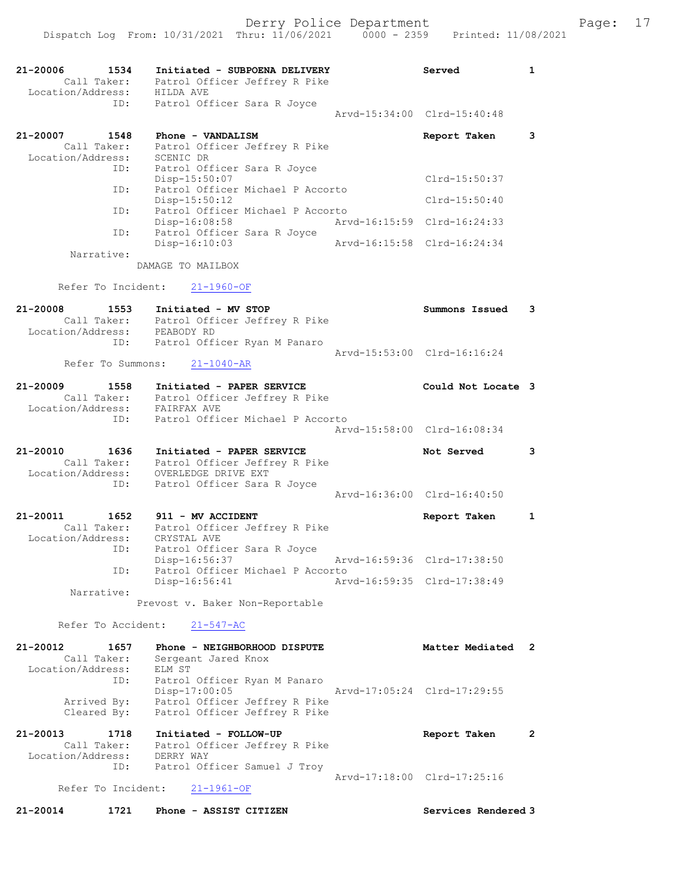```
21-20006        1534    Initiated - SUBPOENA DELIVERY                   Served          1
        Call Taker:     Patrol Officer Jeffrey R Pike
  Location/Address:     HILDA AVE
               ID:      Patrol Officer Sara R Joyce
                                                        Arvd-15:34:00  Clrd-15:40:48

21-20007        1548    Phone - VANDALISM                               Report Taken    3
        Call Taker:     Patrol Officer Jeffrey R Pike
  Location/Address:     SCENIC DR
               ID:      Patrol Officer Sara R Joyce
                        Disp-15:50:07                                  Clrd-15:50:37
               ID:      Patrol Officer Michael P Accorto
                        Disp-15:50:12                                  Clrd-15:50:40
               ID:      Patrol Officer Michael P Accorto
                        Disp-16:08:58                   Arvd-16:15:59  Clrd-16:24:33
               ID:      Patrol Officer Sara R Joyce
                        Disp-16:10:03                   Arvd-16:15:58  Clrd-16:24:34
         Narrative:
                      DAMAGE TO MAILBOX

       Refer To Incident:     21-1960-OF

21-20008        1553    Initiated - MV STOP                             Summons Issued    3
        Call Taker:     Patrol Officer Jeffrey R Pike
  Location/Address:     PEABODY RD
               ID:      Patrol Officer Ryan M Panaro
                                                        Arvd-15:53:00  Clrd-16:16:24
        Refer To Summons:     21-1040-AR

21-20009        1558    Initiated - PAPER SERVICE                       Could Not Locate 3
        Call Taker:     Patrol Officer Jeffrey R Pike
  Location/Address:     FAIRFAX AVE
               ID:      Patrol Officer Michael P Accorto
                                                        Arvd-15:58:00  Clrd-16:08:34

21-20010        1636    Initiated - PAPER SERVICE                       Not Served      3
        Call Taker:     Patrol Officer Jeffrey R Pike
  Location/Address:     OVERLEDGE DRIVE EXT
               ID:      Patrol Officer Sara R Joyce
                                                        Arvd-16:36:00  Clrd-16:40:50

21-20011        1652    911 - MV ACCIDENT                               Report Taken    1
        Call Taker:     Patrol Officer Jeffrey R Pike
  Location/Address:     CRYSTAL AVE
               ID:      Patrol Officer Sara R Joyce
                        Disp-16:56:37                   Arvd-16:59:36  Clrd-17:38:50
               ID:      Patrol Officer Michael P Accorto
                        Disp-16:56:41                   Arvd-16:59:35  Clrd-17:38:49
         Narrative:
                      Prevost v. Baker Non-Reportable

       Refer To Accident:     21-547-AC

21-20012        1657    Phone - NEIGHBORHOOD DISPUTE                    Matter Mediated  2
        Call Taker:     Sergeant Jared Knox
  Location/Address:     ELM ST
               ID:      Patrol Officer Ryan M Panaro
                        Disp-17:00:05                   Arvd-17:05:24  Clrd-17:29:55
       Arrived By:      Patrol Officer Jeffrey R Pike
       Cleared By:      Patrol Officer Jeffrey R Pike

21-20013        1718    Initiated - FOLLOW-UP                           Report Taken    2
        Call Taker:     Patrol Officer Jeffrey R Pike
  Location/Address:     DERRY WAY
               ID:      Patrol Officer Samuel J Troy
                                                        Arvd-17:18:00  Clrd-17:25:16
       Refer To Incident:     21-1961-OF

21-20014        1721    Phone - ASSIST CITIZEN                          Services Rendered 3
```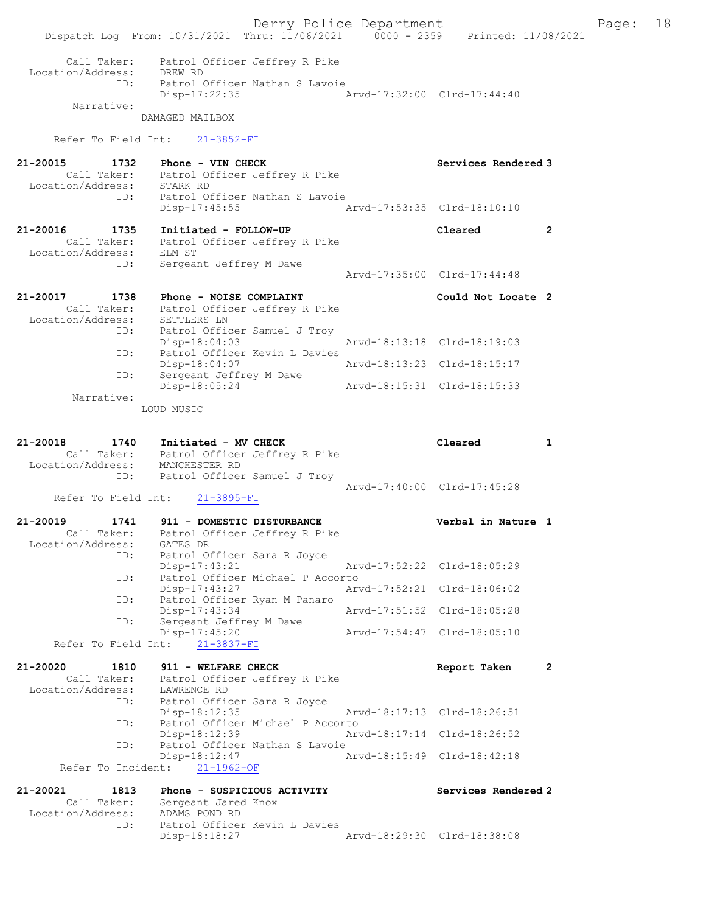Call Taker: Patrol Officer Jeffrey R Pike
Location/Address: DREW RD
ID: Patrol Officer Nathan S Lavoie
Disp-17:22:35 Arvd-17:32:00 Clrd-17:44:40
Narrative:
DAMAGED MAILBOX

Refer To Field Int: 21-3852-FI

**21-20015 1732 Phone - VIN CHECK** Services Rendered 3
Call Taker: Patrol Officer Jeffrey R Pike
Location/Address: STARK RD
ID: Patrol Officer Nathan S Lavoie
Disp-17:45:55 Arvd-17:53:35 Clrd-18:10:10

**21-20016 1735 Initiated - FOLLOW-UP** Cleared 2
Call Taker: Patrol Officer Jeffrey R Pike
Location/Address: ELM ST
ID: Sergeant Jeffrey M Dawe
Arvd-17:35:00 Clrd-17:44:48

**21-20017 1738 Phone - NOISE COMPLAINT** Could Not Locate 2
Call Taker: Patrol Officer Jeffrey R Pike
Location/Address: SETTLERS LN
ID: Patrol Officer Samuel J Troy
Disp-18:04:03 Arvd-18:13:18 Clrd-18:19:03
ID: Patrol Officer Kevin L Davies
Disp-18:04:07 Arvd-18:13:23 Clrd-18:15:17
ID: Sergeant Jeffrey M Dawe
Disp-18:05:24 Arvd-18:15:31 Clrd-18:15:33
Narrative:
LOUD MUSIC

**21-20018 1740 Initiated - MV CHECK** Cleared 1
Call Taker: Patrol Officer Jeffrey R Pike
Location/Address: MANCHESTER RD
ID: Patrol Officer Samuel J Troy
Arvd-17:40:00 Clrd-17:45:28
Refer To Field Int: 21-3895-FI

**21-20019 1741 911 - DOMESTIC DISTURBANCE** Verbal in Nature 1
Call Taker: Patrol Officer Jeffrey R Pike
Location/Address: GATES DR
ID: Patrol Officer Sara R Joyce
Disp-17:43:21 Arvd-17:52:22 Clrd-18:05:29
ID: Patrol Officer Michael P Accorto
Disp-17:43:27 Arvd-17:52:21 Clrd-18:06:02
ID: Patrol Officer Ryan M Panaro
Disp-17:43:34 Arvd-17:51:52 Clrd-18:05:28
ID: Sergeant Jeffrey M Dawe
Disp-17:45:20 Arvd-17:54:47 Clrd-18:05:10
Refer To Field Int: 21-3837-FI

**21-20020 1810 911 - WELFARE CHECK** Report Taken 2
Call Taker: Patrol Officer Jeffrey R Pike
Location/Address: LAWRENCE RD
ID: Patrol Officer Sara R Joyce
Disp-18:12:35 Arvd-18:17:13 Clrd-18:26:51
ID: Patrol Officer Michael P Accorto
Disp-18:12:39 Arvd-18:17:14 Clrd-18:26:52
ID: Patrol Officer Nathan S Lavoie
Disp-18:12:47 Arvd-18:15:49 Clrd-18:42:18
Refer To Incident: 21-1962-OF

**21-20021 1813 Phone - SUSPICIOUS ACTIVITY** Services Rendered 2
Call Taker: Sergeant Jared Knox
Location/Address: ADAMS POND RD
ID: Patrol Officer Kevin L Davies
Disp-18:18:27 Arvd-18:29:30 Clrd-18:38:08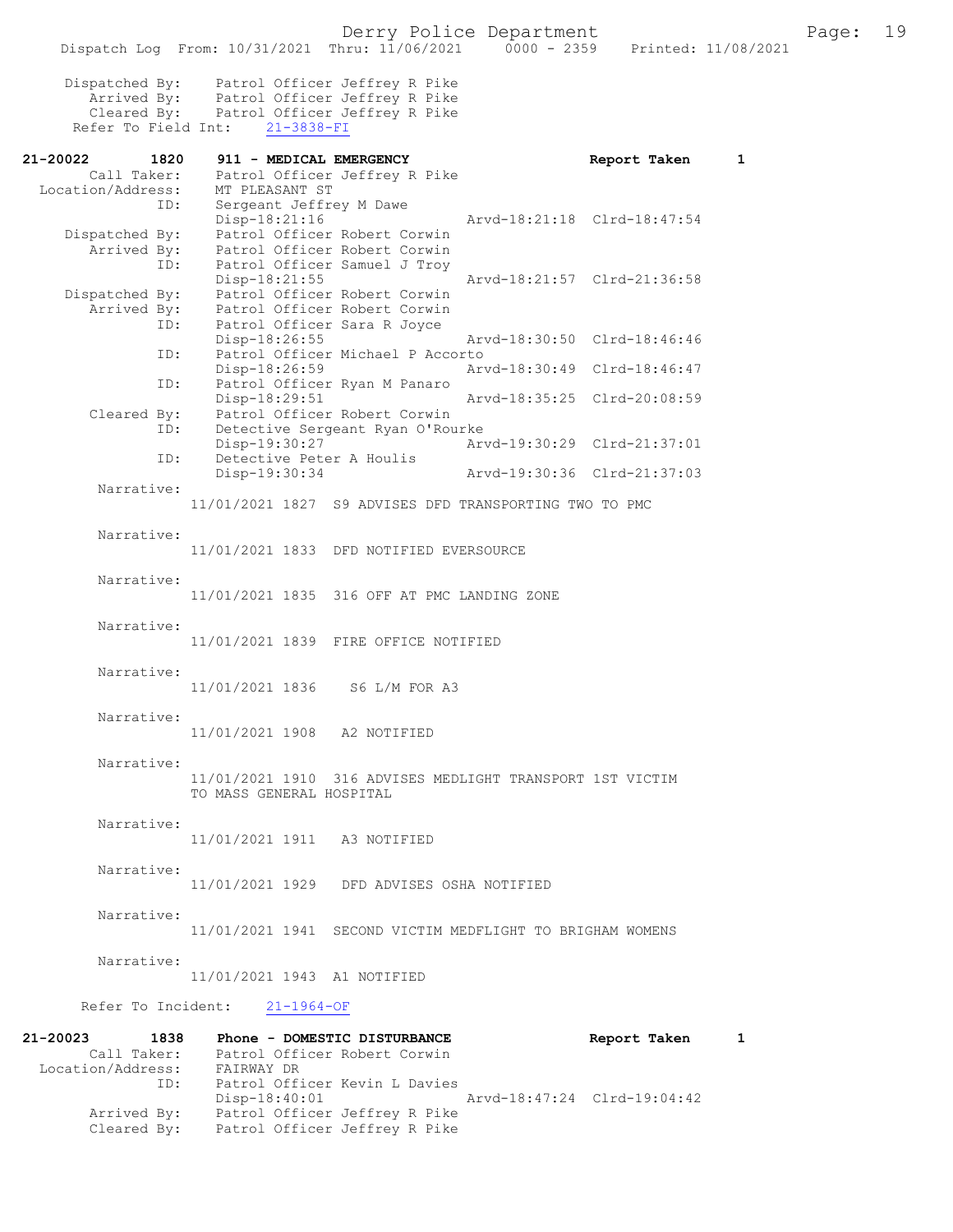Dispatched By: Patrol Officer Jeffrey R Pike
Arrived By: Patrol Officer Jeffrey R Pike
Cleared By: Patrol Officer Jeffrey R Pike
Refer To Field Int: 21-3838-FI

**21-20022 1820 911 - MEDICAL EMERGENCY Report Taken 1**

Call Taker: Patrol Officer Jeffrey R Pike
Location/Address: MT PLEASANT ST
ID: Sergeant Jeffrey M Dawe
Disp-18:21:16 Arvd-18:21:18 Clrd-18:47:54
Dispatched By: Patrol Officer Robert Corwin
Arrived By: Patrol Officer Robert Corwin
ID: Patrol Officer Samuel J Troy
Disp-18:21:55 Arvd-18:21:57 Clrd-21:36:58
Dispatched By: Patrol Officer Robert Corwin
Arrived By: Patrol Officer Robert Corwin
ID: Patrol Officer Sara R Joyce
Disp-18:26:55 Arvd-18:30:50 Clrd-18:46:46
ID: Patrol Officer Michael P Accorto
Disp-18:26:59 Arvd-18:30:49 Clrd-18:46:47
ID: Patrol Officer Ryan M Panaro
Disp-18:29:51 Arvd-18:35:25 Clrd-20:08:59
Cleared By: Patrol Officer Robert Corwin
ID: Detective Sergeant Ryan O'Rourke
Disp-19:30:27 Arvd-19:30:29 Clrd-21:37:01
ID: Detective Peter A Houlis
Disp-19:30:34 Arvd-19:30:36 Clrd-21:37:03

Narrative:
11/01/2021 1827 S9 ADVISES DFD TRANSPORTING TWO TO PMC

Narrative:
11/01/2021 1833 DFD NOTIFIED EVERSOURCE

Narrative:
11/01/2021 1835 316 OFF AT PMC LANDING ZONE

Narrative:
11/01/2021 1839 FIRE OFFICE NOTIFIED

Narrative:
11/01/2021 1836 S6 L/M FOR A3

Narrative:
11/01/2021 1908 A2 NOTIFIED

Narrative:
11/01/2021 1910 316 ADVISES MEDLIGHT TRANSPORT 1ST VICTIM TO MASS GENERAL HOSPITAL

Narrative:
11/01/2021 1911 A3 NOTIFIED

Narrative:
11/01/2021 1929 DFD ADVISES OSHA NOTIFIED

Narrative:
11/01/2021 1941 SECOND VICTIM MEDFLIGHT TO BRIGHAM WOMENS

Narrative:
11/01/2021 1943 A1 NOTIFIED

Refer To Incident: 21-1964-OF

**21-20023 1838 Phone - DOMESTIC DISTURBANCE Report Taken 1**

Call Taker: Patrol Officer Robert Corwin
Location/Address: FAIRWAY DR
ID: Patrol Officer Kevin L Davies
Disp-18:40:01 Arvd-18:47:24 Clrd-19:04:42
Arrived By: Patrol Officer Jeffrey R Pike
Cleared By: Patrol Officer Jeffrey R Pike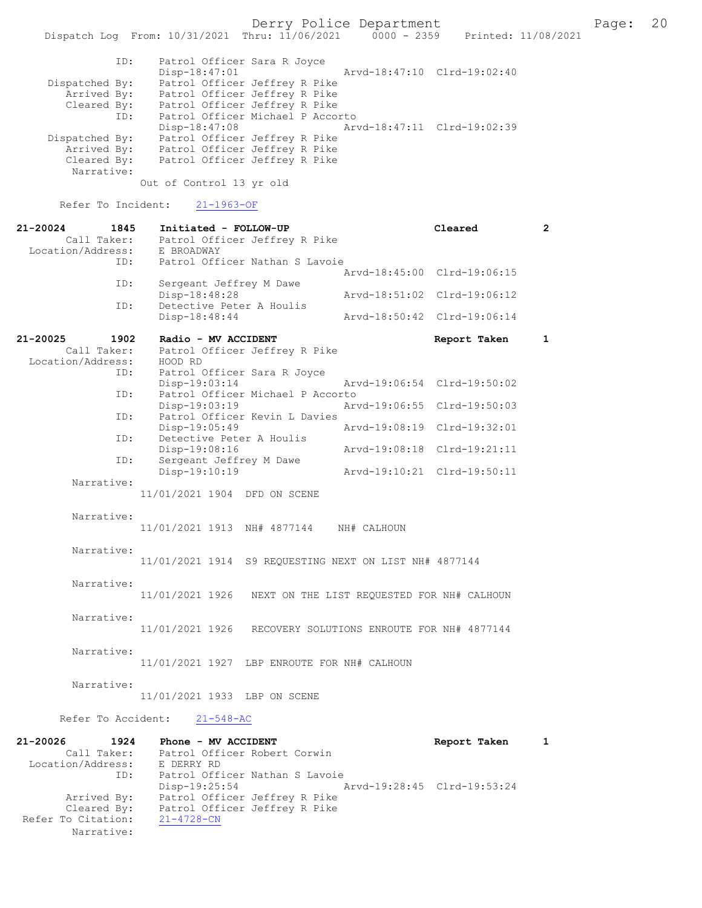```
            ID:     Patrol Officer Sara R Joyce
                    Disp-18:47:01                 Arvd-18:47:10  Clrd-19:02:40
 Dispatched By:     Patrol Officer Jeffrey R Pike
    Arrived By:     Patrol Officer Jeffrey R Pike
    Cleared By:     Patrol Officer Jeffrey R Pike
            ID:     Patrol Officer Michael P Accorto
                    Disp-18:47:08                 Arvd-18:47:11  Clrd-19:02:39
 Dispatched By:     Patrol Officer Jeffrey R Pike
    Arrived By:     Patrol Officer Jeffrey R Pike
    Cleared By:     Patrol Officer Jeffrey R Pike
     Narrative:
                  Out of Control 13 yr old

   Refer To Incident:   21-1963-OF

21-20024        1845    Initiated - FOLLOW-UP                        Cleared        2
       Call Taker:     Patrol Officer Jeffrey R Pike
 Location/Address:     E BROADWAY
              ID:     Patrol Officer Nathan S Lavoie
                                                  Arvd-18:45:00  Clrd-19:06:15
              ID:     Sergeant Jeffrey M Dawe
                      Disp-18:48:28               Arvd-18:51:02  Clrd-19:06:12
              ID:     Detective Peter A Houlis
                      Disp-18:48:44               Arvd-18:50:42  Clrd-19:06:14

21-20025        1902    Radio - MV ACCIDENT                          Report Taken   1
       Call Taker:     Patrol Officer Jeffrey R Pike
 Location/Address:     HOOD RD
              ID:     Patrol Officer Sara R Joyce
                      Disp-19:03:14               Arvd-19:06:54  Clrd-19:50:02
              ID:     Patrol Officer Michael P Accorto
                      Disp-19:03:19               Arvd-19:06:55  Clrd-19:50:03
              ID:     Patrol Officer Kevin L Davies
                      Disp-19:05:49               Arvd-19:08:19  Clrd-19:32:01
              ID:     Detective Peter A Houlis
                      Disp-19:08:16               Arvd-19:08:18  Clrd-19:21:11
              ID:     Sergeant Jeffrey M Dawe
                      Disp-19:10:19               Arvd-19:10:21  Clrd-19:50:11
       Narrative:
                  11/01/2021 1904  DFD ON SCENE

       Narrative:
                  11/01/2021 1913  NH# 4877144    NH# CALHOUN

       Narrative:
                  11/01/2021 1914  S9 REQUESTING NEXT ON LIST NH# 4877144

       Narrative:
                  11/01/2021 1926   NEXT ON THE LIST REQUESTED FOR NH# CALHOUN

       Narrative:
                  11/01/2021 1926   RECOVERY SOLUTIONS ENROUTE FOR NH# 4877144

       Narrative:
                  11/01/2021 1927  LBP ENROUTE FOR NH# CALHOUN

       Narrative:
                  11/01/2021 1933  LBP ON SCENE

   Refer To Accident:   21-548-AC

21-20026        1924    Phone - MV ACCIDENT                          Report Taken   1
       Call Taker:     Patrol Officer Robert Corwin
 Location/Address:     E DERRY RD
              ID:     Patrol Officer Nathan S Lavoie
                      Disp-19:25:54               Arvd-19:28:45  Clrd-19:53:24
      Arrived By:     Patrol Officer Jeffrey R Pike
      Cleared By:     Patrol Officer Jeffrey R Pike
Refer To Citation:    21-4728-CN
       Narrative:
```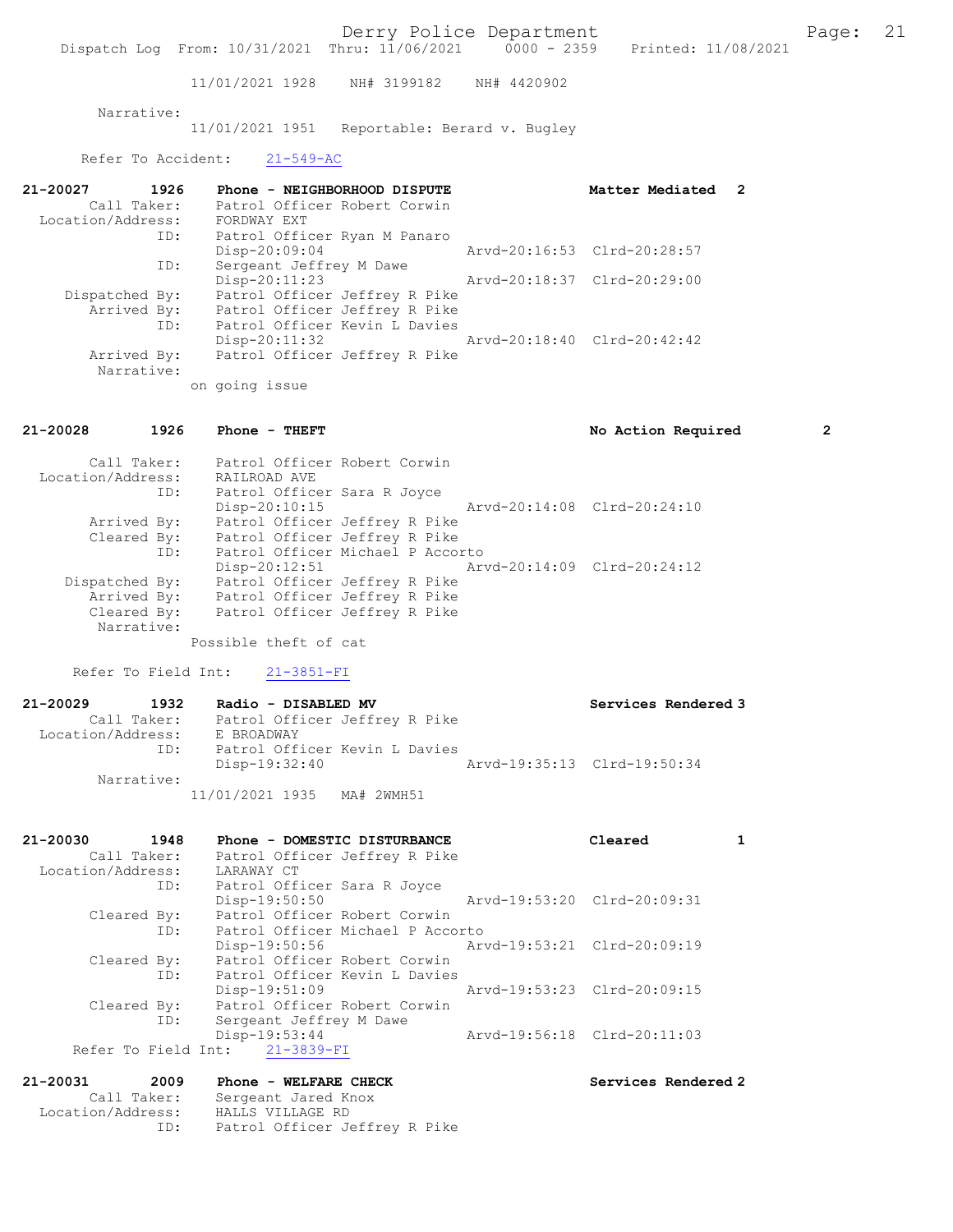11/01/2021 1928 NH# 3199182 NH# 4420902

Narrative:
11/01/2021 1951 Reportable: Berard v. Bugley

Refer To Accident: 21-549-AC

**21-20027 1926 Phone - NEIGHBORHOOD DISPUTE** Matter Mediated 2

Call Taker: Patrol Officer Robert Corwin
Location/Address: FORDWAY EXT
ID: Patrol Officer Ryan M Panaro
Disp-20:09:04 Arvd-20:16:53 Clrd-20:28:57
ID: Sergeant Jeffrey M Dawe
Disp-20:11:23 Arvd-20:18:37 Clrd-20:29:00
Dispatched By: Patrol Officer Jeffrey R Pike
Arrived By: Patrol Officer Jeffrey R Pike
ID: Patrol Officer Kevin L Davies
Disp-20:11:32 Arvd-20:18:40 Clrd-20:42:42
Arrived By: Patrol Officer Jeffrey R Pike
Narrative:
on going issue

**21-20028 1926 Phone - THEFT** No Action Required 2

Call Taker: Patrol Officer Robert Corwin
Location/Address: RAILROAD AVE
ID: Patrol Officer Sara R Joyce
Disp-20:10:15 Arvd-20:14:08 Clrd-20:24:10
Arrived By: Patrol Officer Jeffrey R Pike
Cleared By: Patrol Officer Jeffrey R Pike
ID: Patrol Officer Michael P Accorto
Disp-20:12:51 Arvd-20:14:09 Clrd-20:24:12
Dispatched By: Patrol Officer Jeffrey R Pike
Arrived By: Patrol Officer Jeffrey R Pike
Cleared By: Patrol Officer Jeffrey R Pike
Narrative:
Possible theft of cat

Refer To Field Int: 21-3851-FI

**21-20029 1932 Radio - DISABLED MV** Services Rendered 3

Call Taker: Patrol Officer Jeffrey R Pike
Location/Address: E BROADWAY
ID: Patrol Officer Kevin L Davies
Disp-19:32:40 Arvd-19:35:13 Clrd-19:50:34
Narrative:
11/01/2021 1935 MA# 2WMH51

**21-20030 1948 Phone - DOMESTIC DISTURBANCE** Cleared 1

Call Taker: Patrol Officer Jeffrey R Pike
Location/Address: LARAWAY CT
ID: Patrol Officer Sara R Joyce
Disp-19:50:50 Arvd-19:53:20 Clrd-20:09:31
Cleared By: Patrol Officer Robert Corwin
ID: Patrol Officer Michael P Accorto
Disp-19:50:56 Arvd-19:53:21 Clrd-20:09:19
Cleared By: Patrol Officer Robert Corwin
ID: Patrol Officer Kevin L Davies
Disp-19:51:09 Arvd-19:53:23 Clrd-20:09:15
Cleared By: Patrol Officer Robert Corwin
ID: Sergeant Jeffrey M Dawe
Disp-19:53:44 Arvd-19:56:18 Clrd-20:11:03
Refer To Field Int: 21-3839-FI

**21-20031 2009 Phone - WELFARE CHECK** Services Rendered 2

Call Taker: Sergeant Jared Knox
Location/Address: HALLS VILLAGE RD
ID: Patrol Officer Jeffrey R Pike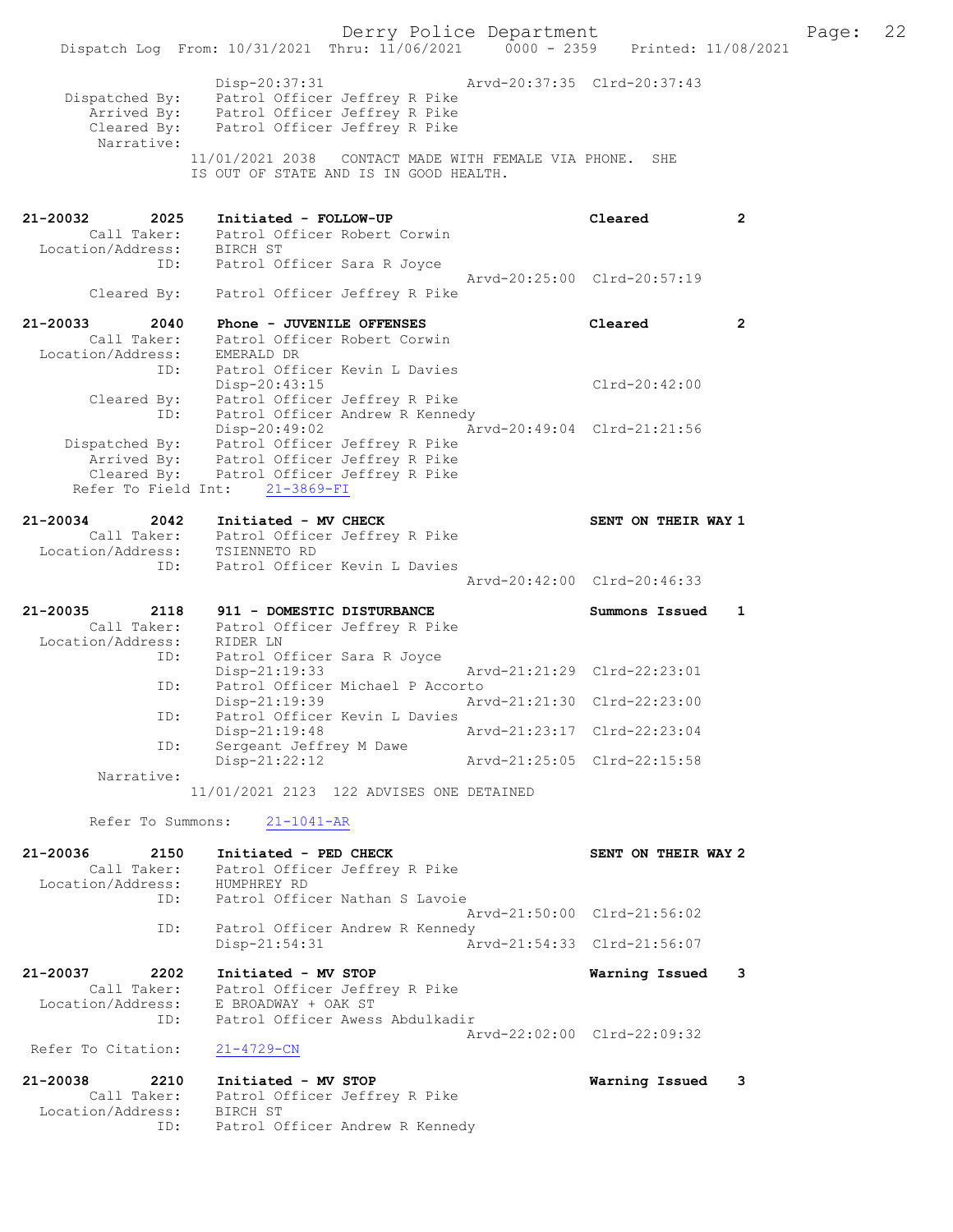```
              Disp-20:37:31                    Arvd-20:37:35  Clrd-20:37:43
  Dispatched By:    Patrol Officer Jeffrey R Pike
     Arrived By:    Patrol Officer Jeffrey R Pike
     Cleared By:    Patrol Officer Jeffrey R Pike
      Narrative:
              11/01/2021 2038   CONTACT MADE WITH FEMALE VIA PHONE.  SHE
              IS OUT OF STATE AND IS IN GOOD HEALTH.

21-20032        2025    Initiated - FOLLOW-UP                      Cleared          2
        Call Taker:     Patrol Officer Robert Corwin
  Location/Address:     BIRCH ST
                ID:     Patrol Officer Sara R Joyce
                                               Arvd-20:25:00  Clrd-20:57:19
       Cleared By:      Patrol Officer Jeffrey R Pike

21-20033        2040    Phone - JUVENILE OFFENSES                  Cleared          2
        Call Taker:     Patrol Officer Robert Corwin
  Location/Address:     EMERALD DR
                ID:     Patrol Officer Kevin L Davies
                        Disp-20:43:15                           Clrd-20:42:00
       Cleared By:      Patrol Officer Jeffrey R Pike
                ID:     Patrol Officer Andrew R Kennedy
                        Disp-20:49:02          Arvd-20:49:04  Clrd-21:21:56
    Dispatched By:      Patrol Officer Jeffrey R Pike
       Arrived By:      Patrol Officer Jeffrey R Pike
       Cleared By:      Patrol Officer Jeffrey R Pike
   Refer To Field Int:     21-3869-FI

21-20034        2042    Initiated - MV CHECK                       SENT ON THEIR WAY 1
        Call Taker:     Patrol Officer Jeffrey R Pike
  Location/Address:     TSIENNETO RD
                ID:     Patrol Officer Kevin L Davies
                                               Arvd-20:42:00  Clrd-20:46:33

21-20035        2118    911 - DOMESTIC DISTURBANCE                 Summons Issued   1
        Call Taker:     Patrol Officer Jeffrey R Pike
  Location/Address:     RIDER LN
                ID:     Patrol Officer Sara R Joyce
                        Disp-21:19:33          Arvd-21:21:29  Clrd-22:23:01
                ID:     Patrol Officer Michael P Accorto
                        Disp-21:19:39          Arvd-21:21:30  Clrd-22:23:00
                ID:     Patrol Officer Kevin L Davies
                        Disp-21:19:48          Arvd-21:23:17  Clrd-22:23:04
                ID:     Sergeant Jeffrey M Dawe
                        Disp-21:22:12          Arvd-21:25:05  Clrd-22:15:58
         Narrative:
              11/01/2021 2123  122 ADVISES ONE DETAINED

       Refer To Summons:    21-1041-AR

21-20036        2150    Initiated - PED CHECK                      SENT ON THEIR WAY 2
        Call Taker:     Patrol Officer Jeffrey R Pike
  Location/Address:     HUMPHREY RD
                ID:     Patrol Officer Nathan S Lavoie
                                               Arvd-21:50:00  Clrd-21:56:02
                ID:     Patrol Officer Andrew R Kennedy
                        Disp-21:54:31          Arvd-21:54:33  Clrd-21:56:07

21-20037        2202    Initiated - MV STOP                        Warning Issued   3
        Call Taker:     Patrol Officer Jeffrey R Pike
  Location/Address:     E BROADWAY + OAK ST
                ID:     Patrol Officer Awess Abdulkadir
                                               Arvd-22:02:00  Clrd-22:09:32
 Refer To Citation:     21-4729-CN

21-20038        2210    Initiated - MV STOP                        Warning Issued   3
        Call Taker:     Patrol Officer Jeffrey R Pike
  Location/Address:     BIRCH ST
                ID:     Patrol Officer Andrew R Kennedy
```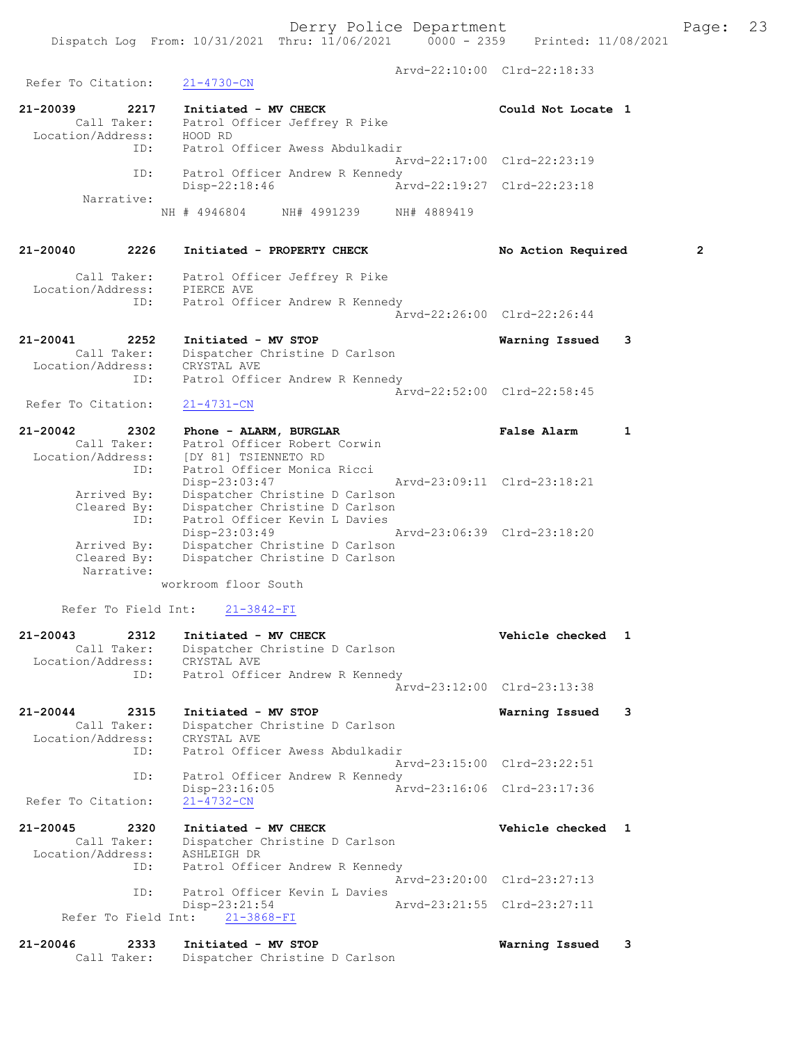Arvd-22:10:00 Clrd-22:18:33
Refer To Citation: 21-4730-CN

21-20039 2217 Initiated - MV CHECK Could Not Locate 1
Call Taker: Patrol Officer Jeffrey R Pike
Location/Address: HOOD RD
ID: Patrol Officer Awess Abdulkadir
Arvd-22:17:00 Clrd-22:23:19
ID: Patrol Officer Andrew R Kennedy
Disp-22:18:46 Arvd-22:19:27 Clrd-22:23:18
Narrative:
NH # 4946804 NH# 4991239 NH# 4889419

21-20040 2226 Initiated - PROPERTY CHECK No Action Required 2
Call Taker: Patrol Officer Jeffrey R Pike
Location/Address: PIERCE AVE
ID: Patrol Officer Andrew R Kennedy
Arvd-22:26:00 Clrd-22:26:44

21-20041 2252 Initiated - MV STOP Warning Issued 3
Call Taker: Dispatcher Christine D Carlson
Location/Address: CRYSTAL AVE
ID: Patrol Officer Andrew R Kennedy
Arvd-22:52:00 Clrd-22:58:45
Refer To Citation: 21-4731-CN

21-20042 2302 Phone - ALARM, BURGLAR False Alarm 1
Call Taker: Patrol Officer Robert Corwin
Location/Address: [DY 81] TSIENNETO RD
ID: Patrol Officer Monica Ricci
Disp-23:03:47 Arvd-23:09:11 Clrd-23:18:21
Arrived By: Dispatcher Christine D Carlson
Cleared By: Dispatcher Christine D Carlson
ID: Patrol Officer Kevin L Davies
Disp-23:03:49 Arvd-23:06:39 Clrd-23:18:20
Arrived By: Dispatcher Christine D Carlson
Cleared By: Dispatcher Christine D Carlson
Narrative:
workroom floor South

Refer To Field Int: 21-3842-FI

21-20043 2312 Initiated - MV CHECK Vehicle checked 1
Call Taker: Dispatcher Christine D Carlson
Location/Address: CRYSTAL AVE
ID: Patrol Officer Andrew R Kennedy
Arvd-23:12:00 Clrd-23:13:38

21-20044 2315 Initiated - MV STOP Warning Issued 3
Call Taker: Dispatcher Christine D Carlson
Location/Address: CRYSTAL AVE
ID: Patrol Officer Awess Abdulkadir
Arvd-23:15:00 Clrd-23:22:51
ID: Patrol Officer Andrew R Kennedy
Disp-23:16:05 Arvd-23:16:06 Clrd-23:17:36
Refer To Citation: 21-4732-CN

21-20045 2320 Initiated - MV CHECK Vehicle checked 1
Call Taker: Dispatcher Christine D Carlson
Location/Address: ASHLEIGH DR
ID: Patrol Officer Andrew R Kennedy
Arvd-23:20:00 Clrd-23:27:13
ID: Patrol Officer Kevin L Davies
Disp-23:21:54 Arvd-23:21:55 Clrd-23:27:11
Refer To Field Int: 21-3868-FI

21-20046 2333 Initiated - MV STOP Warning Issued 3
Call Taker: Dispatcher Christine D Carlson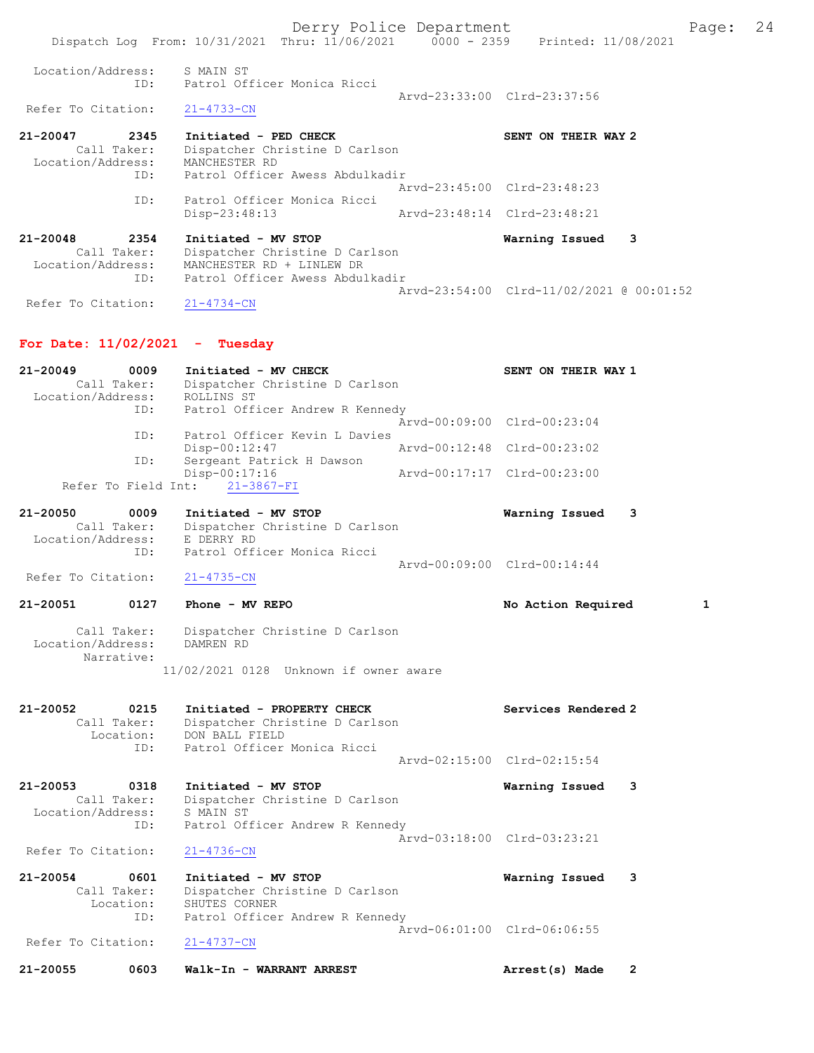Location/Address: S MAIN ST
ID: Patrol Officer Monica Ricci
Arvd-23:33:00 Clrd-23:37:56
Refer To Citation: 21-4733-CN

**21-20047 2345 Initiated - PED CHECK** — **SENT ON THEIR WAY 2**
Call Taker: Dispatcher Christine D Carlson
Location/Address: MANCHESTER RD
ID: Patrol Officer Awess Abdulkadir
Arvd-23:45:00 Clrd-23:48:23
ID: Patrol Officer Monica Ricci
Disp-23:48:13 Arvd-23:48:14 Clrd-23:48:21

**21-20048 2354 Initiated - MV STOP** — **Warning Issued 3**
Call Taker: Dispatcher Christine D Carlson
Location/Address: MANCHESTER RD + LINLEW DR
ID: Patrol Officer Awess Abdulkadir
Arvd-23:54:00 Clrd-11/02/2021 @ 00:01:52
Refer To Citation: 21-4734-CN

## For Date: 11/02/2021 - Tuesday

**21-20049 0009 Initiated - MV CHECK** — **SENT ON THEIR WAY 1**
Call Taker: Dispatcher Christine D Carlson
Location/Address: ROLLINS ST
ID: Patrol Officer Andrew R Kennedy
Arvd-00:09:00 Clrd-00:23:04
ID: Patrol Officer Kevin L Davies
Disp-00:12:47 Arvd-00:12:48 Clrd-00:23:02
ID: Sergeant Patrick H Dawson
Disp-00:17:16 Arvd-00:17:17 Clrd-00:23:00
Refer To Field Int: 21-3867-FI

**21-20050 0009 Initiated - MV STOP** — **Warning Issued 3**
Call Taker: Dispatcher Christine D Carlson
Location/Address: E DERRY RD
ID: Patrol Officer Monica Ricci
Arvd-00:09:00 Clrd-00:14:44
Refer To Citation: 21-4735-CN

**21-20051 0127 Phone - MV REPO** — **No Action Required 1**
Call Taker: Dispatcher Christine D Carlson
Location/Address: DAMREN RD
Narrative:
11/02/2021 0128 Unknown if owner aware

**21-20052 0215 Initiated - PROPERTY CHECK** — **Services Rendered 2**
Call Taker: Dispatcher Christine D Carlson
Location: DON BALL FIELD
ID: Patrol Officer Monica Ricci
Arvd-02:15:00 Clrd-02:15:54

**21-20053 0318 Initiated - MV STOP** — **Warning Issued 3**
Call Taker: Dispatcher Christine D Carlson
Location/Address: S MAIN ST
ID: Patrol Officer Andrew R Kennedy
Arvd-03:18:00 Clrd-03:23:21
Refer To Citation: 21-4736-CN

**21-20054 0601 Initiated - MV STOP** — **Warning Issued 3**
Call Taker: Dispatcher Christine D Carlson
Location: SHUTES CORNER
ID: Patrol Officer Andrew R Kennedy
Arvd-06:01:00 Clrd-06:06:55
Refer To Citation: 21-4737-CN

**21-20055 0603 Walk-In - WARRANT ARREST** — **Arrest(s) Made 2**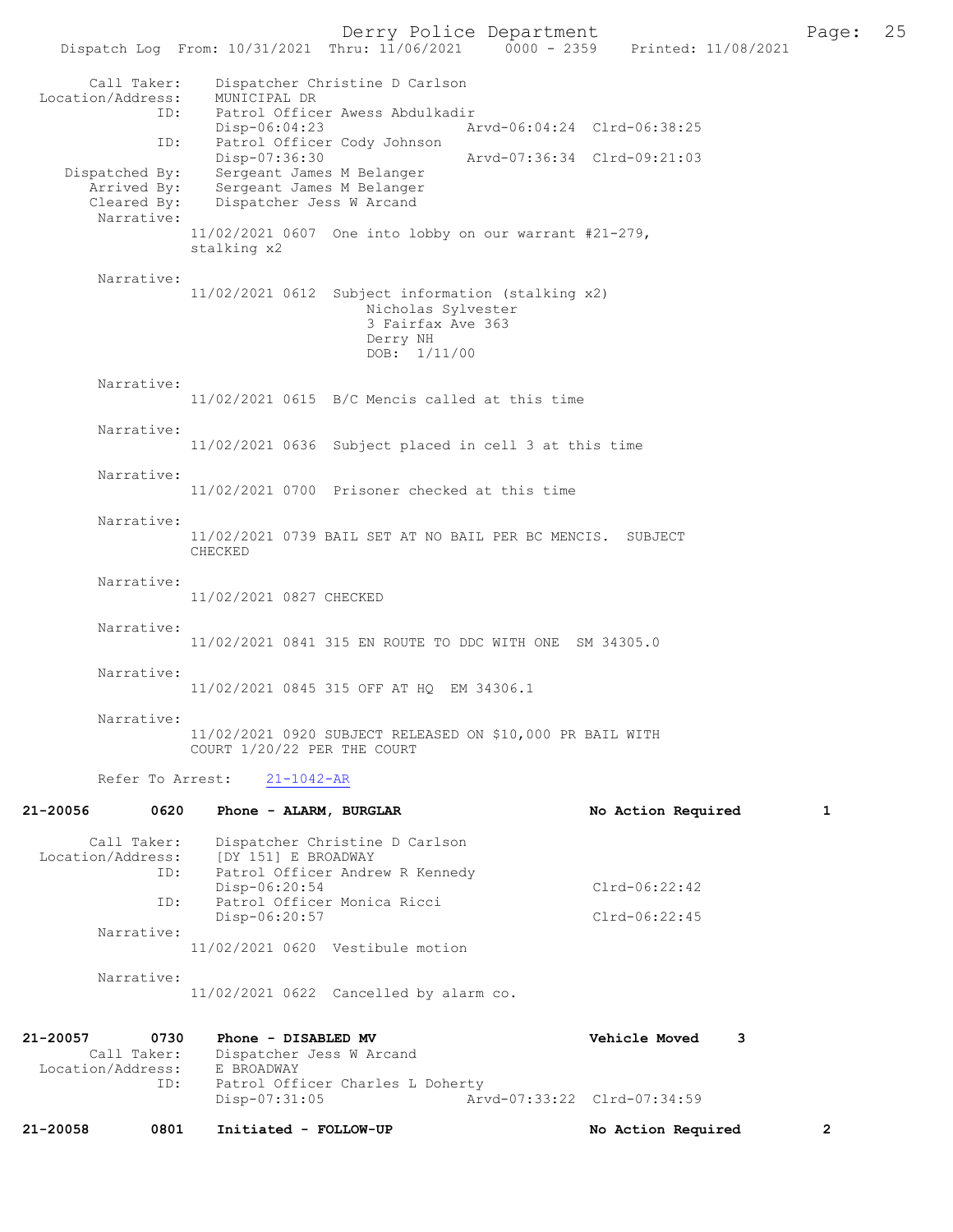Call Taker: Dispatcher Christine D Carlson
Location/Address: MUNICIPAL DR
ID: Patrol Officer Awess Abdulkadir
Disp-06:04:23 Arvd-06:04:24 Clrd-06:38:25
ID: Patrol Officer Cody Johnson
Disp-07:36:30 Arvd-07:36:34 Clrd-09:21:03
Dispatched By: Sergeant James M Belanger
Arrived By: Sergeant James M Belanger
Cleared By: Dispatcher Jess W Arcand

Narrative:
11/02/2021 0607 One into lobby on our warrant #21-279, stalking x2

Narrative:
11/02/2021 0612 Subject information (stalking x2)
Nicholas Sylvester
3 Fairfax Ave 363
Derry NH
DOB: 1/11/00

Narrative:
11/02/2021 0615 B/C Mencis called at this time

Narrative:
11/02/2021 0636 Subject placed in cell 3 at this time

Narrative:
11/02/2021 0700 Prisoner checked at this time

Narrative:
11/02/2021 0739 BAIL SET AT NO BAIL PER BC MENCIS. SUBJECT CHECKED

Narrative:
11/02/2021 0827 CHECKED

Narrative:
11/02/2021 0841 315 EN ROUTE TO DDC WITH ONE SM 34305.0

Narrative:
11/02/2021 0845 315 OFF AT HQ EM 34306.1

Narrative:
11/02/2021 0920 SUBJECT RELEASED ON $10,000 PR BAIL WITH COURT 1/20/22 PER THE COURT

Refer To Arrest: 21-1042-AR

**21-20056 0620 Phone - ALARM, BURGLAR — No Action Required 1**

Call Taker: Dispatcher Christine D Carlson
Location/Address: [DY 151] E BROADWAY
ID: Patrol Officer Andrew R Kennedy
Disp-06:20:54 Clrd-06:22:42
ID: Patrol Officer Monica Ricci
Disp-06:20:57 Clrd-06:22:45

Narrative:
11/02/2021 0620 Vestibule motion

Narrative:
11/02/2021 0622 Cancelled by alarm co.

**21-20057 0730 Phone - DISABLED MV — Vehicle Moved 3**

Call Taker: Dispatcher Jess W Arcand
Location/Address: E BROADWAY
ID: Patrol Officer Charles L Doherty
Disp-07:31:05 Arvd-07:33:22 Clrd-07:34:59

**21-20058 0801 Initiated - FOLLOW-UP — No Action Required 2**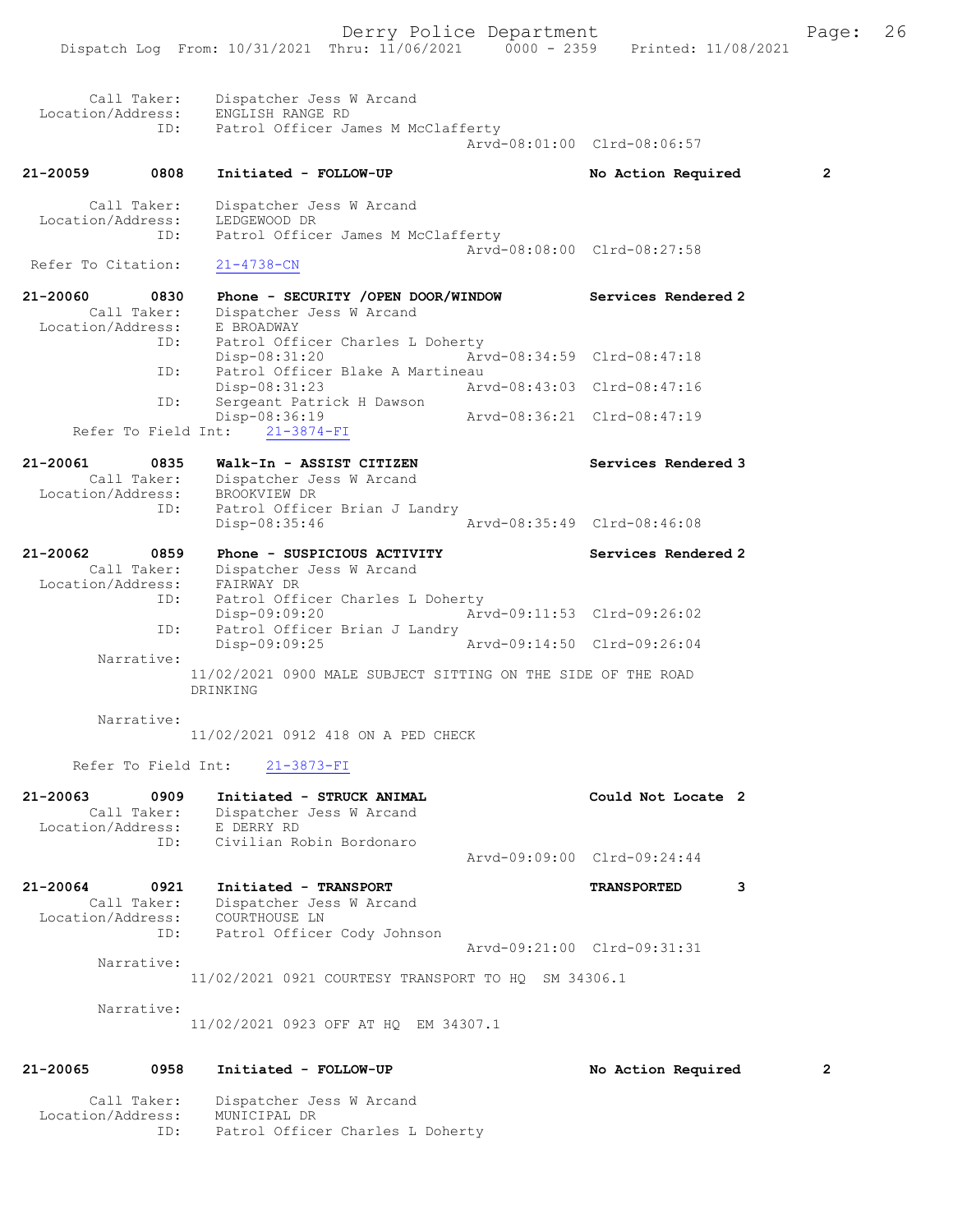```
        Call Taker:    Dispatcher Jess W Arcand
  Location/Address:    ENGLISH RANGE RD
                ID:    Patrol Officer James M McClafferty
                                             Arvd-08:01:00  Clrd-08:06:57

21-20059        0808    Initiated - FOLLOW-UP                        No Action Required          2

        Call Taker:    Dispatcher Jess W Arcand
  Location/Address:    LEDGEWOOD DR
                ID:    Patrol Officer James M McClafferty
                                             Arvd-08:08:00  Clrd-08:27:58
  Refer To Citation:    21-4738-CN

21-20060        0830    Phone - SECURITY /OPEN DOOR/WINDOW           Services Rendered 2
        Call Taker:    Dispatcher Jess W Arcand
  Location/Address:    E BROADWAY
                ID:    Patrol Officer Charles L Doherty
                       Disp-08:31:20         Arvd-08:34:59  Clrd-08:47:18
                ID:    Patrol Officer Blake A Martineau
                       Disp-08:31:23         Arvd-08:43:03  Clrd-08:47:16
                ID:    Sergeant Patrick H Dawson
                       Disp-08:36:19         Arvd-08:36:21  Clrd-08:47:19
      Refer To Field Int:    21-3874-FI

21-20061        0835    Walk-In - ASSIST CITIZEN                     Services Rendered 3
        Call Taker:    Dispatcher Jess W Arcand
  Location/Address:    BROOKVIEW DR
                ID:    Patrol Officer Brian J Landry
                       Disp-08:35:46         Arvd-08:35:49  Clrd-08:46:08

21-20062        0859    Phone - SUSPICIOUS ACTIVITY                  Services Rendered 2
        Call Taker:    Dispatcher Jess W Arcand
  Location/Address:    FAIRWAY DR
                ID:    Patrol Officer Charles L Doherty
                       Disp-09:09:20         Arvd-09:11:53  Clrd-09:26:02
                ID:    Patrol Officer Brian J Landry
                       Disp-09:09:25         Arvd-09:14:50  Clrd-09:26:04
         Narrative:
                     11/02/2021 0900 MALE SUBJECT SITTING ON THE SIDE OF THE ROAD
                     DRINKING

         Narrative:
                     11/02/2021 0912 418 ON A PED CHECK

      Refer To Field Int:    21-3873-FI

21-20063        0909    Initiated - STRUCK ANIMAL                    Could Not Locate  2
        Call Taker:    Dispatcher Jess W Arcand
  Location/Address:    E DERRY RD
                ID:    Civilian Robin Bordonaro
                                             Arvd-09:09:00  Clrd-09:24:44

21-20064        0921    Initiated - TRANSPORT                        TRANSPORTED         3
        Call Taker:    Dispatcher Jess W Arcand
  Location/Address:    COURTHOUSE LN
                ID:    Patrol Officer Cody Johnson
                                             Arvd-09:21:00  Clrd-09:31:31
         Narrative:
                     11/02/2021 0921 COURTESY TRANSPORT TO HQ  SM 34306.1

         Narrative:
                     11/02/2021 0923 OFF AT HQ  EM 34307.1

21-20065        0958    Initiated - FOLLOW-UP                        No Action Required          2

        Call Taker:    Dispatcher Jess W Arcand
  Location/Address:    MUNICIPAL DR
                ID:    Patrol Officer Charles L Doherty
```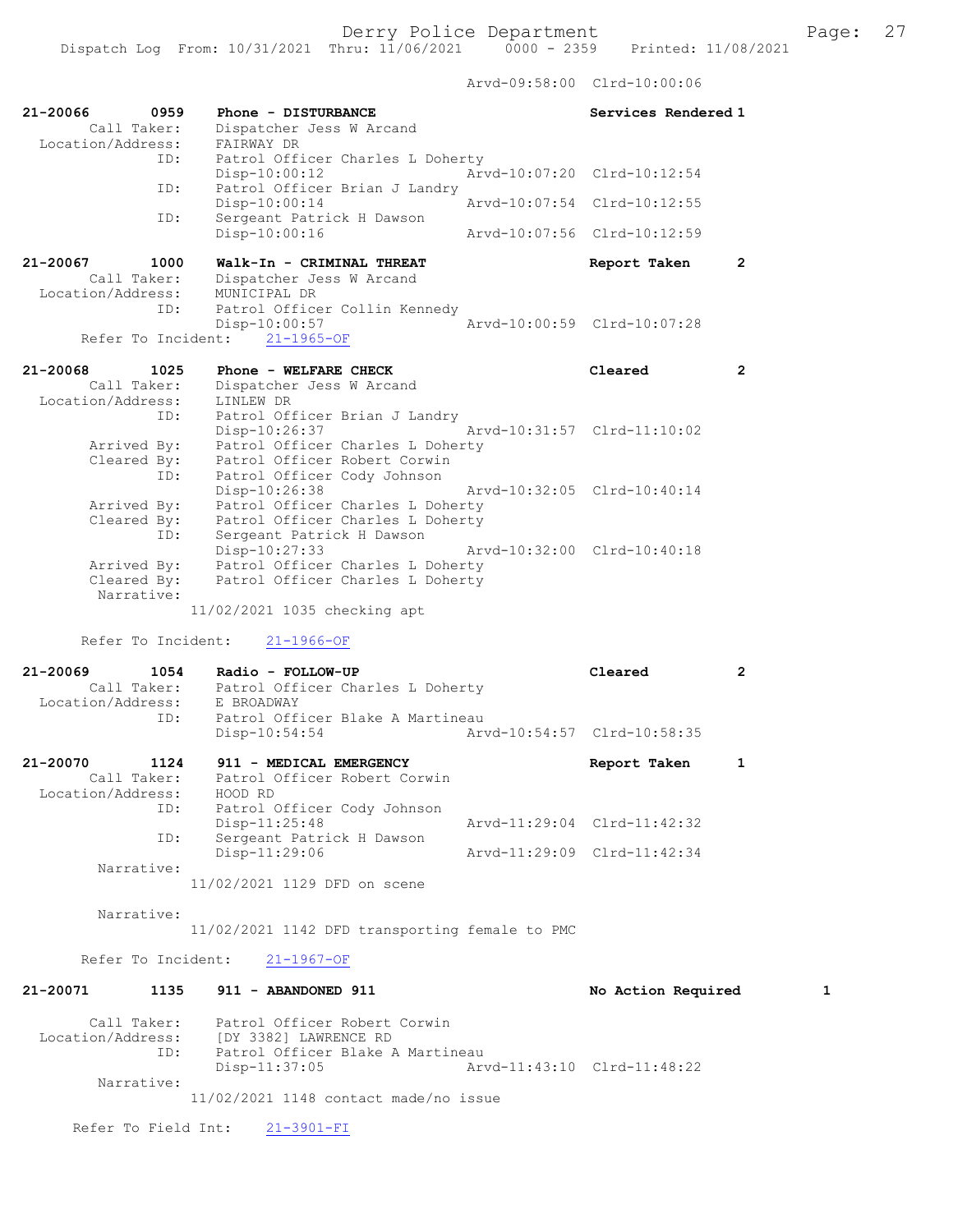Arvd-09:58:00 Clrd-10:00:06

```
21-20066        0959    Phone - DISTURBANCE                    Services Rendered 1
        Call Taker:     Dispatcher Jess W Arcand
  Location/Address:     FAIRWAY DR
                ID:     Patrol Officer Charles L Doherty
                        Disp-10:00:12              Arvd-10:07:20  Clrd-10:12:54
                ID:     Patrol Officer Brian J Landry
                        Disp-10:00:14              Arvd-10:07:54  Clrd-10:12:55
                ID:     Sergeant Patrick H Dawson
                        Disp-10:00:16              Arvd-10:07:56  Clrd-10:12:59

21-20067        1000    Walk-In - CRIMINAL THREAT              Report Taken      2
        Call Taker:     Dispatcher Jess W Arcand
  Location/Address:     MUNICIPAL DR
                ID:     Patrol Officer Collin Kennedy
                        Disp-10:00:57              Arvd-10:00:59  Clrd-10:07:28
      Refer To Incident:    21-1965-OF

21-20068        1025    Phone - WELFARE CHECK                  Cleared           2
        Call Taker:     Dispatcher Jess W Arcand
  Location/Address:     LINLEW DR
                ID:     Patrol Officer Brian J Landry
                        Disp-10:26:37              Arvd-10:31:57  Clrd-11:10:02
       Arrived By:      Patrol Officer Charles L Doherty
       Cleared By:      Patrol Officer Robert Corwin
                ID:     Patrol Officer Cody Johnson
                        Disp-10:26:38              Arvd-10:32:05  Clrd-10:40:14
       Arrived By:      Patrol Officer Charles L Doherty
       Cleared By:      Patrol Officer Charles L Doherty
                ID:     Sergeant Patrick H Dawson
                        Disp-10:27:33              Arvd-10:32:00  Clrd-10:40:18
       Arrived By:      Patrol Officer Charles L Doherty
       Cleared By:      Patrol Officer Charles L Doherty
        Narrative:
                    11/02/2021 1035 checking apt

      Refer To Incident:    21-1966-OF

21-20069        1054    Radio - FOLLOW-UP                      Cleared           2
        Call Taker:     Patrol Officer Charles L Doherty
  Location/Address:     E BROADWAY
                ID:     Patrol Officer Blake A Martineau
                        Disp-10:54:54              Arvd-10:54:57  Clrd-10:58:35

21-20070        1124    911 - MEDICAL EMERGENCY                Report Taken      1
        Call Taker:     Patrol Officer Robert Corwin
  Location/Address:     HOOD RD
                ID:     Patrol Officer Cody Johnson
                        Disp-11:25:48              Arvd-11:29:04  Clrd-11:42:32
                ID:     Sergeant Patrick H Dawson
                        Disp-11:29:06              Arvd-11:29:09  Clrd-11:42:34
        Narrative:
                    11/02/2021 1129 DFD on scene

        Narrative:
                    11/02/2021 1142 DFD transporting female to PMC

      Refer To Incident:    21-1967-OF

21-20071        1135    911 - ABANDONED 911                    No Action Required        1

        Call Taker:     Patrol Officer Robert Corwin
  Location/Address:     [DY 3382] LAWRENCE RD
                ID:     Patrol Officer Blake A Martineau
                        Disp-11:37:05              Arvd-11:43:10  Clrd-11:48:22
        Narrative:
                    11/02/2021 1148 contact made/no issue

    Refer To Field Int:     21-3901-FI
```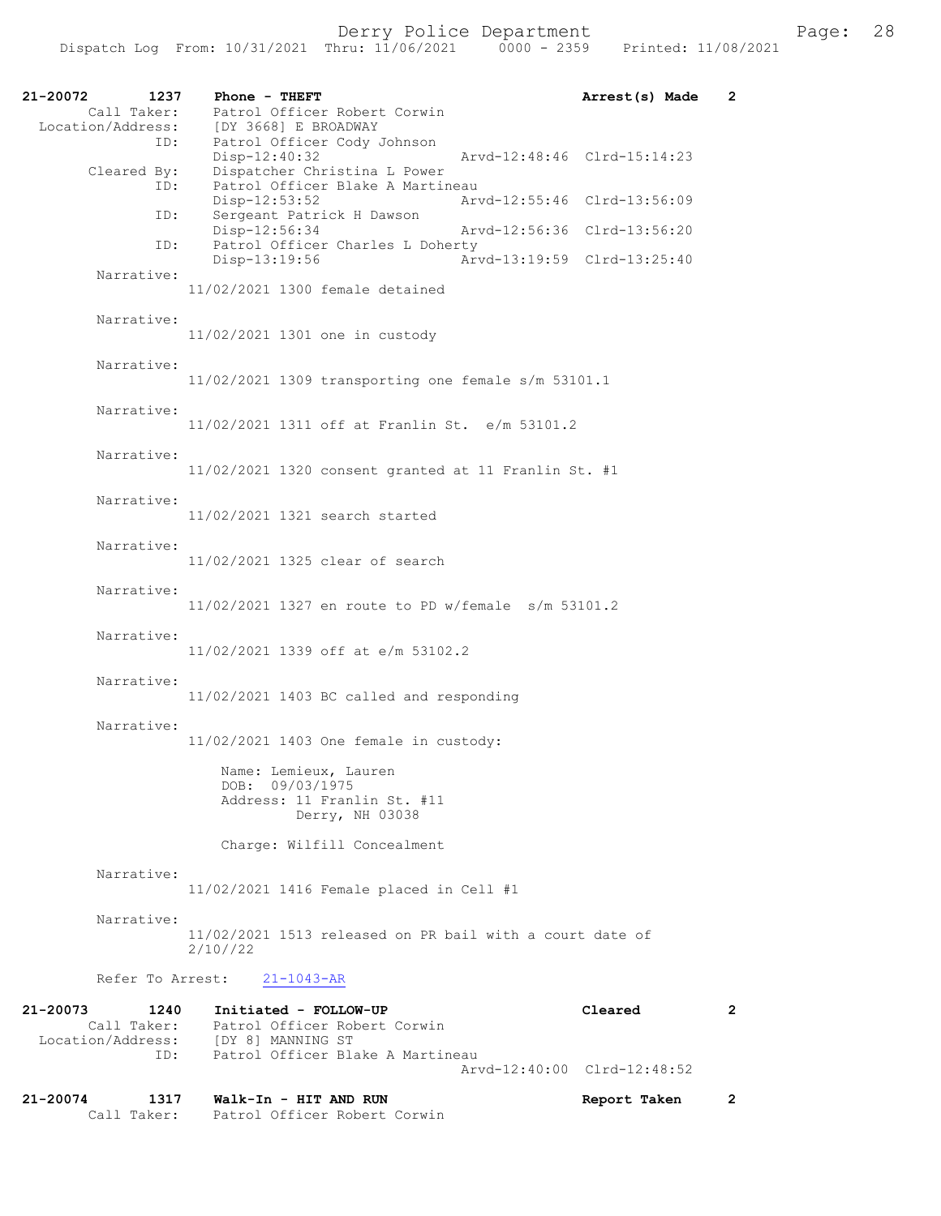Derry Police Department

Dispatch Log From: 10/31/2021 Thru: 11/06/2021 0000 - 2359 Printed: 11/08/2021

```
21-20072        1237    Phone - THEFT                                    Arrest(s) Made    2
        Call Taker:     Patrol Officer Robert Corwin
  Location/Address:     [DY 3668] E BROADWAY
                ID:     Patrol Officer Cody Johnson
                        Disp-12:40:32              Arvd-12:48:46  Clrd-15:14:23
        Cleared By:     Dispatcher Christina L Power
                ID:     Patrol Officer Blake A Martineau
                        Disp-12:53:52              Arvd-12:55:46  Clrd-13:56:09
                ID:     Sergeant Patrick H Dawson
                        Disp-12:56:34              Arvd-12:56:36  Clrd-13:56:20
                ID:     Patrol Officer Charles L Doherty
                        Disp-13:19:56              Arvd-13:19:59  Clrd-13:25:40
         Narrative:
                        11/02/2021 1300 female detained

         Narrative:
                        11/02/2021 1301 one in custody

         Narrative:
                        11/02/2021 1309 transporting one female s/m 53101.1

         Narrative:
                        11/02/2021 1311 off at Franlin St.  e/m 53101.2

         Narrative:
                        11/02/2021 1320 consent granted at 11 Franlin St. #1

         Narrative:
                        11/02/2021 1321 search started

         Narrative:
                        11/02/2021 1325 clear of search

         Narrative:
                        11/02/2021 1327 en route to PD w/female  s/m 53101.2

         Narrative:
                        11/02/2021 1339 off at e/m 53102.2

         Narrative:
                        11/02/2021 1403 BC called and responding

         Narrative:
                        11/02/2021 1403 One female in custody:

                            Name: Lemieux, Lauren
                            DOB:  09/03/1975
                            Address: 11 Franlin St. #11
                                     Derry, NH 03038

                            Charge: Wilfill Concealment

         Narrative:
                        11/02/2021 1416 Female placed in Cell #1

         Narrative:
                        11/02/2021 1513 released on PR bail with a court date of
                        2/10//22

         Refer To Arrest:    21-1043-AR

21-20073        1240    Initiated - FOLLOW-UP                            Cleared           2
        Call Taker:     Patrol Officer Robert Corwin
  Location/Address:     [DY 8] MANNING ST
                ID:     Patrol Officer Blake A Martineau
                                                   Arvd-12:40:00  Clrd-12:48:52

21-20074        1317    Walk-In - HIT AND RUN                            Report Taken      2
        Call Taker:     Patrol Officer Robert Corwin
```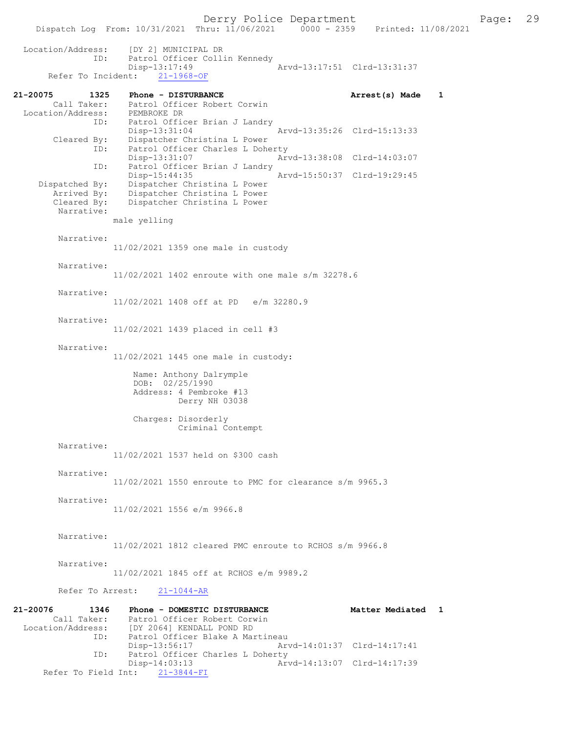Location/Address: [DY 2] MUNICIPAL DR
ID: Patrol Officer Collin Kennedy
Disp-13:17:49 Arvd-13:17:51 Clrd-13:31:37
Refer To Incident: 21-1968-OF

**21-20075 1325 Phone - DISTURBANCE Arrest(s) Made 1**

Call Taker: Patrol Officer Robert Corwin
Location/Address: PEMBROKE DR
ID: Patrol Officer Brian J Landry
Disp-13:31:04 Arvd-13:35:26 Clrd-15:13:33
Cleared By: Dispatcher Christina L Power
ID: Patrol Officer Charles L Doherty
Disp-13:31:07 Arvd-13:38:08 Clrd-14:03:07
ID: Patrol Officer Brian J Landry
Disp-15:44:35 Arvd-15:50:37 Clrd-19:29:45
Dispatched By: Dispatcher Christina L Power
Arrived By: Dispatcher Christina L Power
Cleared By: Dispatcher Christina L Power

Narrative:
male yelling

Narrative:
11/02/2021 1359 one male in custody

Narrative:
11/02/2021 1402 enroute with one male s/m 32278.6

Narrative:
11/02/2021 1408 off at PD e/m 32280.9

Narrative:
11/02/2021 1439 placed in cell #3

Narrative:
11/02/2021 1445 one male in custody:

Name: Anthony Dalrymple
DOB: 02/25/1990
Address: 4 Pembroke #13
Derry NH 03038

Charges: Disorderly
Criminal Contempt

Narrative:
11/02/2021 1537 held on $300 cash

Narrative:
11/02/2021 1550 enroute to PMC for clearance s/m 9965.3

Narrative:
11/02/2021 1556 e/m 9966.8

Narrative:
11/02/2021 1812 cleared PMC enroute to RCHOS s/m 9966.8

Narrative:
11/02/2021 1845 off at RCHOS e/m 9989.2

Refer To Arrest: 21-1044-AR

**21-20076 1346 Phone - DOMESTIC DISTURBANCE Matter Mediated 1**

Call Taker: Patrol Officer Robert Corwin
Location/Address: [DY 2064] KENDALL POND RD
ID: Patrol Officer Blake A Martineau
Disp-13:56:17 Arvd-14:01:37 Clrd-14:17:41
ID: Patrol Officer Charles L Doherty
Disp-14:03:13 Arvd-14:13:07 Clrd-14:17:39
Refer To Field Int: 21-3844-FI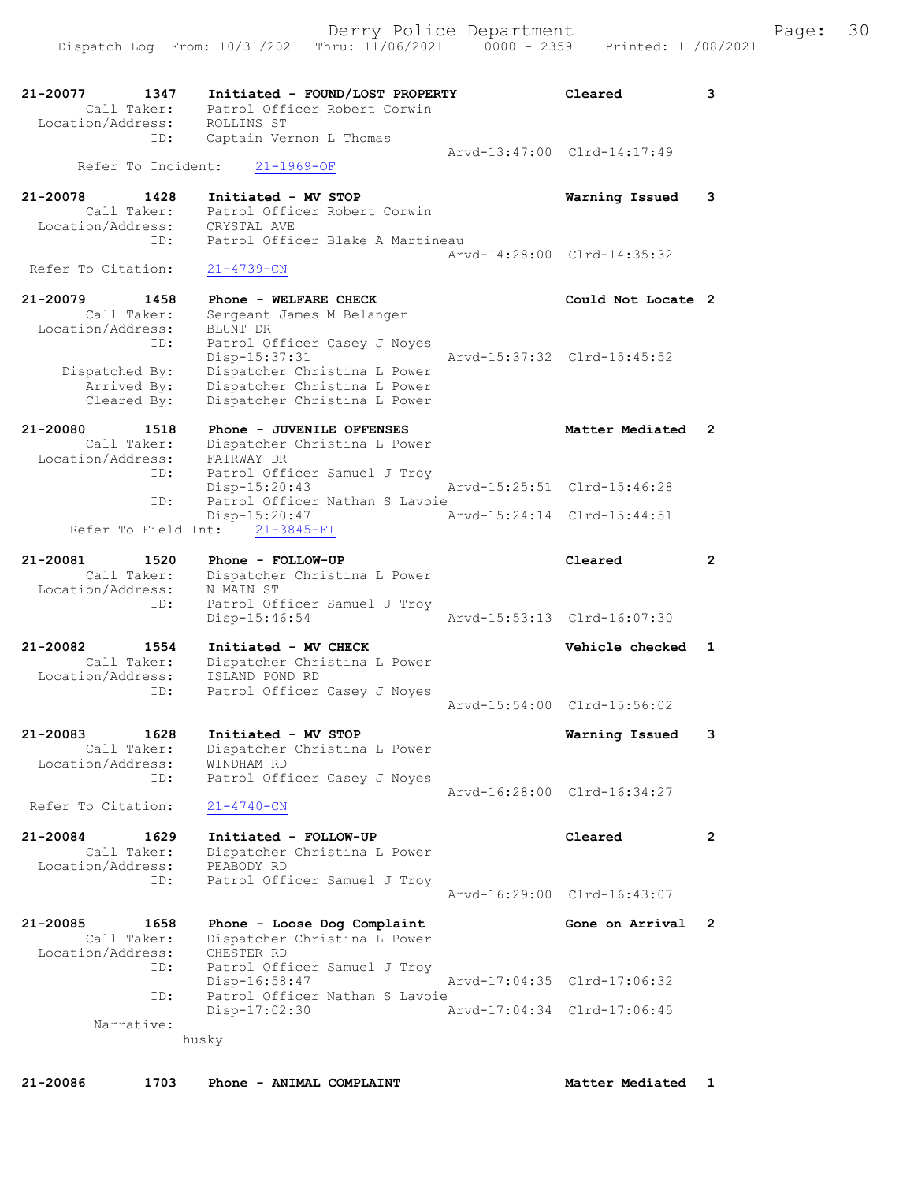21-20077 1347 Initiated - FOUND/LOST PROPERTY Cleared 3
Call Taker: Patrol Officer Robert Corwin
Location/Address: ROLLINS ST
ID: Captain Vernon L Thomas
Arvd-13:47:00 Clrd-14:17:49
Refer To Incident: 21-1969-OF

21-20078 1428 Initiated - MV STOP Warning Issued 3
Call Taker: Patrol Officer Robert Corwin
Location/Address: CRYSTAL AVE
ID: Patrol Officer Blake A Martineau
Arvd-14:28:00 Clrd-14:35:32
Refer To Citation: 21-4739-CN

21-20079 1458 Phone - WELFARE CHECK Could Not Locate 2
Call Taker: Sergeant James M Belanger
Location/Address: BLUNT DR
ID: Patrol Officer Casey J Noyes
Disp-15:37:31 Arvd-15:37:32 Clrd-15:45:52
Dispatched By: Dispatcher Christina L Power
Arrived By: Dispatcher Christina L Power
Cleared By: Dispatcher Christina L Power

21-20080 1518 Phone - JUVENILE OFFENSES Matter Mediated 2
Call Taker: Dispatcher Christina L Power
Location/Address: FAIRWAY DR
ID: Patrol Officer Samuel J Troy
Disp-15:20:43 Arvd-15:25:51 Clrd-15:46:28
ID: Patrol Officer Nathan S Lavoie
Disp-15:20:47 Arvd-15:24:14 Clrd-15:44:51
Refer To Field Int: 21-3845-FI

21-20081 1520 Phone - FOLLOW-UP Cleared 2
Call Taker: Dispatcher Christina L Power
Location/Address: N MAIN ST
ID: Patrol Officer Samuel J Troy
Disp-15:46:54 Arvd-15:53:13 Clrd-16:07:30

21-20082 1554 Initiated - MV CHECK Vehicle checked 1
Call Taker: Dispatcher Christina L Power
Location/Address: ISLAND POND RD
ID: Patrol Officer Casey J Noyes
Arvd-15:54:00 Clrd-15:56:02

21-20083 1628 Initiated - MV STOP Warning Issued 3
Call Taker: Dispatcher Christina L Power
Location/Address: WINDHAM RD
ID: Patrol Officer Casey J Noyes
Arvd-16:28:00 Clrd-16:34:27
Refer To Citation: 21-4740-CN

21-20084 1629 Initiated - FOLLOW-UP Cleared 2
Call Taker: Dispatcher Christina L Power
Location/Address: PEABODY RD
ID: Patrol Officer Samuel J Troy
Arvd-16:29:00 Clrd-16:43:07

21-20085 1658 Phone - Loose Dog Complaint Gone on Arrival 2
Call Taker: Dispatcher Christina L Power
Location/Address: CHESTER RD
ID: Patrol Officer Samuel J Troy
Disp-16:58:47 Arvd-17:04:35 Clrd-17:06:32
ID: Patrol Officer Nathan S Lavoie
Disp-17:02:30 Arvd-17:04:34 Clrd-17:06:45
Narrative:
husky

21-20086 1703 Phone - ANIMAL COMPLAINT Matter Mediated 1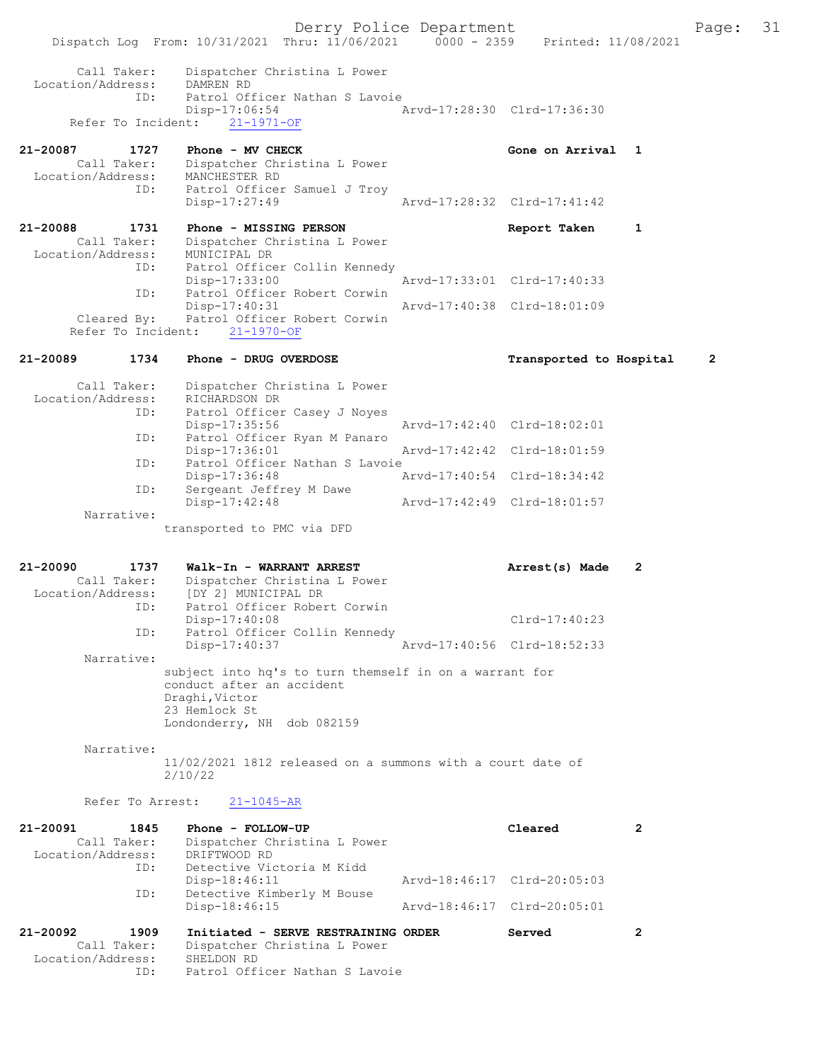```
        Call Taker:    Dispatcher Christina L Power
  Location/Address:    DAMREN RD
                ID:    Patrol Officer Nathan S Lavoie
                       Disp-17:06:54                 Arvd-17:28:30  Clrd-17:36:30
      Refer To Incident:    21-1971-OF

21-20087        1727    Phone - MV CHECK                          Gone on Arrival  1
        Call Taker:    Dispatcher Christina L Power
  Location/Address:    MANCHESTER RD
                ID:    Patrol Officer Samuel J Troy
                       Disp-17:27:49                 Arvd-17:28:32  Clrd-17:41:42

21-20088        1731    Phone - MISSING PERSON                    Report Taken     1
        Call Taker:    Dispatcher Christina L Power
  Location/Address:    MUNICIPAL DR
                ID:    Patrol Officer Collin Kennedy
                       Disp-17:33:00                 Arvd-17:33:01  Clrd-17:40:33
                ID:    Patrol Officer Robert Corwin
                       Disp-17:40:31                 Arvd-17:40:38  Clrd-18:01:09
        Cleared By:    Patrol Officer Robert Corwin
      Refer To Incident:    21-1970-OF

21-20089        1734    Phone - DRUG OVERDOSE                     Transported to Hospital     2

        Call Taker:    Dispatcher Christina L Power
  Location/Address:    RICHARDSON DR
                ID:    Patrol Officer Casey J Noyes
                       Disp-17:35:56                 Arvd-17:42:40  Clrd-18:02:01
                ID:    Patrol Officer Ryan M Panaro
                       Disp-17:36:01                 Arvd-17:42:42  Clrd-18:01:59
                ID:    Patrol Officer Nathan S Lavoie
                       Disp-17:36:48                 Arvd-17:40:54  Clrd-18:34:42
                ID:    Sergeant Jeffrey M Dawe
                       Disp-17:42:48                 Arvd-17:42:49  Clrd-18:01:57
         Narrative:
                      transported to PMC via DFD

21-20090        1737    Walk-In - WARRANT ARREST                  Arrest(s) Made   2
        Call Taker:    Dispatcher Christina L Power
  Location/Address:    [DY 2] MUNICIPAL DR
                ID:    Patrol Officer Robert Corwin
                       Disp-17:40:08                                Clrd-17:40:23
                ID:    Patrol Officer Collin Kennedy
                       Disp-17:40:37                 Arvd-17:40:56  Clrd-18:52:33
         Narrative:
                      subject into hq's to turn themself in on a warrant for
                      conduct after an accident
                      Draghi,Victor
                      23 Hemlock St
                      Londonderry, NH  dob 082159

         Narrative:
                      11/02/2021 1812 released on a summons with a court date of
                      2/10/22

         Refer To Arrest:    21-1045-AR

21-20091        1845    Phone - FOLLOW-UP                         Cleared          2
        Call Taker:    Dispatcher Christina L Power
  Location/Address:    DRIFTWOOD RD
                ID:    Detective Victoria M Kidd
                       Disp-18:46:11                 Arvd-18:46:17  Clrd-20:05:03
                ID:    Detective Kimberly M Bouse
                       Disp-18:46:15                 Arvd-18:46:17  Clrd-20:05:01

21-20092        1909    Initiated - SERVE RESTRAINING ORDER       Served           2
        Call Taker:    Dispatcher Christina L Power
  Location/Address:    SHELDON RD
                ID:    Patrol Officer Nathan S Lavoie
```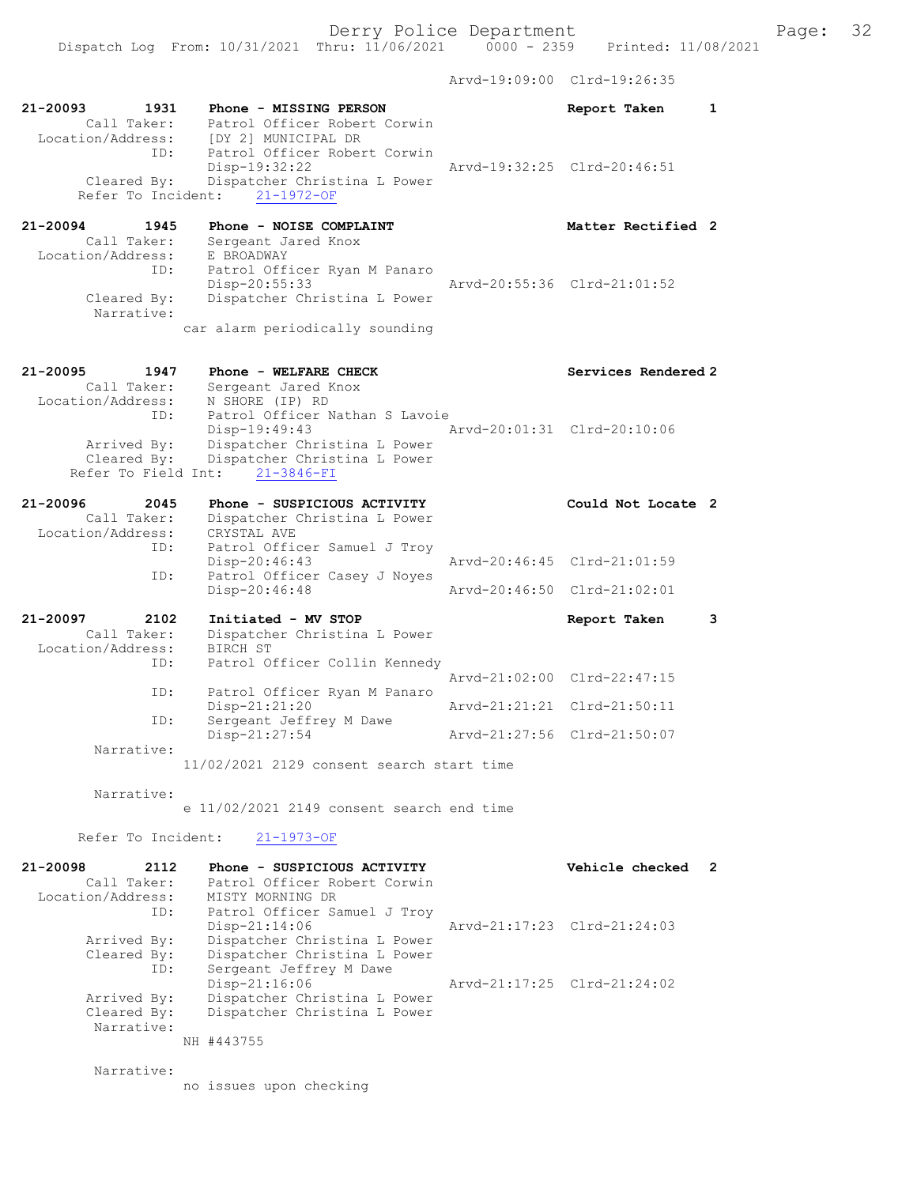Arvd-19:09:00 Clrd-19:26:35

```
21-20093        1931    Phone - MISSING PERSON                         Report Taken       1
        Call Taker:     Patrol Officer Robert Corwin
  Location/Address:     [DY 2] MUNICIPAL DR
                ID:     Patrol Officer Robert Corwin
                        Disp-19:32:22                  Arvd-19:32:25  Clrd-20:46:51
        Cleared By:     Dispatcher Christina L Power
      Refer To Incident:     21-1972-OF

21-20094        1945    Phone - NOISE COMPLAINT                        Matter Rectified 2
        Call Taker:     Sergeant Jared Knox
  Location/Address:     E BROADWAY
                ID:     Patrol Officer Ryan M Panaro
                        Disp-20:55:33                  Arvd-20:55:36  Clrd-21:01:52
        Cleared By:     Dispatcher Christina L Power
         Narrative:
                     car alarm periodically sounding

21-20095        1947    Phone - WELFARE CHECK                          Services Rendered 2
        Call Taker:     Sergeant Jared Knox
  Location/Address:     N SHORE (IP) RD
                ID:     Patrol Officer Nathan S Lavoie
                        Disp-19:49:43                  Arvd-20:01:31  Clrd-20:10:06
        Arrived By:     Dispatcher Christina L Power
        Cleared By:     Dispatcher Christina L Power
     Refer To Field Int:     21-3846-FI

21-20096        2045    Phone - SUSPICIOUS ACTIVITY                    Could Not Locate 2
        Call Taker:     Dispatcher Christina L Power
  Location/Address:     CRYSTAL AVE
                ID:     Patrol Officer Samuel J Troy
                        Disp-20:46:43                  Arvd-20:46:45  Clrd-21:01:59
                ID:     Patrol Officer Casey J Noyes
                        Disp-20:46:48                  Arvd-20:46:50  Clrd-21:02:01

21-20097        2102    Initiated - MV STOP                            Report Taken       3
        Call Taker:     Dispatcher Christina L Power
  Location/Address:     BIRCH ST
                ID:     Patrol Officer Collin Kennedy
                                                       Arvd-21:02:00  Clrd-22:47:15
                ID:     Patrol Officer Ryan M Panaro
                        Disp-21:21:20                  Arvd-21:21:21  Clrd-21:50:11
                ID:     Sergeant Jeffrey M Dawe
                        Disp-21:27:54                  Arvd-21:27:56  Clrd-21:50:07
         Narrative:
                     11/02/2021 2129 consent search start time

         Narrative:
                     e 11/02/2021 2149 consent search end time

      Refer To Incident:     21-1973-OF

21-20098        2112    Phone - SUSPICIOUS ACTIVITY                    Vehicle checked   2
        Call Taker:     Patrol Officer Robert Corwin
  Location/Address:     MISTY MORNING DR
                ID:     Patrol Officer Samuel J Troy
                        Disp-21:14:06                  Arvd-21:17:23  Clrd-21:24:03
        Arrived By:     Dispatcher Christina L Power
        Cleared By:     Dispatcher Christina L Power
                ID:     Sergeant Jeffrey M Dawe
                        Disp-21:16:06                  Arvd-21:17:25  Clrd-21:24:02
        Arrived By:     Dispatcher Christina L Power
        Cleared By:     Dispatcher Christina L Power
         Narrative:
                     NH #443755

         Narrative:
                     no issues upon checking
```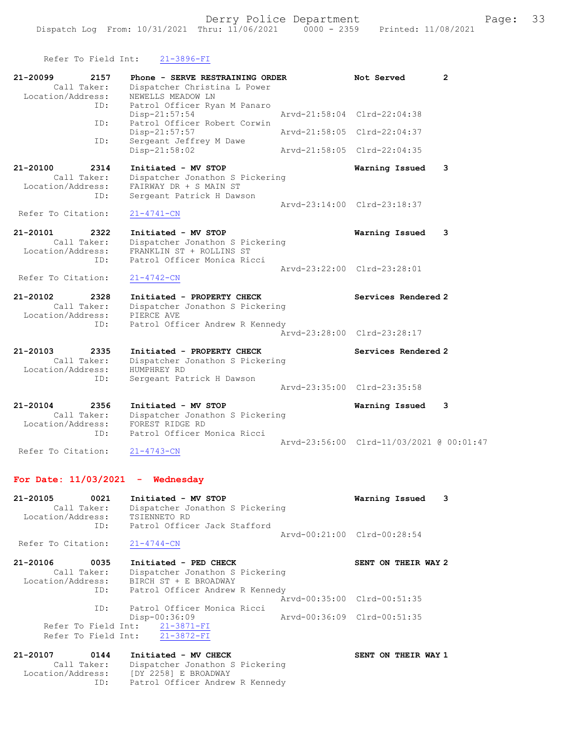Refer To Field Int: 21-3896-FI

```
21-20099        2157    Phone - SERVE RESTRAINING ORDER              Not Served         2
        Call Taker:     Dispatcher Christina L Power
  Location/Address:     NEWELLS MEADOW LN
                ID:     Patrol Officer Ryan M Panaro
                        Disp-21:57:54                 Arvd-21:58:04  Clrd-22:04:38
                ID:     Patrol Officer Robert Corwin
                        Disp-21:57:57                 Arvd-21:58:05  Clrd-22:04:37
                ID:     Sergeant Jeffrey M Dawe
                        Disp-21:58:02                 Arvd-21:58:05  Clrd-22:04:35

21-20100        2314    Initiated - MV STOP                          Warning Issued     3
        Call Taker:     Dispatcher Jonathon S Pickering
  Location/Address:     FAIRWAY DR + S MAIN ST
                ID:     Sergeant Patrick H Dawson
                                                      Arvd-23:14:00  Clrd-23:18:37
 Refer To Citation:     21-4741-CN

21-20101        2322    Initiated - MV STOP                          Warning Issued     3
        Call Taker:     Dispatcher Jonathon S Pickering
  Location/Address:     FRANKLIN ST + ROLLINS ST
                ID:     Patrol Officer Monica Ricci
                                                      Arvd-23:22:00  Clrd-23:28:01
 Refer To Citation:     21-4742-CN

21-20102        2328    Initiated - PROPERTY CHECK                   Services Rendered  2
        Call Taker:     Dispatcher Jonathon S Pickering
  Location/Address:     PIERCE AVE
                ID:     Patrol Officer Andrew R Kennedy
                                                      Arvd-23:28:00  Clrd-23:28:17

21-20103        2335    Initiated - PROPERTY CHECK                   Services Rendered  2
        Call Taker:     Dispatcher Jonathon S Pickering
  Location/Address:     HUMPHREY RD
                ID:     Sergeant Patrick H Dawson
                                                      Arvd-23:35:00  Clrd-23:35:58

21-20104        2356    Initiated - MV STOP                          Warning Issued     3
        Call Taker:     Dispatcher Jonathon S Pickering
  Location/Address:     FOREST RIDGE RD
                ID:     Patrol Officer Monica Ricci
                                                      Arvd-23:56:00  Clrd-11/03/2021 @ 00:01:47
 Refer To Citation:     21-4743-CN
```

## For Date: 11/03/2021 - Wednesday

```
21-20105        0021    Initiated - MV STOP                          Warning Issued     3
        Call Taker:     Dispatcher Jonathon S Pickering
  Location/Address:     TSIENNETO RD
                ID:     Patrol Officer Jack Stafford
                                                      Arvd-00:21:00  Clrd-00:28:54
 Refer To Citation:     21-4744-CN

21-20106        0035    Initiated - PED CHECK                        SENT ON THEIR WAY  2
        Call Taker:     Dispatcher Jonathon S Pickering
  Location/Address:     BIRCH ST + E BROADWAY
                ID:     Patrol Officer Andrew R Kennedy
                                                      Arvd-00:35:00  Clrd-00:51:35
                ID:     Patrol Officer Monica Ricci
                        Disp-00:36:09                 Arvd-00:36:09  Clrd-00:51:35
      Refer To Field Int:   21-3871-FI
      Refer To Field Int:   21-3872-FI

21-20107        0144    Initiated - MV CHECK                         SENT ON THEIR WAY  1
        Call Taker:     Dispatcher Jonathon S Pickering
  Location/Address:     [DY 2258] E BROADWAY
                ID:     Patrol Officer Andrew R Kennedy
```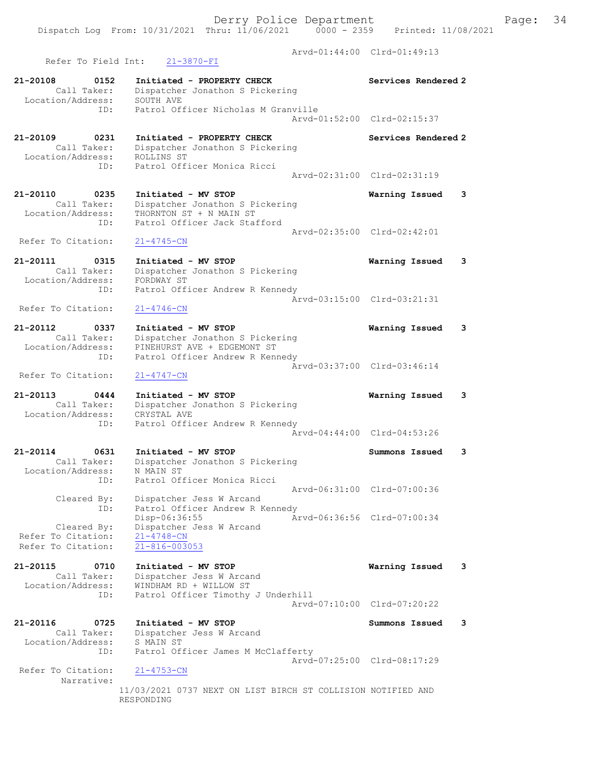Arvd-01:44:00 Clrd-01:49:13
Refer To Field Int: 21-3870-FI

21-20108 0152 Initiated - PROPERTY CHECK Services Rendered 2
Call Taker: Dispatcher Jonathon S Pickering
Location/Address: SOUTH AVE
ID: Patrol Officer Nicholas M Granville
Arvd-01:52:00 Clrd-02:15:37

21-20109 0231 Initiated - PROPERTY CHECK Services Rendered 2
Call Taker: Dispatcher Jonathon S Pickering
Location/Address: ROLLINS ST
ID: Patrol Officer Monica Ricci
Arvd-02:31:00 Clrd-02:31:19

21-20110 0235 Initiated - MV STOP Warning Issued 3
Call Taker: Dispatcher Jonathon S Pickering
Location/Address: THORNTON ST + N MAIN ST
ID: Patrol Officer Jack Stafford
Arvd-02:35:00 Clrd-02:42:01
Refer To Citation: 21-4745-CN

21-20111 0315 Initiated - MV STOP Warning Issued 3
Call Taker: Dispatcher Jonathon S Pickering
Location/Address: FORDWAY ST
ID: Patrol Officer Andrew R Kennedy
Arvd-03:15:00 Clrd-03:21:31
Refer To Citation: 21-4746-CN

21-20112 0337 Initiated - MV STOP Warning Issued 3
Call Taker: Dispatcher Jonathon S Pickering
Location/Address: PINEHURST AVE + EDGEMONT ST
ID: Patrol Officer Andrew R Kennedy
Arvd-03:37:00 Clrd-03:46:14
Refer To Citation: 21-4747-CN

21-20113 0444 Initiated - MV STOP Warning Issued 3
Call Taker: Dispatcher Jonathon S Pickering
Location/Address: CRYSTAL AVE
ID: Patrol Officer Andrew R Kennedy
Arvd-04:44:00 Clrd-04:53:26

21-20114 0631 Initiated - MV STOP Summons Issued 3
Call Taker: Dispatcher Jonathon S Pickering
Location/Address: N MAIN ST
ID: Patrol Officer Monica Ricci
Arvd-06:31:00 Clrd-07:00:36
Cleared By: Dispatcher Jess W Arcand
ID: Patrol Officer Andrew R Kennedy
Disp-06:36:55 Arvd-06:36:56 Clrd-07:00:34
Cleared By: Dispatcher Jess W Arcand
Refer To Citation: 21-4748-CN
Refer To Citation: 21-816-003053

21-20115 0710 Initiated - MV STOP Warning Issued 3
Call Taker: Dispatcher Jess W Arcand
Location/Address: WINDHAM RD + WILLOW ST
ID: Patrol Officer Timothy J Underhill
Arvd-07:10:00 Clrd-07:20:22

21-20116 0725 Initiated - MV STOP Summons Issued 3
Call Taker: Dispatcher Jess W Arcand
Location/Address: S MAIN ST
ID: Patrol Officer James M McClafferty
Arvd-07:25:00 Clrd-08:17:29
Refer To Citation: 21-4753-CN
Narrative:
11/03/2021 0737 NEXT ON LIST BIRCH ST COLLISION NOTIFIED AND RESPONDING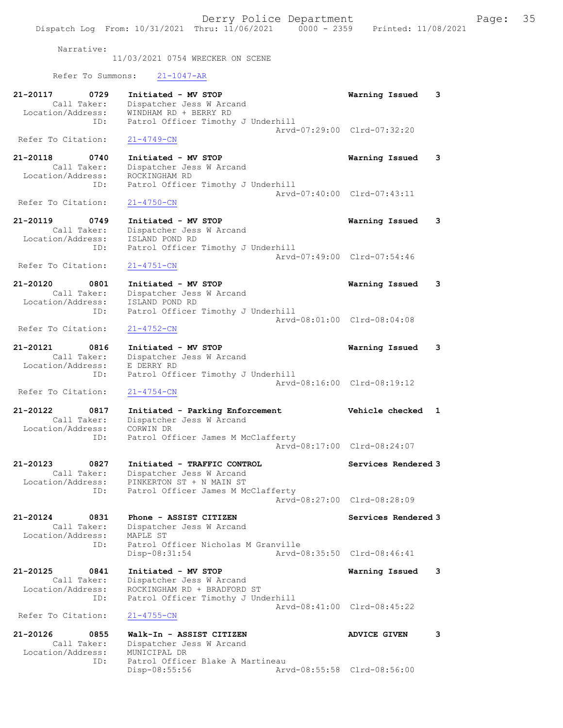Narrative:
11/03/2021 0754 WRECKER ON SCENE

Refer To Summons: 21-1047-AR

21-20117 0729 Initiated - MV STOP Warning Issued 3
Call Taker: Dispatcher Jess W Arcand
Location/Address: WINDHAM RD + BERRY RD
ID: Patrol Officer Timothy J Underhill
Arvd-07:29:00 Clrd-07:32:20
Refer To Citation: 21-4749-CN

21-20118 0740 Initiated - MV STOP Warning Issued 3
Call Taker: Dispatcher Jess W Arcand
Location/Address: ROCKINGHAM RD
ID: Patrol Officer Timothy J Underhill
Arvd-07:40:00 Clrd-07:43:11
Refer To Citation: 21-4750-CN

21-20119 0749 Initiated - MV STOP Warning Issued 3
Call Taker: Dispatcher Jess W Arcand
Location/Address: ISLAND POND RD
ID: Patrol Officer Timothy J Underhill
Arvd-07:49:00 Clrd-07:54:46
Refer To Citation: 21-4751-CN

21-20120 0801 Initiated - MV STOP Warning Issued 3
Call Taker: Dispatcher Jess W Arcand
Location/Address: ISLAND POND RD
ID: Patrol Officer Timothy J Underhill
Arvd-08:01:00 Clrd-08:04:08
Refer To Citation: 21-4752-CN

21-20121 0816 Initiated - MV STOP Warning Issued 3
Call Taker: Dispatcher Jess W Arcand
Location/Address: E DERRY RD
ID: Patrol Officer Timothy J Underhill
Arvd-08:16:00 Clrd-08:19:12
Refer To Citation: 21-4754-CN

21-20122 0817 Initiated - Parking Enforcement Vehicle checked 1
Call Taker: Dispatcher Jess W Arcand
Location/Address: CORWIN DR
ID: Patrol Officer James M McClafferty
Arvd-08:17:00 Clrd-08:24:07

21-20123 0827 Initiated - TRAFFIC CONTROL Services Rendered 3
Call Taker: Dispatcher Jess W Arcand
Location/Address: PINKERTON ST + N MAIN ST
ID: Patrol Officer James M McClafferty
Arvd-08:27:00 Clrd-08:28:09

21-20124 0831 Phone - ASSIST CITIZEN Services Rendered 3
Call Taker: Dispatcher Jess W Arcand
Location/Address: MAPLE ST
ID: Patrol Officer Nicholas M Granville
Disp-08:31:54 Arvd-08:35:50 Clrd-08:46:41

21-20125 0841 Initiated - MV STOP Warning Issued 3
Call Taker: Dispatcher Jess W Arcand
Location/Address: ROCKINGHAM RD + BRADFORD ST
ID: Patrol Officer Timothy J Underhill
Arvd-08:41:00 Clrd-08:45:22
Refer To Citation: 21-4755-CN

21-20126 0855 Walk-In - ASSIST CITIZEN ADVICE GIVEN 3
Call Taker: Dispatcher Jess W Arcand
Location/Address: MUNICIPAL DR
ID: Patrol Officer Blake A Martineau
Disp-08:55:56 Arvd-08:55:58 Clrd-08:56:00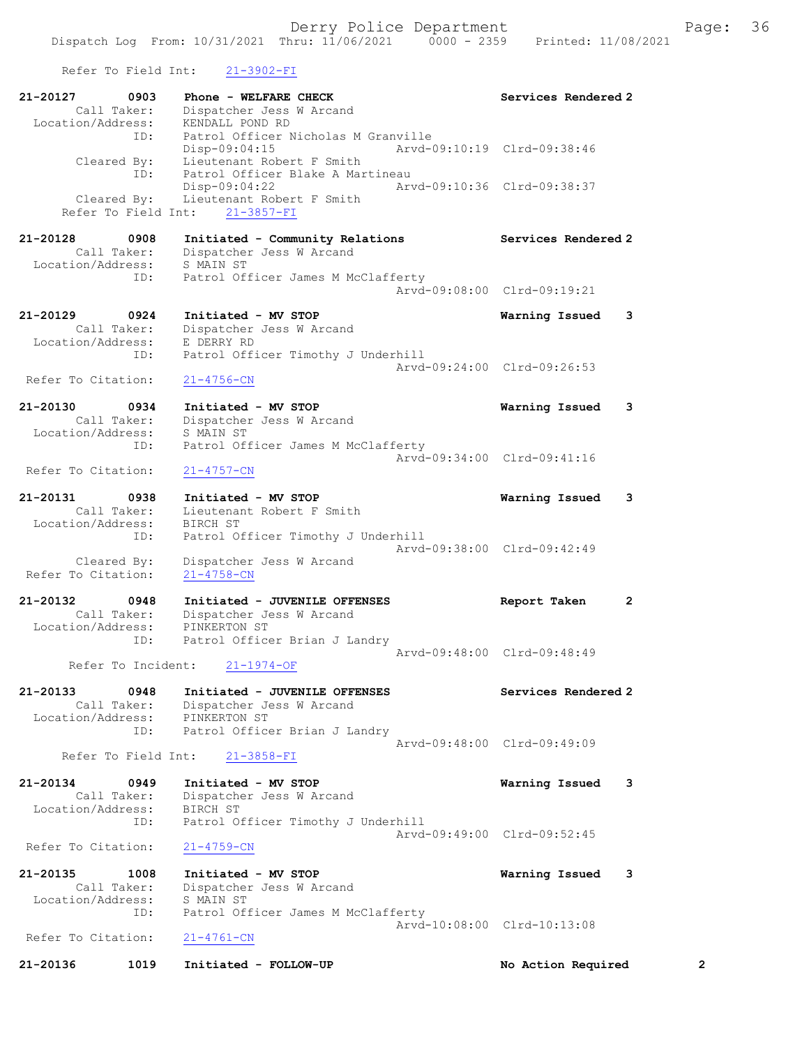Refer To Field Int: 21-3902-FI

21-20127 0903 Phone - WELFARE CHECK Services Rendered 2
Call Taker: Dispatcher Jess W Arcand
Location/Address: KENDALL POND RD
ID: Patrol Officer Nicholas M Granville
Disp-09:04:15 Arvd-09:10:19 Clrd-09:38:46
Cleared By: Lieutenant Robert F Smith
ID: Patrol Officer Blake A Martineau
Disp-09:04:22 Arvd-09:10:36 Clrd-09:38:37
Cleared By: Lieutenant Robert F Smith
Refer To Field Int: 21-3857-FI

21-20128 0908 Initiated - Community Relations Services Rendered 2
Call Taker: Dispatcher Jess W Arcand
Location/Address: S MAIN ST
ID: Patrol Officer James M McClafferty
Arvd-09:08:00 Clrd-09:19:21

21-20129 0924 Initiated - MV STOP Warning Issued 3
Call Taker: Dispatcher Jess W Arcand
Location/Address: E DERRY RD
ID: Patrol Officer Timothy J Underhill
Arvd-09:24:00 Clrd-09:26:53
Refer To Citation: 21-4756-CN

21-20130 0934 Initiated - MV STOP Warning Issued 3
Call Taker: Dispatcher Jess W Arcand
Location/Address: S MAIN ST
ID: Patrol Officer James M McClafferty
Arvd-09:34:00 Clrd-09:41:16
Refer To Citation: 21-4757-CN

21-20131 0938 Initiated - MV STOP Warning Issued 3
Call Taker: Lieutenant Robert F Smith
Location/Address: BIRCH ST
ID: Patrol Officer Timothy J Underhill
Arvd-09:38:00 Clrd-09:42:49
Cleared By: Dispatcher Jess W Arcand
Refer To Citation: 21-4758-CN

21-20132 0948 Initiated - JUVENILE OFFENSES Report Taken 2
Call Taker: Dispatcher Jess W Arcand
Location/Address: PINKERTON ST
ID: Patrol Officer Brian J Landry
Arvd-09:48:00 Clrd-09:48:49
Refer To Incident: 21-1974-OF

21-20133 0948 Initiated - JUVENILE OFFENSES Services Rendered 2
Call Taker: Dispatcher Jess W Arcand
Location/Address: PINKERTON ST
ID: Patrol Officer Brian J Landry
Arvd-09:48:00 Clrd-09:49:09
Refer To Field Int: 21-3858-FI

21-20134 0949 Initiated - MV STOP Warning Issued 3
Call Taker: Dispatcher Jess W Arcand
Location/Address: BIRCH ST
ID: Patrol Officer Timothy J Underhill
Arvd-09:49:00 Clrd-09:52:45
Refer To Citation: 21-4759-CN

21-20135 1008 Initiated - MV STOP Warning Issued 3
Call Taker: Dispatcher Jess W Arcand
Location/Address: S MAIN ST
ID: Patrol Officer James M McClafferty
Arvd-10:08:00 Clrd-10:13:08
Refer To Citation: 21-4761-CN

21-20136 1019 Initiated - FOLLOW-UP No Action Required 2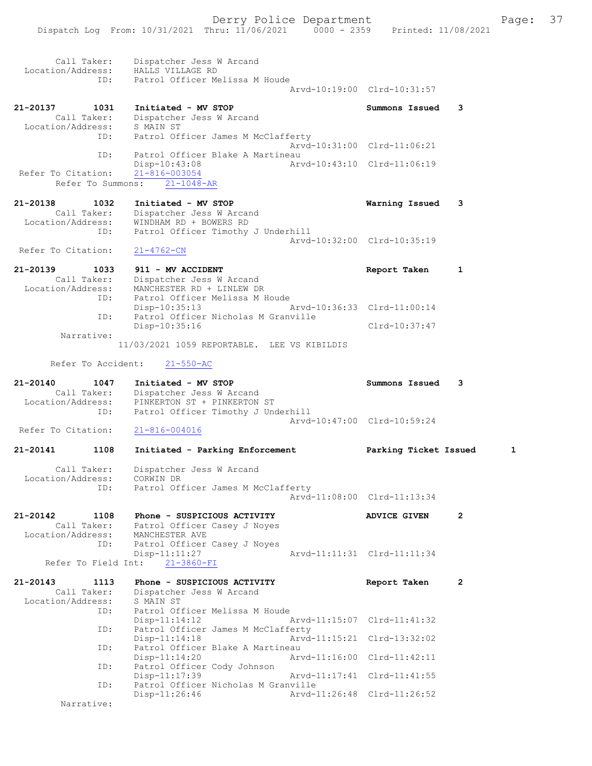```
        Call Taker:    Dispatcher Jess W Arcand
  Location/Address:    HALLS VILLAGE RD
               ID:     Patrol Officer Melissa M Houde
                                            Arvd-10:19:00  Clrd-10:31:57

21-20137        1031   Initiated - MV STOP                        Summons Issued    3
        Call Taker:    Dispatcher Jess W Arcand
  Location/Address:    S MAIN ST
               ID:     Patrol Officer James M McClafferty
                                            Arvd-10:31:00  Clrd-11:06:21
               ID:     Patrol Officer Blake A Martineau
                       Disp-10:43:08        Arvd-10:43:10  Clrd-11:06:19
  Refer To Citation:   21-816-003054
      Refer To Summons:   21-1048-AR

21-20138        1032   Initiated - MV STOP                        Warning Issued    3
        Call Taker:    Dispatcher Jess W Arcand
  Location/Address:    WINDHAM RD + BOWERS RD
               ID:     Patrol Officer Timothy J Underhill
                                            Arvd-10:32:00  Clrd-10:35:19
  Refer To Citation:   21-4762-CN

21-20139        1033   911 - MV ACCIDENT                          Report Taken      1
        Call Taker:    Dispatcher Jess W Arcand
  Location/Address:    MANCHESTER RD + LINLEW DR
               ID:     Patrol Officer Melissa M Houde
                       Disp-10:35:13        Arvd-10:36:33  Clrd-11:00:14
               ID:     Patrol Officer Nicholas M Granville
                       Disp-10:35:16                       Clrd-10:37:47
         Narrative:
                     11/03/2021 1059 REPORTABLE.  LEE VS KIBILDIS

        Refer To Accident:    21-550-AC

21-20140        1047   Initiated - MV STOP                        Summons Issued    3
        Call Taker:    Dispatcher Jess W Arcand
  Location/Address:    PINKERTON ST + PINKERTON ST
               ID:     Patrol Officer Timothy J Underhill
                                            Arvd-10:47:00  Clrd-10:59:24
  Refer To Citation:   21-816-004016

21-20141        1108   Initiated - Parking Enforcement            Parking Ticket Issued       1

        Call Taker:    Dispatcher Jess W Arcand
  Location/Address:    CORWIN DR
               ID:     Patrol Officer James M McClafferty
                                            Arvd-11:08:00  Clrd-11:13:34

21-20142        1108   Phone - SUSPICIOUS ACTIVITY                ADVICE GIVEN      2
        Call Taker:    Patrol Officer Casey J Noyes
  Location/Address:    MANCHESTER AVE
               ID:     Patrol Officer Casey J Noyes
                       Disp-11:11:27        Arvd-11:11:31  Clrd-11:11:34
     Refer To Field Int:    21-3860-FI

21-20143        1113   Phone - SUSPICIOUS ACTIVITY                Report Taken      2
        Call Taker:    Dispatcher Jess W Arcand
  Location/Address:    S MAIN ST
               ID:     Patrol Officer Melissa M Houde
                       Disp-11:14:12        Arvd-11:15:07  Clrd-11:41:32
               ID:     Patrol Officer James M McClafferty
                       Disp-11:14:18        Arvd-11:15:21  Clrd-13:32:02
               ID:     Patrol Officer Blake A Martineau
                       Disp-11:14:20        Arvd-11:16:00  Clrd-11:42:11
               ID:     Patrol Officer Cody Johnson
                       Disp-11:17:39        Arvd-11:17:41  Clrd-11:41:55
               ID:     Patrol Officer Nicholas M Granville
                       Disp-11:26:46        Arvd-11:26:48  Clrd-11:26:52
         Narrative:
```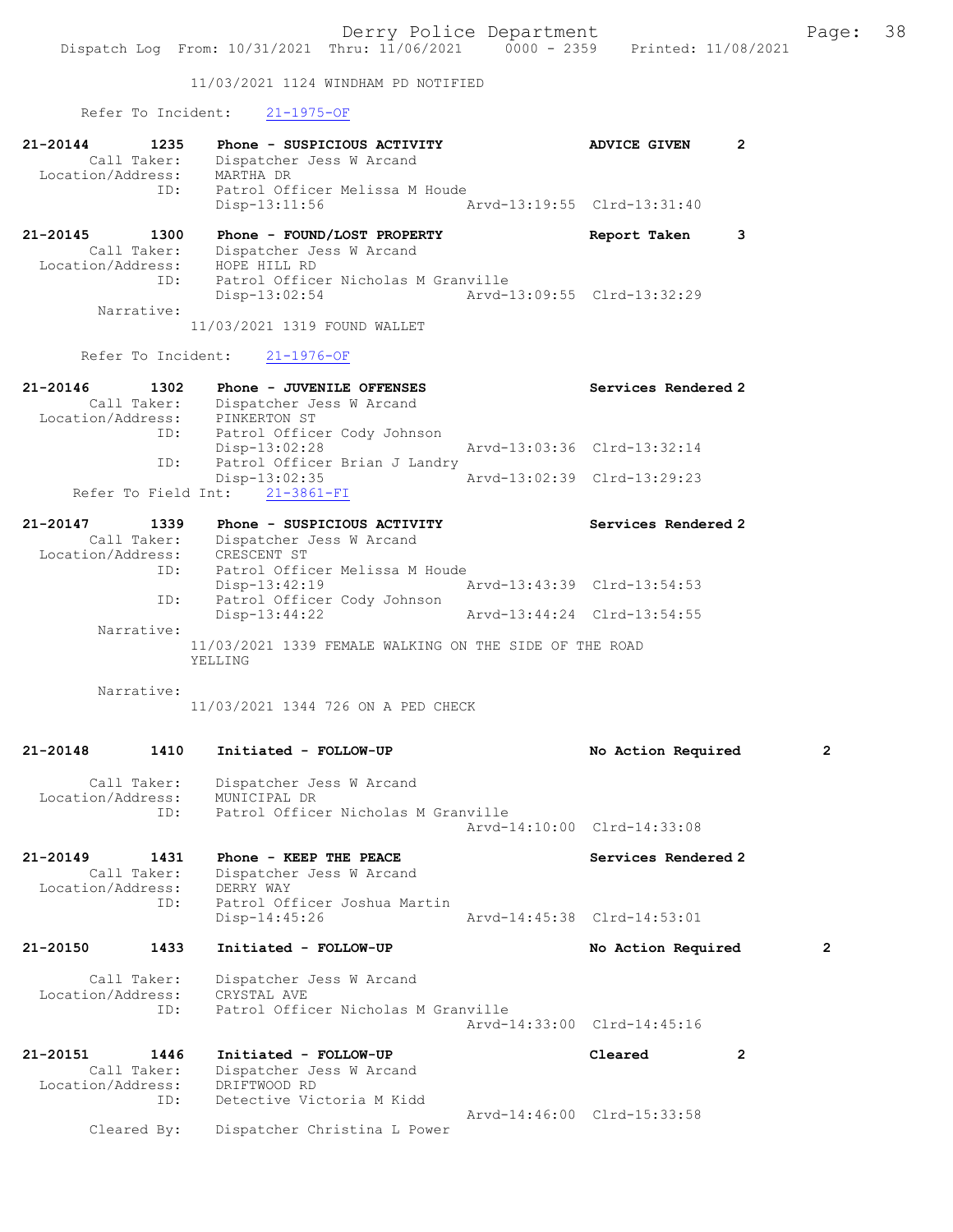11/03/2021 1124 WINDHAM PD NOTIFIED

Refer To Incident: 21-1975-OF

21-20144 1235 Phone - SUSPICIOUS ACTIVITY ADVICE GIVEN 2
Call Taker: Dispatcher Jess W Arcand
Location/Address: MARTHA DR
ID: Patrol Officer Melissa M Houde
Disp-13:11:56 Arvd-13:19:55 Clrd-13:31:40

21-20145 1300 Phone - FOUND/LOST PROPERTY Report Taken 3
Call Taker: Dispatcher Jess W Arcand
Location/Address: HOPE HILL RD
ID: Patrol Officer Nicholas M Granville
Disp-13:02:54 Arvd-13:09:55 Clrd-13:32:29
Narrative:
11/03/2021 1319 FOUND WALLET

Refer To Incident: 21-1976-OF

21-20146 1302 Phone - JUVENILE OFFENSES Services Rendered 2
Call Taker: Dispatcher Jess W Arcand
Location/Address: PINKERTON ST
ID: Patrol Officer Cody Johnson
Disp-13:02:28 Arvd-13:03:36 Clrd-13:32:14
ID: Patrol Officer Brian J Landry
Disp-13:02:35 Arvd-13:02:39 Clrd-13:29:23
Refer To Field Int: 21-3861-FI

21-20147 1339 Phone - SUSPICIOUS ACTIVITY Services Rendered 2
Call Taker: Dispatcher Jess W Arcand
Location/Address: CRESCENT ST
ID: Patrol Officer Melissa M Houde
Disp-13:42:19 Arvd-13:43:39 Clrd-13:54:53
ID: Patrol Officer Cody Johnson
Disp-13:44:22 Arvd-13:44:24 Clrd-13:54:55
Narrative:
11/03/2021 1339 FEMALE WALKING ON THE SIDE OF THE ROAD YELLING

Narrative:
11/03/2021 1344 726 ON A PED CHECK

21-20148 1410 Initiated - FOLLOW-UP No Action Required 2

Call Taker: Dispatcher Jess W Arcand
Location/Address: MUNICIPAL DR
ID: Patrol Officer Nicholas M Granville
Arvd-14:10:00 Clrd-14:33:08

21-20149 1431 Phone - KEEP THE PEACE Services Rendered 2
Call Taker: Dispatcher Jess W Arcand
Location/Address: DERRY WAY
ID: Patrol Officer Joshua Martin
Disp-14:45:26 Arvd-14:45:38 Clrd-14:53:01

21-20150 1433 Initiated - FOLLOW-UP No Action Required 2

Call Taker: Dispatcher Jess W Arcand
Location/Address: CRYSTAL AVE
ID: Patrol Officer Nicholas M Granville
Arvd-14:33:00 Clrd-14:45:16

21-20151 1446 Initiated - FOLLOW-UP Cleared 2
Call Taker: Dispatcher Jess W Arcand
Location/Address: DRIFTWOOD RD
ID: Detective Victoria M Kidd
Arvd-14:46:00 Clrd-15:33:58
Cleared By: Dispatcher Christina L Power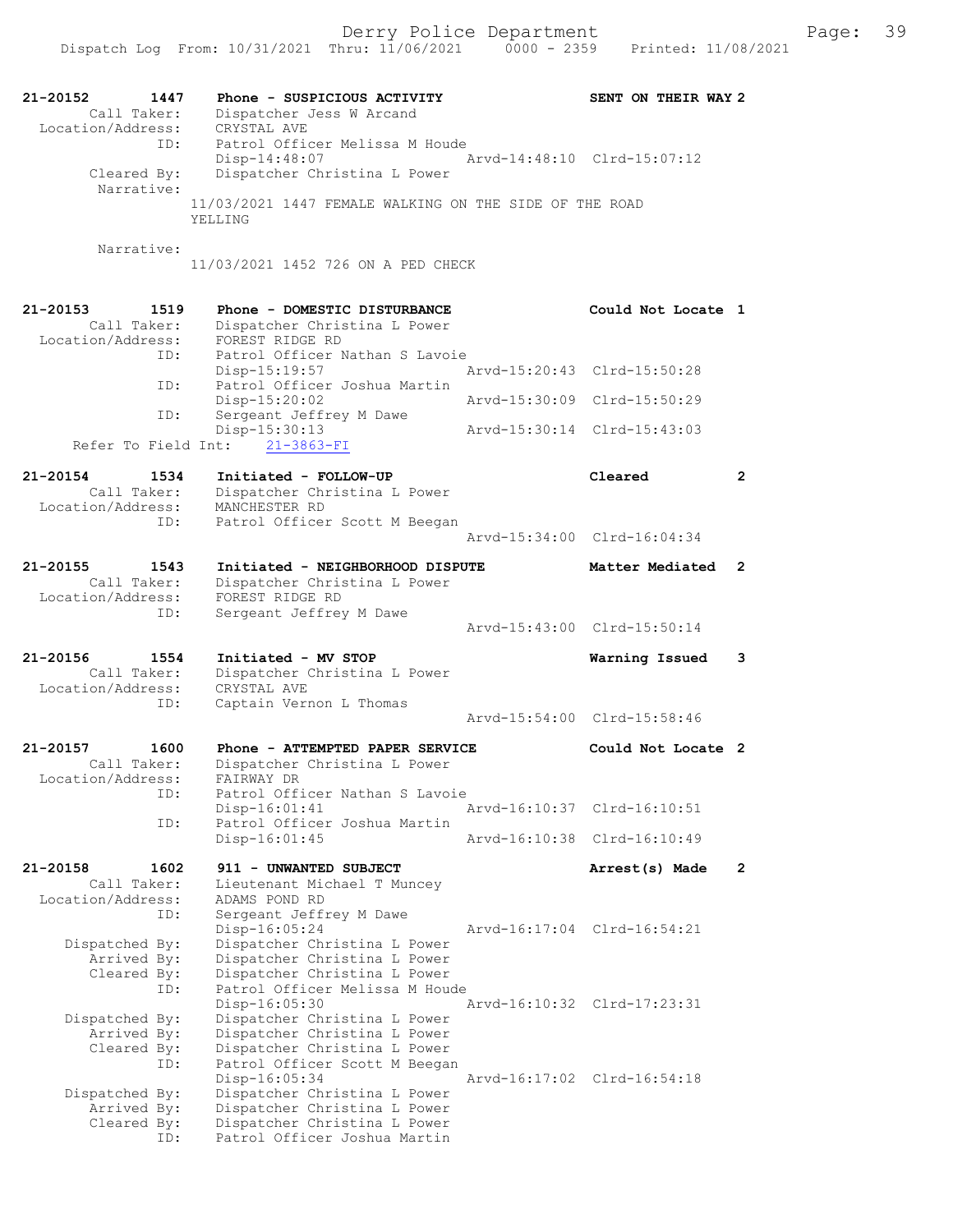```
21-20152        1447    Phone - SUSPICIOUS ACTIVITY                    SENT ON THEIR WAY 2
        Call Taker:     Dispatcher Jess W Arcand
  Location/Address:     CRYSTAL AVE
                ID:     Patrol Officer Melissa M Houde
                        Disp-14:48:07                 Arvd-14:48:10  Clrd-15:07:12
        Cleared By:     Dispatcher Christina L Power
         Narrative:
                     11/03/2021 1447 FEMALE WALKING ON THE SIDE OF THE ROAD
                     YELLING

         Narrative:
                     11/03/2021 1452 726 ON A PED CHECK


21-20153        1519    Phone - DOMESTIC DISTURBANCE                   Could Not Locate 1
        Call Taker:     Dispatcher Christina L Power
  Location/Address:     FOREST RIDGE RD
                ID:     Patrol Officer Nathan S Lavoie
                        Disp-15:19:57                 Arvd-15:20:43  Clrd-15:50:28
                ID:     Patrol Officer Joshua Martin
                        Disp-15:20:02                 Arvd-15:30:09  Clrd-15:50:29
                ID:     Sergeant Jeffrey M Dawe
                        Disp-15:30:13                 Arvd-15:30:14  Clrd-15:43:03
    Refer To Field Int:     21-3863-FI

21-20154        1534    Initiated - FOLLOW-UP                          Cleared          2
        Call Taker:     Dispatcher Christina L Power
  Location/Address:     MANCHESTER RD
                ID:     Patrol Officer Scott M Beegan
                                                      Arvd-15:34:00  Clrd-16:04:34

21-20155        1543    Initiated - NEIGHBORHOOD DISPUTE               Matter Mediated  2
        Call Taker:     Dispatcher Christina L Power
  Location/Address:     FOREST RIDGE RD
                ID:     Sergeant Jeffrey M Dawe
                                                      Arvd-15:43:00  Clrd-15:50:14

21-20156        1554    Initiated - MV STOP                            Warning Issued   3
        Call Taker:     Dispatcher Christina L Power
  Location/Address:     CRYSTAL AVE
                ID:     Captain Vernon L Thomas
                                                      Arvd-15:54:00  Clrd-15:58:46

21-20157        1600    Phone - ATTEMPTED PAPER SERVICE                Could Not Locate 2
        Call Taker:     Dispatcher Christina L Power
  Location/Address:     FAIRWAY DR
                ID:     Patrol Officer Nathan S Lavoie
                        Disp-16:01:41                 Arvd-16:10:37  Clrd-16:10:51
                ID:     Patrol Officer Joshua Martin
                        Disp-16:01:45                 Arvd-16:10:38  Clrd-16:10:49

21-20158        1602    911 - UNWANTED SUBJECT                         Arrest(s) Made   2
        Call Taker:     Lieutenant Michael T Muncey
  Location/Address:     ADAMS POND RD
                ID:     Sergeant Jeffrey M Dawe
                        Disp-16:05:24                 Arvd-16:17:04  Clrd-16:54:21
     Dispatched By:     Dispatcher Christina L Power
        Arrived By:     Dispatcher Christina L Power
        Cleared By:     Dispatcher Christina L Power
                ID:     Patrol Officer Melissa M Houde
                        Disp-16:05:30                 Arvd-16:10:32  Clrd-17:23:31
     Dispatched By:     Dispatcher Christina L Power
        Arrived By:     Dispatcher Christina L Power
        Cleared By:     Dispatcher Christina L Power
                ID:     Patrol Officer Scott M Beegan
                        Disp-16:05:34                 Arvd-16:17:02  Clrd-16:54:18
     Dispatched By:     Dispatcher Christina L Power
        Arrived By:     Dispatcher Christina L Power
        Cleared By:     Dispatcher Christina L Power
                ID:     Patrol Officer Joshua Martin
```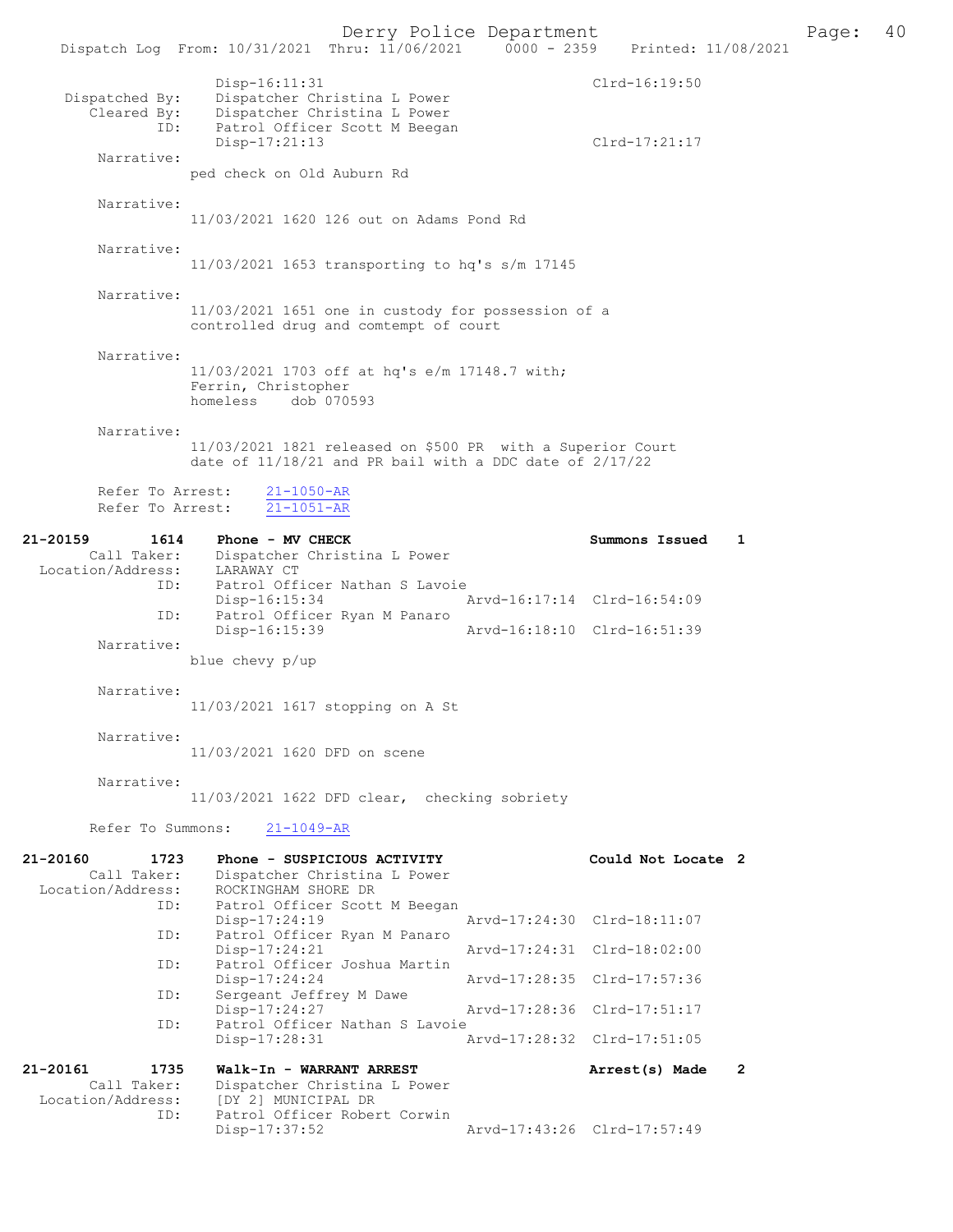```
                Disp-16:11:31                               Clrd-16:19:50
    Dispatched By:    Dispatcher Christina L Power
       Cleared By:    Dispatcher Christina L Power
              ID:     Patrol Officer Scott M Beegan
                Disp-17:21:13                               Clrd-17:21:17
        Narrative:
              ped check on Old Auburn Rd

        Narrative:
              11/03/2021 1620 126 out on Adams Pond Rd

        Narrative:
              11/03/2021 1653 transporting to hq's s/m 17145

        Narrative:
              11/03/2021 1651 one in custody for possession of a
              controlled drug and comtempt of court

        Narrative:
              11/03/2021 1703 off at hq's e/m 17148.7 with;
              Ferrin, Christopher
              homeless    dob 070593

        Narrative:
              11/03/2021 1821 released on $500 PR  with a Superior Court
              date of 11/18/21 and PR bail with a DDC date of 2/17/22

        Refer To Arrest:    21-1050-AR
        Refer To Arrest:    21-1051-AR

21-20159        1614    Phone - MV CHECK                            Summons Issued    1
       Call Taker:    Dispatcher Christina L Power
 Location/Address:    LARAWAY CT
              ID:     Patrol Officer Nathan S Lavoie
                Disp-16:15:34               Arvd-16:17:14  Clrd-16:54:09
              ID:     Patrol Officer Ryan M Panaro
                Disp-16:15:39               Arvd-16:18:10  Clrd-16:51:39
        Narrative:
              blue chevy p/up

        Narrative:
              11/03/2021 1617 stopping on A St

        Narrative:
              11/03/2021 1620 DFD on scene

        Narrative:
              11/03/2021 1622 DFD clear,  checking sobriety

        Refer To Summons:    21-1049-AR

21-20160        1723    Phone - SUSPICIOUS ACTIVITY                 Could Not Locate  2
       Call Taker:    Dispatcher Christina L Power
 Location/Address:    ROCKINGHAM SHORE DR
              ID:     Patrol Officer Scott M Beegan
                Disp-17:24:19               Arvd-17:24:30  Clrd-18:11:07
              ID:     Patrol Officer Ryan M Panaro
                Disp-17:24:21               Arvd-17:24:31  Clrd-18:02:00
              ID:     Patrol Officer Joshua Martin
                Disp-17:24:24               Arvd-17:28:35  Clrd-17:57:36
              ID:     Sergeant Jeffrey M Dawe
                Disp-17:24:27               Arvd-17:28:36  Clrd-17:51:17
              ID:     Patrol Officer Nathan S Lavoie
                Disp-17:28:31               Arvd-17:28:32  Clrd-17:51:05

21-20161        1735    Walk-In - WARRANT ARREST                    Arrest(s) Made    2
       Call Taker:    Dispatcher Christina L Power
 Location/Address:    [DY 2] MUNICIPAL DR
              ID:     Patrol Officer Robert Corwin
                Disp-17:37:52               Arvd-17:43:26  Clrd-17:57:49
```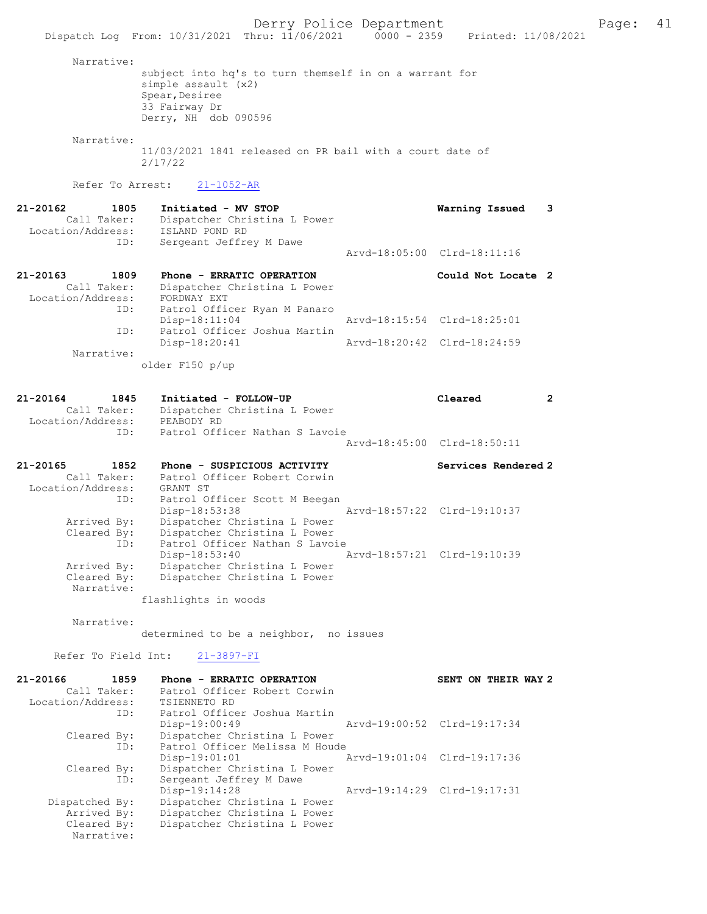Narrative:
subject into hq's to turn themself in on a warrant for simple assault (x2)
Spear,Desiree
33 Fairway Dr
Derry, NH dob 090596

Narrative:
11/03/2021 1841 released on PR bail with a court date of 2/17/22

Refer To Arrest: 21-1052-AR

**21-20162 1805 Initiated - MV STOP** — Warning Issued 3
Call Taker: Dispatcher Christina L Power
Location/Address: ISLAND POND RD
ID: Sergeant Jeffrey M Dawe
Arvd-18:05:00 Clrd-18:11:16

**21-20163 1809 Phone - ERRATIC OPERATION** — Could Not Locate 2
Call Taker: Dispatcher Christina L Power
Location/Address: FORDWAY EXT
ID: Patrol Officer Ryan M Panaro
Disp-18:11:04 Arvd-18:15:54 Clrd-18:25:01
ID: Patrol Officer Joshua Martin
Disp-18:20:41 Arvd-18:20:42 Clrd-18:24:59
Narrative:
older F150 p/up

**21-20164 1845 Initiated - FOLLOW-UP** — Cleared 2
Call Taker: Dispatcher Christina L Power
Location/Address: PEABODY RD
ID: Patrol Officer Nathan S Lavoie
Arvd-18:45:00 Clrd-18:50:11

**21-20165 1852 Phone - SUSPICIOUS ACTIVITY** — Services Rendered 2
Call Taker: Patrol Officer Robert Corwin
Location/Address: GRANT ST
ID: Patrol Officer Scott M Beegan
Disp-18:53:38 Arvd-18:57:22 Clrd-19:10:37
Arrived By: Dispatcher Christina L Power
Cleared By: Dispatcher Christina L Power
ID: Patrol Officer Nathan S Lavoie
Disp-18:53:40 Arvd-18:57:21 Clrd-19:10:39
Arrived By: Dispatcher Christina L Power
Cleared By: Dispatcher Christina L Power
Narrative:
flashlights in woods

Narrative:
determined to be a neighbor, no issues

Refer To Field Int: 21-3897-FI

**21-20166 1859 Phone - ERRATIC OPERATION** — SENT ON THEIR WAY 2
Call Taker: Patrol Officer Robert Corwin
Location/Address: TSIENNETO RD
ID: Patrol Officer Joshua Martin
Disp-19:00:49 Arvd-19:00:52 Clrd-19:17:34
Cleared By: Dispatcher Christina L Power
ID: Patrol Officer Melissa M Houde
Disp-19:01:01 Arvd-19:01:04 Clrd-19:17:36
Cleared By: Dispatcher Christina L Power
ID: Sergeant Jeffrey M Dawe
Disp-19:14:28 Arvd-19:14:29 Clrd-19:17:31
Dispatched By: Dispatcher Christina L Power
Arrived By: Dispatcher Christina L Power
Cleared By: Dispatcher Christina L Power
Narrative: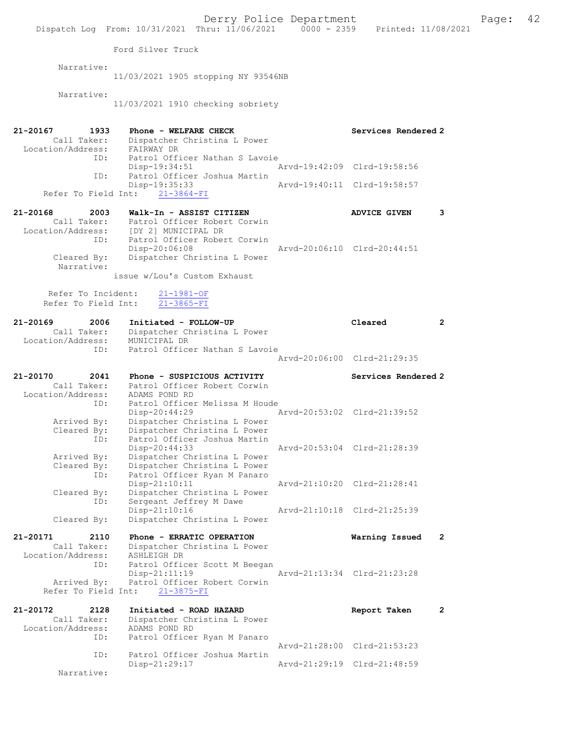Ford Silver Truck

Narrative:
11/03/2021 1905 stopping NY 93546NB

Narrative:
11/03/2021 1910 checking sobriety

**21-20167 1933 Phone - WELFARE CHECK** — Services Rendered 2

- Call Taker: Dispatcher Christina L Power
- Location/Address: FAIRWAY DR
- ID: Patrol Officer Nathan S Lavoie — Disp-19:34:51, Arvd-19:42:09, Clrd-19:58:56
- ID: Patrol Officer Joshua Martin — Disp-19:35:33, Arvd-19:40:11, Clrd-19:58:57
- Refer To Field Int: 21-3864-FI

**21-20168 2003 Walk-In - ASSIST CITIZEN** — ADVICE GIVEN 3

- Call Taker: Patrol Officer Robert Corwin
- Location/Address: [DY 2] MUNICIPAL DR
- ID: Patrol Officer Robert Corwin — Disp-20:06:08, Arvd-20:06:10, Clrd-20:44:51
- Cleared By: Dispatcher Christina L Power
- Narrative: issue w/Lou's Custom Exhaust
- Refer To Incident: 21-1981-OF
- Refer To Field Int: 21-3865-FI

**21-20169 2006 Initiated - FOLLOW-UP** — Cleared 2

- Call Taker: Dispatcher Christina L Power
- Location/Address: MUNICIPAL DR
- ID: Patrol Officer Nathan S Lavoie — Arvd-20:06:00, Clrd-21:29:35

**21-20170 2041 Phone - SUSPICIOUS ACTIVITY** — Services Rendered 2

- Call Taker: Patrol Officer Robert Corwin
- Location/Address: ADAMS POND RD
- ID: Patrol Officer Melissa M Houde — Disp-20:44:29, Arvd-20:53:02, Clrd-21:39:52
  - Arrived By: Dispatcher Christina L Power
  - Cleared By: Dispatcher Christina L Power
- ID: Patrol Officer Joshua Martin — Disp-20:44:33, Arvd-20:53:04, Clrd-21:28:39
  - Arrived By: Dispatcher Christina L Power
  - Cleared By: Dispatcher Christina L Power
- ID: Patrol Officer Ryan M Panaro — Disp-21:10:11, Arvd-21:10:20, Clrd-21:28:41
  - Cleared By: Dispatcher Christina L Power
- ID: Sergeant Jeffrey M Dawe — Disp-21:10:16, Arvd-21:10:18, Clrd-21:25:39
  - Cleared By: Dispatcher Christina L Power

**21-20171 2110 Phone - ERRATIC OPERATION** — Warning Issued 2

- Call Taker: Dispatcher Christina L Power
- Location/Address: ASHLEIGH DR
- ID: Patrol Officer Scott M Beegan — Disp-21:11:19, Arvd-21:13:34, Clrd-21:23:28
  - Arrived By: Patrol Officer Robert Corwin
- Refer To Field Int: 21-3875-FI

**21-20172 2128 Initiated - ROAD HAZARD** — Report Taken 2

- Call Taker: Dispatcher Christina L Power
- Location/Address: ADAMS POND RD
- ID: Patrol Officer Ryan M Panaro — Arvd-21:28:00, Clrd-21:53:23
- ID: Patrol Officer Joshua Martin — Disp-21:29:17, Arvd-21:29:19, Clrd-21:48:59
- Narrative: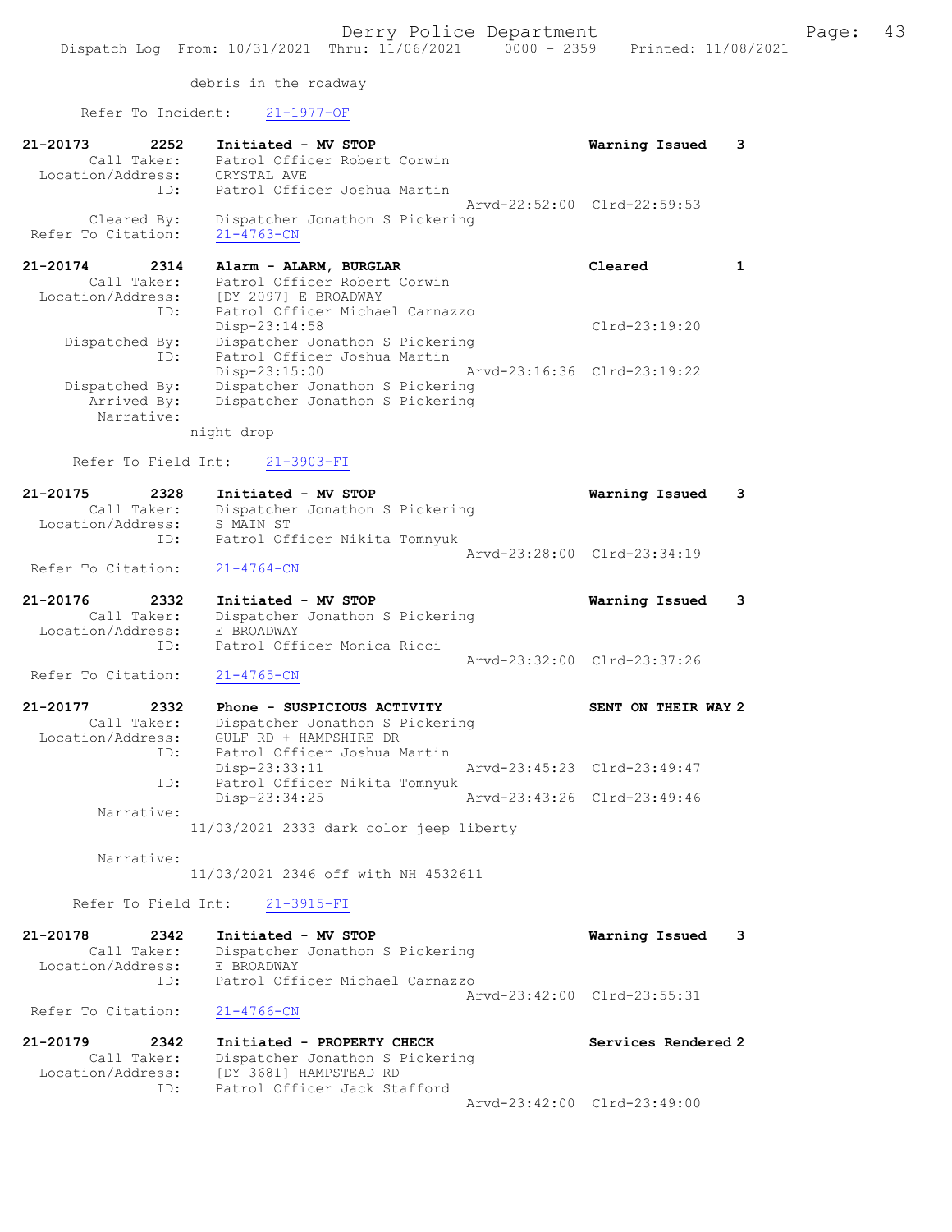debris in the roadway

Refer To Incident: 21-1977-OF

```
21-20173        2252    Initiated - MV STOP                           Warning Issued    3
        Call Taker:     Patrol Officer Robert Corwin
   Location/Address:    CRYSTAL AVE
                ID:     Patrol Officer Joshua Martin
                                                     Arvd-22:52:00  Clrd-22:59:53
        Cleared By:     Dispatcher Jonathon S Pickering
  Refer To Citation:    21-4763-CN

21-20174        2314    Alarm - ALARM, BURGLAR                        Cleared           1
        Call Taker:     Patrol Officer Robert Corwin
   Location/Address:    [DY 2097] E BROADWAY
                ID:     Patrol Officer Michael Carnazzo
                        Disp-23:14:58                               Clrd-23:19:20
     Dispatched By:     Dispatcher Jonathon S Pickering
                ID:     Patrol Officer Joshua Martin
                        Disp-23:15:00                Arvd-23:16:36  Clrd-23:19:22
     Dispatched By:     Dispatcher Jonathon S Pickering
        Arrived By:     Dispatcher Jonathon S Pickering
         Narrative:
                    night drop

   Refer To Field Int:    21-3903-FI

21-20175        2328    Initiated - MV STOP                           Warning Issued    3
        Call Taker:     Dispatcher Jonathon S Pickering
   Location/Address:    S MAIN ST
                ID:     Patrol Officer Nikita Tomnyuk
                                                     Arvd-23:28:00  Clrd-23:34:19
  Refer To Citation:    21-4764-CN

21-20176        2332    Initiated - MV STOP                           Warning Issued    3
        Call Taker:     Dispatcher Jonathon S Pickering
   Location/Address:    E BROADWAY
                ID:     Patrol Officer Monica Ricci
                                                     Arvd-23:32:00  Clrd-23:37:26
  Refer To Citation:    21-4765-CN

21-20177        2332    Phone - SUSPICIOUS ACTIVITY                   SENT ON THEIR WAY 2
        Call Taker:     Dispatcher Jonathon S Pickering
   Location/Address:    GULF RD + HAMPSHIRE DR
                ID:     Patrol Officer Joshua Martin
                        Disp-23:33:11                Arvd-23:45:23  Clrd-23:49:47
                ID:     Patrol Officer Nikita Tomnyuk
                        Disp-23:34:25                Arvd-23:43:26  Clrd-23:49:46
         Narrative:
                    11/03/2021 2333 dark color jeep liberty

         Narrative:
                    11/03/2021 2346 off with NH 4532611

   Refer To Field Int:    21-3915-FI

21-20178        2342    Initiated - MV STOP                           Warning Issued    3
        Call Taker:     Dispatcher Jonathon S Pickering
   Location/Address:    E BROADWAY
                ID:     Patrol Officer Michael Carnazzo
                                                     Arvd-23:42:00  Clrd-23:55:31
  Refer To Citation:    21-4766-CN

21-20179        2342    Initiated - PROPERTY CHECK                    Services Rendered 2
        Call Taker:     Dispatcher Jonathon S Pickering
   Location/Address:    [DY 3681] HAMPSTEAD RD
                ID:     Patrol Officer Jack Stafford
                                                     Arvd-23:42:00  Clrd-23:49:00
```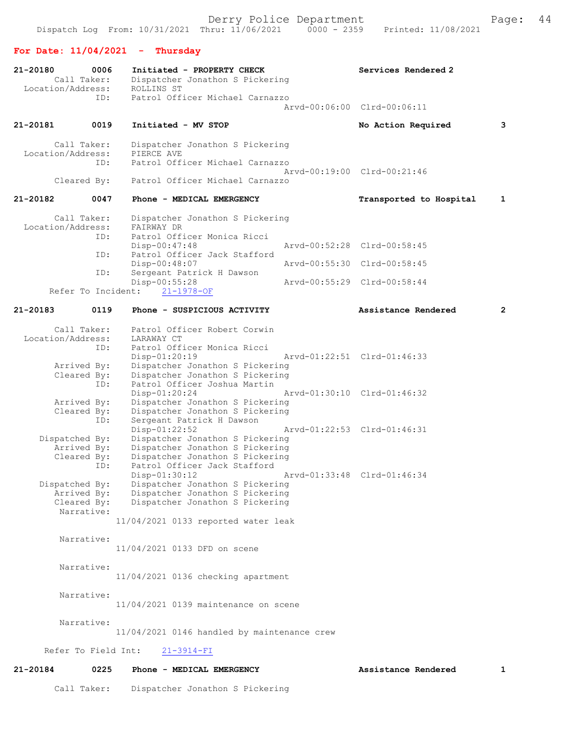## For Date: 11/04/2021 - Thursday

```
21-20180       0006    Initiated - PROPERTY CHECK                 Services Rendered 2
        Call Taker:    Dispatcher Jonathon S Pickering
  Location/Address:    ROLLINS ST
               ID:     Patrol Officer Michael Carnazzo
                                                Arvd-00:06:00  Clrd-00:06:11

21-20181       0019    Initiated - MV STOP                        No Action Required       3

        Call Taker:    Dispatcher Jonathon S Pickering
  Location/Address:    PIERCE AVE
               ID:     Patrol Officer Michael Carnazzo
                                                Arvd-00:19:00  Clrd-00:21:46
        Cleared By:    Patrol Officer Michael Carnazzo

21-20182       0047    Phone - MEDICAL EMERGENCY                  Transported to Hospital  1

        Call Taker:    Dispatcher Jonathon S Pickering
  Location/Address:    FAIRWAY DR
               ID:     Patrol Officer Monica Ricci
                       Disp-00:47:48            Arvd-00:52:28  Clrd-00:58:45
               ID:     Patrol Officer Jack Stafford
                       Disp-00:48:07            Arvd-00:55:30  Clrd-00:58:45
               ID:     Sergeant Patrick H Dawson
                       Disp-00:55:28            Arvd-00:55:29  Clrd-00:58:44
    Refer To Incident:   21-1978-OF

21-20183       0119    Phone - SUSPICIOUS ACTIVITY                Assistance Rendered      2

        Call Taker:    Patrol Officer Robert Corwin
  Location/Address:    LARAWAY CT
               ID:     Patrol Officer Monica Ricci
                       Disp-01:20:19            Arvd-01:22:51  Clrd-01:46:33
        Arrived By:    Dispatcher Jonathon S Pickering
        Cleared By:    Dispatcher Jonathon S Pickering
               ID:     Patrol Officer Joshua Martin
                       Disp-01:20:24            Arvd-01:30:10  Clrd-01:46:32
        Arrived By:    Dispatcher Jonathon S Pickering
        Cleared By:    Dispatcher Jonathon S Pickering
               ID:     Sergeant Patrick H Dawson
                       Disp-01:22:52            Arvd-01:22:53  Clrd-01:46:31
     Dispatched By:    Dispatcher Jonathon S Pickering
        Arrived By:    Dispatcher Jonathon S Pickering
        Cleared By:    Dispatcher Jonathon S Pickering
               ID:     Patrol Officer Jack Stafford
                       Disp-01:30:12            Arvd-01:33:48  Clrd-01:46:34
     Dispatched By:    Dispatcher Jonathon S Pickering
        Arrived By:    Dispatcher Jonathon S Pickering
        Cleared By:    Dispatcher Jonathon S Pickering
         Narrative:
                  11/04/2021 0133 reported water leak

         Narrative:
                  11/04/2021 0133 DFD on scene

         Narrative:
                  11/04/2021 0136 checking apartment

         Narrative:
                  11/04/2021 0139 maintenance on scene

         Narrative:
                  11/04/2021 0146 handled by maintenance crew

     Refer To Field Int:    21-3914-FI

21-20184       0225    Phone - MEDICAL EMERGENCY                  Assistance Rendered      1

        Call Taker:    Dispatcher Jonathon S Pickering
```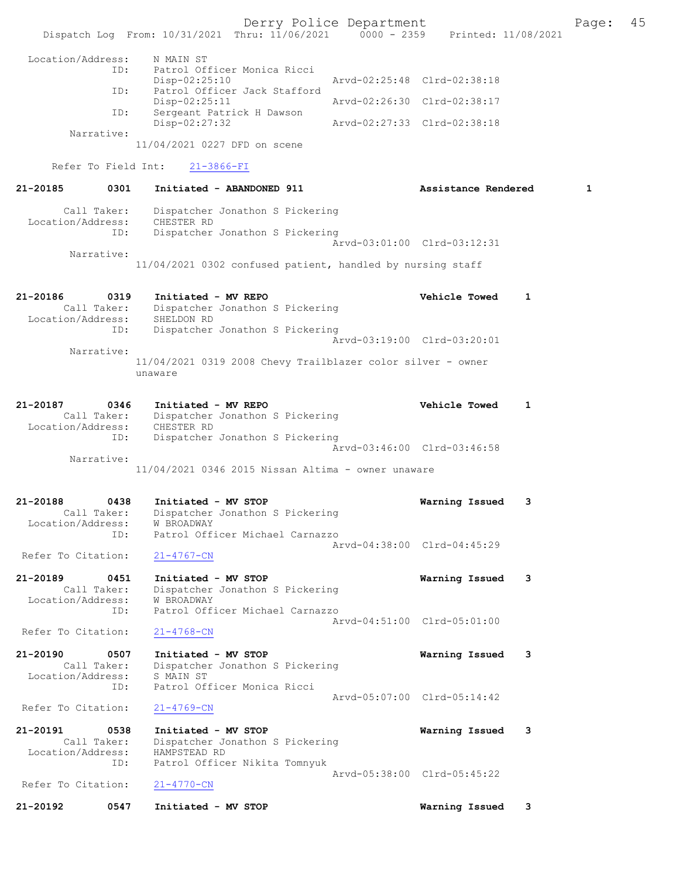```
Location/Address:     N MAIN ST
              ID:     Patrol Officer Monica Ricci
                      Disp-02:25:10              Arvd-02:25:48  Clrd-02:38:18
              ID:     Patrol Officer Jack Stafford
                      Disp-02:25:11              Arvd-02:26:30  Clrd-02:38:17
              ID:     Sergeant Patrick H Dawson
                      Disp-02:27:32              Arvd-02:27:33  Clrd-02:38:18
       Narrative:
                    11/04/2021 0227 DFD on scene

     Refer To Field Int:     21-3866-FI

21-20185        0301    Initiated - ABANDONED 911                Assistance Rendered        1

       Call Taker:     Dispatcher Jonathon S Pickering
 Location/Address:     CHESTER RD
              ID:     Dispatcher Jonathon S Pickering
                                                 Arvd-03:01:00  Clrd-03:12:31
       Narrative:
                    11/04/2021 0302 confused patient, handled by nursing staff

21-20186        0319    Initiated - MV REPO                      Vehicle Towed      1
       Call Taker:     Dispatcher Jonathon S Pickering
 Location/Address:     SHELDON RD
              ID:     Dispatcher Jonathon S Pickering
                                                 Arvd-03:19:00  Clrd-03:20:01
       Narrative:
                    11/04/2021 0319 2008 Chevy Trailblazer color silver - owner
                    unaware

21-20187        0346    Initiated - MV REPO                      Vehicle Towed      1
       Call Taker:     Dispatcher Jonathon S Pickering
 Location/Address:     CHESTER RD
              ID:     Dispatcher Jonathon S Pickering
                                                 Arvd-03:46:00  Clrd-03:46:58
       Narrative:
                    11/04/2021 0346 2015 Nissan Altima - owner unaware

21-20188        0438    Initiated - MV STOP                      Warning Issued     3
       Call Taker:     Dispatcher Jonathon S Pickering
 Location/Address:     W BROADWAY
              ID:     Patrol Officer Michael Carnazzo
                                                 Arvd-04:38:00  Clrd-04:45:29
  Refer To Citation:     21-4767-CN

21-20189        0451    Initiated - MV STOP                      Warning Issued     3
       Call Taker:     Dispatcher Jonathon S Pickering
 Location/Address:     W BROADWAY
              ID:     Patrol Officer Michael Carnazzo
                                                 Arvd-04:51:00  Clrd-05:01:00
  Refer To Citation:     21-4768-CN

21-20190        0507    Initiated - MV STOP                      Warning Issued     3
       Call Taker:     Dispatcher Jonathon S Pickering
 Location/Address:     S MAIN ST
              ID:     Patrol Officer Monica Ricci
                                                 Arvd-05:07:00  Clrd-05:14:42
  Refer To Citation:     21-4769-CN

21-20191        0538    Initiated - MV STOP                      Warning Issued     3
       Call Taker:     Dispatcher Jonathon S Pickering
 Location/Address:     HAMPSTEAD RD
              ID:     Patrol Officer Nikita Tomnyuk
                                                 Arvd-05:38:00  Clrd-05:45:22
  Refer To Citation:     21-4770-CN

21-20192        0547    Initiated - MV STOP                      Warning Issued     3
```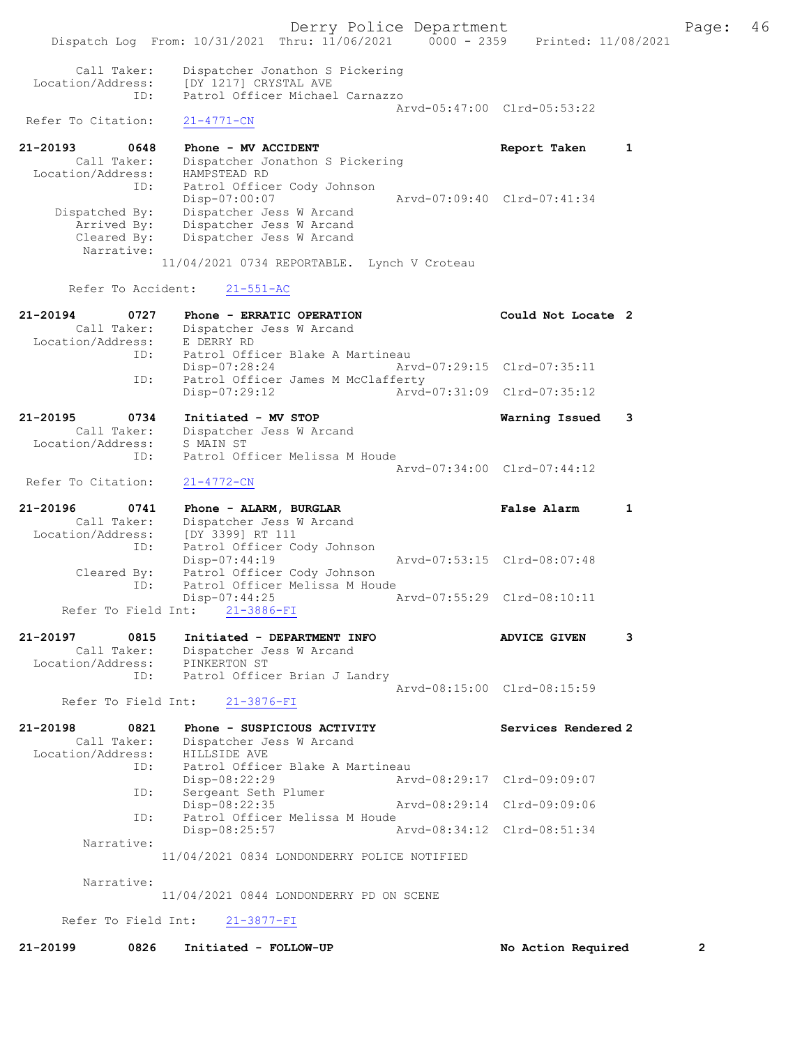```
        Call Taker:    Dispatcher Jonathon S Pickering
  Location/Address:    [DY 1217] CRYSTAL AVE
                ID:    Patrol Officer Michael Carnazzo
                                                  Arvd-05:47:00  Clrd-05:53:22
 Refer To Citation:    21-4771-CN

21-20193        0648    Phone - MV ACCIDENT                         Report Taken       1
        Call Taker:    Dispatcher Jonathon S Pickering
  Location/Address:    HAMPSTEAD RD
                ID:    Patrol Officer Cody Johnson
                       Disp-07:00:07              Arvd-07:09:40  Clrd-07:41:34
     Dispatched By:    Dispatcher Jess W Arcand
        Arrived By:    Dispatcher Jess W Arcand
        Cleared By:    Dispatcher Jess W Arcand
         Narrative:
                     11/04/2021 0734 REPORTABLE.  Lynch V Croteau

       Refer To Accident:    21-551-AC

21-20194        0727    Phone - ERRATIC OPERATION                   Could Not Locate  2
        Call Taker:    Dispatcher Jess W Arcand
  Location/Address:    E DERRY RD
                ID:    Patrol Officer Blake A Martineau
                       Disp-07:28:24              Arvd-07:29:15  Clrd-07:35:11
                ID:    Patrol Officer James M McClafferty
                       Disp-07:29:12              Arvd-07:31:09  Clrd-07:35:12

21-20195        0734    Initiated - MV STOP                         Warning Issued     3
        Call Taker:    Dispatcher Jess W Arcand
  Location/Address:    S MAIN ST
                ID:    Patrol Officer Melissa M Houde
                                                  Arvd-07:34:00  Clrd-07:44:12
 Refer To Citation:    21-4772-CN

21-20196        0741    Phone - ALARM, BURGLAR                      False Alarm        1
        Call Taker:    Dispatcher Jess W Arcand
  Location/Address:    [DY 3399] RT 111
                ID:    Patrol Officer Cody Johnson
                       Disp-07:44:19              Arvd-07:53:15  Clrd-08:07:48
        Cleared By:    Patrol Officer Cody Johnson
                ID:    Patrol Officer Melissa M Houde
                       Disp-07:44:25              Arvd-07:55:29  Clrd-08:10:11
     Refer To Field Int:    21-3886-FI

21-20197        0815    Initiated - DEPARTMENT INFO                 ADVICE GIVEN       3
        Call Taker:    Dispatcher Jess W Arcand
  Location/Address:    PINKERTON ST
                ID:    Patrol Officer Brian J Landry
                                                  Arvd-08:15:00  Clrd-08:15:59
     Refer To Field Int:    21-3876-FI

21-20198        0821    Phone - SUSPICIOUS ACTIVITY                 Services Rendered 2
        Call Taker:    Dispatcher Jess W Arcand
  Location/Address:    HILLSIDE AVE
                ID:    Patrol Officer Blake A Martineau
                       Disp-08:22:29              Arvd-08:29:17  Clrd-09:09:07
                ID:    Sergeant Seth Plumer
                       Disp-08:22:35              Arvd-08:29:14  Clrd-09:09:06
                ID:    Patrol Officer Melissa M Houde
                       Disp-08:25:57              Arvd-08:34:12  Clrd-08:51:34
         Narrative:
                     11/04/2021 0834 LONDONDERRY POLICE NOTIFIED

         Narrative:
                     11/04/2021 0844 LONDONDERRY PD ON SCENE

     Refer To Field Int:    21-3877-FI

21-20199        0826    Initiated - FOLLOW-UP                       No Action Required        2
```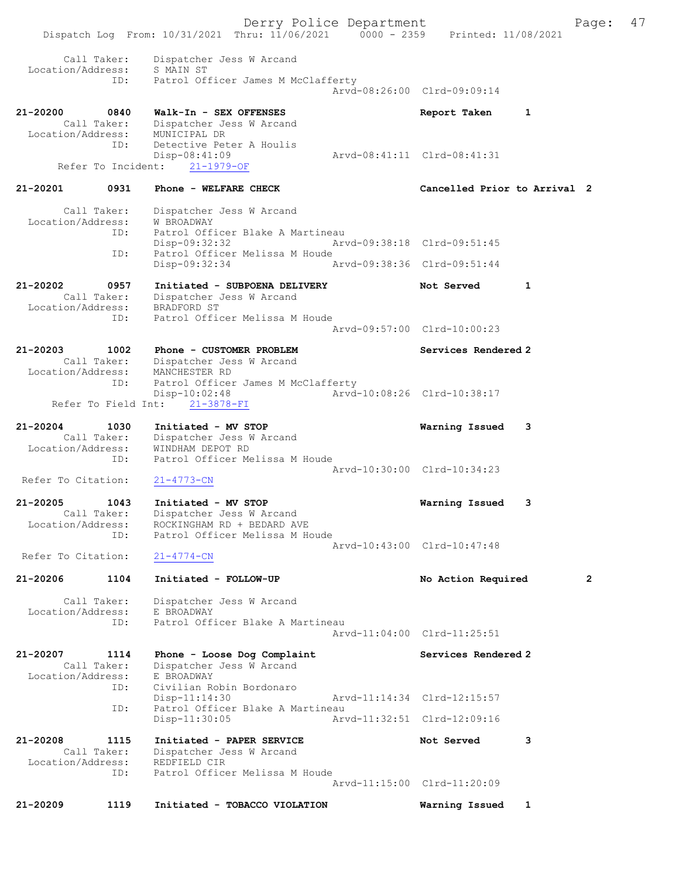```
        Call Taker:    Dispatcher Jess W Arcand
  Location/Address:    S MAIN ST
                ID:    Patrol Officer James M McClafferty
                                                    Arvd-08:26:00  Clrd-09:09:14

21-20200       0840    Walk-In - SEX OFFENSES                      Report Taken      1
        Call Taker:    Dispatcher Jess W Arcand
  Location/Address:    MUNICIPAL DR
                ID:    Detective Peter A Houlis
                       Disp-08:41:09                Arvd-08:41:11  Clrd-08:41:31
      Refer To Incident:    21-1979-OF

21-20201       0931    Phone - WELFARE CHECK                       Cancelled Prior to Arrival  2

        Call Taker:    Dispatcher Jess W Arcand
  Location/Address:    W BROADWAY
                ID:    Patrol Officer Blake A Martineau
                       Disp-09:32:32                Arvd-09:38:18  Clrd-09:51:45
                ID:    Patrol Officer Melissa M Houde
                       Disp-09:32:34                Arvd-09:38:36  Clrd-09:51:44

21-20202       0957    Initiated - SUBPOENA DELIVERY               Not Served        1
        Call Taker:    Dispatcher Jess W Arcand
  Location/Address:    BRADFORD ST
                ID:    Patrol Officer Melissa M Houde
                                                    Arvd-09:57:00  Clrd-10:00:23

21-20203       1002    Phone - CUSTOMER PROBLEM                    Services Rendered 2
        Call Taker:    Dispatcher Jess W Arcand
  Location/Address:    MANCHESTER RD
                ID:    Patrol Officer James M McClafferty
                       Disp-10:02:48                Arvd-10:08:26  Clrd-10:38:17
     Refer To Field Int:    21-3878-FI

21-20204       1030    Initiated - MV STOP                         Warning Issued    3
        Call Taker:    Dispatcher Jess W Arcand
  Location/Address:    WINDHAM DEPOT RD
                ID:    Patrol Officer Melissa M Houde
                                                    Arvd-10:30:00  Clrd-10:34:23
 Refer To Citation:    21-4773-CN

21-20205       1043    Initiated - MV STOP                         Warning Issued    3
        Call Taker:    Dispatcher Jess W Arcand
  Location/Address:    ROCKINGHAM RD + BEDARD AVE
                ID:    Patrol Officer Melissa M Houde
                                                    Arvd-10:43:00  Clrd-10:47:48
 Refer To Citation:    21-4774-CN

21-20206       1104    Initiated - FOLLOW-UP                       No Action Required          2

        Call Taker:    Dispatcher Jess W Arcand
  Location/Address:    E BROADWAY
                ID:    Patrol Officer Blake A Martineau
                                                    Arvd-11:04:00  Clrd-11:25:51

21-20207       1114    Phone - Loose Dog Complaint                 Services Rendered 2
        Call Taker:    Dispatcher Jess W Arcand
  Location/Address:    E BROADWAY
                ID:    Civilian Robin Bordonaro
                       Disp-11:14:30                Arvd-11:14:34  Clrd-12:15:57
                ID:    Patrol Officer Blake A Martineau
                       Disp-11:30:05                Arvd-11:32:51  Clrd-12:09:16

21-20208       1115    Initiated - PAPER SERVICE                   Not Served        3
        Call Taker:    Dispatcher Jess W Arcand
  Location/Address:    REDFIELD CIR
                ID:    Patrol Officer Melissa M Houde
                                                    Arvd-11:15:00  Clrd-11:20:09

21-20209       1119    Initiated - TOBACCO VIOLATION               Warning Issued    1
```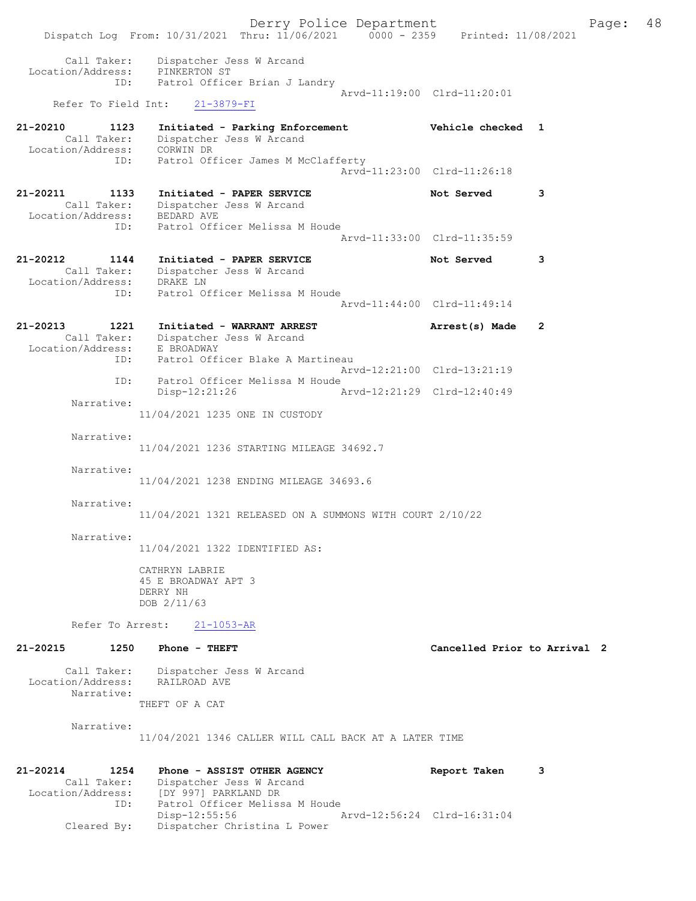```
        Call Taker:    Dispatcher Jess W Arcand
  Location/Address:    PINKERTON ST
                ID:    Patrol Officer Brian J Landry
                                                  Arvd-11:19:00  Clrd-11:20:01
     Refer To Field Int:    21-3879-FI

21-20210        1123    Initiated - Parking Enforcement           Vehicle checked  1
        Call Taker:    Dispatcher Jess W Arcand
  Location/Address:    CORWIN DR
                ID:    Patrol Officer James M McClafferty
                                                  Arvd-11:23:00  Clrd-11:26:18

21-20211        1133    Initiated - PAPER SERVICE                 Not Served       3
        Call Taker:    Dispatcher Jess W Arcand
  Location/Address:    BEDARD AVE
                ID:    Patrol Officer Melissa M Houde
                                                  Arvd-11:33:00  Clrd-11:35:59

21-20212        1144    Initiated - PAPER SERVICE                 Not Served       3
        Call Taker:    Dispatcher Jess W Arcand
  Location/Address:    DRAKE LN
                ID:    Patrol Officer Melissa M Houde
                                                  Arvd-11:44:00  Clrd-11:49:14

21-20213        1221    Initiated - WARRANT ARREST                Arrest(s) Made   2
        Call Taker:    Dispatcher Jess W Arcand
  Location/Address:    E BROADWAY
                ID:    Patrol Officer Blake A Martineau
                                                  Arvd-12:21:00  Clrd-13:21:19
                ID:    Patrol Officer Melissa M Houde
                       Disp-12:21:26              Arvd-12:21:29  Clrd-12:40:49
         Narrative:
                11/04/2021 1235 ONE IN CUSTODY

         Narrative:
                11/04/2021 1236 STARTING MILEAGE 34692.7

         Narrative:
                11/04/2021 1238 ENDING MILEAGE 34693.6

         Narrative:
                11/04/2021 1321 RELEASED ON A SUMMONS WITH COURT 2/10/22

         Narrative:
                11/04/2021 1322 IDENTIFIED AS:

                CATHRYN LABRIE
                45 E BROADWAY APT 3
                DERRY NH
                DOB 2/11/63

         Refer To Arrest:    21-1053-AR

21-20215        1250    Phone - THEFT                             Cancelled Prior to Arrival  2

        Call Taker:    Dispatcher Jess W Arcand
  Location/Address:    RAILROAD AVE
         Narrative:
                THEFT OF A CAT

         Narrative:
                11/04/2021 1346 CALLER WILL CALL BACK AT A LATER TIME

21-20214        1254    Phone - ASSIST OTHER AGENCY               Report Taken     3
        Call Taker:    Dispatcher Jess W Arcand
  Location/Address:    [DY 997] PARKLAND DR
                ID:    Patrol Officer Melissa M Houde
                       Disp-12:55:56              Arvd-12:56:24  Clrd-16:31:04
       Cleared By:    Dispatcher Christina L Power
```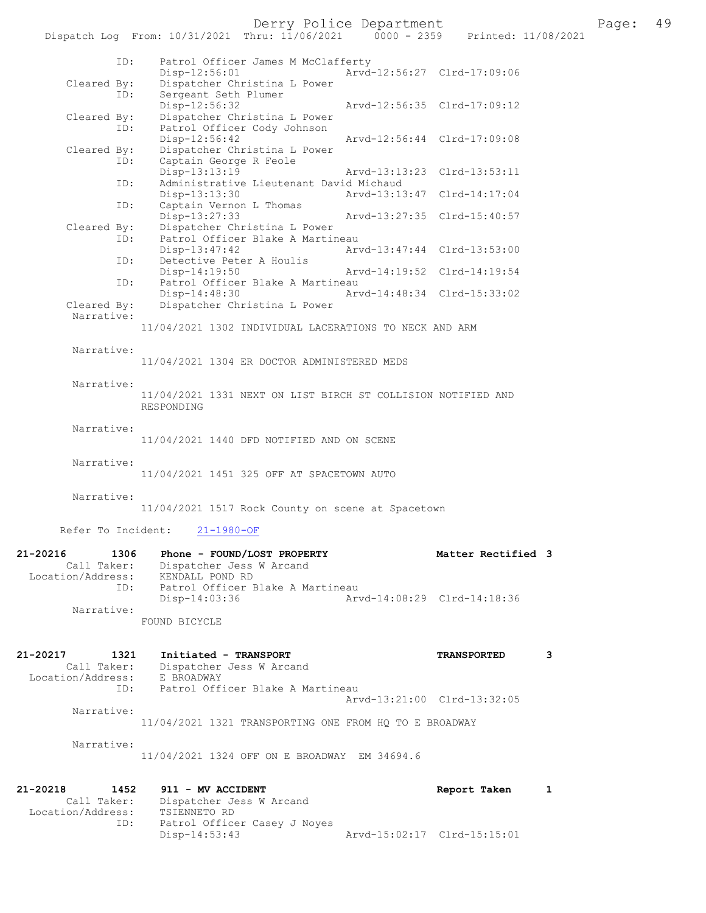ID: Patrol Officer James M McClafferty
Disp-12:56:01 Arvd-12:56:27 Clrd-17:09:06
Cleared By: Dispatcher Christina L Power
ID: Sergeant Seth Plumer
Disp-12:56:32 Arvd-12:56:35 Clrd-17:09:12
Cleared By: Dispatcher Christina L Power
ID: Patrol Officer Cody Johnson
Disp-12:56:42 Arvd-12:56:44 Clrd-17:09:08
Cleared By: Dispatcher Christina L Power
ID: Captain George R Feole
Disp-13:13:19 Arvd-13:13:23 Clrd-13:53:11
ID: Administrative Lieutenant David Michaud
Disp-13:13:30 Arvd-13:13:47 Clrd-14:17:04
ID: Captain Vernon L Thomas
Disp-13:27:33 Arvd-13:27:35 Clrd-15:40:57
Cleared By: Dispatcher Christina L Power
ID: Patrol Officer Blake A Martineau
Disp-13:47:42 Arvd-13:47:44 Clrd-13:53:00
ID: Detective Peter A Houlis
Disp-14:19:50 Arvd-14:19:52 Clrd-14:19:54
ID: Patrol Officer Blake A Martineau
Disp-14:48:30 Arvd-14:48:34 Clrd-15:33:02
Cleared By: Dispatcher Christina L Power
Narrative:
11/04/2021 1302 INDIVIDUAL LACERATIONS TO NECK AND ARM

Narrative:
11/04/2021 1304 ER DOCTOR ADMINISTERED MEDS

Narrative:
11/04/2021 1331 NEXT ON LIST BIRCH ST COLLISION NOTIFIED AND RESPONDING

Narrative:
11/04/2021 1440 DFD NOTIFIED AND ON SCENE

Narrative:
11/04/2021 1451 325 OFF AT SPACETOWN AUTO

Narrative:
11/04/2021 1517 Rock County on scene at Spacetown

Refer To Incident: 21-1980-OF

**21-20216 1306 Phone - FOUND/LOST PROPERTY Matter Rectified 3**
Call Taker: Dispatcher Jess W Arcand
Location/Address: KENDALL POND RD
ID: Patrol Officer Blake A Martineau
Disp-14:03:36 Arvd-14:08:29 Clrd-14:18:36
Narrative:
FOUND BICYCLE

**21-20217 1321 Initiated - TRANSPORT TRANSPORTED 3**
Call Taker: Dispatcher Jess W Arcand
Location/Address: E BROADWAY
ID: Patrol Officer Blake A Martineau
Arvd-13:21:00 Clrd-13:32:05
Narrative:
11/04/2021 1321 TRANSPORTING ONE FROM HQ TO E BROADWAY

Narrative:
11/04/2021 1324 OFF ON E BROADWAY EM 34694.6

**21-20218 1452 911 - MV ACCIDENT Report Taken 1**
Call Taker: Dispatcher Jess W Arcand
Location/Address: TSIENNETO RD
ID: Patrol Officer Casey J Noyes
Disp-14:53:43 Arvd-15:02:17 Clrd-15:15:01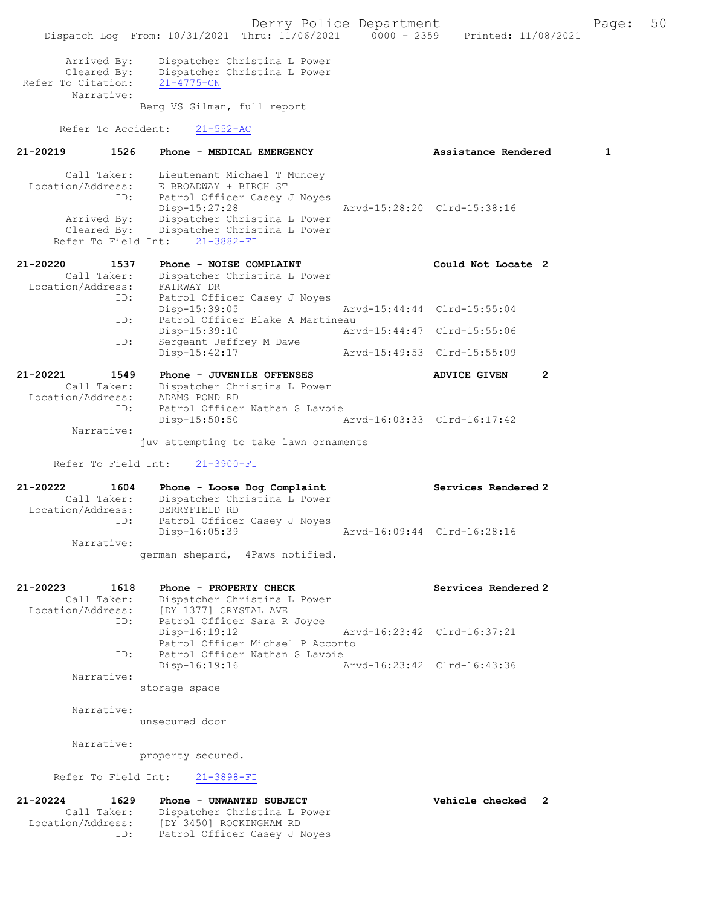```
        Arrived By:    Dispatcher Christina L Power
        Cleared By:    Dispatcher Christina L Power
  Refer To Citation:   21-4775-CN
         Narrative:
                     Berg VS Gilman, full report

      Refer To Accident:    21-552-AC

21-20219        1526    Phone - MEDICAL EMERGENCY                   Assistance Rendered        1

        Call Taker:    Lieutenant Michael T Muncey
   Location/Address:   E BROADWAY + BIRCH ST
                ID:    Patrol Officer Casey J Noyes
                       Disp-15:27:28                  Arvd-15:28:20  Clrd-15:38:16
        Arrived By:    Dispatcher Christina L Power
        Cleared By:    Dispatcher Christina L Power
     Refer To Field Int:    21-3882-FI

21-20220        1537    Phone - NOISE COMPLAINT                     Could Not Locate  2
        Call Taker:    Dispatcher Christina L Power
   Location/Address:   FAIRWAY DR
                ID:    Patrol Officer Casey J Noyes
                       Disp-15:39:05                  Arvd-15:44:44  Clrd-15:55:04
                ID:    Patrol Officer Blake A Martineau
                       Disp-15:39:10                  Arvd-15:44:47  Clrd-15:55:06
                ID:    Sergeant Jeffrey M Dawe
                       Disp-15:42:17                  Arvd-15:49:53  Clrd-15:55:09

21-20221        1549    Phone - JUVENILE OFFENSES                   ADVICE GIVEN       2
        Call Taker:    Dispatcher Christina L Power
   Location/Address:   ADAMS POND RD
                ID:    Patrol Officer Nathan S Lavoie
                       Disp-15:50:50                  Arvd-16:03:33  Clrd-16:17:42
         Narrative:
                     juv attempting to take lawn ornaments

     Refer To Field Int:    21-3900-FI

21-20222        1604    Phone - Loose Dog Complaint                 Services Rendered 2
        Call Taker:    Dispatcher Christina L Power
   Location/Address:   DERRYFIELD RD
                ID:    Patrol Officer Casey J Noyes
                       Disp-16:05:39                  Arvd-16:09:44  Clrd-16:28:16
         Narrative:
                     german shepard,  4Paws notified.


21-20223        1618    Phone - PROPERTY CHECK                      Services Rendered 2
        Call Taker:    Dispatcher Christina L Power
   Location/Address:   [DY 1377] CRYSTAL AVE
                ID:    Patrol Officer Sara R Joyce
                       Disp-16:19:12                  Arvd-16:23:42  Clrd-16:37:21
                       Patrol Officer Michael P Accorto
                ID:    Patrol Officer Nathan S Lavoie
                       Disp-16:19:16                  Arvd-16:23:42  Clrd-16:43:36
         Narrative:
                     storage space

         Narrative:
                     unsecured door

         Narrative:
                     property secured.

     Refer To Field Int:    21-3898-FI

21-20224        1629    Phone - UNWANTED SUBJECT                    Vehicle checked   2
        Call Taker:    Dispatcher Christina L Power
   Location/Address:   [DY 3450] ROCKINGHAM RD
                ID:    Patrol Officer Casey J Noyes
```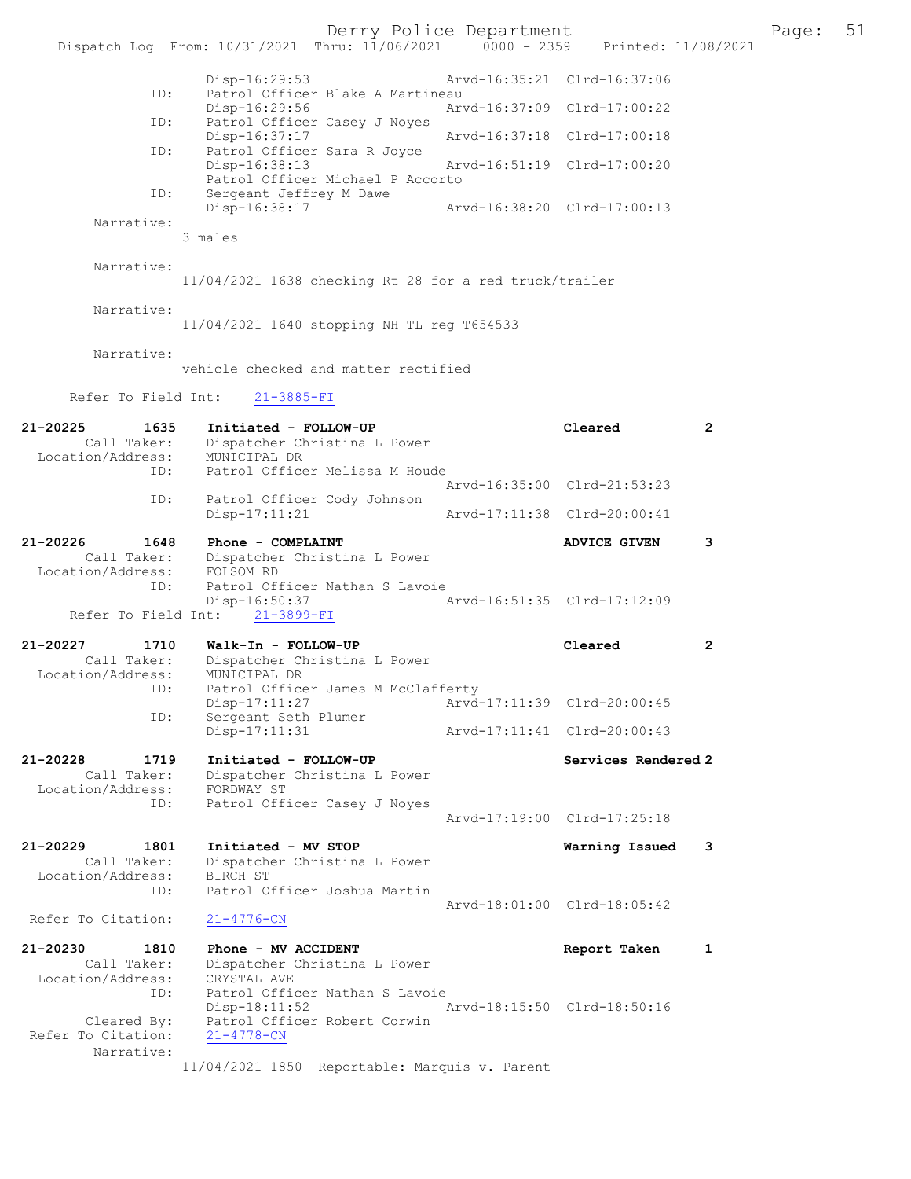```
                Disp-16:29:53                 Arvd-16:35:21  Clrd-16:37:06
          ID:   Patrol Officer Blake A Martineau
                Disp-16:29:56                 Arvd-16:37:09  Clrd-17:00:22
          ID:   Patrol Officer Casey J Noyes
                Disp-16:37:17                 Arvd-16:37:18  Clrd-17:00:18
          ID:   Patrol Officer Sara R Joyce
                Disp-16:38:13                 Arvd-16:51:19  Clrd-17:00:20
                Patrol Officer Michael P Accorto
          ID:   Sergeant Jeffrey M Dawe
                Disp-16:38:17                 Arvd-16:38:20  Clrd-17:00:13
   Narrative:
              3 males

   Narrative:
              11/04/2021 1638 checking Rt 28 for a red truck/trailer

   Narrative:
              11/04/2021 1640 stopping NH TL reg T654533

   Narrative:
              vehicle checked and matter rectified

   Refer To Field Int:    21-3885-FI

21-20225       1635   Initiated - FOLLOW-UP                      Cleared          2
      Call Taker:   Dispatcher Christina L Power
  Location/Address:   MUNICIPAL DR
             ID:   Patrol Officer Melissa M Houde
                                              Arvd-16:35:00  Clrd-21:53:23
             ID:   Patrol Officer Cody Johnson
                   Disp-17:11:21              Arvd-17:11:38  Clrd-20:00:41

21-20226       1648   Phone - COMPLAINT                          ADVICE GIVEN     3
      Call Taker:   Dispatcher Christina L Power
  Location/Address:   FOLSOM RD
             ID:   Patrol Officer Nathan S Lavoie
                   Disp-16:50:37              Arvd-16:51:35  Clrd-17:12:09
   Refer To Field Int:    21-3899-FI

21-20227       1710   Walk-In - FOLLOW-UP                        Cleared          2
      Call Taker:   Dispatcher Christina L Power
  Location/Address:   MUNICIPAL DR
             ID:   Patrol Officer James M McClafferty
                   Disp-17:11:27              Arvd-17:11:39  Clrd-20:00:45
             ID:   Sergeant Seth Plumer
                   Disp-17:11:31              Arvd-17:11:41  Clrd-20:00:43

21-20228       1719   Initiated - FOLLOW-UP                      Services Rendered 2
      Call Taker:   Dispatcher Christina L Power
  Location/Address:   FORDWAY ST
             ID:   Patrol Officer Casey J Noyes
                                              Arvd-17:19:00  Clrd-17:25:18

21-20229       1801   Initiated - MV STOP                        Warning Issued   3
      Call Taker:   Dispatcher Christina L Power
  Location/Address:   BIRCH ST
             ID:   Patrol Officer Joshua Martin
                                              Arvd-18:01:00  Clrd-18:05:42
 Refer To Citation:   21-4776-CN

21-20230       1810   Phone - MV ACCIDENT                        Report Taken     1
      Call Taker:   Dispatcher Christina L Power
  Location/Address:   CRYSTAL AVE
             ID:   Patrol Officer Nathan S Lavoie
                   Disp-18:11:52              Arvd-18:15:50  Clrd-18:50:16
      Cleared By:   Patrol Officer Robert Corwin
 Refer To Citation:   21-4778-CN
       Narrative:
              11/04/2021 1850  Reportable: Marquis v. Parent
```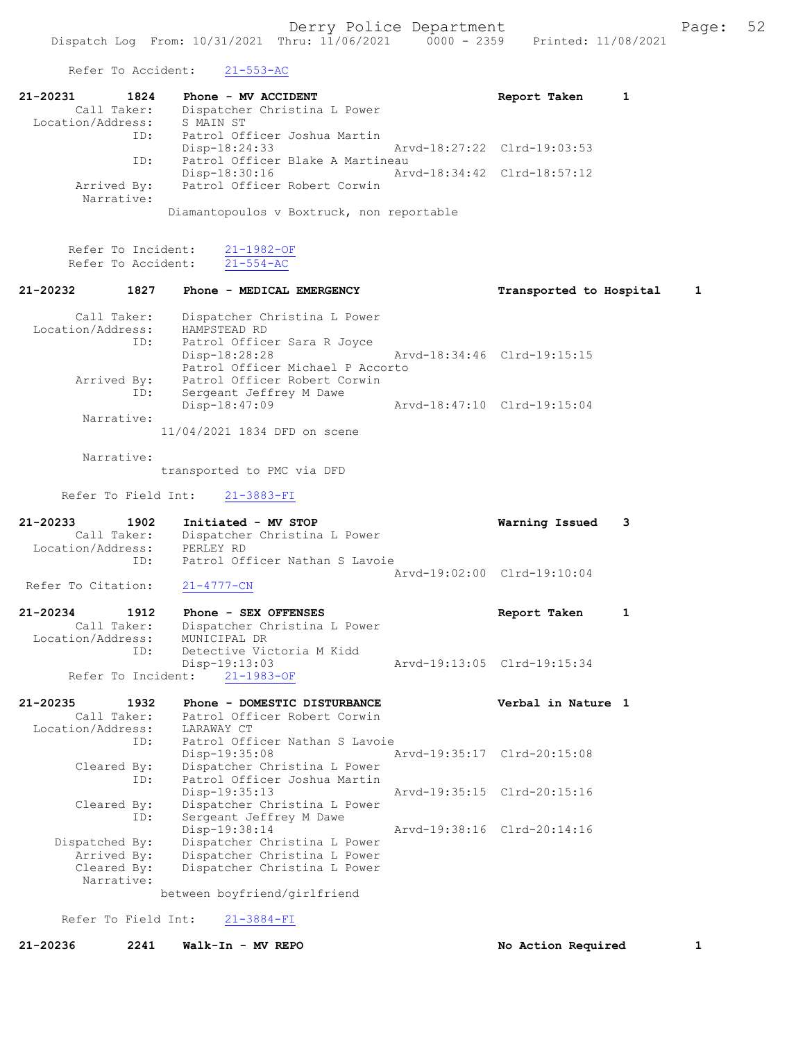Refer To Accident: 21-553-AC

```
21-20231        1824    Phone - MV ACCIDENT                        Report Taken      1
        Call Taker:     Dispatcher Christina L Power
  Location/Address:     S MAIN ST
                ID:     Patrol Officer Joshua Martin
                        Disp-18:24:33              Arvd-18:27:22  Clrd-19:03:53
                ID:     Patrol Officer Blake A Martineau
                        Disp-18:30:16              Arvd-18:34:42  Clrd-18:57:12
        Arrived By:     Patrol Officer Robert Corwin
         Narrative:
                      Diamantopoulos v Boxtruck, non reportable

       Refer To Incident:    21-1982-OF
       Refer To Accident:    21-554-AC

21-20232        1827    Phone - MEDICAL EMERGENCY                  Transported to Hospital     1

        Call Taker:     Dispatcher Christina L Power
  Location/Address:     HAMPSTEAD RD
                ID:     Patrol Officer Sara R Joyce
                        Disp-18:28:28              Arvd-18:34:46  Clrd-19:15:15
                        Patrol Officer Michael P Accorto
        Arrived By:     Patrol Officer Robert Corwin
                ID:     Sergeant Jeffrey M Dawe
                        Disp-18:47:09              Arvd-18:47:10  Clrd-19:15:04
         Narrative:
                    11/04/2021 1834 DFD on scene

         Narrative:
                    transported to PMC via DFD

      Refer To Field Int:    21-3883-FI

21-20233        1902    Initiated - MV STOP                        Warning Issued    3
        Call Taker:     Dispatcher Christina L Power
  Location/Address:     PERLEY RD
                ID:     Patrol Officer Nathan S Lavoie
                                                   Arvd-19:02:00  Clrd-19:10:04
 Refer To Citation:     21-4777-CN

21-20234        1912    Phone - SEX OFFENSES                       Report Taken      1
        Call Taker:     Dispatcher Christina L Power
  Location/Address:     MUNICIPAL DR
                ID:     Detective Victoria M Kidd
                        Disp-19:13:03              Arvd-19:13:05  Clrd-19:15:34
       Refer To Incident:    21-1983-OF

21-20235        1932    Phone - DOMESTIC DISTURBANCE               Verbal in Nature 1
        Call Taker:     Patrol Officer Robert Corwin
  Location/Address:     LARAWAY CT
                ID:     Patrol Officer Nathan S Lavoie
                        Disp-19:35:08              Arvd-19:35:17  Clrd-20:15:08
        Cleared By:     Dispatcher Christina L Power
                ID:     Patrol Officer Joshua Martin
                        Disp-19:35:13              Arvd-19:35:15  Clrd-20:15:16
        Cleared By:     Dispatcher Christina L Power
                ID:     Sergeant Jeffrey M Dawe
                        Disp-19:38:14              Arvd-19:38:16  Clrd-20:14:16
     Dispatched By:     Dispatcher Christina L Power
        Arrived By:     Dispatcher Christina L Power
        Cleared By:     Dispatcher Christina L Power
         Narrative:
                    between boyfriend/girlfriend

      Refer To Field Int:    21-3884-FI

21-20236        2241    Walk-In - MV REPO                          No Action Required          1
```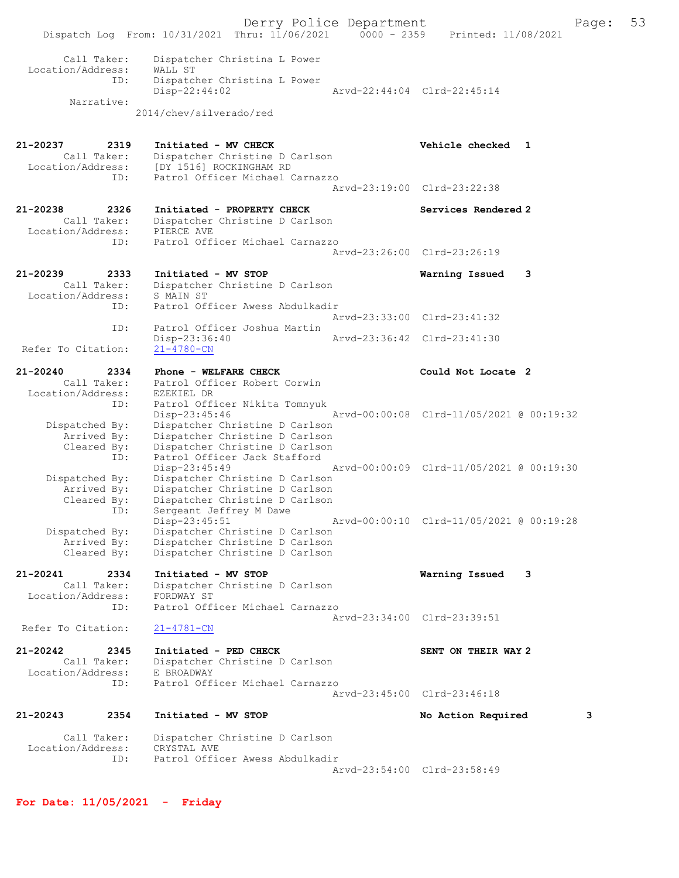```
        Call Taker:    Dispatcher Christina L Power
  Location/Address:    WALL ST
                ID:    Dispatcher Christina L Power
                       Disp-22:44:02                Arvd-22:44:04  Clrd-22:45:14
         Narrative:
                     2014/chev/silverado/red

21-20237        2319    Initiated - MV CHECK                        Vehicle checked  1
        Call Taker:    Dispatcher Christine D Carlson
  Location/Address:    [DY 1516] ROCKINGHAM RD
                ID:    Patrol Officer Michael Carnazzo
                                                    Arvd-23:19:00  Clrd-23:22:38

21-20238        2326    Initiated - PROPERTY CHECK                  Services Rendered 2
        Call Taker:    Dispatcher Christine D Carlson
  Location/Address:    PIERCE AVE
                ID:    Patrol Officer Michael Carnazzo
                                                    Arvd-23:26:00  Clrd-23:26:19

21-20239        2333    Initiated - MV STOP                         Warning Issued    3
        Call Taker:    Dispatcher Christine D Carlson
  Location/Address:    S MAIN ST
                ID:    Patrol Officer Awess Abdulkadir
                                                    Arvd-23:33:00  Clrd-23:41:32
                ID:    Patrol Officer Joshua Martin
                       Disp-23:36:40                Arvd-23:36:42  Clrd-23:41:30
 Refer To Citation:    21-4780-CN

21-20240        2334    Phone - WELFARE CHECK                       Could Not Locate  2
        Call Taker:    Patrol Officer Robert Corwin
  Location/Address:    EZEKIEL DR
                ID:    Patrol Officer Nikita Tomnyuk
                       Disp-23:45:46                Arvd-00:00:08  Clrd-11/05/2021 @ 00:19:32
     Dispatched By:    Dispatcher Christine D Carlson
        Arrived By:    Dispatcher Christine D Carlson
        Cleared By:    Dispatcher Christine D Carlson
                ID:    Patrol Officer Jack Stafford
                       Disp-23:45:49                Arvd-00:00:09  Clrd-11/05/2021 @ 00:19:30
     Dispatched By:    Dispatcher Christine D Carlson
        Arrived By:    Dispatcher Christine D Carlson
        Cleared By:    Dispatcher Christine D Carlson
                ID:    Sergeant Jeffrey M Dawe
                       Disp-23:45:51                Arvd-00:00:10  Clrd-11/05/2021 @ 00:19:28
     Dispatched By:    Dispatcher Christine D Carlson
        Arrived By:    Dispatcher Christine D Carlson
        Cleared By:    Dispatcher Christine D Carlson

21-20241        2334    Initiated - MV STOP                         Warning Issued    3
        Call Taker:    Dispatcher Christine D Carlson
  Location/Address:    FORDWAY ST
                ID:    Patrol Officer Michael Carnazzo
                                                    Arvd-23:34:00  Clrd-23:39:51
 Refer To Citation:    21-4781-CN

21-20242        2345    Initiated - PED CHECK                       SENT ON THEIR WAY 2
        Call Taker:    Dispatcher Christine D Carlson
  Location/Address:    E BROADWAY
                ID:    Patrol Officer Michael Carnazzo
                                                    Arvd-23:45:00  Clrd-23:46:18

21-20243        2354    Initiated - MV STOP                         No Action Required         3

        Call Taker:    Dispatcher Christine D Carlson
  Location/Address:    CRYSTAL AVE
                ID:    Patrol Officer Awess Abdulkadir
                                                    Arvd-23:54:00  Clrd-23:58:49
```

**For Date: 11/05/2021 - Friday**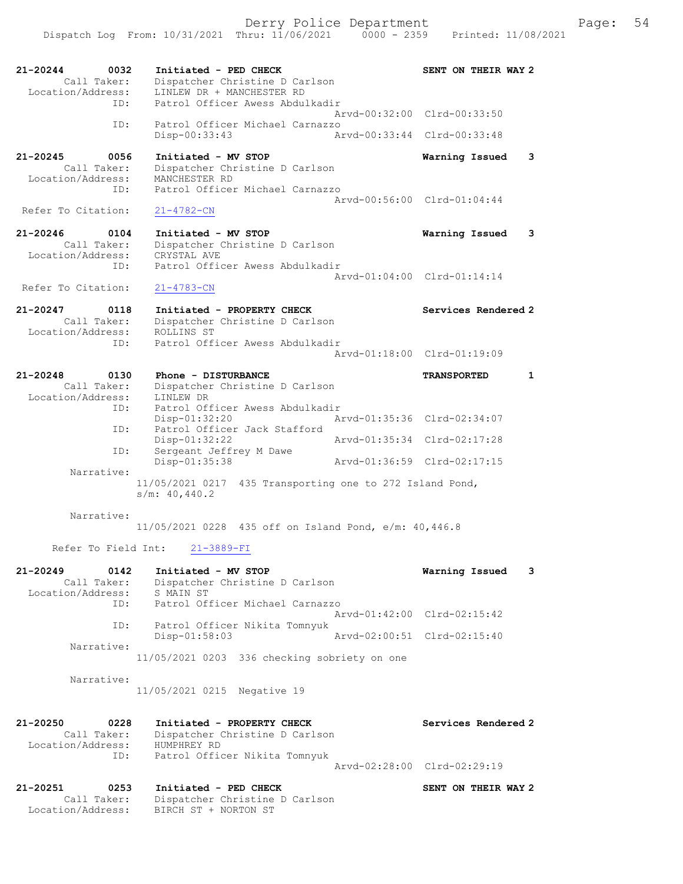```
21-20244        0032    Initiated - PED CHECK                          SENT ON THEIR WAY 2
         Call Taker:    Dispatcher Christine D Carlson
   Location/Address:    LINLEW DR + MANCHESTER RD
                 ID:    Patrol Officer Awess Abdulkadir
                                                 Arvd-00:32:00  Clrd-00:33:50
                 ID:    Patrol Officer Michael Carnazzo
                        Disp-00:33:43            Arvd-00:33:44  Clrd-00:33:48

21-20245        0056    Initiated - MV STOP                            Warning Issued    3
         Call Taker:    Dispatcher Christine D Carlson
   Location/Address:    MANCHESTER RD
                 ID:    Patrol Officer Michael Carnazzo
                                                 Arvd-00:56:00  Clrd-01:04:44
  Refer To Citation:    21-4782-CN

21-20246        0104    Initiated - MV STOP                            Warning Issued    3
         Call Taker:    Dispatcher Christine D Carlson
   Location/Address:    CRYSTAL AVE
                 ID:    Patrol Officer Awess Abdulkadir
                                                 Arvd-01:04:00  Clrd-01:14:14
  Refer To Citation:    21-4783-CN

21-20247        0118    Initiated - PROPERTY CHECK                     Services Rendered 2
         Call Taker:    Dispatcher Christine D Carlson
   Location/Address:    ROLLINS ST
                 ID:    Patrol Officer Awess Abdulkadir
                                                 Arvd-01:18:00  Clrd-01:19:09

21-20248        0130    Phone - DISTURBANCE                            TRANSPORTED       1
         Call Taker:    Dispatcher Christine D Carlson
   Location/Address:    LINLEW DR
                 ID:    Patrol Officer Awess Abdulkadir
                        Disp-01:32:20            Arvd-01:35:36  Clrd-02:34:07
                 ID:    Patrol Officer Jack Stafford
                        Disp-01:32:22            Arvd-01:35:34  Clrd-02:17:28
                 ID:    Sergeant Jeffrey M Dawe
                        Disp-01:35:38            Arvd-01:36:59  Clrd-02:17:15
          Narrative:
                      11/05/2021 0217  435 Transporting one to 272 Island Pond,
                      s/m: 40,440.2

          Narrative:
                      11/05/2021 0228  435 off on Island Pond, e/m: 40,446.8

      Refer To Field Int:    21-3889-FI

21-20249        0142    Initiated - MV STOP                            Warning Issued    3
         Call Taker:    Dispatcher Christine D Carlson
   Location/Address:    S MAIN ST
                 ID:    Patrol Officer Michael Carnazzo
                                                 Arvd-01:42:00  Clrd-02:15:42
                 ID:    Patrol Officer Nikita Tomnyuk
                        Disp-01:58:03            Arvd-02:00:51  Clrd-02:15:40
          Narrative:
                      11/05/2021 0203  336 checking sobriety on one

          Narrative:
                      11/05/2021 0215  Negative 19

21-20250        0228    Initiated - PROPERTY CHECK                     Services Rendered 2
         Call Taker:    Dispatcher Christine D Carlson
   Location/Address:    HUMPHREY RD
                 ID:    Patrol Officer Nikita Tomnyuk
                                                 Arvd-02:28:00  Clrd-02:29:19

21-20251        0253    Initiated - PED CHECK                          SENT ON THEIR WAY 2
         Call Taker:    Dispatcher Christine D Carlson
   Location/Address:    BIRCH ST + NORTON ST
```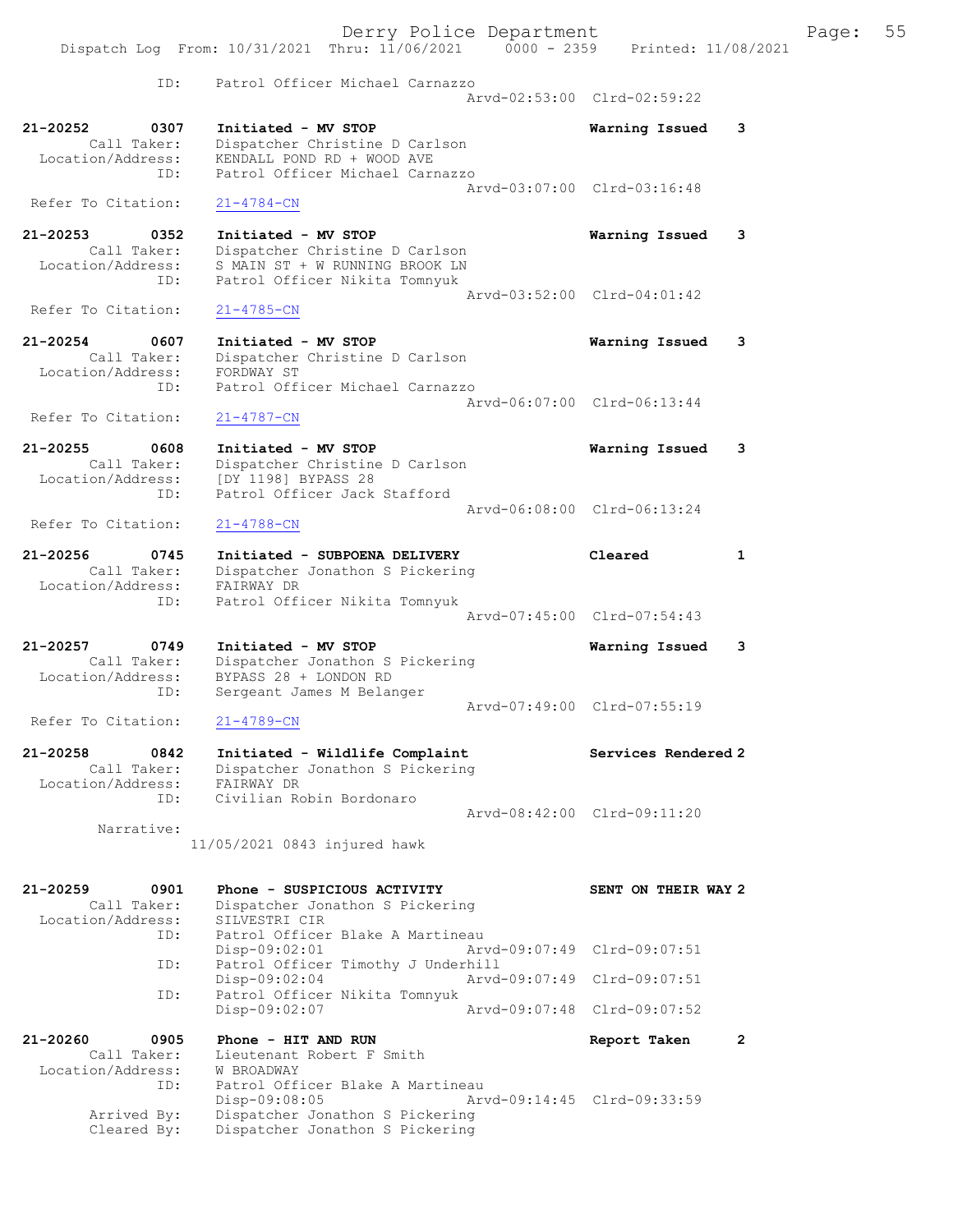ID: Patrol Officer Michael Carnazzo
Arvd-02:53:00 Clrd-02:59:22

**21-20252 0307 Initiated - MV STOP** Warning Issued 3
Call Taker: Dispatcher Christine D Carlson
Location/Address: KENDALL POND RD + WOOD AVE
ID: Patrol Officer Michael Carnazzo
Arvd-03:07:00 Clrd-03:16:48
Refer To Citation: 21-4784-CN

**21-20253 0352 Initiated - MV STOP** Warning Issued 3
Call Taker: Dispatcher Christine D Carlson
Location/Address: S MAIN ST + W RUNNING BROOK LN
ID: Patrol Officer Nikita Tomnyuk
Arvd-03:52:00 Clrd-04:01:42
Refer To Citation: 21-4785-CN

**21-20254 0607 Initiated - MV STOP** Warning Issued 3
Call Taker: Dispatcher Christine D Carlson
Location/Address: FORDWAY ST
ID: Patrol Officer Michael Carnazzo
Arvd-06:07:00 Clrd-06:13:44
Refer To Citation: 21-4787-CN

**21-20255 0608 Initiated - MV STOP** Warning Issued 3
Call Taker: Dispatcher Christine D Carlson
Location/Address: [DY 1198] BYPASS 28
ID: Patrol Officer Jack Stafford
Arvd-06:08:00 Clrd-06:13:24
Refer To Citation: 21-4788-CN

**21-20256 0745 Initiated - SUBPOENA DELIVERY** Cleared 1
Call Taker: Dispatcher Jonathon S Pickering
Location/Address: FAIRWAY DR
ID: Patrol Officer Nikita Tomnyuk
Arvd-07:45:00 Clrd-07:54:43

**21-20257 0749 Initiated - MV STOP** Warning Issued 3
Call Taker: Dispatcher Jonathon S Pickering
Location/Address: BYPASS 28 + LONDON RD
ID: Sergeant James M Belanger
Arvd-07:49:00 Clrd-07:55:19
Refer To Citation: 21-4789-CN

**21-20258 0842 Initiated - Wildlife Complaint** Services Rendered 2
Call Taker: Dispatcher Jonathon S Pickering
Location/Address: FAIRWAY DR
ID: Civilian Robin Bordonaro
Arvd-08:42:00 Clrd-09:11:20
Narrative:
11/05/2021 0843 injured hawk

**21-20259 0901 Phone - SUSPICIOUS ACTIVITY** SENT ON THEIR WAY 2
Call Taker: Dispatcher Jonathon S Pickering
Location/Address: SILVESTRI CIR
ID: Patrol Officer Blake A Martineau
Disp-09:02:01 Arvd-09:07:49 Clrd-09:07:51
ID: Patrol Officer Timothy J Underhill
Disp-09:02:04 Arvd-09:07:49 Clrd-09:07:51
ID: Patrol Officer Nikita Tomnyuk
Disp-09:02:07 Arvd-09:07:48 Clrd-09:07:52

**21-20260 0905 Phone - HIT AND RUN** Report Taken 2
Call Taker: Lieutenant Robert F Smith
Location/Address: W BROADWAY
ID: Patrol Officer Blake A Martineau
Disp-09:08:05 Arvd-09:14:45 Clrd-09:33:59
Arrived By: Dispatcher Jonathon S Pickering
Cleared By: Dispatcher Jonathon S Pickering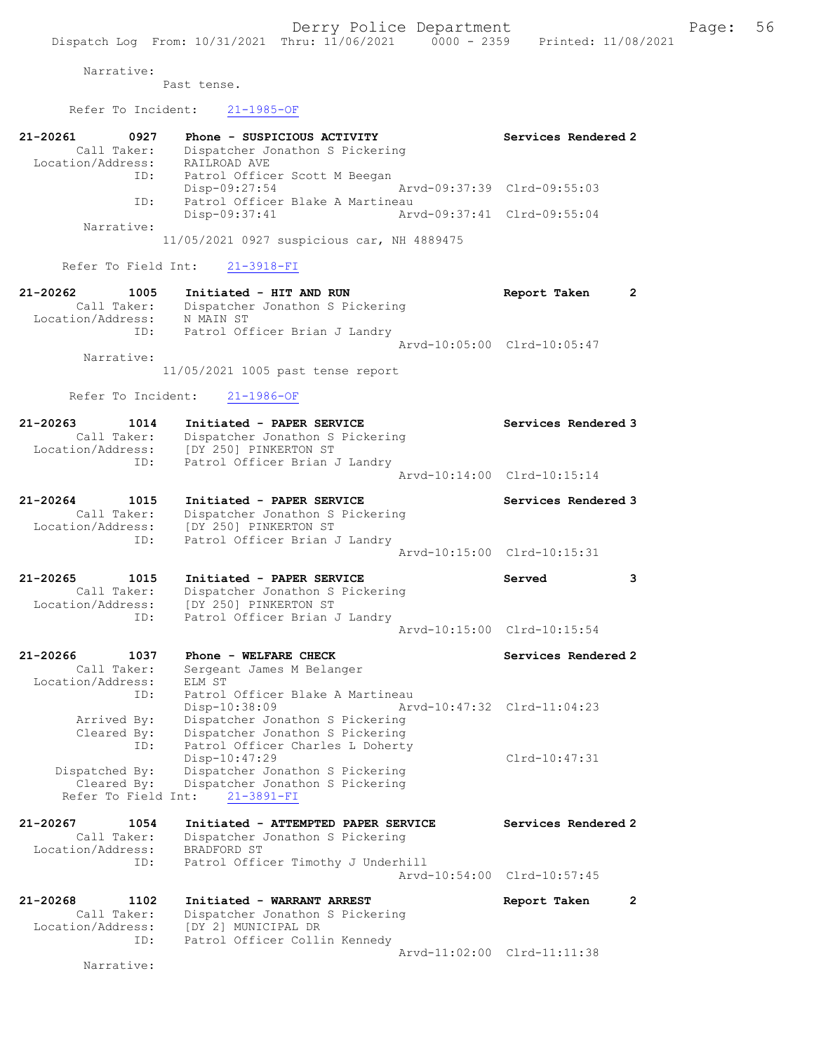Narrative:
Past tense.

Refer To Incident: 21-1985-OF

```
21-20261        0927    Phone - SUSPICIOUS ACTIVITY                Services Rendered 2
        Call Taker:     Dispatcher Jonathon S Pickering
  Location/Address:     RAILROAD AVE
                ID:     Patrol Officer Scott M Beegan
                        Disp-09:27:54                 Arvd-09:37:39  Clrd-09:55:03
                ID:     Patrol Officer Blake A Martineau
                        Disp-09:37:41                 Arvd-09:37:41  Clrd-09:55:04
         Narrative:
                        11/05/2021 0927 suspicious car, NH 4889475

      Refer To Field Int:    21-3918-FI

21-20262        1005    Initiated - HIT AND RUN                    Report Taken      2
        Call Taker:     Dispatcher Jonathon S Pickering
  Location/Address:     N MAIN ST
                ID:     Patrol Officer Brian J Landry
                                                      Arvd-10:05:00  Clrd-10:05:47
         Narrative:
                        11/05/2021 1005 past tense report

      Refer To Incident:    21-1986-OF

21-20263        1014    Initiated - PAPER SERVICE                  Services Rendered 3
        Call Taker:     Dispatcher Jonathon S Pickering
  Location/Address:     [DY 250] PINKERTON ST
                ID:     Patrol Officer Brian J Landry
                                                      Arvd-10:14:00  Clrd-10:15:14

21-20264        1015    Initiated - PAPER SERVICE                  Services Rendered 3
        Call Taker:     Dispatcher Jonathon S Pickering
  Location/Address:     [DY 250] PINKERTON ST
                ID:     Patrol Officer Brian J Landry
                                                      Arvd-10:15:00  Clrd-10:15:31

21-20265        1015    Initiated - PAPER SERVICE                  Served            3
        Call Taker:     Dispatcher Jonathon S Pickering
  Location/Address:     [DY 250] PINKERTON ST
                ID:     Patrol Officer Brian J Landry
                                                      Arvd-10:15:00  Clrd-10:15:54

21-20266        1037    Phone - WELFARE CHECK                      Services Rendered 2
        Call Taker:     Sergeant James M Belanger
  Location/Address:     ELM ST
                ID:     Patrol Officer Blake A Martineau
                        Disp-10:38:09                 Arvd-10:47:32  Clrd-11:04:23
        Arrived By:     Dispatcher Jonathon S Pickering
        Cleared By:     Dispatcher Jonathon S Pickering
                ID:     Patrol Officer Charles L Doherty
                        Disp-10:47:29                                Clrd-10:47:31
     Dispatched By:     Dispatcher Jonathon S Pickering
        Cleared By:     Dispatcher Jonathon S Pickering
      Refer To Field Int:    21-3891-FI

21-20267        1054    Initiated - ATTEMPTED PAPER SERVICE        Services Rendered 2
        Call Taker:     Dispatcher Jonathon S Pickering
  Location/Address:     BRADFORD ST
                ID:     Patrol Officer Timothy J Underhill
                                                      Arvd-10:54:00  Clrd-10:57:45

21-20268        1102    Initiated - WARRANT ARREST                 Report Taken      2
        Call Taker:     Dispatcher Jonathon S Pickering
  Location/Address:     [DY 2] MUNICIPAL DR
                ID:     Patrol Officer Collin Kennedy
                                                      Arvd-11:02:00  Clrd-11:11:38
         Narrative:
```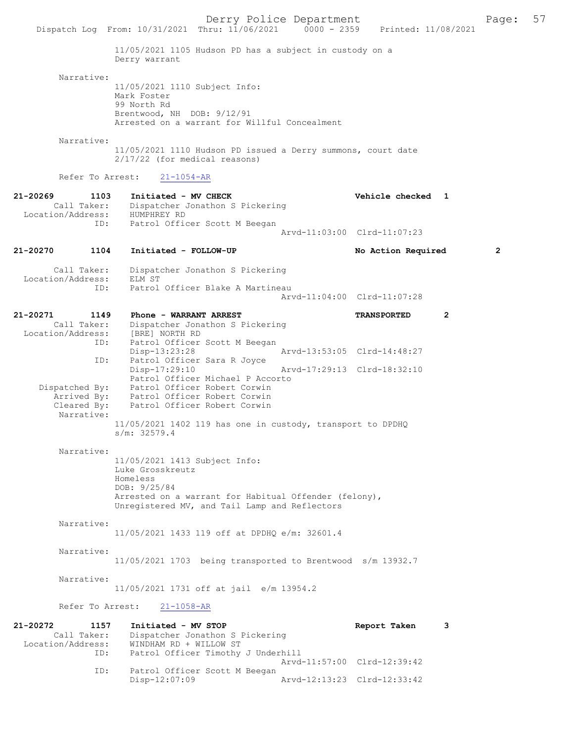11/05/2021 1105 Hudson PD has a subject in custody on a Derry warrant

Narrative:
11/05/2021 1110 Subject Info:
Mark Foster
99 North Rd
Brentwood, NH DOB: 9/12/91
Arrested on a warrant for Willful Concealment

Narrative:
11/05/2021 1110 Hudson PD issued a Derry summons, court date 2/17/22 (for medical reasons)

Refer To Arrest: 21-1054-AR

**21-20269 1103 Initiated - MV CHECK** — Vehicle checked 1
Call Taker: Dispatcher Jonathon S Pickering
Location/Address: HUMPHREY RD
ID: Patrol Officer Scott M Beegan
Arvd-11:03:00 Clrd-11:07:23

**21-20270 1104 Initiated - FOLLOW-UP** — No Action Required 2
Call Taker: Dispatcher Jonathon S Pickering
Location/Address: ELM ST
ID: Patrol Officer Blake A Martineau
Arvd-11:04:00 Clrd-11:07:28

**21-20271 1149 Phone - WARRANT ARREST** — TRANSPORTED 2
Call Taker: Dispatcher Jonathon S Pickering
Location/Address: [BRE] NORTH RD
ID: Patrol Officer Scott M Beegan
Disp-13:23:28 Arvd-13:53:05 Clrd-14:48:27
ID: Patrol Officer Sara R Joyce
Disp-17:29:10 Arvd-17:29:13 Clrd-18:32:10
Patrol Officer Michael P Accorto
Dispatched By: Patrol Officer Robert Corwin
Arrived By: Patrol Officer Robert Corwin
Cleared By: Patrol Officer Robert Corwin
Narrative:
11/05/2021 1402 119 has one in custody, transport to DPDHQ s/m: 32579.4

Narrative:
11/05/2021 1413 Subject Info:
Luke Grosskreutz
Homeless
DOB: 9/25/84
Arrested on a warrant for Habitual Offender (felony), Unregistered MV, and Tail Lamp and Reflectors

Narrative:
11/05/2021 1433 119 off at DPDHQ e/m: 32601.4

Narrative:
11/05/2021 1703 being transported to Brentwood s/m 13932.7

Narrative:
11/05/2021 1731 off at jail e/m 13954.2

Refer To Arrest: 21-1058-AR

**21-20272 1157 Initiated - MV STOP** — Report Taken 3
Call Taker: Dispatcher Jonathon S Pickering
Location/Address: WINDHAM RD + WILLOW ST
ID: Patrol Officer Timothy J Underhill
Arvd-11:57:00 Clrd-12:39:42
ID: Patrol Officer Scott M Beegan
Disp-12:07:09 Arvd-12:13:23 Clrd-12:33:42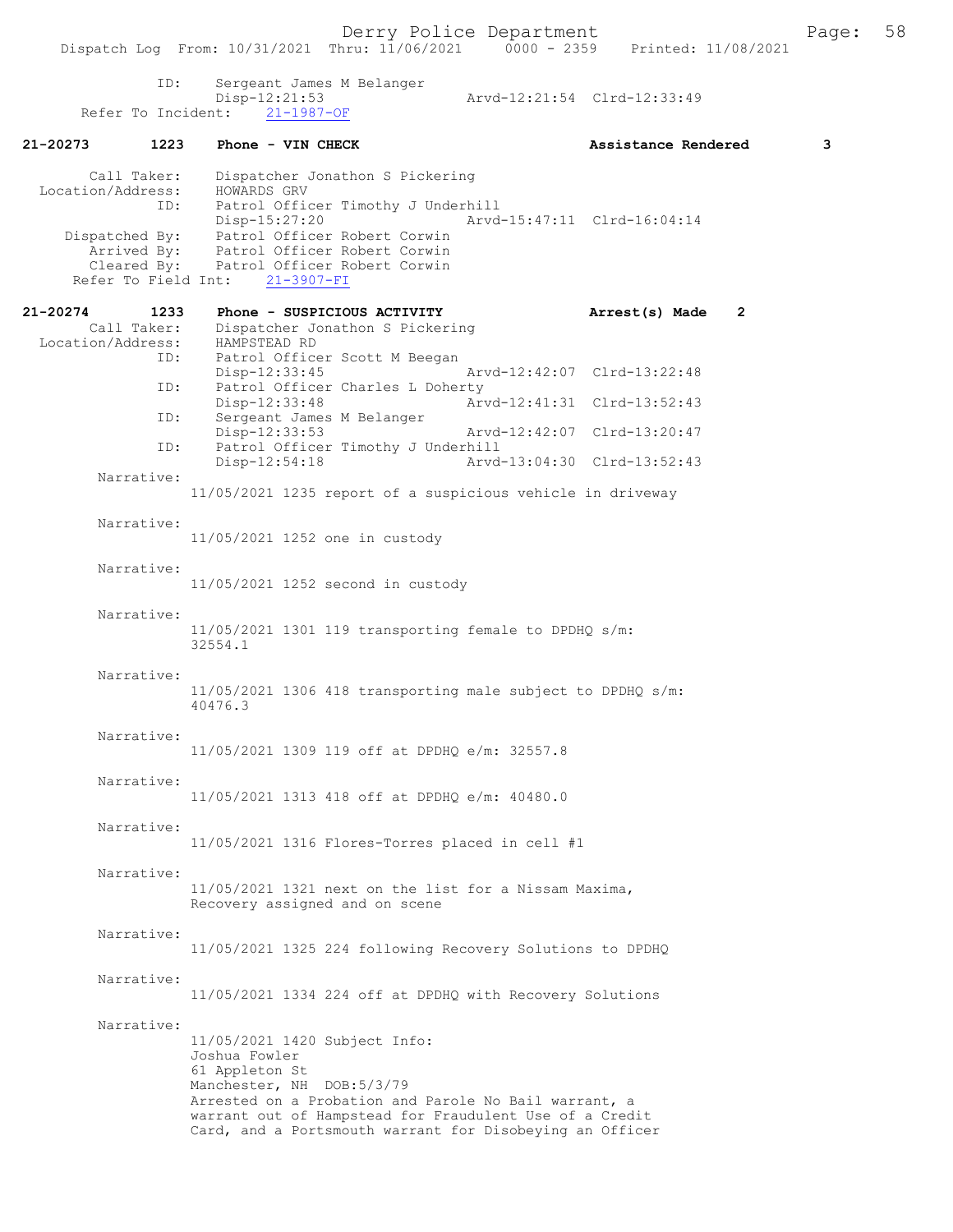ID: Sergeant James M Belanger
Disp-12:21:53 Arvd-12:21:54 Clrd-12:33:49
Refer To Incident: 21-1987-OF

**21-20273 1223 Phone - VIN CHECK Assistance Rendered 3**

Call Taker: Dispatcher Jonathon S Pickering
Location/Address: HOWARDS GRV
ID: Patrol Officer Timothy J Underhill
Disp-15:27:20 Arvd-15:47:11 Clrd-16:04:14
Dispatched By: Patrol Officer Robert Corwin
Arrived By: Patrol Officer Robert Corwin
Cleared By: Patrol Officer Robert Corwin
Refer To Field Int: 21-3907-FI

**21-20274 1233 Phone - SUSPICIOUS ACTIVITY Arrest(s) Made 2**

Call Taker: Dispatcher Jonathon S Pickering
Location/Address: HAMPSTEAD RD
ID: Patrol Officer Scott M Beegan
Disp-12:33:45 Arvd-12:42:07 Clrd-13:22:48
ID: Patrol Officer Charles L Doherty
Disp-12:33:48 Arvd-12:41:31 Clrd-13:52:43
ID: Sergeant James M Belanger
Disp-12:33:53 Arvd-12:42:07 Clrd-13:20:47
ID: Patrol Officer Timothy J Underhill
Disp-12:54:18 Arvd-13:04:30 Clrd-13:52:43

Narrative:
11/05/2021 1235 report of a suspicious vehicle in driveway

Narrative:
11/05/2021 1252 one in custody

Narrative:
11/05/2021 1252 second in custody

Narrative:
11/05/2021 1301 119 transporting female to DPDHQ s/m: 32554.1

Narrative:
11/05/2021 1306 418 transporting male subject to DPDHQ s/m: 40476.3

Narrative:
11/05/2021 1309 119 off at DPDHQ e/m: 32557.8

Narrative:
11/05/2021 1313 418 off at DPDHQ e/m: 40480.0

Narrative:
11/05/2021 1316 Flores-Torres placed in cell #1

Narrative:
11/05/2021 1321 next on the list for a Nissam Maxima, Recovery assigned and on scene

Narrative:
11/05/2021 1325 224 following Recovery Solutions to DPDHQ

Narrative:
11/05/2021 1334 224 off at DPDHQ with Recovery Solutions

Narrative:
11/05/2021 1420 Subject Info:
Joshua Fowler
61 Appleton St
Manchester, NH DOB:5/3/79
Arrested on a Probation and Parole No Bail warrant, a warrant out of Hampstead for Fraudulent Use of a Credit Card, and a Portsmouth warrant for Disobeying an Officer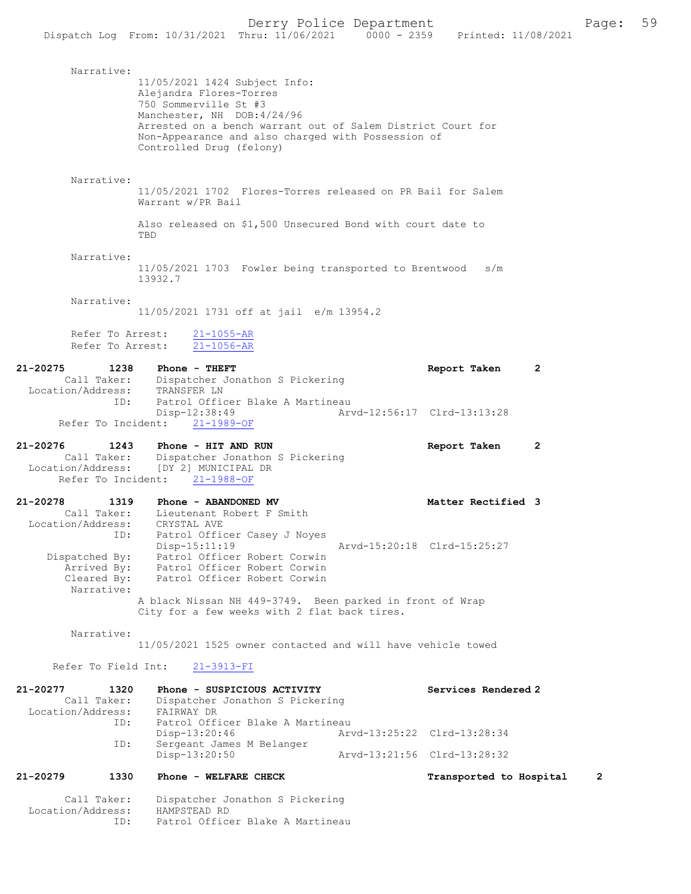Narrative:

11/05/2021 1424 Subject Info:
Alejandra Flores-Torres
750 Sommerville St #3
Manchester, NH DOB:4/24/96
Arrested on a bench warrant out of Salem District Court for Non-Appearance and also charged with Possession of Controlled Drug (felony)

Narrative:

11/05/2021 1702 Flores-Torres released on PR Bail for Salem Warrant w/PR Bail

Also released on $1,500 Unsecured Bond with court date to TBD

Narrative:

11/05/2021 1703 Fowler being transported to Brentwood s/m 13932.7

Narrative:

11/05/2021 1731 off at jail e/m 13954.2

Refer To Arrest: 21-1055-AR
Refer To Arrest: 21-1056-AR

**21-20275 1238 Phone - THEFT** Report Taken 2
Call Taker: Dispatcher Jonathon S Pickering
Location/Address: TRANSFER LN
ID: Patrol Officer Blake A Martineau
Disp-12:38:49 Arvd-12:56:17 Clrd-13:13:28
Refer To Incident: 21-1989-OF

**21-20276 1243 Phone - HIT AND RUN** Report Taken 2
Call Taker: Dispatcher Jonathon S Pickering
Location/Address: [DY 2] MUNICIPAL DR
Refer To Incident: 21-1988-OF

**21-20278 1319 Phone - ABANDONED MV** Matter Rectified 3
Call Taker: Lieutenant Robert F Smith
Location/Address: CRYSTAL AVE
ID: Patrol Officer Casey J Noyes
Disp-15:11:19 Arvd-15:20:18 Clrd-15:25:27
Dispatched By: Patrol Officer Robert Corwin
Arrived By: Patrol Officer Robert Corwin
Cleared By: Patrol Officer Robert Corwin
Narrative:
A black Nissan NH 449-3749. Been parked in front of Wrap City for a few weeks with 2 flat back tires.

Narrative:
11/05/2021 1525 owner contacted and will have vehicle towed

Refer To Field Int: 21-3913-FI

**21-20277 1320 Phone - SUSPICIOUS ACTIVITY** Services Rendered 2
Call Taker: Dispatcher Jonathon S Pickering
Location/Address: FAIRWAY DR
ID: Patrol Officer Blake A Martineau
Disp-13:20:46 Arvd-13:25:22 Clrd-13:28:34
ID: Sergeant James M Belanger
Disp-13:20:50 Arvd-13:21:56 Clrd-13:28:32

**21-20279 1330 Phone - WELFARE CHECK** Transported to Hospital 2
Call Taker: Dispatcher Jonathon S Pickering
Location/Address: HAMPSTEAD RD
ID: Patrol Officer Blake A Martineau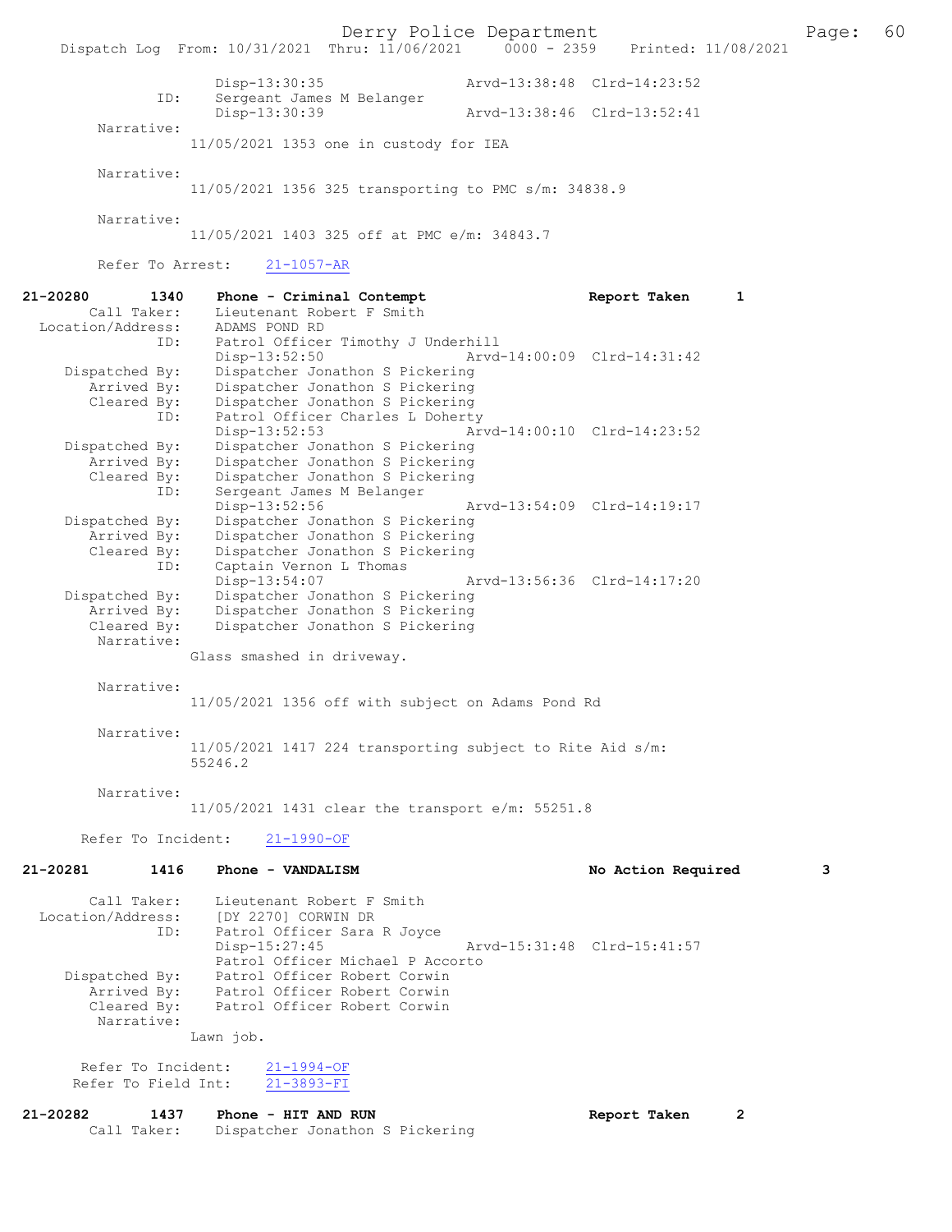```
            Disp-13:30:35                    Arvd-13:38:48  Clrd-14:23:52
        ID:    Sergeant James M Belanger
            Disp-13:30:39                    Arvd-13:38:46  Clrd-13:52:41
    Narrative:
            11/05/2021 1353 one in custody for IEA

    Narrative:
            11/05/2021 1356 325 transporting to PMC s/m: 34838.9

    Narrative:
            11/05/2021 1403 325 off at PMC e/m: 34843.7

    Refer To Arrest:    21-1057-AR

21-20280        1340    Phone - Criminal Contempt                Report Taken       1
    Call Taker:    Lieutenant Robert F Smith
  Location/Address:    ADAMS POND RD
        ID:    Patrol Officer Timothy J Underhill
            Disp-13:52:50                    Arvd-14:00:09  Clrd-14:31:42
   Dispatched By:    Dispatcher Jonathon S Pickering
     Arrived By:    Dispatcher Jonathon S Pickering
     Cleared By:    Dispatcher Jonathon S Pickering
        ID:    Patrol Officer Charles L Doherty
            Disp-13:52:53                    Arvd-14:00:10  Clrd-14:23:52
   Dispatched By:    Dispatcher Jonathon S Pickering
     Arrived By:    Dispatcher Jonathon S Pickering
     Cleared By:    Dispatcher Jonathon S Pickering
        ID:    Sergeant James M Belanger
            Disp-13:52:56                    Arvd-13:54:09  Clrd-14:19:17
   Dispatched By:    Dispatcher Jonathon S Pickering
     Arrived By:    Dispatcher Jonathon S Pickering
     Cleared By:    Dispatcher Jonathon S Pickering
        ID:    Captain Vernon L Thomas
            Disp-13:54:07                    Arvd-13:56:36  Clrd-14:17:20
   Dispatched By:    Dispatcher Jonathon S Pickering
     Arrived By:    Dispatcher Jonathon S Pickering
     Cleared By:    Dispatcher Jonathon S Pickering
    Narrative:
            Glass smashed in driveway.

    Narrative:
            11/05/2021 1356 off with subject on Adams Pond Rd

    Narrative:
            11/05/2021 1417 224 transporting subject to Rite Aid s/m:
            55246.2

    Narrative:
            11/05/2021 1431 clear the transport e/m: 55251.8

   Refer To Incident:    21-1990-OF

21-20281        1416    Phone - VANDALISM                        No Action Required        3

    Call Taker:    Lieutenant Robert F Smith
  Location/Address:    [DY 2270] CORWIN DR
        ID:    Patrol Officer Sara R Joyce
            Disp-15:27:45                    Arvd-15:31:48  Clrd-15:41:57
            Patrol Officer Michael P Accorto
   Dispatched By:    Patrol Officer Robert Corwin
     Arrived By:    Patrol Officer Robert Corwin
     Cleared By:    Patrol Officer Robert Corwin
    Narrative:
            Lawn job.

   Refer To Incident:    21-1994-OF
  Refer To Field Int:    21-3893-FI

21-20282        1437    Phone - HIT AND RUN                      Report Taken       2
    Call Taker:    Dispatcher Jonathon S Pickering
```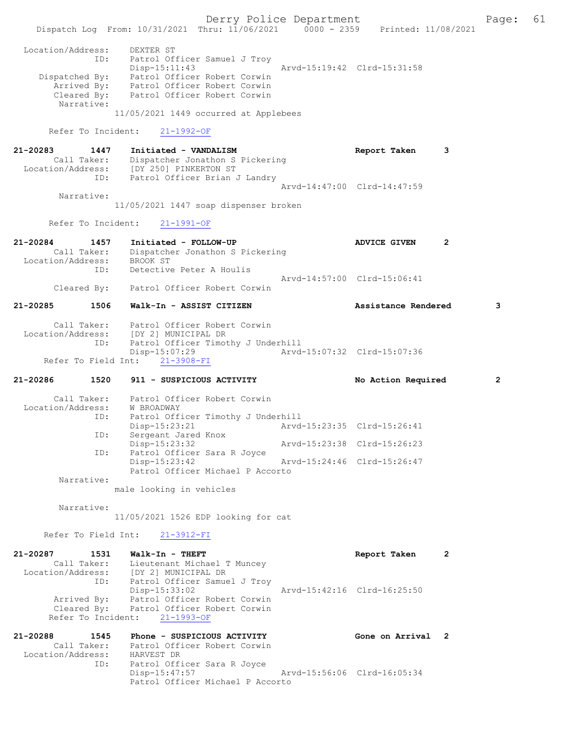```
 Location/Address:    DEXTER ST
               ID:    Patrol Officer Samuel J Troy
                      Disp-15:11:43                 Arvd-15:19:42  Clrd-15:31:58
    Dispatched By:    Patrol Officer Robert Corwin
       Arrived By:    Patrol Officer Robert Corwin
       Cleared By:    Patrol Officer Robert Corwin
        Narrative:
                    11/05/2021 1449 occurred at Applebees

       Refer To Incident:    21-1992-OF

21-20283       1447    Initiated - VANDALISM                       Report Taken      3
        Call Taker:    Dispatcher Jonathon S Pickering
  Location/Address:    [DY 250] PINKERTON ST
                ID:    Patrol Officer Brian J Landry
                                                   Arvd-14:47:00  Clrd-14:47:59
         Narrative:
                    11/05/2021 1447 soap dispenser broken

       Refer To Incident:    21-1991-OF

21-20284       1457    Initiated - FOLLOW-UP                       ADVICE GIVEN      2
        Call Taker:    Dispatcher Jonathon S Pickering
  Location/Address:    BROOK ST
                ID:    Detective Peter A Houlis
                                                   Arvd-14:57:00  Clrd-15:06:41
        Cleared By:    Patrol Officer Robert Corwin

21-20285       1506    Walk-In - ASSIST CITIZEN                    Assistance Rendered      3

        Call Taker:    Patrol Officer Robert Corwin
  Location/Address:    [DY 2] MUNICIPAL DR
                ID:    Patrol Officer Timothy J Underhill
                       Disp-15:07:29               Arvd-15:07:32  Clrd-15:07:36
    Refer To Field Int:    21-3908-FI

21-20286       1520    911 - SUSPICIOUS ACTIVITY                   No Action Required      2

        Call Taker:    Patrol Officer Robert Corwin
  Location/Address:    W BROADWAY
                ID:    Patrol Officer Timothy J Underhill
                       Disp-15:23:21               Arvd-15:23:35  Clrd-15:26:41
                ID:    Sergeant Jared Knox
                       Disp-15:23:32               Arvd-15:23:38  Clrd-15:26:23
                ID:    Patrol Officer Sara R Joyce
                       Disp-15:23:42               Arvd-15:24:46  Clrd-15:26:47
                       Patrol Officer Michael P Accorto
         Narrative:
                    male looking in vehicles

         Narrative:
                    11/05/2021 1526 EDP looking for cat

     Refer To Field Int:    21-3912-FI

21-20287       1531    Walk-In - THEFT                             Report Taken      2
        Call Taker:    Lieutenant Michael T Muncey
  Location/Address:    [DY 2] MUNICIPAL DR
                ID:    Patrol Officer Samuel J Troy
                       Disp-15:33:02               Arvd-15:42:16  Clrd-16:25:50
        Arrived By:    Patrol Officer Robert Corwin
        Cleared By:    Patrol Officer Robert Corwin
     Refer To Incident:    21-1993-OF

21-20288       1545    Phone - SUSPICIOUS ACTIVITY                 Gone on Arrival   2
        Call Taker:    Patrol Officer Robert Corwin
  Location/Address:    HARVEST DR
                ID:    Patrol Officer Sara R Joyce
                       Disp-15:47:57               Arvd-15:56:06  Clrd-16:05:34
                       Patrol Officer Michael P Accorto
```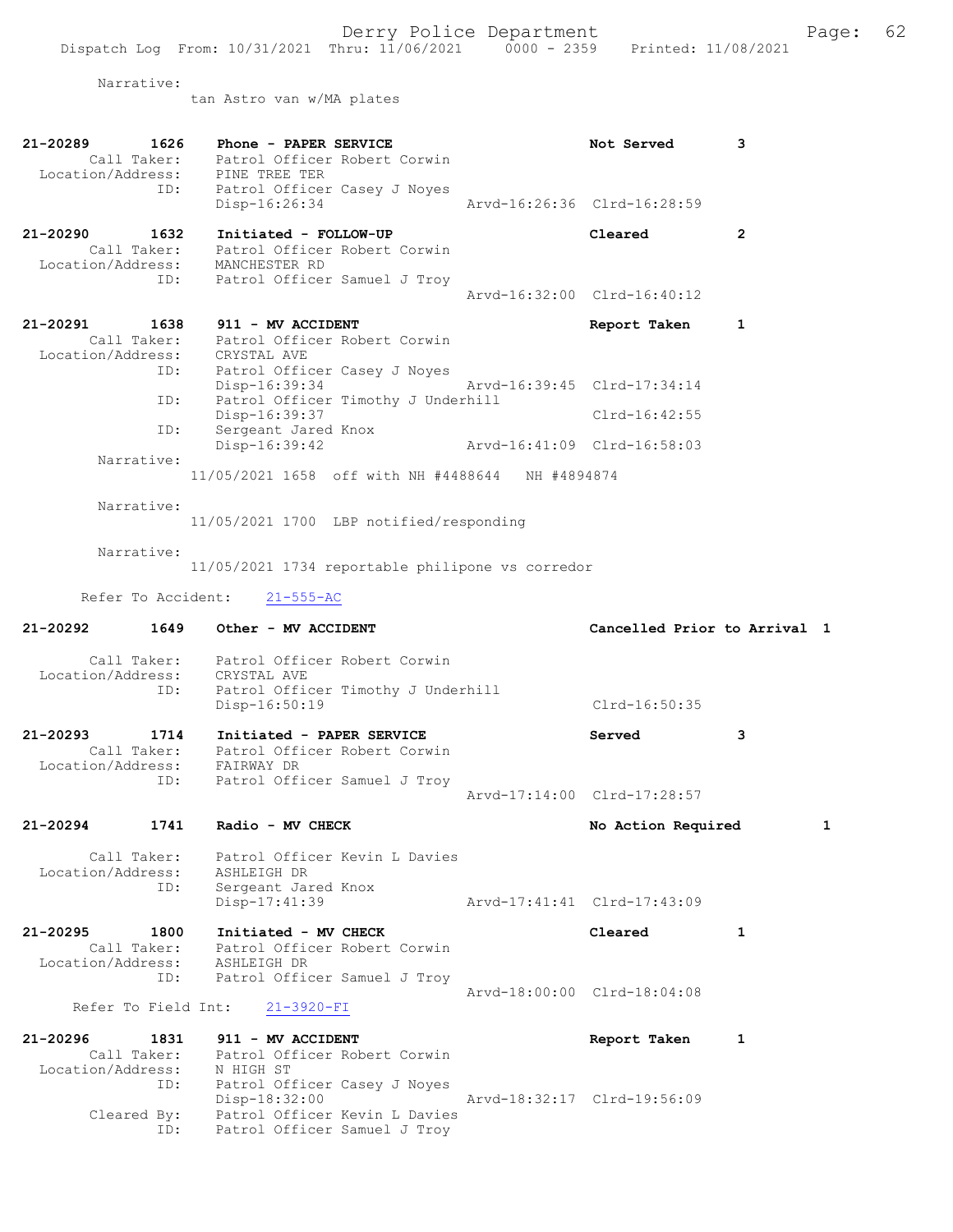Narrative:
tan Astro van w/MA plates

```
21-20289        1626    Phone - PAPER SERVICE                    Not Served        3
        Call Taker:     Patrol Officer Robert Corwin
  Location/Address:     PINE TREE TER
                ID:     Patrol Officer Casey J Noyes
                        Disp-16:26:34                Arvd-16:26:36  Clrd-16:28:59

21-20290        1632    Initiated - FOLLOW-UP                    Cleared           2
        Call Taker:     Patrol Officer Robert Corwin
  Location/Address:     MANCHESTER RD
                ID:     Patrol Officer Samuel J Troy
                                                     Arvd-16:32:00  Clrd-16:40:12

21-20291        1638    911 - MV ACCIDENT                        Report Taken      1
        Call Taker:     Patrol Officer Robert Corwin
  Location/Address:     CRYSTAL AVE
                ID:     Patrol Officer Casey J Noyes
                        Disp-16:39:34                Arvd-16:39:45  Clrd-17:34:14
                ID:     Patrol Officer Timothy J Underhill
                        Disp-16:39:37                               Clrd-16:42:55
                ID:     Sergeant Jared Knox
                        Disp-16:39:42                Arvd-16:41:09  Clrd-16:58:03
         Narrative:
                        11/05/2021 1658  off with NH #4488644   NH #4894874

         Narrative:
                        11/05/2021 1700  LBP notified/responding

         Narrative:
                        11/05/2021 1734 reportable philipone vs corredor

      Refer To Accident:    21-555-AC

21-20292        1649    Other - MV ACCIDENT                      Cancelled Prior to Arrival  1

        Call Taker:     Patrol Officer Robert Corwin
  Location/Address:     CRYSTAL AVE
                ID:     Patrol Officer Timothy J Underhill
                        Disp-16:50:19                               Clrd-16:50:35

21-20293        1714    Initiated - PAPER SERVICE                Served            3
        Call Taker:     Patrol Officer Robert Corwin
  Location/Address:     FAIRWAY DR
                ID:     Patrol Officer Samuel J Troy
                                                     Arvd-17:14:00  Clrd-17:28:57

21-20294        1741    Radio - MV CHECK                         No Action Required        1

        Call Taker:     Patrol Officer Kevin L Davies
  Location/Address:     ASHLEIGH DR
                ID:     Sergeant Jared Knox
                        Disp-17:41:39                Arvd-17:41:41  Clrd-17:43:09

21-20295        1800    Initiated - MV CHECK                     Cleared           1
        Call Taker:     Patrol Officer Robert Corwin
  Location/Address:     ASHLEIGH DR
                ID:     Patrol Officer Samuel J Troy
                                                     Arvd-18:00:00  Clrd-18:04:08
     Refer To Field Int:    21-3920-FI

21-20296        1831    911 - MV ACCIDENT                        Report Taken      1
        Call Taker:     Patrol Officer Robert Corwin
  Location/Address:     N HIGH ST
                ID:     Patrol Officer Casey J Noyes
                        Disp-18:32:00                Arvd-18:32:17  Clrd-19:56:09
        Cleared By:     Patrol Officer Kevin L Davies
                ID:     Patrol Officer Samuel J Troy
```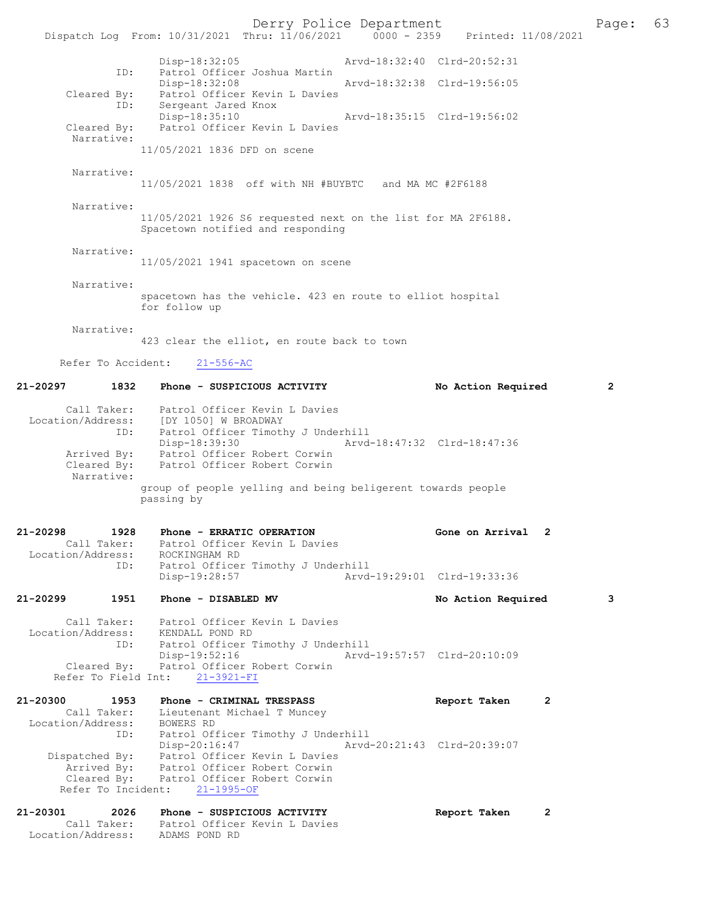```
            Disp-18:32:05                    Arvd-18:32:40  Clrd-20:52:31
        ID:   Patrol Officer Joshua Martin
              Disp-18:32:08                  Arvd-18:32:38  Clrd-19:56:05
Cleared By:   Patrol Officer Kevin L Davies
        ID:   Sergeant Jared Knox
              Disp-18:35:10                  Arvd-18:35:15  Clrd-19:56:02
Cleared By:   Patrol Officer Kevin L Davies
 Narrative:
           11/05/2021 1836 DFD on scene

 Narrative:
           11/05/2021 1838  off with NH #BUYBTC   and MA MC #2F6188

 Narrative:
           11/05/2021 1926 S6 requested next on the list for MA 2F6188.
           Spacetown notified and responding

 Narrative:
           11/05/2021 1941 spacetown on scene

 Narrative:
           spacetown has the vehicle. 423 en route to elliot hospital
           for follow up

 Narrative:
           423 clear the elliot, en route back to town

Refer To Accident:   21-556-AC

21-20297        1832    Phone - SUSPICIOUS ACTIVITY                 No Action Required        2

      Call Taker:   Patrol Officer Kevin L Davies
Location/Address:   [DY 1050] W BROADWAY
              ID:   Patrol Officer Timothy J Underhill
                    Disp-18:39:30                Arvd-18:47:32  Clrd-18:47:36
      Arrived By:   Patrol Officer Robert Corwin
      Cleared By:   Patrol Officer Robert Corwin
       Narrative:
                 group of people yelling and being beligerent towards people
                 passing by

21-20298        1928    Phone - ERRATIC OPERATION                   Gone on Arrival   2
      Call Taker:   Patrol Officer Kevin L Davies
Location/Address:   ROCKINGHAM RD
              ID:   Patrol Officer Timothy J Underhill
                    Disp-19:28:57                Arvd-19:29:01  Clrd-19:33:36

21-20299        1951    Phone - DISABLED MV                         No Action Required        3

      Call Taker:   Patrol Officer Kevin L Davies
Location/Address:   KENDALL POND RD
              ID:   Patrol Officer Timothy J Underhill
                    Disp-19:52:16                Arvd-19:57:57  Clrd-20:10:09
      Cleared By:   Patrol Officer Robert Corwin
  Refer To Field Int:   21-3921-FI

21-20300        1953    Phone - CRIMINAL TRESPASS                   Report Taken      2
      Call Taker:   Lieutenant Michael T Muncey
Location/Address:   BOWERS RD
              ID:   Patrol Officer Timothy J Underhill
                    Disp-20:16:47                Arvd-20:21:43  Clrd-20:39:07
   Dispatched By:   Patrol Officer Kevin L Davies
      Arrived By:   Patrol Officer Robert Corwin
      Cleared By:   Patrol Officer Robert Corwin
  Refer To Incident:   21-1995-OF

21-20301        2026    Phone - SUSPICIOUS ACTIVITY                 Report Taken      2
      Call Taker:   Patrol Officer Kevin L Davies
Location/Address:   ADAMS POND RD
```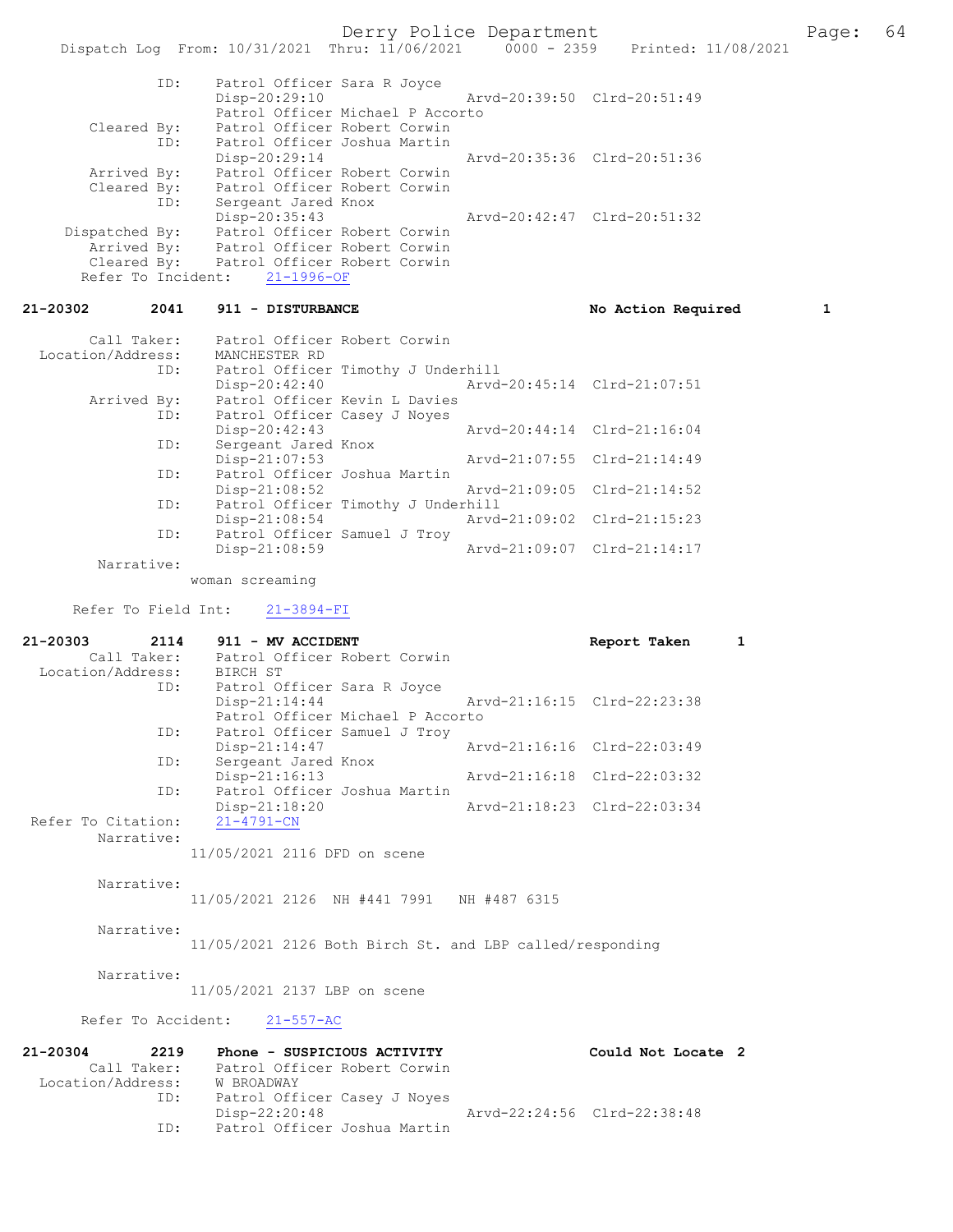```
            ID:     Patrol Officer Sara R Joyce
                    Disp-20:29:10                Arvd-20:39:50  Clrd-20:51:49
                    Patrol Officer Michael P Accorto
    Cleared By:     Patrol Officer Robert Corwin
            ID:     Patrol Officer Joshua Martin
                    Disp-20:29:14                Arvd-20:35:36  Clrd-20:51:36
    Arrived By:     Patrol Officer Robert Corwin
    Cleared By:     Patrol Officer Robert Corwin
            ID:     Sergeant Jared Knox
                    Disp-20:35:43                Arvd-20:42:47  Clrd-20:51:32
 Dispatched By:     Patrol Officer Robert Corwin
    Arrived By:     Patrol Officer Robert Corwin
    Cleared By:     Patrol Officer Robert Corwin
  Refer To Incident:    21-1996-OF

21-20302       2041    911 - DISTURBANCE                        No Action Required        1

    Call Taker:     Patrol Officer Robert Corwin
 Location/Address:  MANCHESTER RD
            ID:     Patrol Officer Timothy J Underhill
                    Disp-20:42:40                Arvd-20:45:14  Clrd-21:07:51
    Arrived By:     Patrol Officer Kevin L Davies
            ID:     Patrol Officer Casey J Noyes
                    Disp-20:42:43                Arvd-20:44:14  Clrd-21:16:04
            ID:     Sergeant Jared Knox
                    Disp-21:07:53                Arvd-21:07:55  Clrd-21:14:49
            ID:     Patrol Officer Joshua Martin
                    Disp-21:08:52                Arvd-21:09:05  Clrd-21:14:52
            ID:     Patrol Officer Timothy J Underhill
                    Disp-21:08:54                Arvd-21:09:02  Clrd-21:15:23
            ID:     Patrol Officer Samuel J Troy
                    Disp-21:08:59                Arvd-21:09:07  Clrd-21:14:17
     Narrative:
                   woman screaming

   Refer To Field Int:     21-3894-FI

21-20303       2114    911 - MV ACCIDENT                        Report Taken        1
    Call Taker:     Patrol Officer Robert Corwin
 Location/Address:  BIRCH ST
            ID:     Patrol Officer Sara R Joyce
                    Disp-21:14:44                Arvd-21:16:15  Clrd-22:23:38
                    Patrol Officer Michael P Accorto
            ID:     Patrol Officer Samuel J Troy
                    Disp-21:14:47                Arvd-21:16:16  Clrd-22:03:49
            ID:     Sergeant Jared Knox
                    Disp-21:16:13                Arvd-21:16:18  Clrd-22:03:32
            ID:     Patrol Officer Joshua Martin
                    Disp-21:18:20                Arvd-21:18:23  Clrd-22:03:34
 Refer To Citation:    21-4791-CN
     Narrative:
                   11/05/2021 2116 DFD on scene

     Narrative:
                   11/05/2021 2126  NH #441 7991   NH #487 6315

     Narrative:
                   11/05/2021 2126 Both Birch St. and LBP called/responding

     Narrative:
                   11/05/2021 2137 LBP on scene

  Refer To Accident:    21-557-AC

21-20304       2219    Phone - SUSPICIOUS ACTIVITY              Could Not Locate  2
    Call Taker:     Patrol Officer Robert Corwin
 Location/Address:  W BROADWAY
            ID:     Patrol Officer Casey J Noyes
                    Disp-22:20:48                Arvd-22:24:56  Clrd-22:38:48
            ID:     Patrol Officer Joshua Martin
```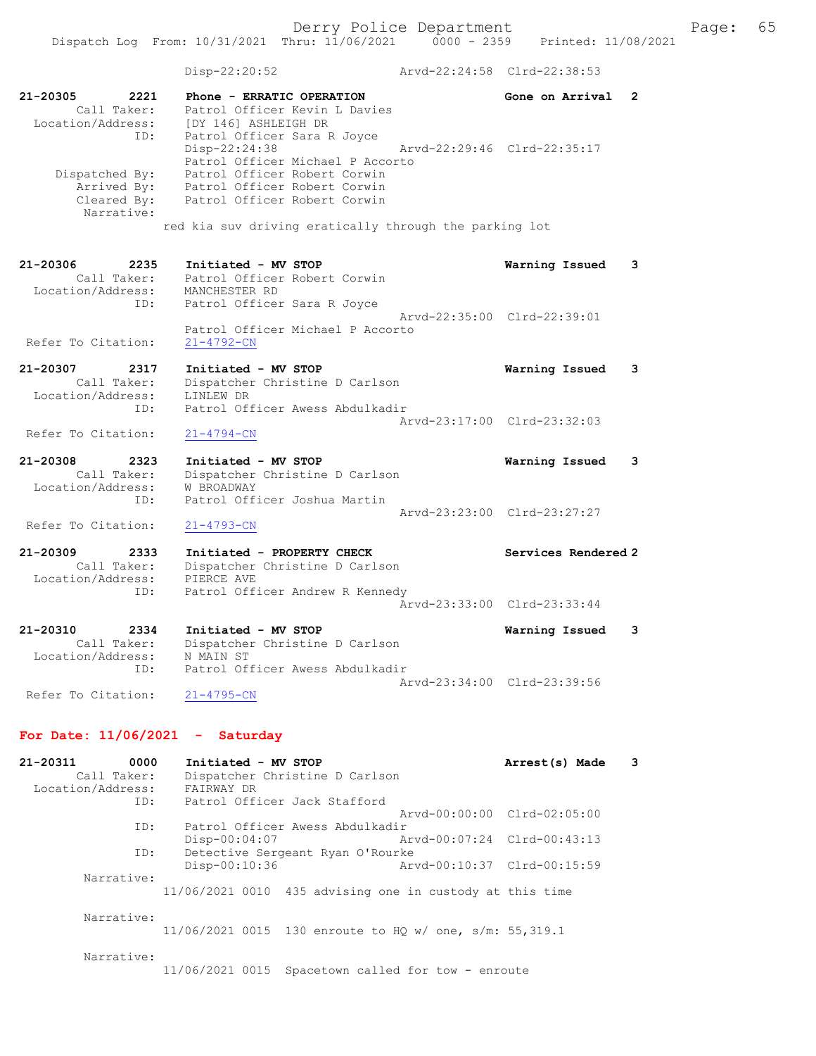Disp-22:20:52 Arvd-22:24:58 Clrd-22:38:53

```
21-20305        2221    Phone - ERRATIC OPERATION                   Gone on Arrival   2
        Call Taker:     Patrol Officer Kevin L Davies
   Location/Address:    [DY 146] ASHLEIGH DR
                ID:     Patrol Officer Sara R Joyce
                        Disp-22:24:38                 Arvd-22:29:46  Clrd-22:35:17
                        Patrol Officer Michael P Accorto
      Dispatched By:    Patrol Officer Robert Corwin
         Arrived By:    Patrol Officer Robert Corwin
         Cleared By:    Patrol Officer Robert Corwin
          Narrative:
                      red kia suv driving eratically through the parking lot

21-20306        2235    Initiated - MV STOP                         Warning Issued    3
        Call Taker:     Patrol Officer Robert Corwin
   Location/Address:    MANCHESTER RD
                ID:     Patrol Officer Sara R Joyce
                                                      Arvd-22:35:00  Clrd-22:39:01
                        Patrol Officer Michael P Accorto
 Refer To Citation:     21-4792-CN

21-20307        2317    Initiated - MV STOP                         Warning Issued    3
        Call Taker:     Dispatcher Christine D Carlson
   Location/Address:    LINLEW DR
                ID:     Patrol Officer Awess Abdulkadir
                                                      Arvd-23:17:00  Clrd-23:32:03
 Refer To Citation:     21-4794-CN

21-20308        2323    Initiated - MV STOP                         Warning Issued    3
        Call Taker:     Dispatcher Christine D Carlson
   Location/Address:    W BROADWAY
                ID:     Patrol Officer Joshua Martin
                                                      Arvd-23:23:00  Clrd-23:27:27
 Refer To Citation:     21-4793-CN

21-20309        2333    Initiated - PROPERTY CHECK                  Services Rendered 2
        Call Taker:     Dispatcher Christine D Carlson
   Location/Address:    PIERCE AVE
                ID:     Patrol Officer Andrew R Kennedy
                                                      Arvd-23:33:00  Clrd-23:33:44

21-20310        2334    Initiated - MV STOP                         Warning Issued    3
        Call Taker:     Dispatcher Christine D Carlson
   Location/Address:    N MAIN ST
                ID:     Patrol Officer Awess Abdulkadir
                                                      Arvd-23:34:00  Clrd-23:39:56
 Refer To Citation:     21-4795-CN
```

**For Date: 11/06/2021 - Saturday**

```
21-20311        0000    Initiated - MV STOP                         Arrest(s) Made    3
        Call Taker:     Dispatcher Christine D Carlson
   Location/Address:    FAIRWAY DR
                ID:     Patrol Officer Jack Stafford
                                                      Arvd-00:00:00  Clrd-02:05:00
                ID:     Patrol Officer Awess Abdulkadir
                        Disp-00:04:07                 Arvd-00:07:24  Clrd-00:43:13
                ID:     Detective Sergeant Ryan O'Rourke
                        Disp-00:10:36                 Arvd-00:10:37  Clrd-00:15:59
          Narrative:
                      11/06/2021 0010  435 advising one in custody at this time

          Narrative:
                      11/06/2021 0015  130 enroute to HQ w/ one, s/m: 55,319.1

          Narrative:
                      11/06/2021 0015  Spacetown called for tow - enroute
```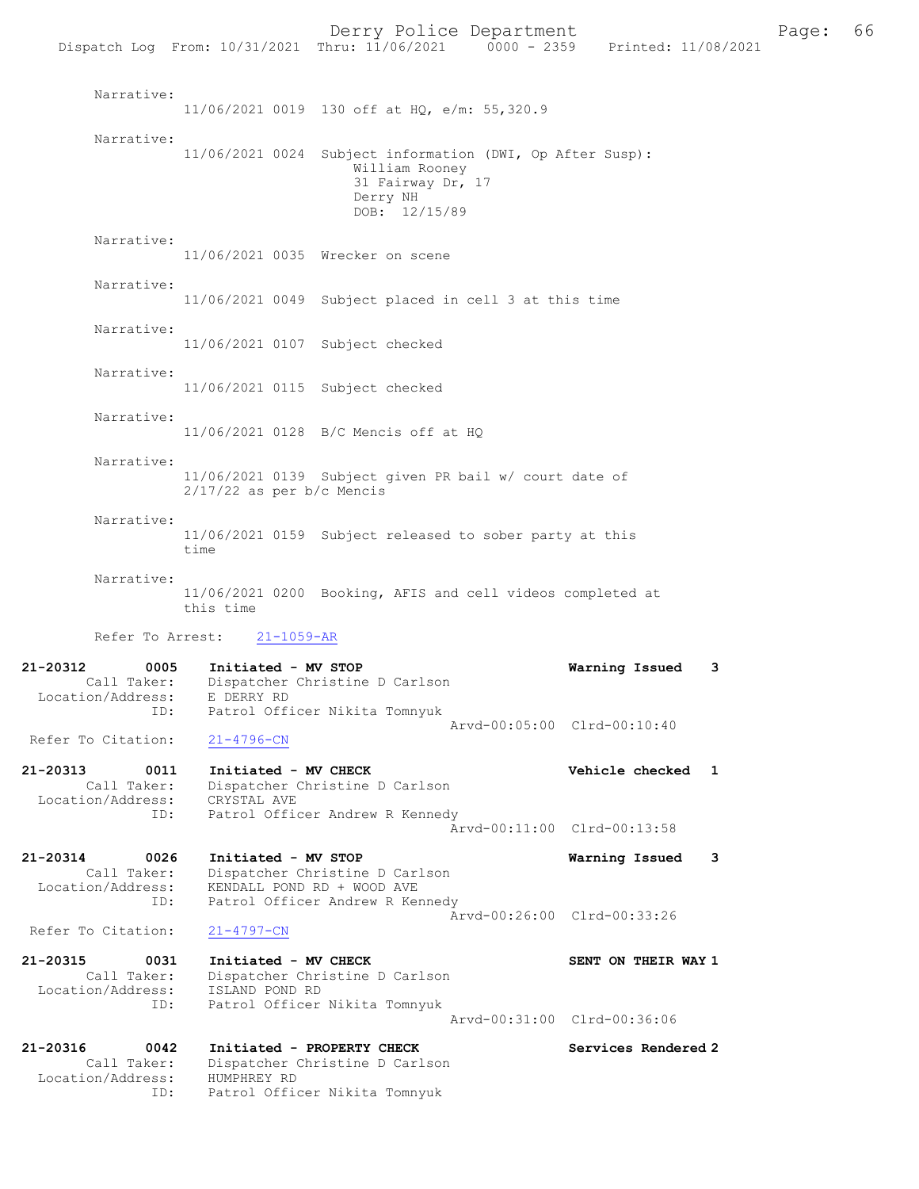Narrative:
11/06/2021 0019 130 off at HQ, e/m: 55,320.9

Narrative:
11/06/2021 0024 Subject information (DWI, Op After Susp):
William Rooney
31 Fairway Dr, 17
Derry NH
DOB: 12/15/89

Narrative:
11/06/2021 0035 Wrecker on scene

Narrative:
11/06/2021 0049 Subject placed in cell 3 at this time

Narrative:
11/06/2021 0107 Subject checked

Narrative:
11/06/2021 0115 Subject checked

Narrative:
11/06/2021 0128 B/C Mencis off at HQ

Narrative:
11/06/2021 0139 Subject given PR bail w/ court date of 2/17/22 as per b/c Mencis

Narrative:
11/06/2021 0159 Subject released to sober party at this time

Narrative:
11/06/2021 0200 Booking, AFIS and cell videos completed at this time

Refer To Arrest: 21-1059-AR

**21-20312 0005 Initiated - MV STOP** — **Warning Issued 3**
Call Taker: Dispatcher Christine D Carlson
Location/Address: E DERRY RD
ID: Patrol Officer Nikita Tomnyuk
Arvd-00:05:00 Clrd-00:10:40
Refer To Citation: 21-4796-CN

**21-20313 0011 Initiated - MV CHECK** — **Vehicle checked 1**
Call Taker: Dispatcher Christine D Carlson
Location/Address: CRYSTAL AVE
ID: Patrol Officer Andrew R Kennedy
Arvd-00:11:00 Clrd-00:13:58

**21-20314 0026 Initiated - MV STOP** — **Warning Issued 3**
Call Taker: Dispatcher Christine D Carlson
Location/Address: KENDALL POND RD + WOOD AVE
ID: Patrol Officer Andrew R Kennedy
Arvd-00:26:00 Clrd-00:33:26
Refer To Citation: 21-4797-CN

**21-20315 0031 Initiated - MV CHECK** — **SENT ON THEIR WAY 1**
Call Taker: Dispatcher Christine D Carlson
Location/Address: ISLAND POND RD
ID: Patrol Officer Nikita Tomnyuk
Arvd-00:31:00 Clrd-00:36:06

**21-20316 0042 Initiated - PROPERTY CHECK** — **Services Rendered 2**
Call Taker: Dispatcher Christine D Carlson
Location/Address: HUMPHREY RD
ID: Patrol Officer Nikita Tomnyuk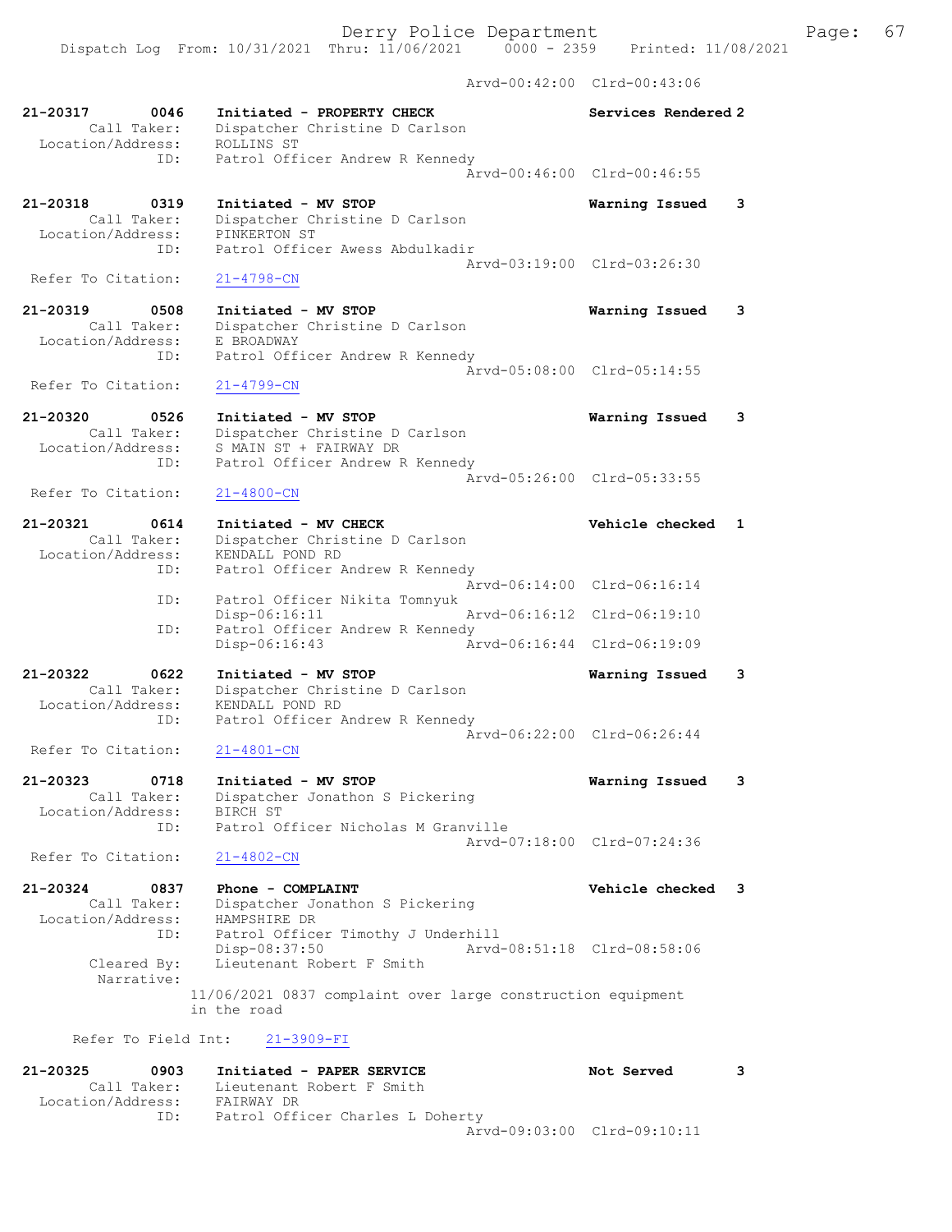Arvd-00:42:00 Clrd-00:43:06

```
21-20317        0046    Initiated - PROPERTY CHECK                 Services Rendered 2
        Call Taker:     Dispatcher Christine D Carlson
  Location/Address:     ROLLINS ST
                ID:     Patrol Officer Andrew R Kennedy
                                             Arvd-00:46:00  Clrd-00:46:55

21-20318        0319    Initiated - MV STOP                        Warning Issued    3
        Call Taker:     Dispatcher Christine D Carlson
  Location/Address:     PINKERTON ST
                ID:     Patrol Officer Awess Abdulkadir
                                             Arvd-03:19:00  Clrd-03:26:30
 Refer To Citation:     21-4798-CN

21-20319        0508    Initiated - MV STOP                        Warning Issued    3
        Call Taker:     Dispatcher Christine D Carlson
  Location/Address:     E BROADWAY
                ID:     Patrol Officer Andrew R Kennedy
                                             Arvd-05:08:00  Clrd-05:14:55
 Refer To Citation:     21-4799-CN

21-20320        0526    Initiated - MV STOP                        Warning Issued    3
        Call Taker:     Dispatcher Christine D Carlson
  Location/Address:     S MAIN ST + FAIRWAY DR
                ID:     Patrol Officer Andrew R Kennedy
                                             Arvd-05:26:00  Clrd-05:33:55
 Refer To Citation:     21-4800-CN

21-20321        0614    Initiated - MV CHECK                       Vehicle checked   1
        Call Taker:     Dispatcher Christine D Carlson
  Location/Address:     KENDALL POND RD
                ID:     Patrol Officer Andrew R Kennedy
                                             Arvd-06:14:00  Clrd-06:16:14
                ID:     Patrol Officer Nikita Tomnyuk
                        Disp-06:16:11        Arvd-06:16:12  Clrd-06:19:10
                ID:     Patrol Officer Andrew R Kennedy
                        Disp-06:16:43        Arvd-06:16:44  Clrd-06:19:09

21-20322        0622    Initiated - MV STOP                        Warning Issued    3
        Call Taker:     Dispatcher Christine D Carlson
  Location/Address:     KENDALL POND RD
                ID:     Patrol Officer Andrew R Kennedy
                                             Arvd-06:22:00  Clrd-06:26:44
 Refer To Citation:     21-4801-CN

21-20323        0718    Initiated - MV STOP                        Warning Issued    3
        Call Taker:     Dispatcher Jonathon S Pickering
  Location/Address:     BIRCH ST
                ID:     Patrol Officer Nicholas M Granville
                                             Arvd-07:18:00  Clrd-07:24:36
 Refer To Citation:     21-4802-CN

21-20324        0837    Phone - COMPLAINT                          Vehicle checked   3
        Call Taker:     Dispatcher Jonathon S Pickering
  Location/Address:     HAMPSHIRE DR
                ID:     Patrol Officer Timothy J Underhill
                        Disp-08:37:50        Arvd-08:51:18  Clrd-08:58:06
       Cleared By:      Lieutenant Robert F Smith
        Narrative:
                      11/06/2021 0837 complaint over large construction equipment
                      in the road

     Refer To Field Int:     21-3909-FI

21-20325        0903    Initiated - PAPER SERVICE                  Not Served        3
        Call Taker:     Lieutenant Robert F Smith
  Location/Address:     FAIRWAY DR
                ID:     Patrol Officer Charles L Doherty
                                             Arvd-09:03:00  Clrd-09:10:11
```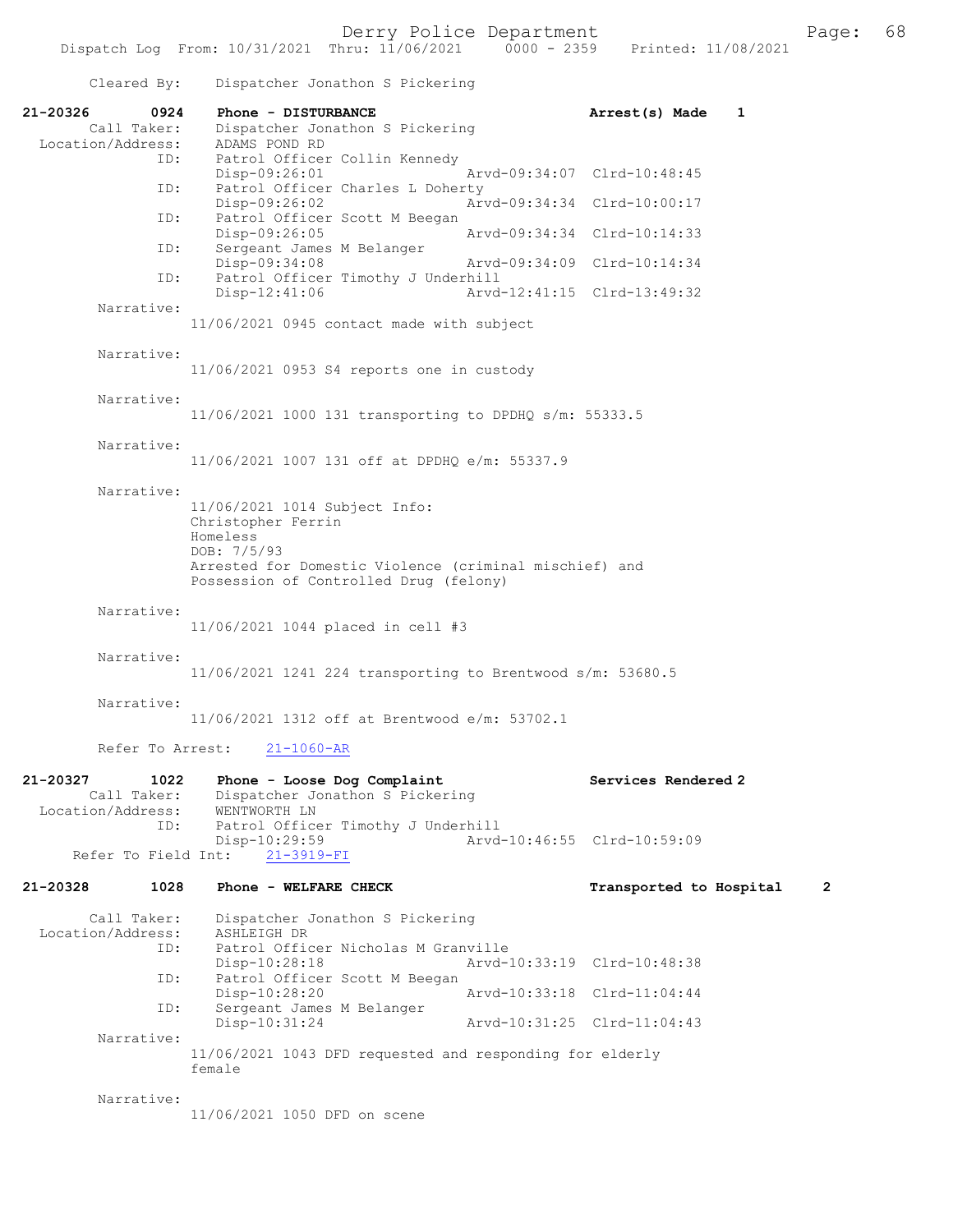Cleared By: Dispatcher Jonathon S Pickering

**21-20326 0924 Phone - DISTURBANCE** Arrest(s) Made 1

Call Taker: Dispatcher Jonathon S Pickering
Location/Address: ADAMS POND RD
ID: Patrol Officer Collin Kennedy
Disp-09:26:01 Arvd-09:34:07 Clrd-10:48:45
ID: Patrol Officer Charles L Doherty
Disp-09:26:02 Arvd-09:34:34 Clrd-10:00:17
ID: Patrol Officer Scott M Beegan
Disp-09:26:05 Arvd-09:34:34 Clrd-10:14:33
ID: Sergeant James M Belanger
Disp-09:34:08 Arvd-09:34:09 Clrd-10:14:34
ID: Patrol Officer Timothy J Underhill
Disp-12:41:06 Arvd-12:41:15 Clrd-13:49:32

Narrative:
11/06/2021 0945 contact made with subject

Narrative:
11/06/2021 0953 S4 reports one in custody

Narrative:
11/06/2021 1000 131 transporting to DPDHQ s/m: 55333.5

Narrative:
11/06/2021 1007 131 off at DPDHQ e/m: 55337.9

Narrative:
11/06/2021 1014 Subject Info:
Christopher Ferrin
Homeless
DOB: 7/5/93
Arrested for Domestic Violence (criminal mischief) and
Possession of Controlled Drug (felony)

Narrative:
11/06/2021 1044 placed in cell #3

Narrative:
11/06/2021 1241 224 transporting to Brentwood s/m: 53680.5

Narrative:
11/06/2021 1312 off at Brentwood e/m: 53702.1

Refer To Arrest: 21-1060-AR

**21-20327 1022 Phone - Loose Dog Complaint** Services Rendered 2

Call Taker: Dispatcher Jonathon S Pickering
Location/Address: WENTWORTH LN
ID: Patrol Officer Timothy J Underhill
Disp-10:29:59 Arvd-10:46:55 Clrd-10:59:09
Refer To Field Int: 21-3919-FI

**21-20328 1028 Phone - WELFARE CHECK** Transported to Hospital 2

Call Taker: Dispatcher Jonathon S Pickering
Location/Address: ASHLEIGH DR
ID: Patrol Officer Nicholas M Granville
Disp-10:28:18 Arvd-10:33:19 Clrd-10:48:38
ID: Patrol Officer Scott M Beegan
Disp-10:28:20 Arvd-10:33:18 Clrd-11:04:44
ID: Sergeant James M Belanger
Disp-10:31:24 Arvd-10:31:25 Clrd-11:04:43

Narrative:
11/06/2021 1043 DFD requested and responding for elderly female

Narrative:
11/06/2021 1050 DFD on scene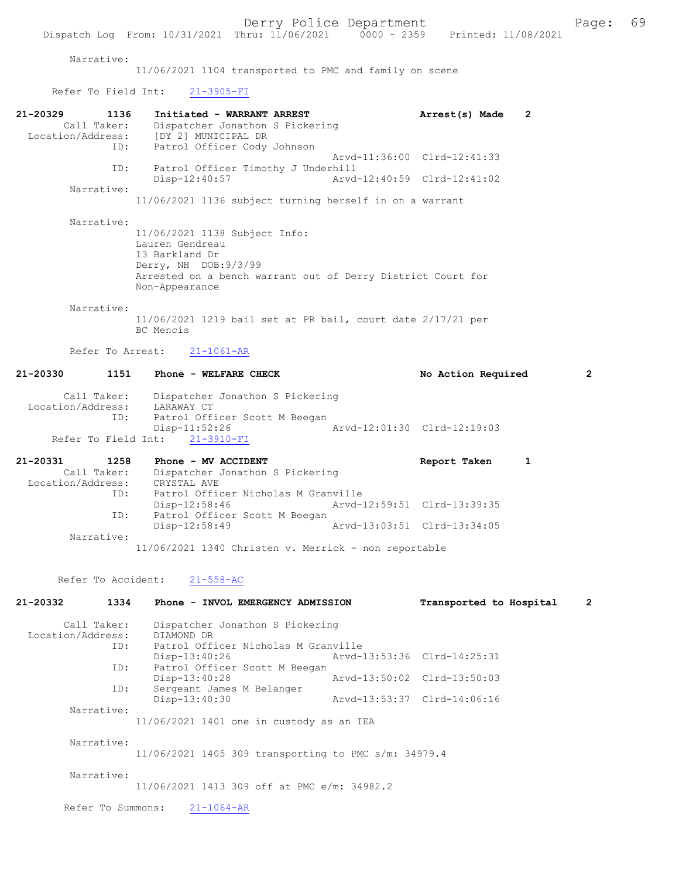Narrative:
11/06/2021 1104 transported to PMC and family on scene

Refer To Field Int: 21-3905-FI

**21-20329 1136 Initiated - WARRANT ARREST Arrest(s) Made 2**

Call Taker: Dispatcher Jonathon S Pickering
Location/Address: [DY 2] MUNICIPAL DR
ID: Patrol Officer Cody Johnson
Arvd-11:36:00 Clrd-12:41:33
ID: Patrol Officer Timothy J Underhill
Disp-12:40:57 Arvd-12:40:59 Clrd-12:41:02

Narrative:
11/06/2021 1136 subject turning herself in on a warrant

Narrative:
11/06/2021 1138 Subject Info:
Lauren Gendreau
13 Barkland Dr
Derry, NH DOB:9/3/99
Arrested on a bench warrant out of Derry District Court for Non-Appearance

Narrative:
11/06/2021 1219 bail set at PR bail, court date 2/17/21 per BC Mencis

Refer To Arrest: 21-1061-AR

**21-20330 1151 Phone - WELFARE CHECK No Action Required 2**

Call Taker: Dispatcher Jonathon S Pickering
Location/Address: LARAWAY CT
ID: Patrol Officer Scott M Beegan
Disp-11:52:26 Arvd-12:01:30 Clrd-12:19:03
Refer To Field Int: 21-3910-FI

**21-20331 1258 Phone - MV ACCIDENT Report Taken 1**

Call Taker: Dispatcher Jonathon S Pickering
Location/Address: CRYSTAL AVE
ID: Patrol Officer Nicholas M Granville
Disp-12:58:46 Arvd-12:59:51 Clrd-13:39:35
ID: Patrol Officer Scott M Beegan
Disp-12:58:49 Arvd-13:03:51 Clrd-13:34:05

Narrative:
11/06/2021 1340 Christen v. Merrick - non reportable

Refer To Accident: 21-558-AC

**21-20332 1334 Phone - INVOL EMERGENCY ADMISSION Transported to Hospital 2**

Call Taker: Dispatcher Jonathon S Pickering
Location/Address: DIAMOND DR
ID: Patrol Officer Nicholas M Granville
Disp-13:40:26 Arvd-13:53:36 Clrd-14:25:31
ID: Patrol Officer Scott M Beegan
Disp-13:40:28 Arvd-13:50:02 Clrd-13:50:03
ID: Sergeant James M Belanger
Disp-13:40:30 Arvd-13:53:37 Clrd-14:06:16

Narrative:
11/06/2021 1401 one in custody as an IEA

Narrative:
11/06/2021 1405 309 transporting to PMC s/m: 34979.4

Narrative:
11/06/2021 1413 309 off at PMC e/m: 34982.2

Refer To Summons: 21-1064-AR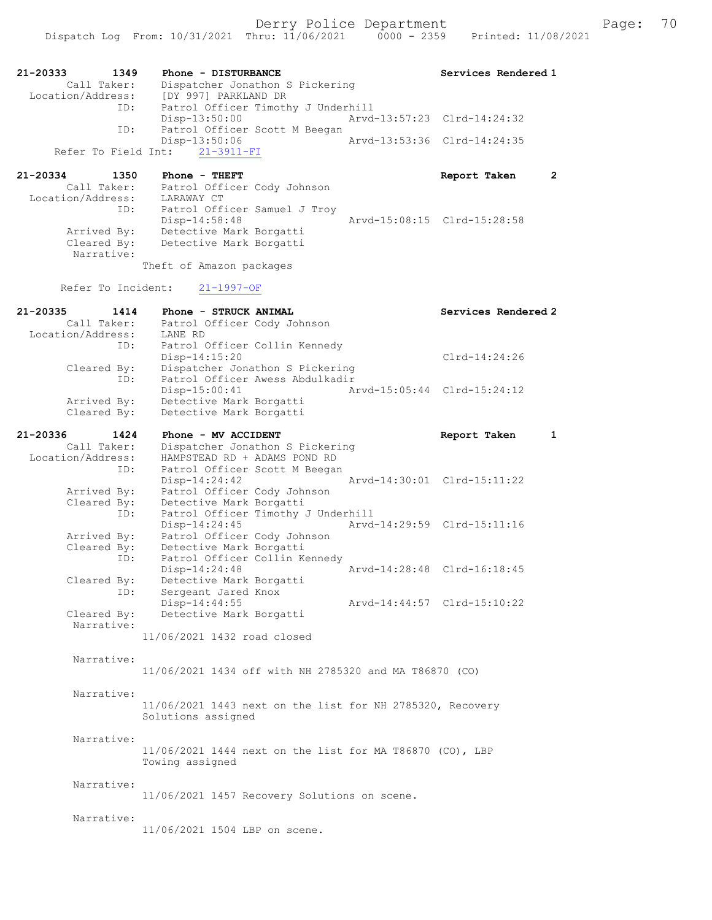```
21-20333        1349    Phone - DISTURBANCE                          Services Rendered 1
         Call Taker:    Dispatcher Jonathon S Pickering
   Location/Address:    [DY 997] PARKLAND DR
                 ID:    Patrol Officer Timothy J Underhill
                        Disp-13:50:00                 Arvd-13:57:23  Clrd-14:24:32
                 ID:    Patrol Officer Scott M Beegan
                        Disp-13:50:06                 Arvd-13:53:36  Clrd-14:24:35
      Refer To Field Int:    21-3911-FI

21-20334        1350    Phone - THEFT                                Report Taken      2
         Call Taker:    Patrol Officer Cody Johnson
   Location/Address:    LARAWAY CT
                 ID:    Patrol Officer Samuel J Troy
                        Disp-14:58:48                 Arvd-15:08:15  Clrd-15:28:58
         Arrived By:    Detective Mark Borgatti
         Cleared By:    Detective Mark Borgatti
          Narrative:
                      Theft of Amazon packages

       Refer To Incident:    21-1997-OF

21-20335        1414    Phone - STRUCK ANIMAL                        Services Rendered 2
         Call Taker:    Patrol Officer Cody Johnson
   Location/Address:    LANE RD
                 ID:    Patrol Officer Collin Kennedy
                        Disp-14:15:20                                Clrd-14:24:26
         Cleared By:    Dispatcher Jonathon S Pickering
                 ID:    Patrol Officer Awess Abdulkadir
                        Disp-15:00:41                 Arvd-15:05:44  Clrd-15:24:12
         Arrived By:    Detective Mark Borgatti
         Cleared By:    Detective Mark Borgatti

21-20336        1424    Phone - MV ACCIDENT                          Report Taken      1
         Call Taker:    Dispatcher Jonathon S Pickering
   Location/Address:    HAMPSTEAD RD + ADAMS POND RD
                 ID:    Patrol Officer Scott M Beegan
                        Disp-14:24:42                 Arvd-14:30:01  Clrd-15:11:22
         Arrived By:    Patrol Officer Cody Johnson
         Cleared By:    Detective Mark Borgatti
                 ID:    Patrol Officer Timothy J Underhill
                        Disp-14:24:45                 Arvd-14:29:59  Clrd-15:11:16
         Arrived By:    Patrol Officer Cody Johnson
         Cleared By:    Detective Mark Borgatti
                 ID:    Patrol Officer Collin Kennedy
                        Disp-14:24:48                 Arvd-14:28:48  Clrd-16:18:45
         Cleared By:    Detective Mark Borgatti
                 ID:    Sergeant Jared Knox
                        Disp-14:44:55                 Arvd-14:44:57  Clrd-15:10:22
         Cleared By:    Detective Mark Borgatti
          Narrative:
                      11/06/2021 1432 road closed

          Narrative:
                      11/06/2021 1434 off with NH 2785320 and MA T86870 (CO)

          Narrative:
                      11/06/2021 1443 next on the list for NH 2785320, Recovery
                      Solutions assigned

          Narrative:
                      11/06/2021 1444 next on the list for MA T86870 (CO), LBP
                      Towing assigned

          Narrative:
                      11/06/2021 1457 Recovery Solutions on scene.

          Narrative:
                      11/06/2021 1504 LBP on scene.
```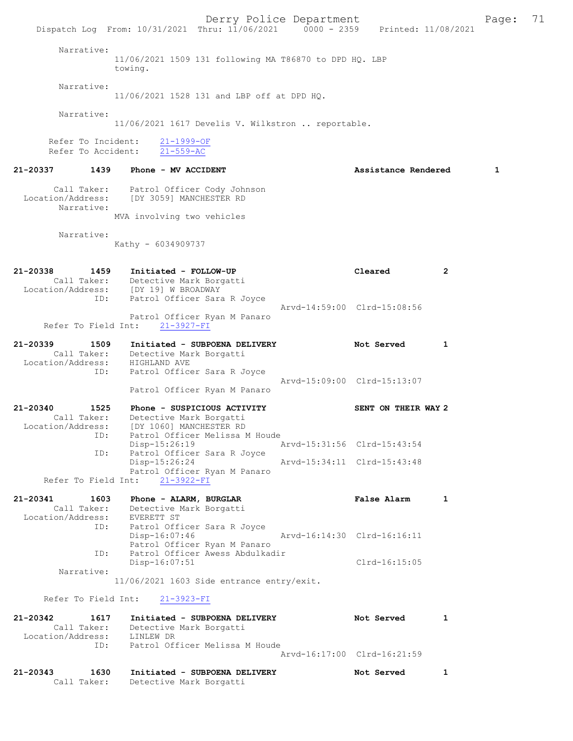Narrative:
11/06/2021 1509 131 following MA T86870 to DPD HQ. LBP towing.

Narrative:
11/06/2021 1528 131 and LBP off at DPD HQ.

Narrative:
11/06/2021 1617 Develis V. Wilkstron .. reportable.

Refer To Incident: 21-1999-OF
Refer To Accident: 21-559-AC

**21-20337 1439 Phone - MV ACCIDENT — Assistance Rendered 1**

Call Taker: Patrol Officer Cody Johnson
Location/Address: [DY 3059] MANCHESTER RD
Narrative:
MVA involving two vehicles

Narrative:
Kathy - 6034909737

**21-20338 1459 Initiated - FOLLOW-UP — Cleared 2**

Call Taker: Detective Mark Borgatti
Location/Address: [DY 19] W BROADWAY
ID: Patrol Officer Sara R Joyce — Arvd-14:59:00 Clrd-15:08:56
Patrol Officer Ryan M Panaro
Refer To Field Int: 21-3927-FI

**21-20339 1509 Initiated - SUBPOENA DELIVERY — Not Served 1**

Call Taker: Detective Mark Borgatti
Location/Address: HIGHLAND AVE
ID: Patrol Officer Sara R Joyce — Arvd-15:09:00 Clrd-15:13:07
Patrol Officer Ryan M Panaro

**21-20340 1525 Phone - SUSPICIOUS ACTIVITY — SENT ON THEIR WAY 2**

Call Taker: Detective Mark Borgatti
Location/Address: [DY 1060] MANCHESTER RD
ID: Patrol Officer Melissa M Houde
Disp-15:26:19 Arvd-15:31:56 Clrd-15:43:54
ID: Patrol Officer Sara R Joyce
Disp-15:26:24 Arvd-15:34:11 Clrd-15:43:48
Patrol Officer Ryan M Panaro
Refer To Field Int: 21-3922-FI

**21-20341 1603 Phone - ALARM, BURGLAR — False Alarm 1**

Call Taker: Detective Mark Borgatti
Location/Address: EVERETT ST
ID: Patrol Officer Sara R Joyce
Disp-16:07:46 Arvd-16:14:30 Clrd-16:16:11
Patrol Officer Ryan M Panaro
ID: Patrol Officer Awess Abdulkadir
Disp-16:07:51 Clrd-16:15:05
Narrative:
11/06/2021 1603 Side entrance entry/exit.

Refer To Field Int: 21-3923-FI

**21-20342 1617 Initiated - SUBPOENA DELIVERY — Not Served 1**

Call Taker: Detective Mark Borgatti
Location/Address: LINLEW DR
ID: Patrol Officer Melissa M Houde — Arvd-16:17:00 Clrd-16:21:59

**21-20343 1630 Initiated - SUBPOENA DELIVERY — Not Served 1**

Call Taker: Detective Mark Borgatti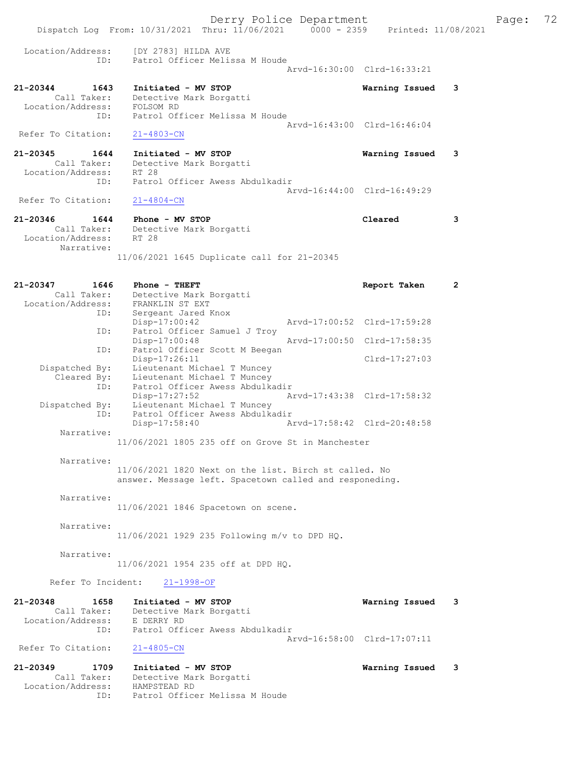```
 Location/Address:     [DY 2783] HILDA AVE
              ID:      Patrol Officer Melissa M Houde
                                                 Arvd-16:30:00  Clrd-16:33:21

21-20344       1643    Initiated - MV STOP                       Warning Issued    3
        Call Taker:    Detective Mark Borgatti
  Location/Address:    FOLSOM RD
               ID:     Patrol Officer Melissa M Houde
                                                 Arvd-16:43:00  Clrd-16:46:04
 Refer To Citation:    21-4803-CN

21-20345       1644    Initiated - MV STOP                       Warning Issued    3
        Call Taker:    Detective Mark Borgatti
  Location/Address:    RT 28
               ID:     Patrol Officer Awess Abdulkadir
                                                 Arvd-16:44:00  Clrd-16:49:29
 Refer To Citation:    21-4804-CN

21-20346       1644    Phone - MV STOP                           Cleared           3
        Call Taker:    Detective Mark Borgatti
  Location/Address:    RT 28
         Narrative:
                       11/06/2021 1645 Duplicate call for 21-20345

21-20347       1646    Phone - THEFT                             Report Taken      2
        Call Taker:    Detective Mark Borgatti
  Location/Address:    FRANKLIN ST EXT
               ID:     Sergeant Jared Knox
                       Disp-17:00:42             Arvd-17:00:52  Clrd-17:59:28
               ID:     Patrol Officer Samuel J Troy
                       Disp-17:00:48             Arvd-17:00:50  Clrd-17:58:35
               ID:     Patrol Officer Scott M Beegan
                       Disp-17:26:11                            Clrd-17:27:03
     Dispatched By:    Lieutenant Michael T Muncey
        Cleared By:    Lieutenant Michael T Muncey
               ID:     Patrol Officer Awess Abdulkadir
                       Disp-17:27:52             Arvd-17:43:38  Clrd-17:58:32
     Dispatched By:    Lieutenant Michael T Muncey
               ID:     Patrol Officer Awess Abdulkadir
                       Disp-17:58:40             Arvd-17:58:42  Clrd-20:48:58
         Narrative:
                       11/06/2021 1805 235 off on Grove St in Manchester

         Narrative:
                       11/06/2021 1820 Next on the list. Birch st called. No
                       answer. Message left. Spacetown called and responeding.

         Narrative:
                       11/06/2021 1846 Spacetown on scene.

         Narrative:
                       11/06/2021 1929 235 Following m/v to DPD HQ.

         Narrative:
                       11/06/2021 1954 235 off at DPD HQ.

     Refer To Incident:    21-1998-OF

21-20348       1658    Initiated - MV STOP                       Warning Issued    3
        Call Taker:    Detective Mark Borgatti
  Location/Address:    E DERRY RD
               ID:     Patrol Officer Awess Abdulkadir
                                                 Arvd-16:58:00  Clrd-17:07:11
 Refer To Citation:    21-4805-CN

21-20349       1709    Initiated - MV STOP                       Warning Issued    3
        Call Taker:    Detective Mark Borgatti
  Location/Address:    HAMPSTEAD RD
               ID:     Patrol Officer Melissa M Houde
```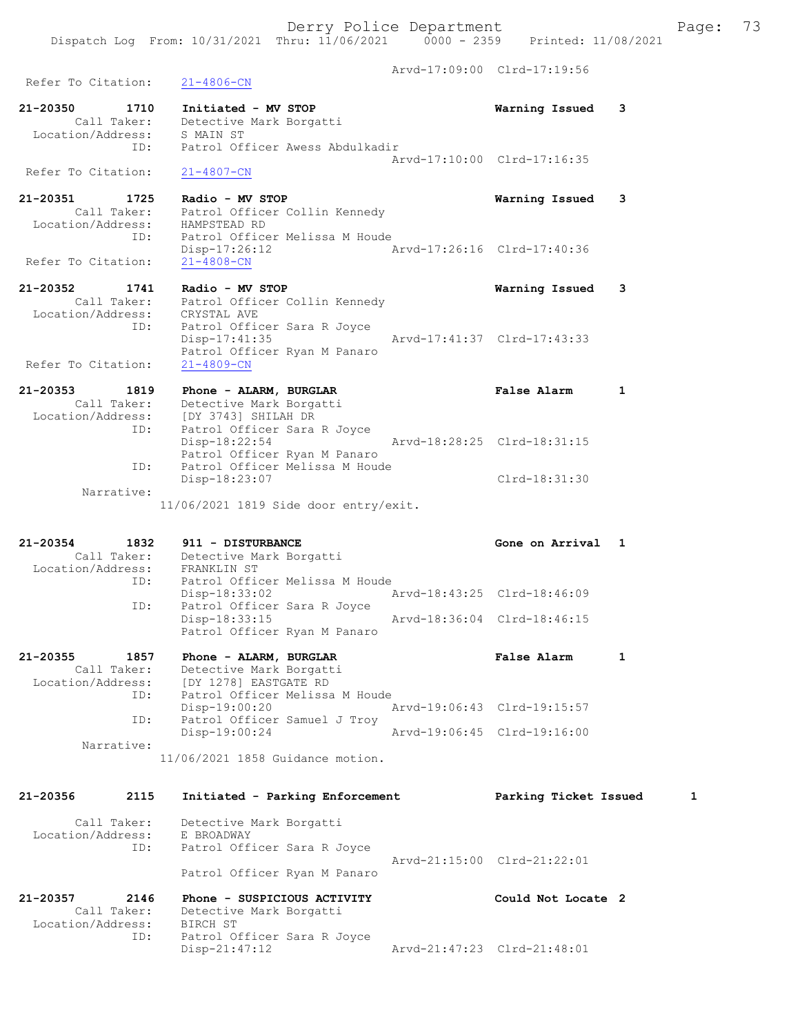Arvd-17:09:00 Clrd-17:19:56

Refer To Citation: 21-4806-CN

```
21-20350        1710    Initiated - MV STOP                     Warning Issued    3
        Call Taker:     Detective Mark Borgatti
  Location/Address:     S MAIN ST
                ID:     Patrol Officer Awess Abdulkadir
                                                Arvd-17:10:00  Clrd-17:16:35
 Refer To Citation:     21-4807-CN

21-20351        1725    Radio - MV STOP                         Warning Issued    3
        Call Taker:     Patrol Officer Collin Kennedy
  Location/Address:     HAMPSTEAD RD
                ID:     Patrol Officer Melissa M Houde
                        Disp-17:26:12           Arvd-17:26:16  Clrd-17:40:36
 Refer To Citation:     21-4808-CN

21-20352        1741    Radio - MV STOP                         Warning Issued    3
        Call Taker:     Patrol Officer Collin Kennedy
  Location/Address:     CRYSTAL AVE
                ID:     Patrol Officer Sara R Joyce
                        Disp-17:41:35           Arvd-17:41:37  Clrd-17:43:33
                        Patrol Officer Ryan M Panaro
 Refer To Citation:     21-4809-CN

21-20353        1819    Phone - ALARM, BURGLAR                  False Alarm       1
        Call Taker:     Detective Mark Borgatti
  Location/Address:     [DY 3743] SHILAH DR
                ID:     Patrol Officer Sara R Joyce
                        Disp-18:22:54           Arvd-18:28:25  Clrd-18:31:15
                        Patrol Officer Ryan M Panaro
                ID:     Patrol Officer Melissa M Houde
                        Disp-18:23:07                          Clrd-18:31:30
         Narrative:
                    11/06/2021 1819 Side door entry/exit.

21-20354        1832    911 - DISTURBANCE                       Gone on Arrival   1
        Call Taker:     Detective Mark Borgatti
  Location/Address:     FRANKLIN ST
                ID:     Patrol Officer Melissa M Houde
                        Disp-18:33:02           Arvd-18:43:25  Clrd-18:46:09
                ID:     Patrol Officer Sara R Joyce
                        Disp-18:33:15           Arvd-18:36:04  Clrd-18:46:15
                        Patrol Officer Ryan M Panaro

21-20355        1857    Phone - ALARM, BURGLAR                  False Alarm       1
        Call Taker:     Detective Mark Borgatti
  Location/Address:     [DY 1278] EASTGATE RD
                ID:     Patrol Officer Melissa M Houde
                        Disp-19:00:20           Arvd-19:06:43  Clrd-19:15:57
                ID:     Patrol Officer Samuel J Troy
                        Disp-19:00:24           Arvd-19:06:45  Clrd-19:16:00
         Narrative:
                    11/06/2021 1858 Guidance motion.

21-20356        2115    Initiated - Parking Enforcement         Parking Ticket Issued     1

        Call Taker:     Detective Mark Borgatti
  Location/Address:     E BROADWAY
                ID:     Patrol Officer Sara R Joyce
                                                Arvd-21:15:00  Clrd-21:22:01
                        Patrol Officer Ryan M Panaro

21-20357        2146    Phone - SUSPICIOUS ACTIVITY             Could Not Locate  2
        Call Taker:     Detective Mark Borgatti
  Location/Address:     BIRCH ST
                ID:     Patrol Officer Sara R Joyce
                        Disp-21:47:12           Arvd-21:47:23  Clrd-21:48:01
```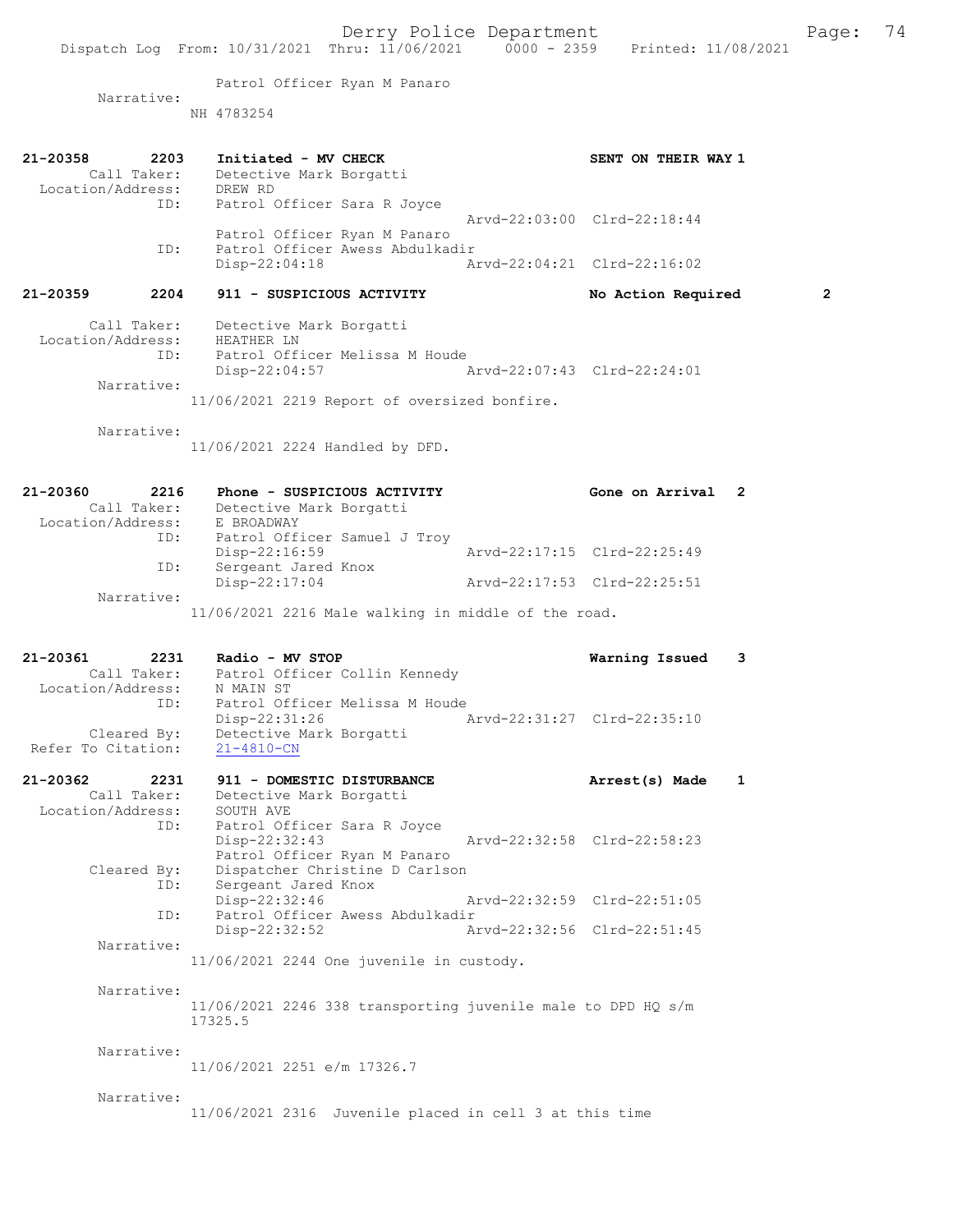Patrol Officer Ryan M Panaro
Narrative:
NH 4783254

**21-20358 2203 Initiated - MV CHECK** — **SENT ON THEIR WAY 1**
Call Taker: Detective Mark Borgatti
Location/Address: DREW RD
ID: Patrol Officer Sara R Joyce
Arvd-22:03:00 Clrd-22:18:44
Patrol Officer Ryan M Panaro
ID: Patrol Officer Awess Abdulkadir
Disp-22:04:18 Arvd-22:04:21 Clrd-22:16:02

**21-20359 2204 911 - SUSPICIOUS ACTIVITY** — **No Action Required 2**
Call Taker: Detective Mark Borgatti
Location/Address: HEATHER LN
ID: Patrol Officer Melissa M Houde
Disp-22:04:57 Arvd-22:07:43 Clrd-22:24:01
Narrative:
11/06/2021 2219 Report of oversized bonfire.

Narrative:
11/06/2021 2224 Handled by DFD.

**21-20360 2216 Phone - SUSPICIOUS ACTIVITY** — **Gone on Arrival 2**
Call Taker: Detective Mark Borgatti
Location/Address: E BROADWAY
ID: Patrol Officer Samuel J Troy
Disp-22:16:59 Arvd-22:17:15 Clrd-22:25:49
ID: Sergeant Jared Knox
Disp-22:17:04 Arvd-22:17:53 Clrd-22:25:51
Narrative:
11/06/2021 2216 Male walking in middle of the road.

**21-20361 2231 Radio - MV STOP** — **Warning Issued 3**
Call Taker: Patrol Officer Collin Kennedy
Location/Address: N MAIN ST
ID: Patrol Officer Melissa M Houde
Disp-22:31:26 Arvd-22:31:27 Clrd-22:35:10
Cleared By: Detective Mark Borgatti
Refer To Citation: 21-4810-CN

**21-20362 2231 911 - DOMESTIC DISTURBANCE** — **Arrest(s) Made 1**
Call Taker: Detective Mark Borgatti
Location/Address: SOUTH AVE
ID: Patrol Officer Sara R Joyce
Disp-22:32:43 Arvd-22:32:58 Clrd-22:58:23
Patrol Officer Ryan M Panaro
Cleared By: Dispatcher Christine D Carlson
ID: Sergeant Jared Knox
Disp-22:32:46 Arvd-22:32:59 Clrd-22:51:05
ID: Patrol Officer Awess Abdulkadir
Disp-22:32:52 Arvd-22:32:56 Clrd-22:51:45
Narrative:
11/06/2021 2244 One juvenile in custody.

Narrative:
11/06/2021 2246 338 transporting juvenile male to DPD HQ s/m 17325.5

Narrative:
11/06/2021 2251 e/m 17326.7

Narrative:
11/06/2021 2316 Juvenile placed in cell 3 at this time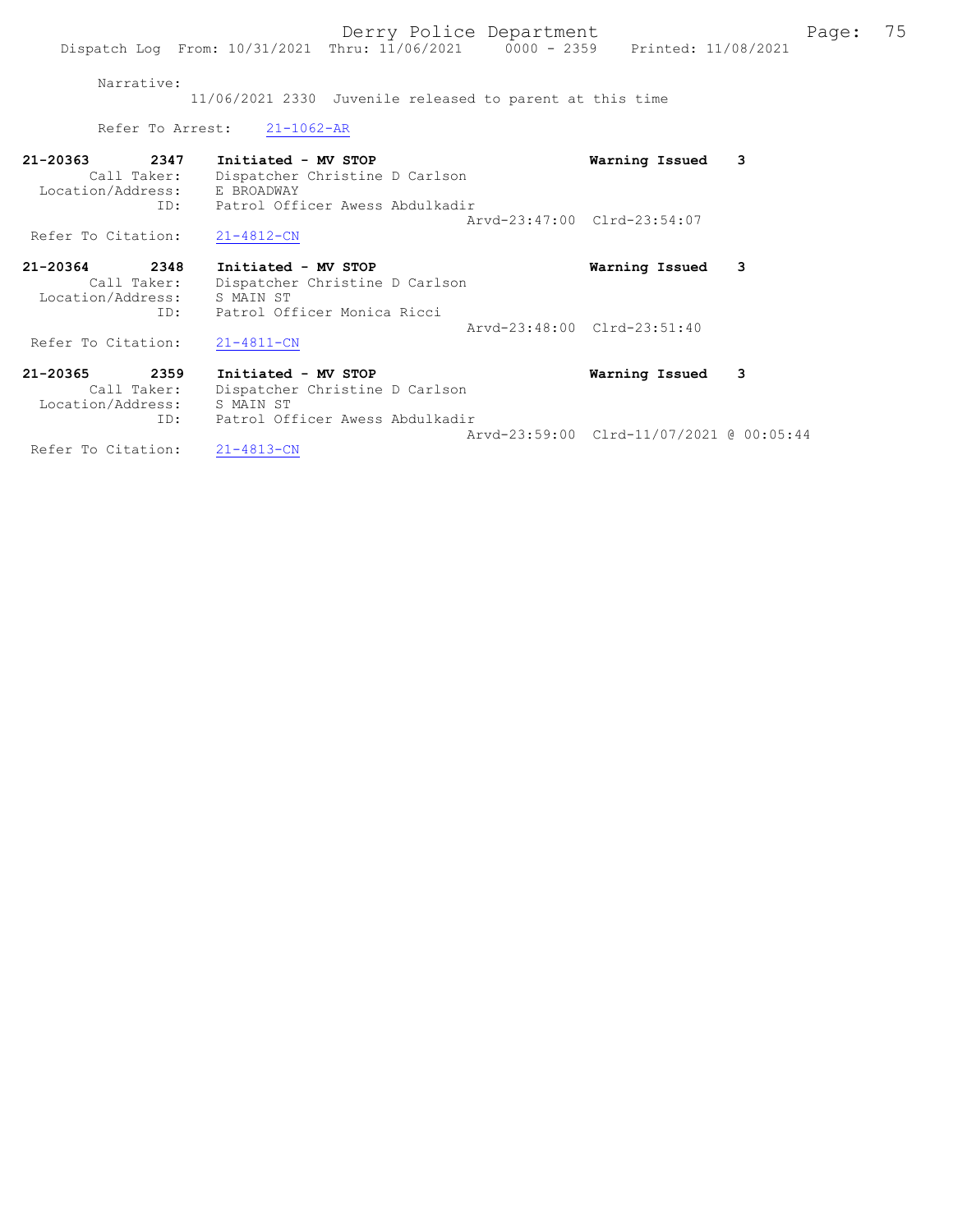Narrative:
11/06/2021 2330 Juvenile released to parent at this time

Refer To Arrest: 21-1062-AR

**21-20363 2347 Initiated - MV STOP** **Warning Issued 3**
Call Taker: Dispatcher Christine D Carlson
Location/Address: E BROADWAY
ID: Patrol Officer Awess Abdulkadir
Arvd-23:47:00 Clrd-23:54:07
Refer To Citation: 21-4812-CN

**21-20364 2348 Initiated - MV STOP** **Warning Issued 3**
Call Taker: Dispatcher Christine D Carlson
Location/Address: S MAIN ST
ID: Patrol Officer Monica Ricci
Arvd-23:48:00 Clrd-23:51:40
Refer To Citation: 21-4811-CN

**21-20365 2359 Initiated - MV STOP** **Warning Issued 3**
Call Taker: Dispatcher Christine D Carlson
Location/Address: S MAIN ST
ID: Patrol Officer Awess Abdulkadir
Arvd-23:59:00 Clrd-11/07/2021 @ 00:05:44
Refer To Citation: 21-4813-CN